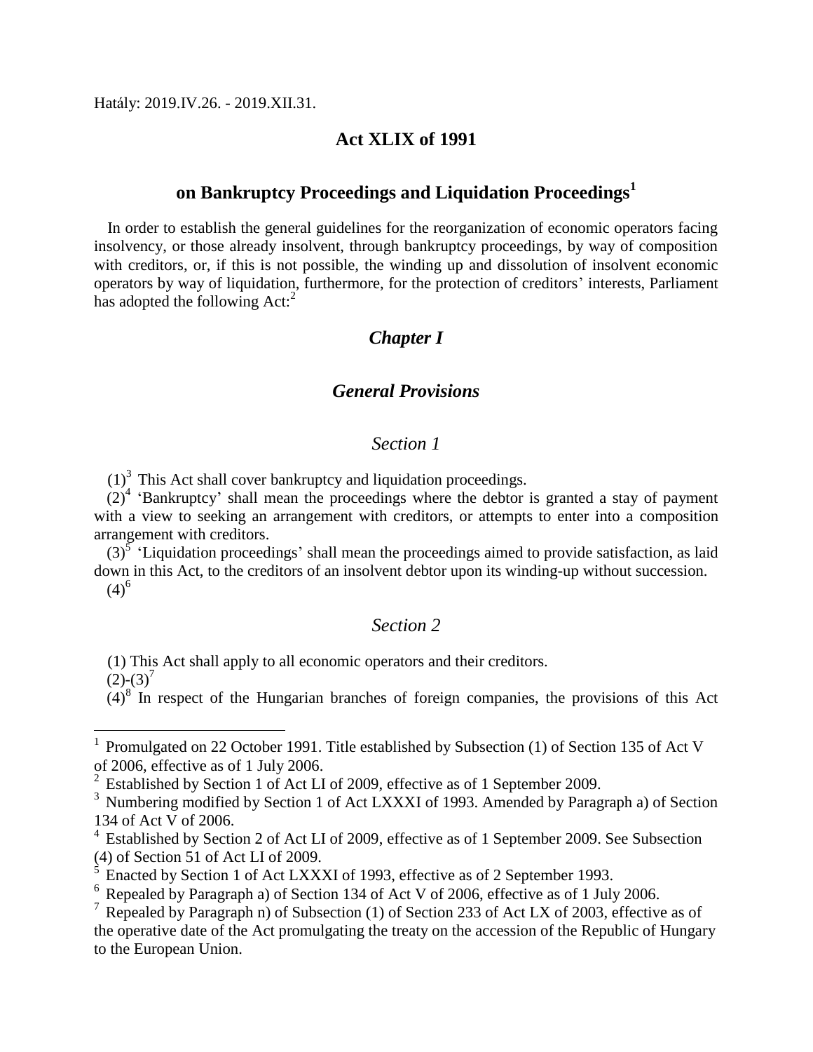Hatály: 2019.IV.26. - 2019.XII.31.

# Act XLIX of 1991

## on Bankruptcy Proceedings and Liquidation Proceedings[1]

In order to establish the general guidelines for the reorganization of economic operators facing insolvency, or those already insolvent, through bankruptcy proceedings, by way of composition with creditors, or, if this is not possible, the winding up and dissolution of insolvent economic operators by way of liquidation, furthermore, for the protection of creditors' interests, Parliament has adopted the following Act:[2]

## *Chapter I*

## *General Provisions*

### *Section 1*

(1)[3] This Act shall cover bankruptcy and liquidation proceedings.

(2)[4] 'Bankruptcy' shall mean the proceedings where the debtor is granted a stay of payment with a view to seeking an arrangement with creditors, or attempts to enter into a composition arrangement with creditors.

(3)[5] 'Liquidation proceedings' shall mean the proceedings aimed to provide satisfaction, as laid down in this Act, to the creditors of an insolvent debtor upon its winding-up without succession.

(4)[6]

### *Section 2*

(1) This Act shall apply to all economic operators and their creditors.

(2)-(3)[7]

(4)[8] In respect of the Hungarian branches of foreign companies, the provisions of this Act

---

[1] Promulgated on 22 October 1991. Title established by Subsection (1) of Section 135 of Act V of 2006, effective as of 1 July 2006.

[2] Established by Section 1 of Act LI of 2009, effective as of 1 September 2009.

[3] Numbering modified by Section 1 of Act LXXXI of 1993. Amended by Paragraph a) of Section 134 of Act V of 2006.

[4] Established by Section 2 of Act LI of 2009, effective as of 1 September 2009. See Subsection (4) of Section 51 of Act LI of 2009.

[5] Enacted by Section 1 of Act LXXXI of 1993, effective as of 2 September 1993.

[6] Repealed by Paragraph a) of Section 134 of Act V of 2006, effective as of 1 July 2006.

[7] Repealed by Paragraph n) of Subsection (1) of Section 233 of Act LX of 2003, effective as of the operative date of the Act promulgating the treaty on the accession of the Republic of Hungary to the European Union.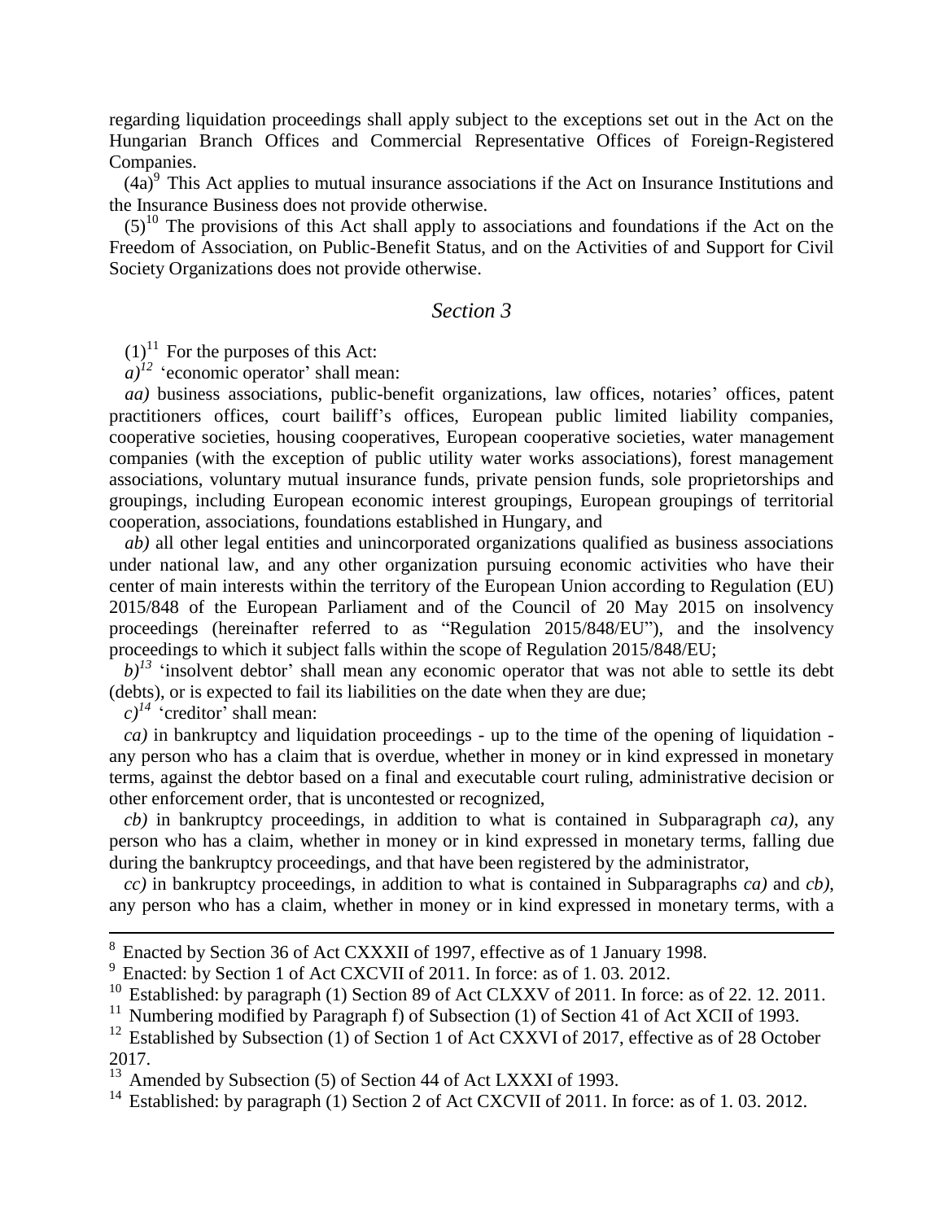regarding liquidation proceedings shall apply subject to the exceptions set out in the Act on the Hungarian Branch Offices and Commercial Representative Offices of Foreign-Registered Companies.

(4a)[9] This Act applies to mutual insurance associations if the Act on Insurance Institutions and the Insurance Business does not provide otherwise.

(5)[10] The provisions of this Act shall apply to associations and foundations if the Act on the Freedom of Association, on Public-Benefit Status, and on the Activities of and Support for Civil Society Organizations does not provide otherwise.

## *Section 3*

(1)[11] For the purposes of this Act:

*a)*[12] 'economic operator' shall mean:

*aa)* business associations, public-benefit organizations, law offices, notaries' offices, patent practitioners offices, court bailiff's offices, European public limited liability companies, cooperative societies, housing cooperatives, European cooperative societies, water management companies (with the exception of public utility water works associations), forest management associations, voluntary mutual insurance funds, private pension funds, sole proprietorships and groupings, including European economic interest groupings, European groupings of territorial cooperation, associations, foundations established in Hungary, and

*ab)* all other legal entities and unincorporated organizations qualified as business associations under national law, and any other organization pursuing economic activities who have their center of main interests within the territory of the European Union according to Regulation (EU) 2015/848 of the European Parliament and of the Council of 20 May 2015 on insolvency proceedings (hereinafter referred to as "Regulation 2015/848/EU"), and the insolvency proceedings to which it subject falls within the scope of Regulation 2015/848/EU;

*b)*[13] 'insolvent debtor' shall mean any economic operator that was not able to settle its debt (debts), or is expected to fail its liabilities on the date when they are due;

*c)*[14] 'creditor' shall mean:

*ca)* in bankruptcy and liquidation proceedings - up to the time of the opening of liquidation - any person who has a claim that is overdue, whether in money or in kind expressed in monetary terms, against the debtor based on a final and executable court ruling, administrative decision or other enforcement order, that is uncontested or recognized,

*cb)* in bankruptcy proceedings, in addition to what is contained in Subparagraph *ca)*, any person who has a claim, whether in money or in kind expressed in monetary terms, falling due during the bankruptcy proceedings, and that have been registered by the administrator,

*cc)* in bankruptcy proceedings, in addition to what is contained in Subparagraphs *ca)* and *cb)*, any person who has a claim, whether in money or in kind expressed in monetary terms, with a

---

[8] Enacted by Section 36 of Act CXXXII of 1997, effective as of 1 January 1998.

[9] Enacted: by Section 1 of Act CXCVII of 2011. In force: as of 1. 03. 2012.

[10] Established: by paragraph (1) Section 89 of Act CLXXV of 2011. In force: as of 22. 12. 2011.

[11] Numbering modified by Paragraph f) of Subsection (1) of Section 41 of Act XCII of 1993.

[12] Established by Subsection (1) of Section 1 of Act CXXVI of 2017, effective as of 28 October 2017.

[13] Amended by Subsection (5) of Section 44 of Act LXXXI of 1993.

[14] Established: by paragraph (1) Section 2 of Act CXCVII of 2011. In force: as of 1. 03. 2012.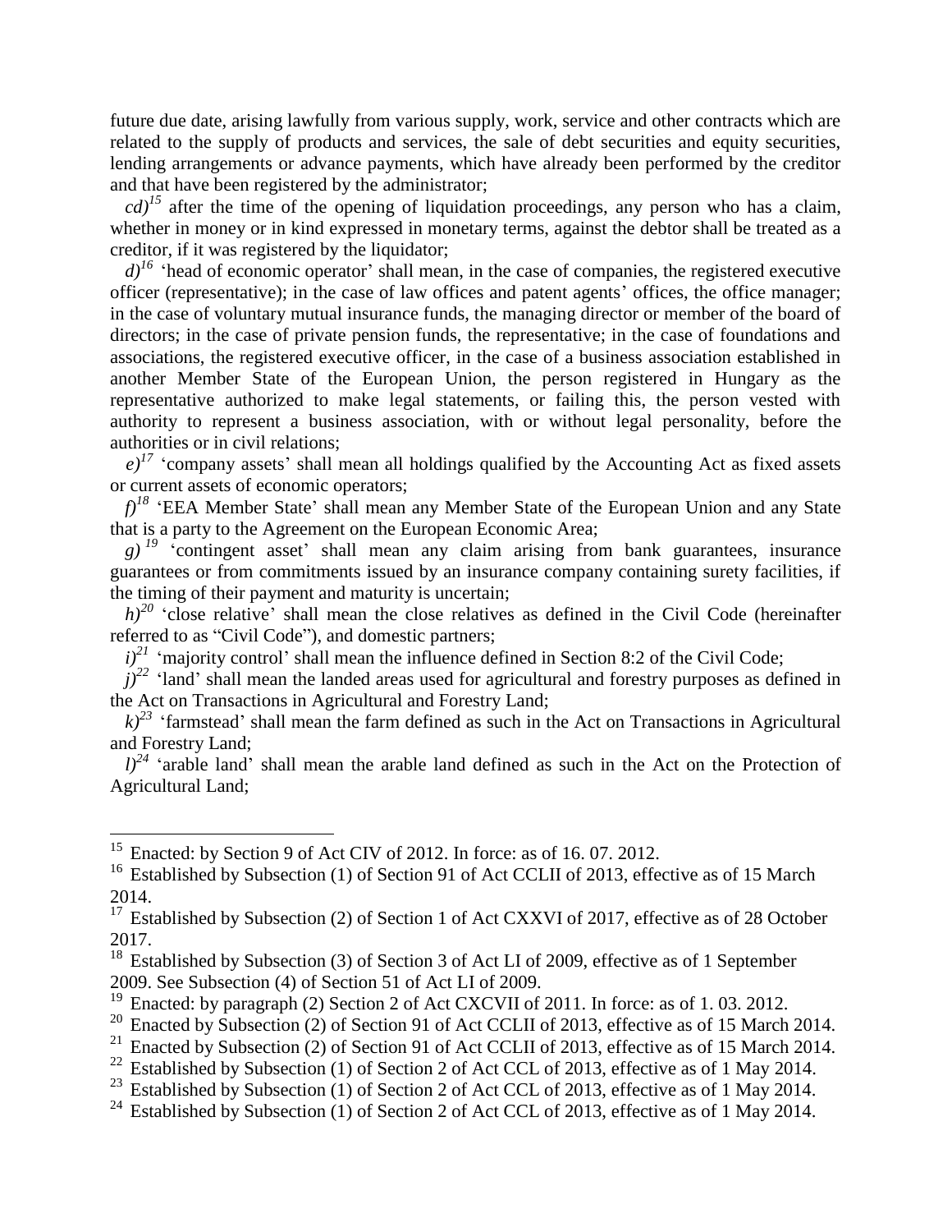future due date, arising lawfully from various supply, work, service and other contracts which are related to the supply of products and services, the sale of debt securities and equity securities, lending arrangements or advance payments, which have already been performed by the creditor and that have been registered by the administrator;

*cd)*[15] after the time of the opening of liquidation proceedings, any person who has a claim, whether in money or in kind expressed in monetary terms, against the debtor shall be treated as a creditor, if it was registered by the liquidator;

*d)*[16] 'head of economic operator' shall mean, in the case of companies, the registered executive officer (representative); in the case of law offices and patent agents' offices, the office manager; in the case of voluntary mutual insurance funds, the managing director or member of the board of directors; in the case of private pension funds, the representative; in the case of foundations and associations, the registered executive officer, in the case of a business association established in another Member State of the European Union, the person registered in Hungary as the representative authorized to make legal statements, or failing this, the person vested with authority to represent a business association, with or without legal personality, before the authorities or in civil relations;

*e)*[17] 'company assets' shall mean all holdings qualified by the Accounting Act as fixed assets or current assets of economic operators;

*f)*[18] 'EEA Member State' shall mean any Member State of the European Union and any State that is a party to the Agreement on the European Economic Area;

*g)*[19] 'contingent asset' shall mean any claim arising from bank guarantees, insurance guarantees or from commitments issued by an insurance company containing surety facilities, if the timing of their payment and maturity is uncertain;

*h)*[20] 'close relative' shall mean the close relatives as defined in the Civil Code (hereinafter referred to as "Civil Code"), and domestic partners;

*i)*[21] 'majority control' shall mean the influence defined in Section 8:2 of the Civil Code;

*j)*[22] 'land' shall mean the landed areas used for agricultural and forestry purposes as defined in the Act on Transactions in Agricultural and Forestry Land;

*k)*[23] 'farmstead' shall mean the farm defined as such in the Act on Transactions in Agricultural and Forestry Land;

*l)*[24] 'arable land' shall mean the arable land defined as such in the Act on the Protection of Agricultural Land;

---

[15] Enacted: by Section 9 of Act CIV of 2012. In force: as of 16. 07. 2012.

[16] Established by Subsection (1) of Section 91 of Act CCLII of 2013, effective as of 15 March 2014.

[17] Established by Subsection (2) of Section 1 of Act CXXVI of 2017, effective as of 28 October 2017.

[18] Established by Subsection (3) of Section 3 of Act LI of 2009, effective as of 1 September 2009. See Subsection (4) of Section 51 of Act LI of 2009.

[19] Enacted: by paragraph (2) Section 2 of Act CXCVII of 2011. In force: as of 1. 03. 2012.

[20] Enacted by Subsection (2) of Section 91 of Act CCLII of 2013, effective as of 15 March 2014.

[21] Enacted by Subsection (2) of Section 91 of Act CCLII of 2013, effective as of 15 March 2014.

[22] Established by Subsection (1) of Section 2 of Act CCL of 2013, effective as of 1 May 2014.

[23] Established by Subsection (1) of Section 2 of Act CCL of 2013, effective as of 1 May 2014.

[24] Established by Subsection (1) of Section 2 of Act CCL of 2013, effective as of 1 May 2014.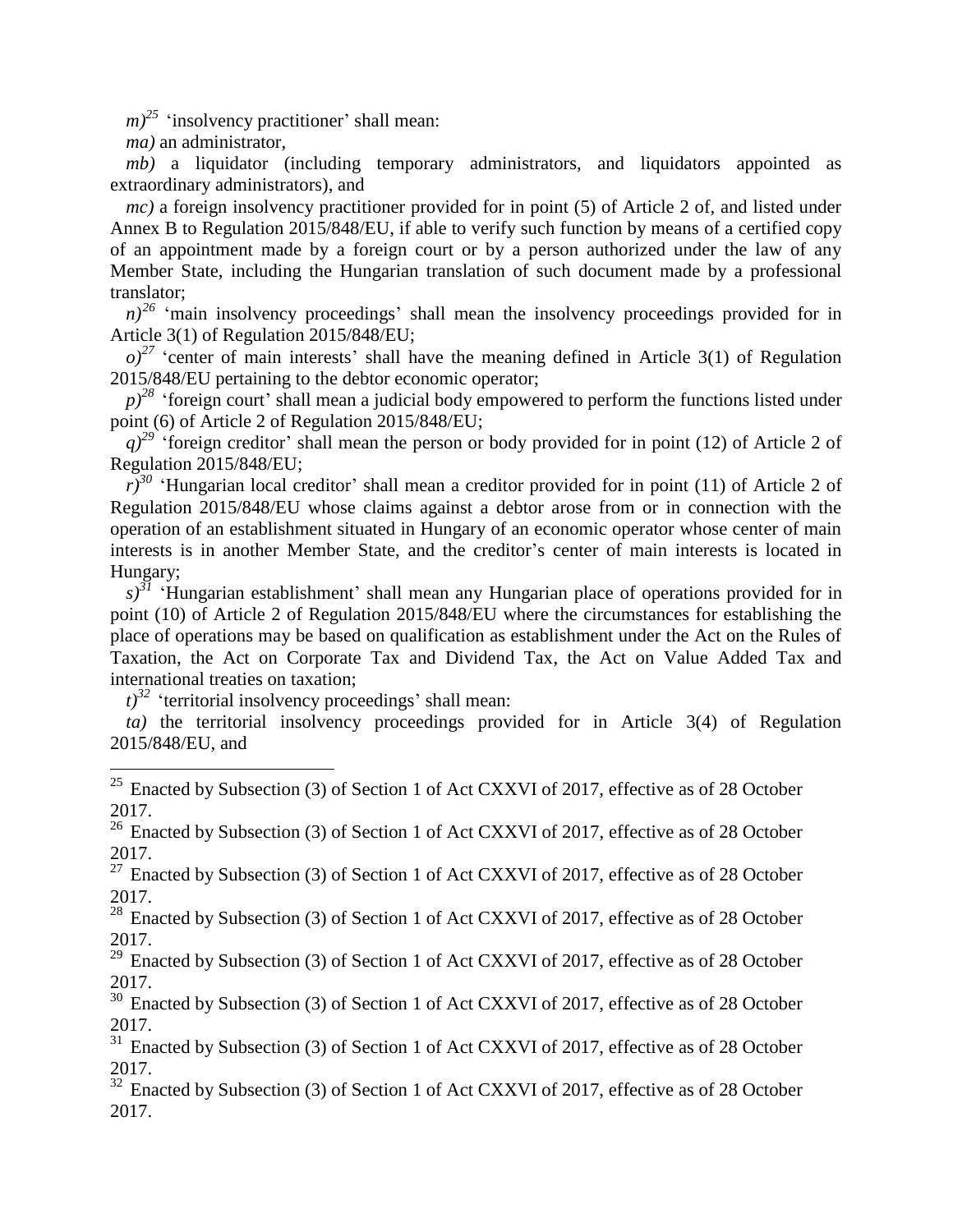*m)*[25] 'insolvency practitioner' shall mean:

*ma)* an administrator,

*mb)* a liquidator (including temporary administrators, and liquidators appointed as extraordinary administrators), and

*mc)* a foreign insolvency practitioner provided for in point (5) of Article 2 of, and listed under Annex B to Regulation 2015/848/EU, if able to verify such function by means of a certified copy of an appointment made by a foreign court or by a person authorized under the law of any Member State, including the Hungarian translation of such document made by a professional translator;

*n)*[26] 'main insolvency proceedings' shall mean the insolvency proceedings provided for in Article 3(1) of Regulation 2015/848/EU;

*o)*[27] 'center of main interests' shall have the meaning defined in Article 3(1) of Regulation 2015/848/EU pertaining to the debtor economic operator;

*p)*[28] 'foreign court' shall mean a judicial body empowered to perform the functions listed under point (6) of Article 2 of Regulation 2015/848/EU;

*q)*[29] 'foreign creditor' shall mean the person or body provided for in point (12) of Article 2 of Regulation 2015/848/EU;

*r)*[30] 'Hungarian local creditor' shall mean a creditor provided for in point (11) of Article 2 of Regulation 2015/848/EU whose claims against a debtor arose from or in connection with the operation of an establishment situated in Hungary of an economic operator whose center of main interests is in another Member State, and the creditor's center of main interests is located in Hungary;

*s)*[31] 'Hungarian establishment' shall mean any Hungarian place of operations provided for in point (10) of Article 2 of Regulation 2015/848/EU where the circumstances for establishing the place of operations may be based on qualification as establishment under the Act on the Rules of Taxation, the Act on Corporate Tax and Dividend Tax, the Act on Value Added Tax and international treaties on taxation;

*t)*[32] 'territorial insolvency proceedings' shall mean:

*ta)* the territorial insolvency proceedings provided for in Article 3(4) of Regulation 2015/848/EU, and

---

[25] Enacted by Subsection (3) of Section 1 of Act CXXVI of 2017, effective as of 28 October 2017.

[26] Enacted by Subsection (3) of Section 1 of Act CXXVI of 2017, effective as of 28 October 2017.

[27] Enacted by Subsection (3) of Section 1 of Act CXXVI of 2017, effective as of 28 October 2017.

[28] Enacted by Subsection (3) of Section 1 of Act CXXVI of 2017, effective as of 28 October 2017.

[29] Enacted by Subsection (3) of Section 1 of Act CXXVI of 2017, effective as of 28 October 2017.

[30] Enacted by Subsection (3) of Section 1 of Act CXXVI of 2017, effective as of 28 October 2017.

[31] Enacted by Subsection (3) of Section 1 of Act CXXVI of 2017, effective as of 28 October 2017.

[32] Enacted by Subsection (3) of Section 1 of Act CXXVI of 2017, effective as of 28 October 2017.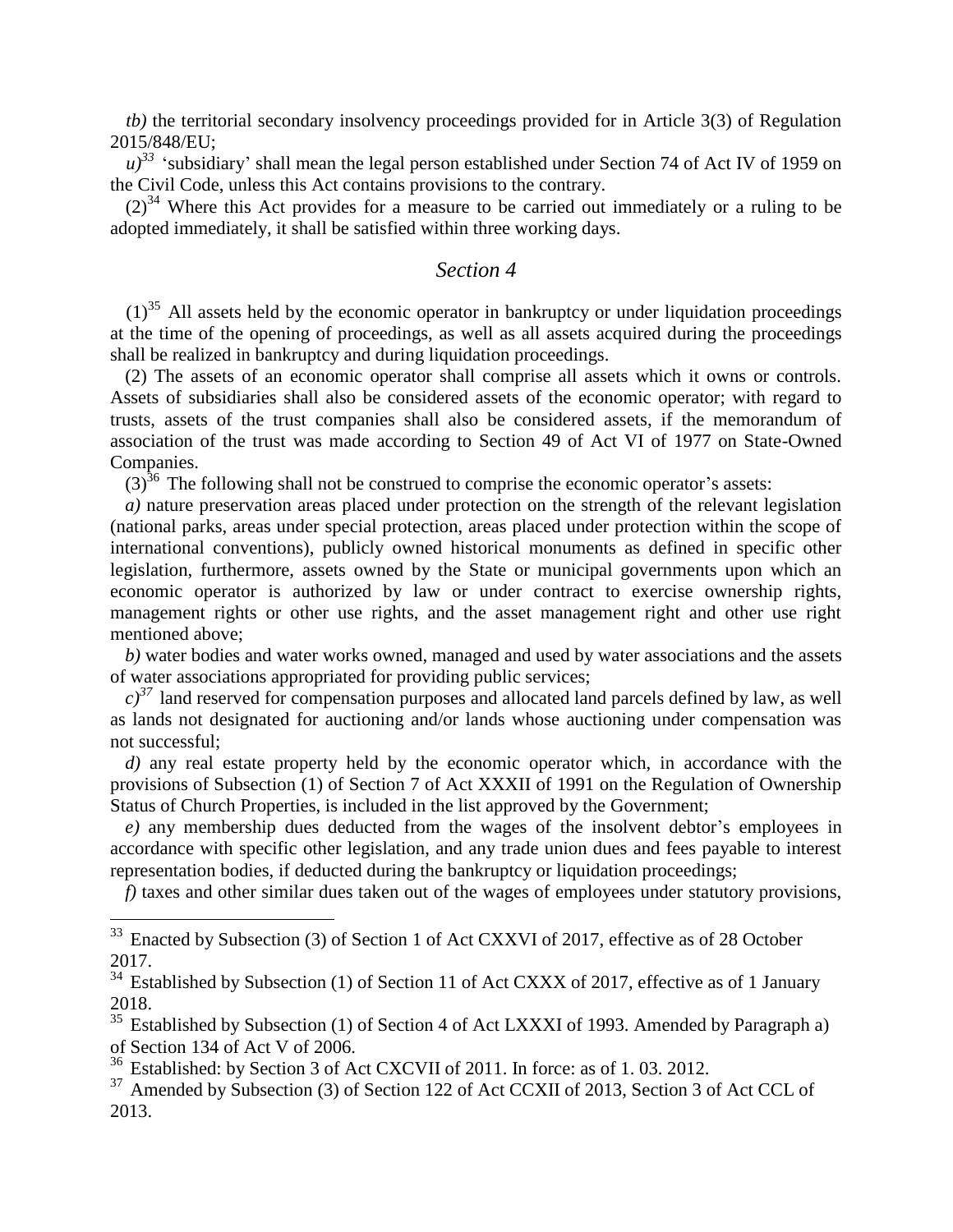*tb)* the territorial secondary insolvency proceedings provided for in Article 3(3) of Regulation 2015/848/EU;

*u)*[33] 'subsidiary' shall mean the legal person established under Section 74 of Act IV of 1959 on the Civil Code, unless this Act contains provisions to the contrary.

(2)[34] Where this Act provides for a measure to be carried out immediately or a ruling to be adopted immediately, it shall be satisfied within three working days.

## *Section 4*

(1)[35] All assets held by the economic operator in bankruptcy or under liquidation proceedings at the time of the opening of proceedings, as well as all assets acquired during the proceedings shall be realized in bankruptcy and during liquidation proceedings.

(2) The assets of an economic operator shall comprise all assets which it owns or controls. Assets of subsidiaries shall also be considered assets of the economic operator; with regard to trusts, assets of the trust companies shall also be considered assets, if the memorandum of association of the trust was made according to Section 49 of Act VI of 1977 on State-Owned Companies.

(3)[36] The following shall not be construed to comprise the economic operator's assets:

*a)* nature preservation areas placed under protection on the strength of the relevant legislation (national parks, areas under special protection, areas placed under protection within the scope of international conventions), publicly owned historical monuments as defined in specific other legislation, furthermore, assets owned by the State or municipal governments upon which an economic operator is authorized by law or under contract to exercise ownership rights, management rights or other use rights, and the asset management right and other use right mentioned above;

*b)* water bodies and water works owned, managed and used by water associations and the assets of water associations appropriated for providing public services;

*c)*[37] land reserved for compensation purposes and allocated land parcels defined by law, as well as lands not designated for auctioning and/or lands whose auctioning under compensation was not successful;

*d)* any real estate property held by the economic operator which, in accordance with the provisions of Subsection (1) of Section 7 of Act XXXII of 1991 on the Regulation of Ownership Status of Church Properties, is included in the list approved by the Government;

*e)* any membership dues deducted from the wages of the insolvent debtor's employees in accordance with specific other legislation, and any trade union dues and fees payable to interest representation bodies, if deducted during the bankruptcy or liquidation proceedings;

*f)* taxes and other similar dues taken out of the wages of employees under statutory provisions,

---

[33] Enacted by Subsection (3) of Section 1 of Act CXXVI of 2017, effective as of 28 October 2017.

[34] Established by Subsection (1) of Section 11 of Act CXXX of 2017, effective as of 1 January 2018.

[35] Established by Subsection (1) of Section 4 of Act LXXXI of 1993. Amended by Paragraph a) of Section 134 of Act V of 2006.

[36] Established: by Section 3 of Act CXCVII of 2011. In force: as of 1. 03. 2012.

[37] Amended by Subsection (3) of Section 122 of Act CCXII of 2013, Section 3 of Act CCL of 2013.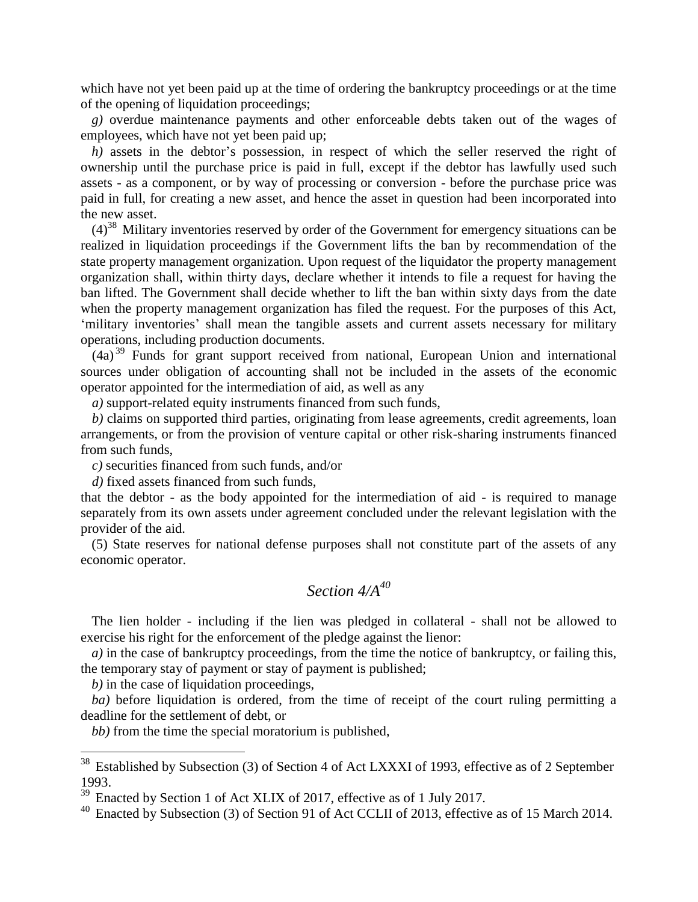which have not yet been paid up at the time of ordering the bankruptcy proceedings or at the time of the opening of liquidation proceedings;

*g)* overdue maintenance payments and other enforceable debts taken out of the wages of employees, which have not yet been paid up;

*h)* assets in the debtor's possession, in respect of which the seller reserved the right of ownership until the purchase price is paid in full, except if the debtor has lawfully used such assets - as a component, or by way of processing or conversion - before the purchase price was paid in full, for creating a new asset, and hence the asset in question had been incorporated into the new asset.

(4)[38] Military inventories reserved by order of the Government for emergency situations can be realized in liquidation proceedings if the Government lifts the ban by recommendation of the state property management organization. Upon request of the liquidator the property management organization shall, within thirty days, declare whether it intends to file a request for having the ban lifted. The Government shall decide whether to lift the ban within sixty days from the date when the property management organization has filed the request. For the purposes of this Act, 'military inventories' shall mean the tangible assets and current assets necessary for military operations, including production documents.

(4a)[39] Funds for grant support received from national, European Union and international sources under obligation of accounting shall not be included in the assets of the economic operator appointed for the intermediation of aid, as well as any

*a)* support-related equity instruments financed from such funds,

*b)* claims on supported third parties, originating from lease agreements, credit agreements, loan arrangements, or from the provision of venture capital or other risk-sharing instruments financed from such funds,

*c)* securities financed from such funds, and/or

*d)* fixed assets financed from such funds,

that the debtor - as the body appointed for the intermediation of aid - is required to manage separately from its own assets under agreement concluded under the relevant legislation with the provider of the aid.

(5) State reserves for national defense purposes shall not constitute part of the assets of any economic operator.

## *Section 4/A*[40]

The lien holder - including if the lien was pledged in collateral - shall not be allowed to exercise his right for the enforcement of the pledge against the lienor:

*a)* in the case of bankruptcy proceedings, from the time the notice of bankruptcy, or failing this, the temporary stay of payment or stay of payment is published;

*b)* in the case of liquidation proceedings,

*ba)* before liquidation is ordered, from the time of receipt of the court ruling permitting a deadline for the settlement of debt, or

*bb)* from the time the special moratorium is published,

---

[38] Established by Subsection (3) of Section 4 of Act LXXXI of 1993, effective as of 2 September 1993.

[39] Enacted by Section 1 of Act XLIX of 2017, effective as of 1 July 2017.

[40] Enacted by Subsection (3) of Section 91 of Act CCLII of 2013, effective as of 15 March 2014.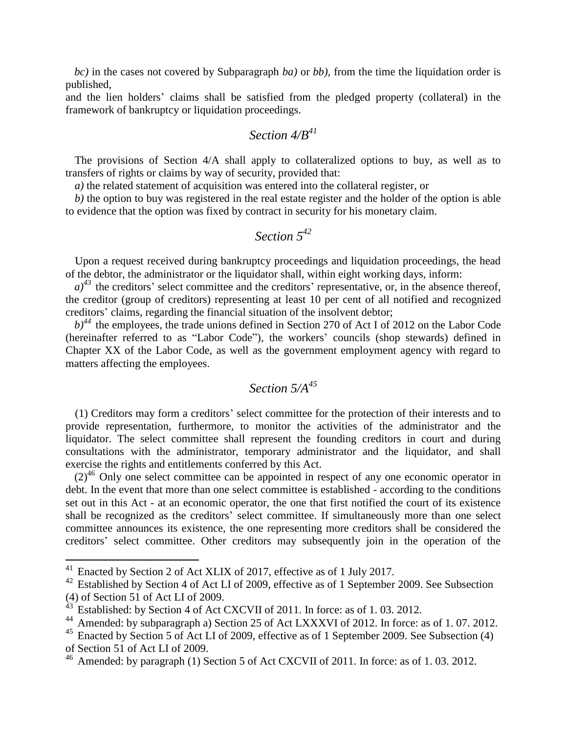*bc)* in the cases not covered by Subparagraph *ba)* or *bb)*, from the time the liquidation order is published,

and the lien holders' claims shall be satisfied from the pledged property (collateral) in the framework of bankruptcy or liquidation proceedings.

## *Section 4/B*[41]

The provisions of Section 4/A shall apply to collateralized options to buy, as well as to transfers of rights or claims by way of security, provided that:

*a)* the related statement of acquisition was entered into the collateral register, or

*b)* the option to buy was registered in the real estate register and the holder of the option is able to evidence that the option was fixed by contract in security for his monetary claim.

## *Section 5*[42]

Upon a request received during bankruptcy proceedings and liquidation proceedings, the head of the debtor, the administrator or the liquidator shall, within eight working days, inform:

*a)*[43] the creditors' select committee and the creditors' representative, or, in the absence thereof, the creditor (group of creditors) representing at least 10 per cent of all notified and recognized creditors' claims, regarding the financial situation of the insolvent debtor;

*b)*[44] the employees, the trade unions defined in Section 270 of Act I of 2012 on the Labor Code (hereinafter referred to as "Labor Code"), the workers' councils (shop stewards) defined in Chapter XX of the Labor Code, as well as the government employment agency with regard to matters affecting the employees.

## *Section 5/A*[45]

(1) Creditors may form a creditors' select committee for the protection of their interests and to provide representation, furthermore, to monitor the activities of the administrator and the liquidator. The select committee shall represent the founding creditors in court and during consultations with the administrator, temporary administrator and the liquidator, and shall exercise the rights and entitlements conferred by this Act.

(2)[46] Only one select committee can be appointed in respect of any one economic operator in debt. In the event that more than one select committee is established - according to the conditions set out in this Act - at an economic operator, the one that first notified the court of its existence shall be recognized as the creditors' select committee. If simultaneously more than one select committee announces its existence, the one representing more creditors shall be considered the creditors' select committee. Other creditors may subsequently join in the operation of the

---

[41] Enacted by Section 2 of Act XLIX of 2017, effective as of 1 July 2017.

[42] Established by Section 4 of Act LI of 2009, effective as of 1 September 2009. See Subsection (4) of Section 51 of Act LI of 2009.

[43] Established: by Section 4 of Act CXCVII of 2011. In force: as of 1. 03. 2012.

[44] Amended: by subparagraph a) Section 25 of Act LXXXVI of 2012. In force: as of 1. 07. 2012.

[45] Enacted by Section 5 of Act LI of 2009, effective as of 1 September 2009. See Subsection (4) of Section 51 of Act LI of 2009.

[46] Amended: by paragraph (1) Section 5 of Act CXCVII of 2011. In force: as of 1. 03. 2012.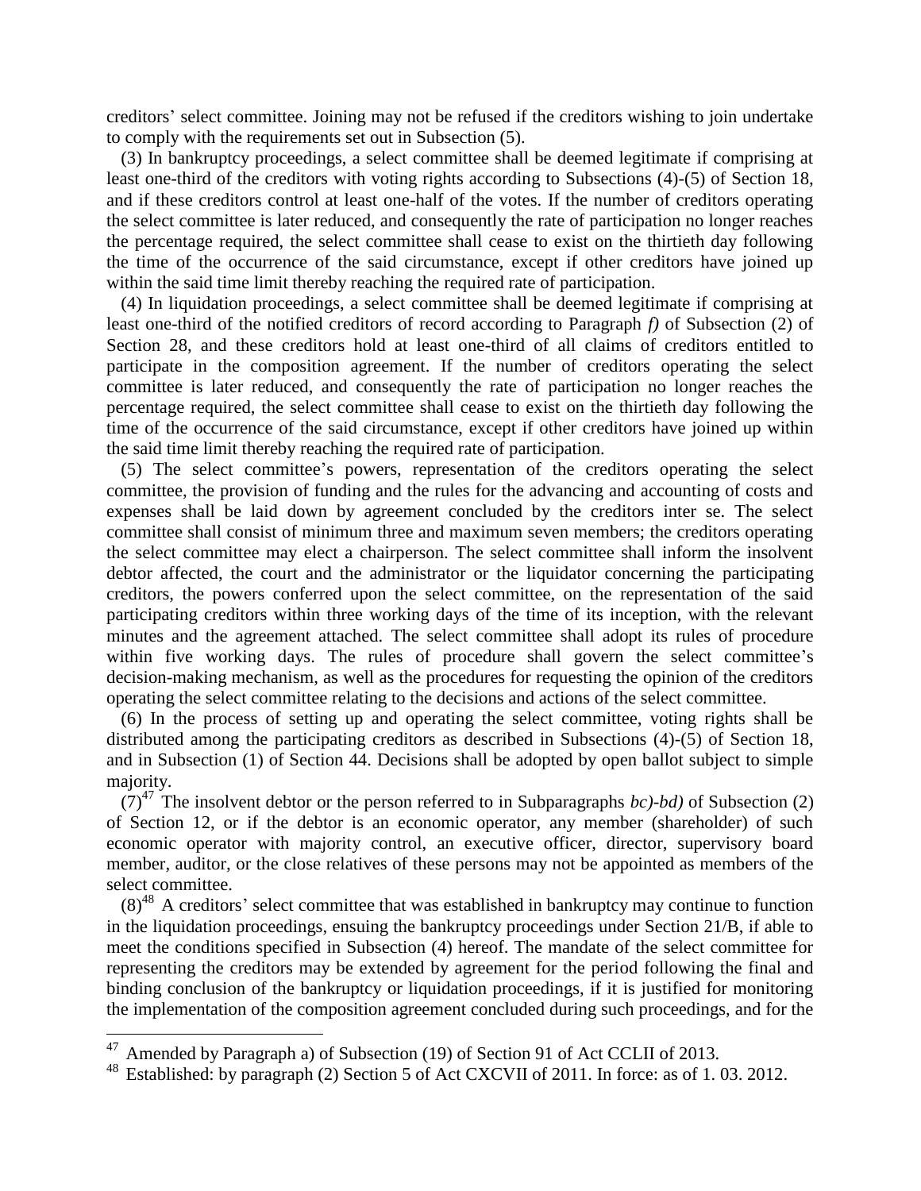creditors' select committee. Joining may not be refused if the creditors wishing to join undertake to comply with the requirements set out in Subsection (5).

(3) In bankruptcy proceedings, a select committee shall be deemed legitimate if comprising at least one-third of the creditors with voting rights according to Subsections (4)-(5) of Section 18, and if these creditors control at least one-half of the votes. If the number of creditors operating the select committee is later reduced, and consequently the rate of participation no longer reaches the percentage required, the select committee shall cease to exist on the thirtieth day following the time of the occurrence of the said circumstance, except if other creditors have joined up within the said time limit thereby reaching the required rate of participation.

(4) In liquidation proceedings, a select committee shall be deemed legitimate if comprising at least one-third of the notified creditors of record according to Paragraph *f)* of Subsection (2) of Section 28, and these creditors hold at least one-third of all claims of creditors entitled to participate in the composition agreement. If the number of creditors operating the select committee is later reduced, and consequently the rate of participation no longer reaches the percentage required, the select committee shall cease to exist on the thirtieth day following the time of the occurrence of the said circumstance, except if other creditors have joined up within the said time limit thereby reaching the required rate of participation.

(5) The select committee's powers, representation of the creditors operating the select committee, the provision of funding and the rules for the advancing and accounting of costs and expenses shall be laid down by agreement concluded by the creditors inter se. The select committee shall consist of minimum three and maximum seven members; the creditors operating the select committee may elect a chairperson. The select committee shall inform the insolvent debtor affected, the court and the administrator or the liquidator concerning the participating creditors, the powers conferred upon the select committee, on the representation of the said participating creditors within three working days of the time of its inception, with the relevant minutes and the agreement attached. The select committee shall adopt its rules of procedure within five working days. The rules of procedure shall govern the select committee's decision-making mechanism, as well as the procedures for requesting the opinion of the creditors operating the select committee relating to the decisions and actions of the select committee.

(6) In the process of setting up and operating the select committee, voting rights shall be distributed among the participating creditors as described in Subsections (4)-(5) of Section 18, and in Subsection (1) of Section 44. Decisions shall be adopted by open ballot subject to simple majority.

(7)[47] The insolvent debtor or the person referred to in Subparagraphs *bc)-bd)* of Subsection (2) of Section 12, or if the debtor is an economic operator, any member (shareholder) of such economic operator with majority control, an executive officer, director, supervisory board member, auditor, or the close relatives of these persons may not be appointed as members of the select committee.

(8)[48] A creditors' select committee that was established in bankruptcy may continue to function in the liquidation proceedings, ensuing the bankruptcy proceedings under Section 21/B, if able to meet the conditions specified in Subsection (4) hereof. The mandate of the select committee for representing the creditors may be extended by agreement for the period following the final and binding conclusion of the bankruptcy or liquidation proceedings, if it is justified for monitoring the implementation of the composition agreement concluded during such proceedings, and for the

---

[47] Amended by Paragraph a) of Subsection (19) of Section 91 of Act CCLII of 2013.

[48] Established: by paragraph (2) Section 5 of Act CXCVII of 2011. In force: as of 1. 03. 2012.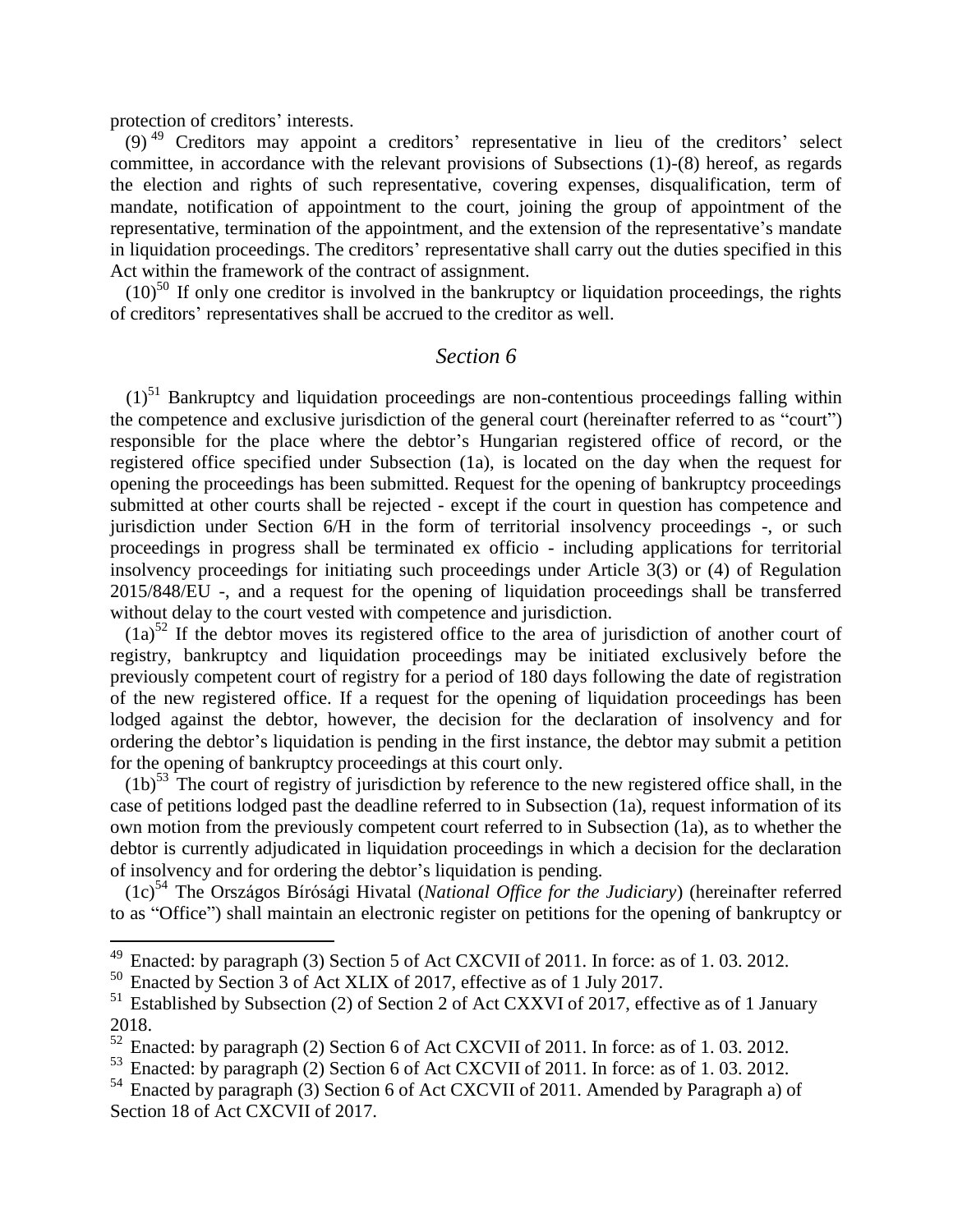protection of creditors' interests.

(9) [49] Creditors may appoint a creditors' representative in lieu of the creditors' select committee, in accordance with the relevant provisions of Subsections (1)-(8) hereof, as regards the election and rights of such representative, covering expenses, disqualification, term of mandate, notification of appointment to the court, joining the group of appointment of the representative, termination of the appointment, and the extension of the representative's mandate in liquidation proceedings. The creditors' representative shall carry out the duties specified in this Act within the framework of the contract of assignment.

(10)[50] If only one creditor is involved in the bankruptcy or liquidation proceedings, the rights of creditors' representatives shall be accrued to the creditor as well.

## *Section 6*

(1)[51] Bankruptcy and liquidation proceedings are non-contentious proceedings falling within the competence and exclusive jurisdiction of the general court (hereinafter referred to as "court") responsible for the place where the debtor's Hungarian registered office of record, or the registered office specified under Subsection (1a), is located on the day when the request for opening the proceedings has been submitted. Request for the opening of bankruptcy proceedings submitted at other courts shall be rejected - except if the court in question has competence and jurisdiction under Section 6/H in the form of territorial insolvency proceedings -, or such proceedings in progress shall be terminated ex officio - including applications for territorial insolvency proceedings for initiating such proceedings under Article 3(3) or (4) of Regulation 2015/848/EU -, and a request for the opening of liquidation proceedings shall be transferred without delay to the court vested with competence and jurisdiction.

(1a)[52] If the debtor moves its registered office to the area of jurisdiction of another court of registry, bankruptcy and liquidation proceedings may be initiated exclusively before the previously competent court of registry for a period of 180 days following the date of registration of the new registered office. If a request for the opening of liquidation proceedings has been lodged against the debtor, however, the decision for the declaration of insolvency and for ordering the debtor's liquidation is pending in the first instance, the debtor may submit a petition for the opening of bankruptcy proceedings at this court only.

(1b)[53] The court of registry of jurisdiction by reference to the new registered office shall, in the case of petitions lodged past the deadline referred to in Subsection (1a), request information of its own motion from the previously competent court referred to in Subsection (1a), as to whether the debtor is currently adjudicated in liquidation proceedings in which a decision for the declaration of insolvency and for ordering the debtor's liquidation is pending.

(1c)[54] The Országos Bírósági Hivatal (*National Office for the Judiciary*) (hereinafter referred to as "Office") shall maintain an electronic register on petitions for the opening of bankruptcy or

---

[49] Enacted: by paragraph (3) Section 5 of Act CXCVII of 2011. In force: as of 1. 03. 2012.

[50] Enacted by Section 3 of Act XLIX of 2017, effective as of 1 July 2017.

[51] Established by Subsection (2) of Section 2 of Act CXXVI of 2017, effective as of 1 January 2018.

[52] Enacted: by paragraph (2) Section 6 of Act CXCVII of 2011. In force: as of 1. 03. 2012.

[53] Enacted: by paragraph (2) Section 6 of Act CXCVII of 2011. In force: as of 1. 03. 2012.

[54] Enacted by paragraph (3) Section 6 of Act CXCVII of 2011. Amended by Paragraph a) of Section 18 of Act CXCVII of 2017.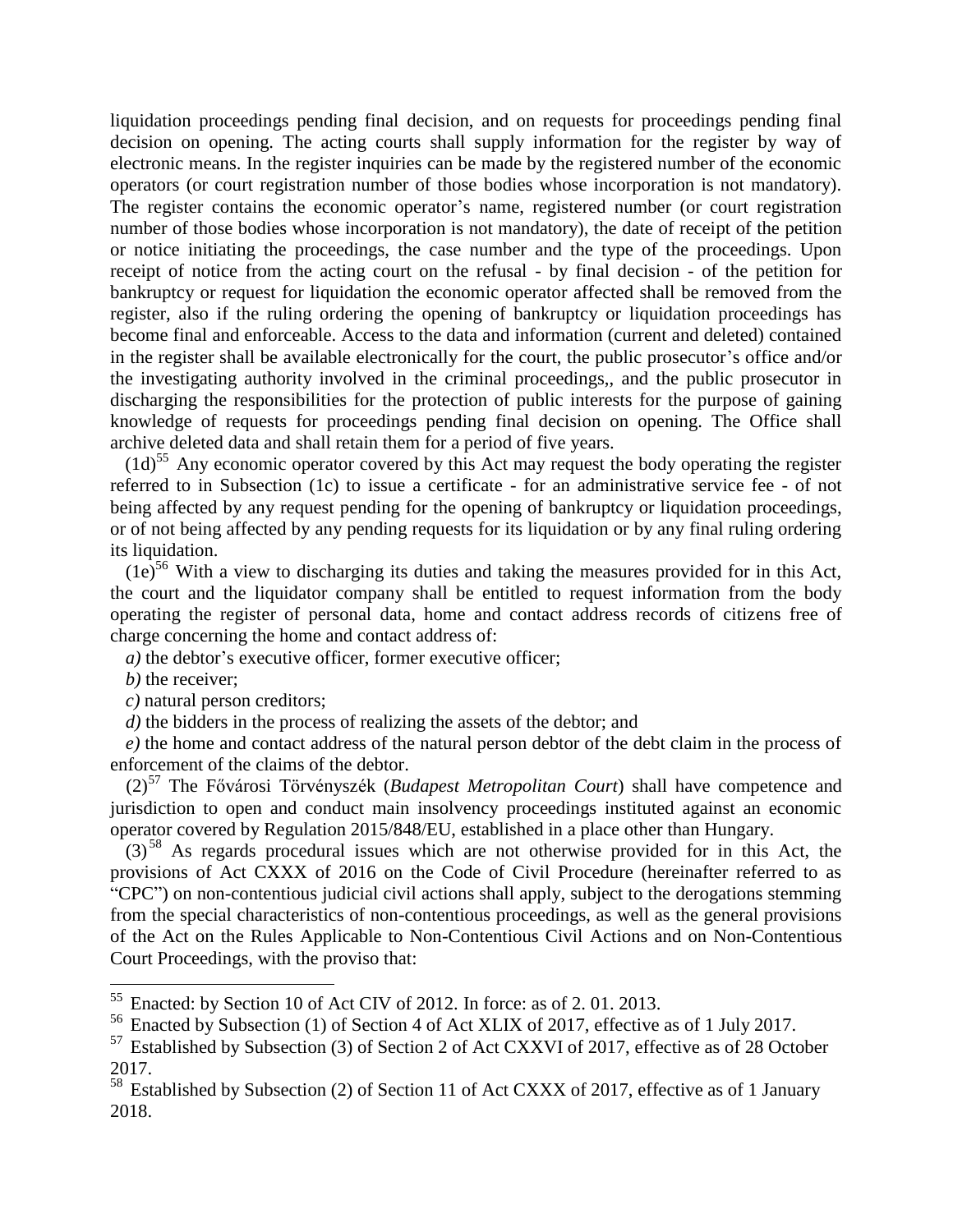liquidation proceedings pending final decision, and on requests for proceedings pending final decision on opening. The acting courts shall supply information for the register by way of electronic means. In the register inquiries can be made by the registered number of the economic operators (or court registration number of those bodies whose incorporation is not mandatory). The register contains the economic operator's name, registered number (or court registration number of those bodies whose incorporation is not mandatory), the date of receipt of the petition or notice initiating the proceedings, the case number and the type of the proceedings. Upon receipt of notice from the acting court on the refusal - by final decision - of the petition for bankruptcy or request for liquidation the economic operator affected shall be removed from the register, also if the ruling ordering the opening of bankruptcy or liquidation proceedings has become final and enforceable. Access to the data and information (current and deleted) contained in the register shall be available electronically for the court, the public prosecutor's office and/or the investigating authority involved in the criminal proceedings,, and the public prosecutor in discharging the responsibilities for the protection of public interests for the purpose of gaining knowledge of requests for proceedings pending final decision on opening. The Office shall archive deleted data and shall retain them for a period of five years.

(1d)[55] Any economic operator covered by this Act may request the body operating the register referred to in Subsection (1c) to issue a certificate - for an administrative service fee - of not being affected by any request pending for the opening of bankruptcy or liquidation proceedings, or of not being affected by any pending requests for its liquidation or by any final ruling ordering its liquidation.

(1e)[56] With a view to discharging its duties and taking the measures provided for in this Act, the court and the liquidator company shall be entitled to request information from the body operating the register of personal data, home and contact address records of citizens free of charge concerning the home and contact address of:

*a)* the debtor's executive officer, former executive officer;

*b)* the receiver;

*c)* natural person creditors;

*d)* the bidders in the process of realizing the assets of the debtor; and

*e)* the home and contact address of the natural person debtor of the debt claim in the process of enforcement of the claims of the debtor.

(2)[57] The Fővárosi Törvényszék (*Budapest Metropolitan Court*) shall have competence and jurisdiction to open and conduct main insolvency proceedings instituted against an economic operator covered by Regulation 2015/848/EU, established in a place other than Hungary.

(3)[58] As regards procedural issues which are not otherwise provided for in this Act, the provisions of Act CXXX of 2016 on the Code of Civil Procedure (hereinafter referred to as "CPC") on non-contentious judicial civil actions shall apply, subject to the derogations stemming from the special characteristics of non-contentious proceedings, as well as the general provisions of the Act on the Rules Applicable to Non-Contentious Civil Actions and on Non-Contentious Court Proceedings, with the proviso that:

---

[55] Enacted: by Section 10 of Act CIV of 2012. In force: as of 2. 01. 2013.

[56] Enacted by Subsection (1) of Section 4 of Act XLIX of 2017, effective as of 1 July 2017.

[57] Established by Subsection (3) of Section 2 of Act CXXVI of 2017, effective as of 28 October 2017.

[58] Established by Subsection (2) of Section 11 of Act CXXX of 2017, effective as of 1 January 2018.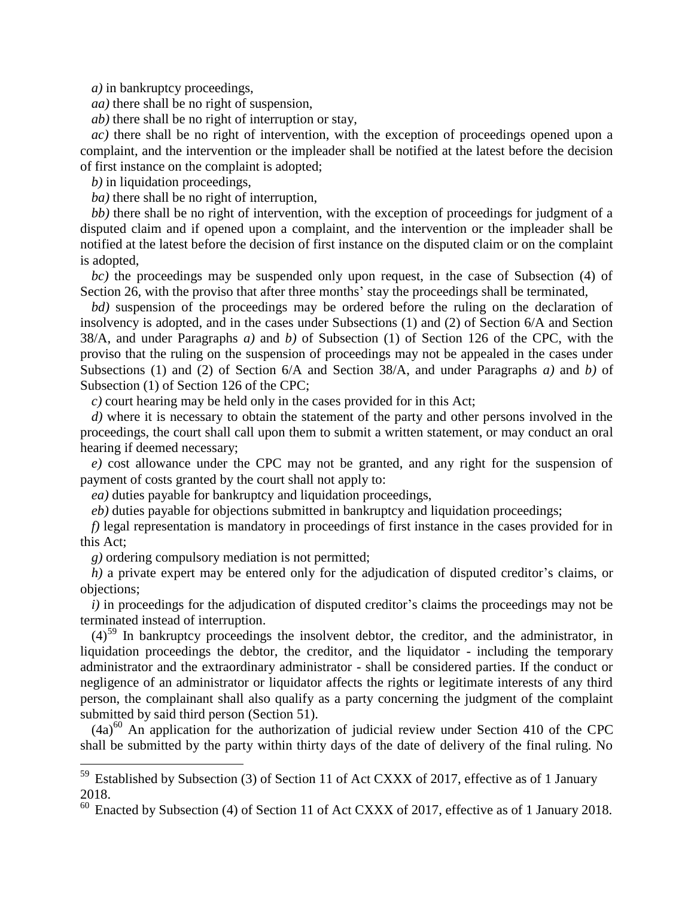*a)* in bankruptcy proceedings,

*aa)* there shall be no right of suspension,

*ab)* there shall be no right of interruption or stay,

*ac)* there shall be no right of intervention, with the exception of proceedings opened upon a complaint, and the intervention or the impleader shall be notified at the latest before the decision of first instance on the complaint is adopted;

*b)* in liquidation proceedings,

*ba)* there shall be no right of interruption,

*bb)* there shall be no right of intervention, with the exception of proceedings for judgment of a disputed claim and if opened upon a complaint, and the intervention or the impleader shall be notified at the latest before the decision of first instance on the disputed claim or on the complaint is adopted,

*bc)* the proceedings may be suspended only upon request, in the case of Subsection (4) of Section 26, with the proviso that after three months' stay the proceedings shall be terminated,

*bd)* suspension of the proceedings may be ordered before the ruling on the declaration of insolvency is adopted, and in the cases under Subsections (1) and (2) of Section 6/A and Section 38/A, and under Paragraphs *a)* and *b)* of Subsection (1) of Section 126 of the CPC, with the proviso that the ruling on the suspension of proceedings may not be appealed in the cases under Subsections (1) and (2) of Section 6/A and Section 38/A, and under Paragraphs *a)* and *b)* of Subsection (1) of Section 126 of the CPC;

*c)* court hearing may be held only in the cases provided for in this Act;

*d)* where it is necessary to obtain the statement of the party and other persons involved in the proceedings, the court shall call upon them to submit a written statement, or may conduct an oral hearing if deemed necessary;

*e)* cost allowance under the CPC may not be granted, and any right for the suspension of payment of costs granted by the court shall not apply to:

*ea)* duties payable for bankruptcy and liquidation proceedings,

*eb)* duties payable for objections submitted in bankruptcy and liquidation proceedings;

*f)* legal representation is mandatory in proceedings of first instance in the cases provided for in this Act;

*g)* ordering compulsory mediation is not permitted;

*h)* a private expert may be entered only for the adjudication of disputed creditor's claims, or objections;

*i)* in proceedings for the adjudication of disputed creditor's claims the proceedings may not be terminated instead of interruption.

(4)[59] In bankruptcy proceedings the insolvent debtor, the creditor, and the administrator, in liquidation proceedings the debtor, the creditor, and the liquidator - including the temporary administrator and the extraordinary administrator - shall be considered parties. If the conduct or negligence of an administrator or liquidator affects the rights or legitimate interests of any third person, the complainant shall also qualify as a party concerning the judgment of the complaint submitted by said third person (Section 51).

(4a)[60] An application for the authorization of judicial review under Section 410 of the CPC shall be submitted by the party within thirty days of the date of delivery of the final ruling. No

---

[59] Established by Subsection (3) of Section 11 of Act CXXX of 2017, effective as of 1 January 2018.

[60] Enacted by Subsection (4) of Section 11 of Act CXXX of 2017, effective as of 1 January 2018.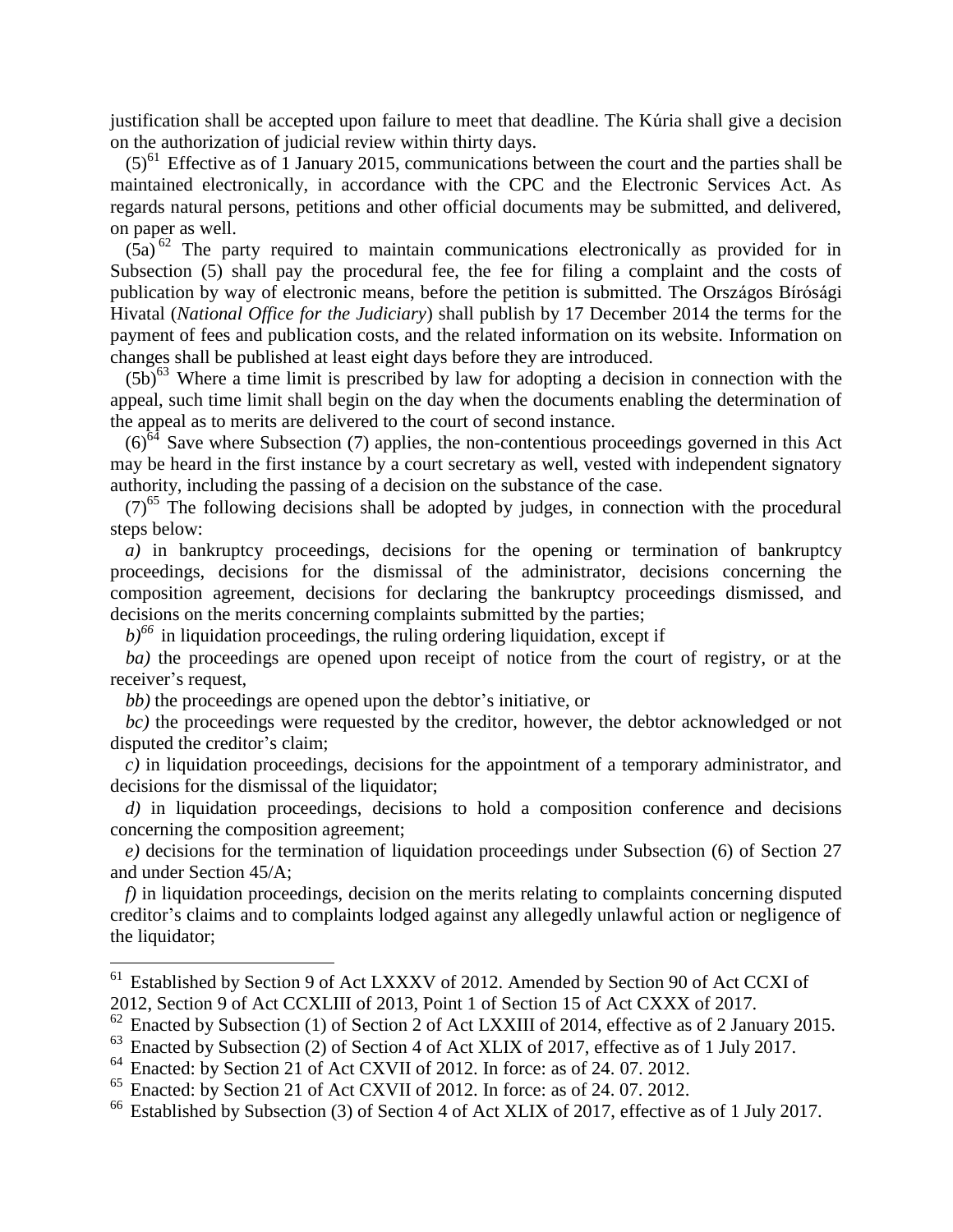justification shall be accepted upon failure to meet that deadline. The Kúria shall give a decision on the authorization of judicial review within thirty days.

(5)[61] Effective as of 1 January 2015, communications between the court and the parties shall be maintained electronically, in accordance with the CPC and the Electronic Services Act. As regards natural persons, petitions and other official documents may be submitted, and delivered, on paper as well.

(5a)[62] The party required to maintain communications electronically as provided for in Subsection (5) shall pay the procedural fee, the fee for filing a complaint and the costs of publication by way of electronic means, before the petition is submitted. The Országos Bírósági Hivatal (*National Office for the Judiciary*) shall publish by 17 December 2014 the terms for the payment of fees and publication costs, and the related information on its website. Information on changes shall be published at least eight days before they are introduced.

(5b)[63] Where a time limit is prescribed by law for adopting a decision in connection with the appeal, such time limit shall begin on the day when the documents enabling the determination of the appeal as to merits are delivered to the court of second instance.

(6)[64] Save where Subsection (7) applies, the non-contentious proceedings governed in this Act may be heard in the first instance by a court secretary as well, vested with independent signatory authority, including the passing of a decision on the substance of the case.

(7)[65] The following decisions shall be adopted by judges, in connection with the procedural steps below:

*a)* in bankruptcy proceedings, decisions for the opening or termination of bankruptcy proceedings, decisions for the dismissal of the administrator, decisions concerning the composition agreement, decisions for declaring the bankruptcy proceedings dismissed, and decisions on the merits concerning complaints submitted by the parties;

*b)*[66] in liquidation proceedings, the ruling ordering liquidation, except if

*ba)* the proceedings are opened upon receipt of notice from the court of registry, or at the receiver's request,

*bb)* the proceedings are opened upon the debtor's initiative, or

*bc)* the proceedings were requested by the creditor, however, the debtor acknowledged or not disputed the creditor's claim;

*c)* in liquidation proceedings, decisions for the appointment of a temporary administrator, and decisions for the dismissal of the liquidator;

*d)* in liquidation proceedings, decisions to hold a composition conference and decisions concerning the composition agreement;

*e)* decisions for the termination of liquidation proceedings under Subsection (6) of Section 27 and under Section 45/A;

*f)* in liquidation proceedings, decision on the merits relating to complaints concerning disputed creditor's claims and to complaints lodged against any allegedly unlawful action or negligence of the liquidator;

---

[61] Established by Section 9 of Act LXXXV of 2012. Amended by Section 90 of Act CCXI of 2012, Section 9 of Act CCXLIII of 2013, Point 1 of Section 15 of Act CXXX of 2017.

[62] Enacted by Subsection (1) of Section 2 of Act LXXIII of 2014, effective as of 2 January 2015.

[63] Enacted by Subsection (2) of Section 4 of Act XLIX of 2017, effective as of 1 July 2017.

[64] Enacted: by Section 21 of Act CXVII of 2012. In force: as of 24. 07. 2012.

[65] Enacted: by Section 21 of Act CXVII of 2012. In force: as of 24. 07. 2012.

[66] Established by Subsection (3) of Section 4 of Act XLIX of 2017, effective as of 1 July 2017.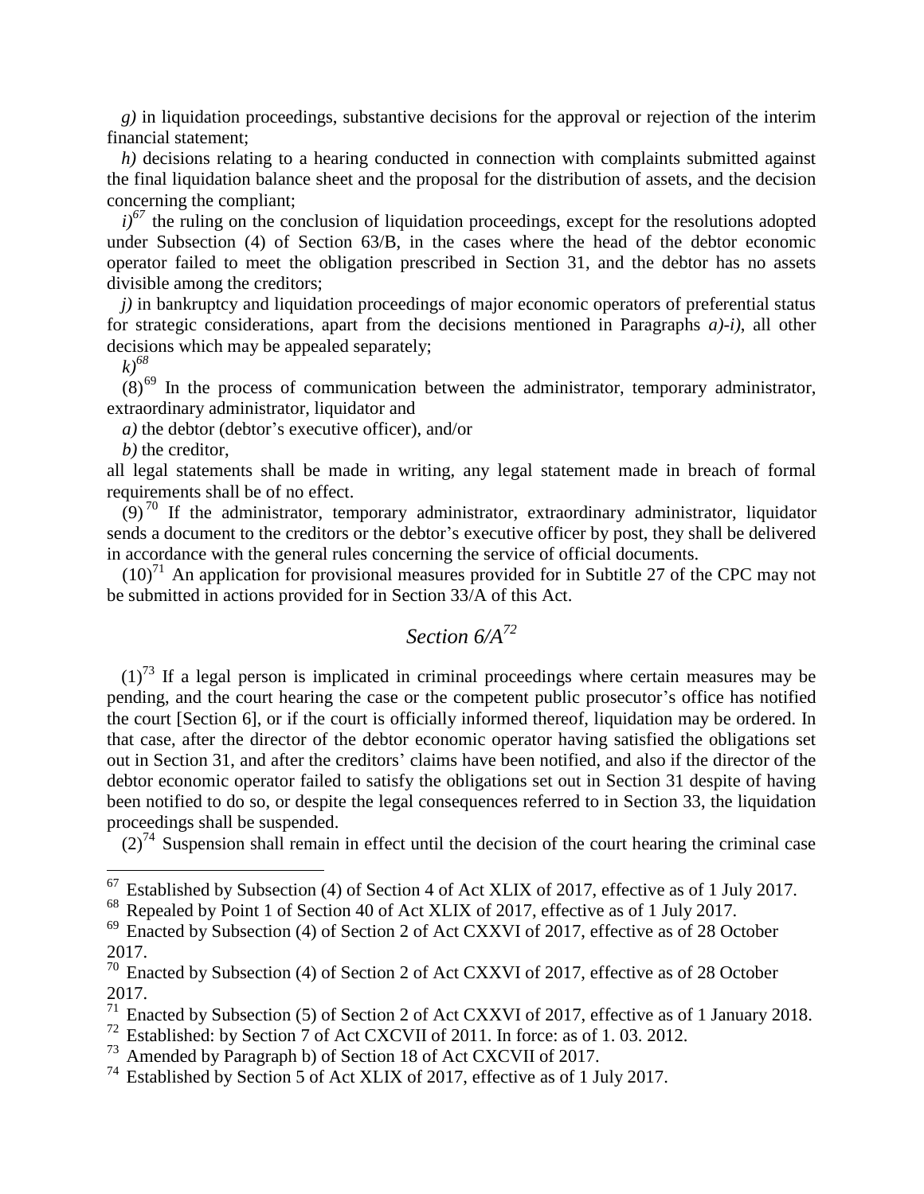*g)* in liquidation proceedings, substantive decisions for the approval or rejection of the interim financial statement;

*h)* decisions relating to a hearing conducted in connection with complaints submitted against the final liquidation balance sheet and the proposal for the distribution of assets, and the decision concerning the compliant;

*i)*[67] the ruling on the conclusion of liquidation proceedings, except for the resolutions adopted under Subsection (4) of Section 63/B, in the cases where the head of the debtor economic operator failed to meet the obligation prescribed in Section 31, and the debtor has no assets divisible among the creditors;

*j)* in bankruptcy and liquidation proceedings of major economic operators of preferential status for strategic considerations, apart from the decisions mentioned in Paragraphs *a)*-*i)*, all other decisions which may be appealed separately;

*k)*[68]

(8)[69] In the process of communication between the administrator, temporary administrator, extraordinary administrator, liquidator and

*a)* the debtor (debtor's executive officer), and/or

*b)* the creditor,

all legal statements shall be made in writing, any legal statement made in breach of formal requirements shall be of no effect.

(9)[70] If the administrator, temporary administrator, extraordinary administrator, liquidator sends a document to the creditors or the debtor's executive officer by post, they shall be delivered in accordance with the general rules concerning the service of official documents.

(10)[71] An application for provisional measures provided for in Subtitle 27 of the CPC may not be submitted in actions provided for in Section 33/A of this Act.

## *Section 6/A*[72]

(1)[73] If a legal person is implicated in criminal proceedings where certain measures may be pending, and the court hearing the case or the competent public prosecutor's office has notified the court [Section 6], or if the court is officially informed thereof, liquidation may be ordered. In that case, after the director of the debtor economic operator having satisfied the obligations set out in Section 31, and after the creditors' claims have been notified, and also if the director of the debtor economic operator failed to satisfy the obligations set out in Section 31 despite of having been notified to do so, or despite the legal consequences referred to in Section 33, the liquidation proceedings shall be suspended.

(2)[74] Suspension shall remain in effect until the decision of the court hearing the criminal case

---

[67] Established by Subsection (4) of Section 4 of Act XLIX of 2017, effective as of 1 July 2017.

[68] Repealed by Point 1 of Section 40 of Act XLIX of 2017, effective as of 1 July 2017.

[69] Enacted by Subsection (4) of Section 2 of Act CXXVI of 2017, effective as of 28 October 2017.

[70] Enacted by Subsection (4) of Section 2 of Act CXXVI of 2017, effective as of 28 October 2017.

[71] Enacted by Subsection (5) of Section 2 of Act CXXVI of 2017, effective as of 1 January 2018.

[72] Established: by Section 7 of Act CXCVII of 2011. In force: as of 1. 03. 2012.

[73] Amended by Paragraph b) of Section 18 of Act CXCVII of 2017.

[74] Established by Section 5 of Act XLIX of 2017, effective as of 1 July 2017.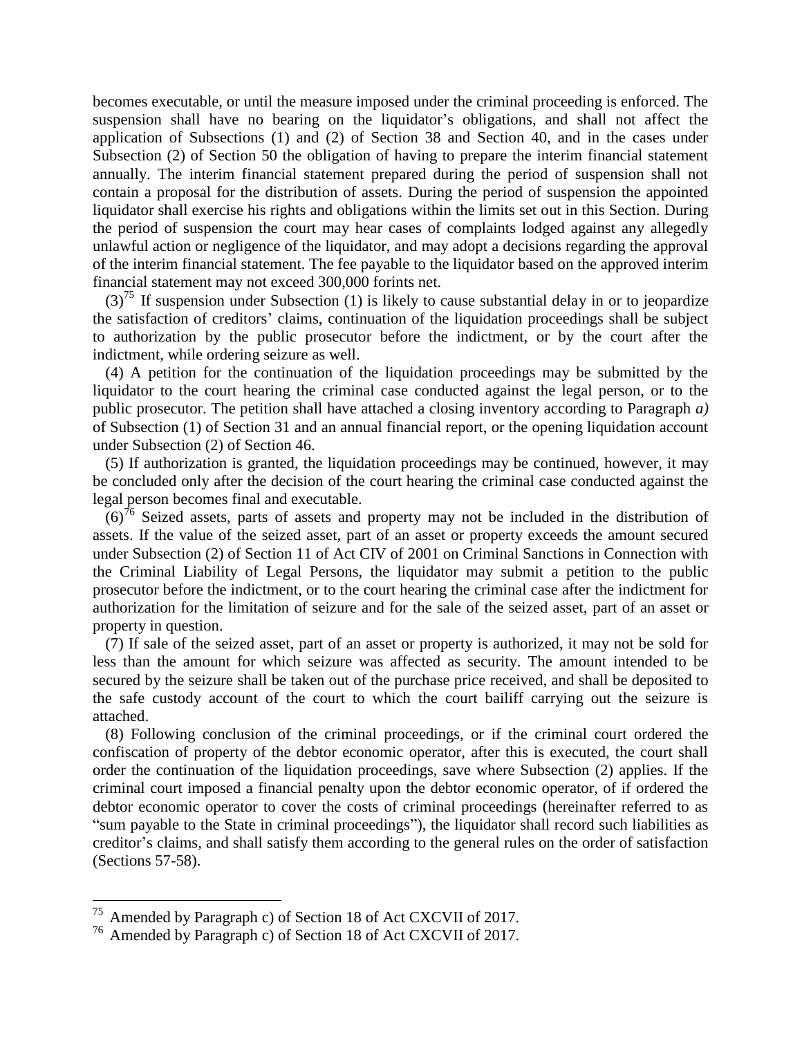becomes executable, or until the measure imposed under the criminal proceeding is enforced. The suspension shall have no bearing on the liquidator's obligations, and shall not affect the application of Subsections (1) and (2) of Section 38 and Section 40, and in the cases under Subsection (2) of Section 50 the obligation of having to prepare the interim financial statement annually. The interim financial statement prepared during the period of suspension shall not contain a proposal for the distribution of assets. During the period of suspension the appointed liquidator shall exercise his rights and obligations within the limits set out in this Section. During the period of suspension the court may hear cases of complaints lodged against any allegedly unlawful action or negligence of the liquidator, and may adopt a decisions regarding the approval of the interim financial statement. The fee payable to the liquidator based on the approved interim financial statement may not exceed 300,000 forints net.

(3)[75] If suspension under Subsection (1) is likely to cause substantial delay in or to jeopardize the satisfaction of creditors' claims, continuation of the liquidation proceedings shall be subject to authorization by the public prosecutor before the indictment, or by the court after the indictment, while ordering seizure as well.

(4) A petition for the continuation of the liquidation proceedings may be submitted by the liquidator to the court hearing the criminal case conducted against the legal person, or to the public prosecutor. The petition shall have attached a closing inventory according to Paragraph *a)* of Subsection (1) of Section 31 and an annual financial report, or the opening liquidation account under Subsection (2) of Section 46.

(5) If authorization is granted, the liquidation proceedings may be continued, however, it may be concluded only after the decision of the court hearing the criminal case conducted against the legal person becomes final and executable.

(6)[76] Seized assets, parts of assets and property may not be included in the distribution of assets. If the value of the seized asset, part of an asset or property exceeds the amount secured under Subsection (2) of Section 11 of Act CIV of 2001 on Criminal Sanctions in Connection with the Criminal Liability of Legal Persons, the liquidator may submit a petition to the public prosecutor before the indictment, or to the court hearing the criminal case after the indictment for authorization for the limitation of seizure and for the sale of the seized asset, part of an asset or property in question.

(7) If sale of the seized asset, part of an asset or property is authorized, it may not be sold for less than the amount for which seizure was affected as security. The amount intended to be secured by the seizure shall be taken out of the purchase price received, and shall be deposited to the safe custody account of the court to which the court bailiff carrying out the seizure is attached.

(8) Following conclusion of the criminal proceedings, or if the criminal court ordered the confiscation of property of the debtor economic operator, after this is executed, the court shall order the continuation of the liquidation proceedings, save where Subsection (2) applies. If the criminal court imposed a financial penalty upon the debtor economic operator, of if ordered the debtor economic operator to cover the costs of criminal proceedings (hereinafter referred to as "sum payable to the State in criminal proceedings"), the liquidator shall record such liabilities as creditor's claims, and shall satisfy them according to the general rules on the order of satisfaction (Sections 57-58).

---

[75] Amended by Paragraph c) of Section 18 of Act CXCVII of 2017.

[76] Amended by Paragraph c) of Section 18 of Act CXCVII of 2017.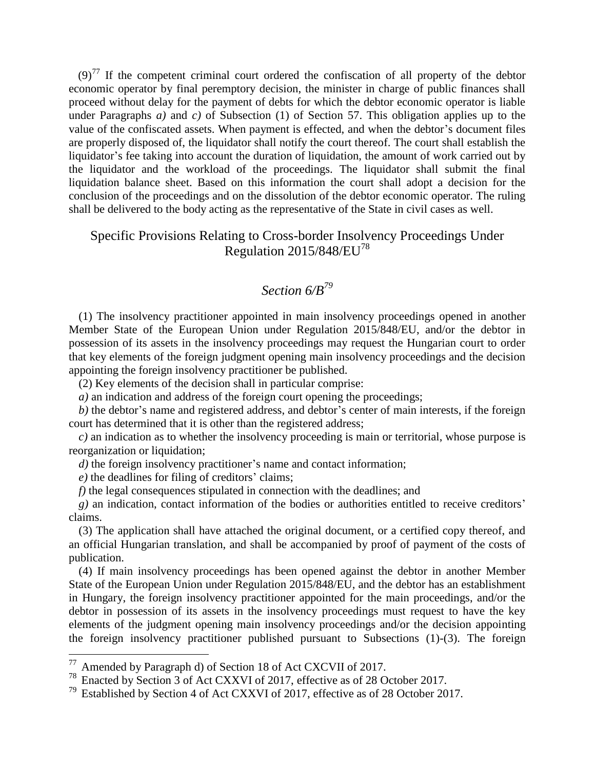(9)[77] If the competent criminal court ordered the confiscation of all property of the debtor economic operator by final peremptory decision, the minister in charge of public finances shall proceed without delay for the payment of debts for which the debtor economic operator is liable under Paragraphs *a)* and *c)* of Subsection (1) of Section 57. This obligation applies up to the value of the confiscated assets. When payment is effected, and when the debtor's document files are properly disposed of, the liquidator shall notify the court thereof. The court shall establish the liquidator's fee taking into account the duration of liquidation, the amount of work carried out by the liquidator and the workload of the proceedings. The liquidator shall submit the final liquidation balance sheet. Based on this information the court shall adopt a decision for the conclusion of the proceedings and on the dissolution of the debtor economic operator. The ruling shall be delivered to the body acting as the representative of the State in civil cases as well.

## Specific Provisions Relating to Cross-border Insolvency Proceedings Under Regulation 2015/848/EU[78]

### *Section 6/B*[79]

(1) The insolvency practitioner appointed in main insolvency proceedings opened in another Member State of the European Union under Regulation 2015/848/EU, and/or the debtor in possession of its assets in the insolvency proceedings may request the Hungarian court to order that key elements of the foreign judgment opening main insolvency proceedings and the decision appointing the foreign insolvency practitioner be published.

(2) Key elements of the decision shall in particular comprise:

*a)* an indication and address of the foreign court opening the proceedings;

*b)* the debtor's name and registered address, and debtor's center of main interests, if the foreign court has determined that it is other than the registered address;

*c)* an indication as to whether the insolvency proceeding is main or territorial, whose purpose is reorganization or liquidation;

*d)* the foreign insolvency practitioner's name and contact information;

*e)* the deadlines for filing of creditors' claims;

*f)* the legal consequences stipulated in connection with the deadlines; and

*g)* an indication, contact information of the bodies or authorities entitled to receive creditors' claims.

(3) The application shall have attached the original document, or a certified copy thereof, and an official Hungarian translation, and shall be accompanied by proof of payment of the costs of publication.

(4) If main insolvency proceedings has been opened against the debtor in another Member State of the European Union under Regulation 2015/848/EU, and the debtor has an establishment in Hungary, the foreign insolvency practitioner appointed for the main proceedings, and/or the debtor in possession of its assets in the insolvency proceedings must request to have the key elements of the judgment opening main insolvency proceedings and/or the decision appointing the foreign insolvency practitioner published pursuant to Subsections (1)-(3). The foreign

---

[77] Amended by Paragraph d) of Section 18 of Act CXCVII of 2017.

[78] Enacted by Section 3 of Act CXXVI of 2017, effective as of 28 October 2017.

[79] Established by Section 4 of Act CXXVI of 2017, effective as of 28 October 2017.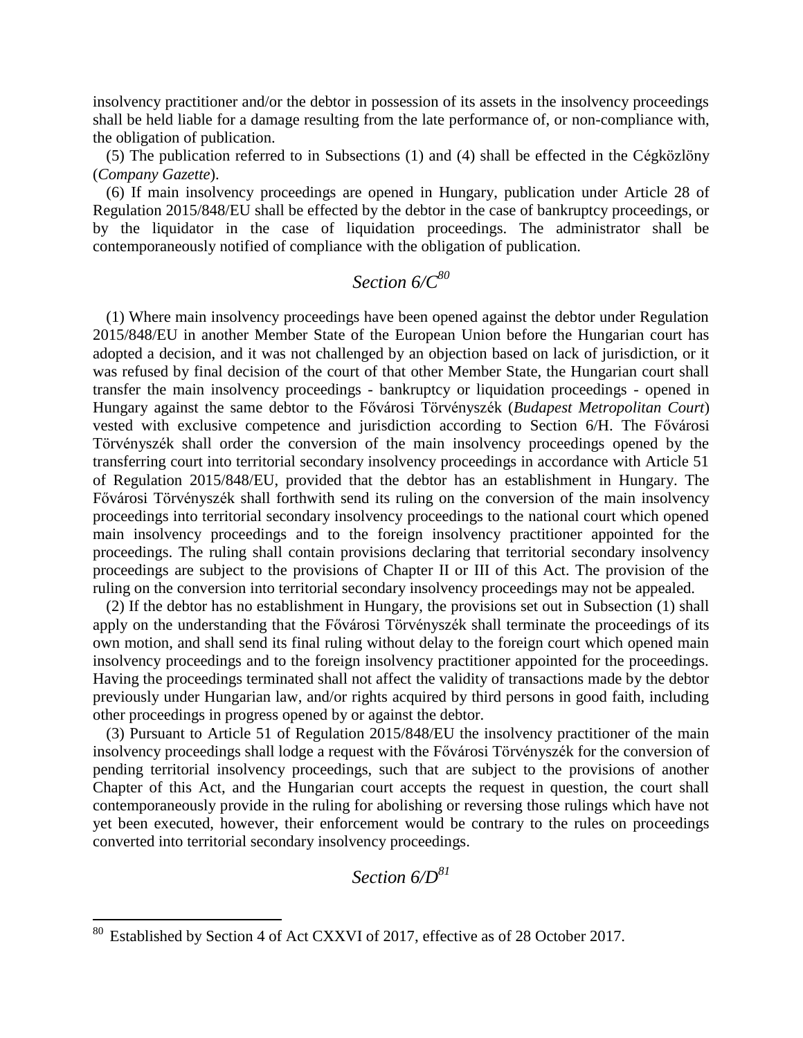insolvency practitioner and/or the debtor in possession of its assets in the insolvency proceedings shall be held liable for a damage resulting from the late performance of, or non-compliance with, the obligation of publication.

(5) The publication referred to in Subsections (1) and (4) shall be effected in the Cégközlöny (*Company Gazette*).

(6) If main insolvency proceedings are opened in Hungary, publication under Article 28 of Regulation 2015/848/EU shall be effected by the debtor in the case of bankruptcy proceedings, or by the liquidator in the case of liquidation proceedings. The administrator shall be contemporaneously notified of compliance with the obligation of publication.

## *Section 6/C*[80]

(1) Where main insolvency proceedings have been opened against the debtor under Regulation 2015/848/EU in another Member State of the European Union before the Hungarian court has adopted a decision, and it was not challenged by an objection based on lack of jurisdiction, or it was refused by final decision of the court of that other Member State, the Hungarian court shall transfer the main insolvency proceedings - bankruptcy or liquidation proceedings - opened in Hungary against the same debtor to the Fővárosi Törvényszék (*Budapest Metropolitan Court*) vested with exclusive competence and jurisdiction according to Section 6/H. The Fővárosi Törvényszék shall order the conversion of the main insolvency proceedings opened by the transferring court into territorial secondary insolvency proceedings in accordance with Article 51 of Regulation 2015/848/EU, provided that the debtor has an establishment in Hungary. The Fővárosi Törvényszék shall forthwith send its ruling on the conversion of the main insolvency proceedings into territorial secondary insolvency proceedings to the national court which opened main insolvency proceedings and to the foreign insolvency practitioner appointed for the proceedings. The ruling shall contain provisions declaring that territorial secondary insolvency proceedings are subject to the provisions of Chapter II or III of this Act. The provision of the ruling on the conversion into territorial secondary insolvency proceedings may not be appealed.

(2) If the debtor has no establishment in Hungary, the provisions set out in Subsection (1) shall apply on the understanding that the Fővárosi Törvényszék shall terminate the proceedings of its own motion, and shall send its final ruling without delay to the foreign court which opened main insolvency proceedings and to the foreign insolvency practitioner appointed for the proceedings. Having the proceedings terminated shall not affect the validity of transactions made by the debtor previously under Hungarian law, and/or rights acquired by third persons in good faith, including other proceedings in progress opened by or against the debtor.

(3) Pursuant to Article 51 of Regulation 2015/848/EU the insolvency practitioner of the main insolvency proceedings shall lodge a request with the Fővárosi Törvényszék for the conversion of pending territorial insolvency proceedings, such that are subject to the provisions of another Chapter of this Act, and the Hungarian court accepts the request in question, the court shall contemporaneously provide in the ruling for abolishing or reversing those rulings which have not yet been executed, however, their enforcement would be contrary to the rules on proceedings converted into territorial secondary insolvency proceedings.

## *Section 6/D*[81]

[80] Established by Section 4 of Act CXXVI of 2017, effective as of 28 October 2017.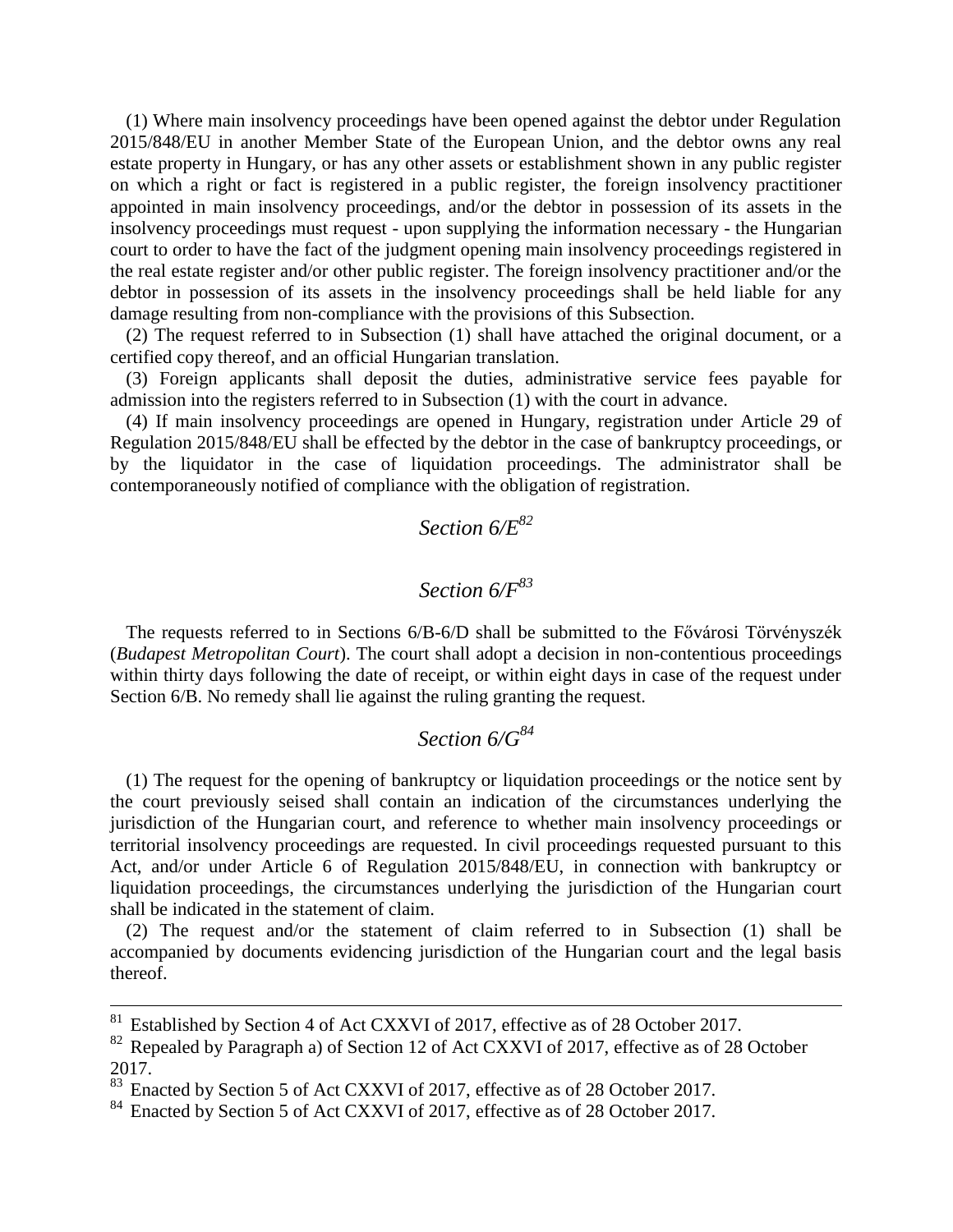(1) Where main insolvency proceedings have been opened against the debtor under Regulation 2015/848/EU in another Member State of the European Union, and the debtor owns any real estate property in Hungary, or has any other assets or establishment shown in any public register on which a right or fact is registered in a public register, the foreign insolvency practitioner appointed in main insolvency proceedings, and/or the debtor in possession of its assets in the insolvency proceedings must request - upon supplying the information necessary - the Hungarian court to order to have the fact of the judgment opening main insolvency proceedings registered in the real estate register and/or other public register. The foreign insolvency practitioner and/or the debtor in possession of its assets in the insolvency proceedings shall be held liable for any damage resulting from non-compliance with the provisions of this Subsection.

(2) The request referred to in Subsection (1) shall have attached the original document, or a certified copy thereof, and an official Hungarian translation.

(3) Foreign applicants shall deposit the duties, administrative service fees payable for admission into the registers referred to in Subsection (1) with the court in advance.

(4) If main insolvency proceedings are opened in Hungary, registration under Article 29 of Regulation 2015/848/EU shall be effected by the debtor in the case of bankruptcy proceedings, or by the liquidator in the case of liquidation proceedings. The administrator shall be contemporaneously notified of compliance with the obligation of registration.

## *Section 6/E*[82]

## *Section 6/F*[83]

The requests referred to in Sections 6/B-6/D shall be submitted to the Fővárosi Törvényszék (*Budapest Metropolitan Court*). The court shall adopt a decision in non-contentious proceedings within thirty days following the date of receipt, or within eight days in case of the request under Section 6/B. No remedy shall lie against the ruling granting the request.

## *Section 6/G*[84]

(1) The request for the opening of bankruptcy or liquidation proceedings or the notice sent by the court previously seised shall contain an indication of the circumstances underlying the jurisdiction of the Hungarian court, and reference to whether main insolvency proceedings or territorial insolvency proceedings are requested. In civil proceedings requested pursuant to this Act, and/or under Article 6 of Regulation 2015/848/EU, in connection with bankruptcy or liquidation proceedings, the circumstances underlying the jurisdiction of the Hungarian court shall be indicated in the statement of claim.

(2) The request and/or the statement of claim referred to in Subsection (1) shall be accompanied by documents evidencing jurisdiction of the Hungarian court and the legal basis thereof.

---

[81] Established by Section 4 of Act CXXVI of 2017, effective as of 28 October 2017.

[82] Repealed by Paragraph a) of Section 12 of Act CXXVI of 2017, effective as of 28 October 2017.

[83] Enacted by Section 5 of Act CXXVI of 2017, effective as of 28 October 2017.

[84] Enacted by Section 5 of Act CXXVI of 2017, effective as of 28 October 2017.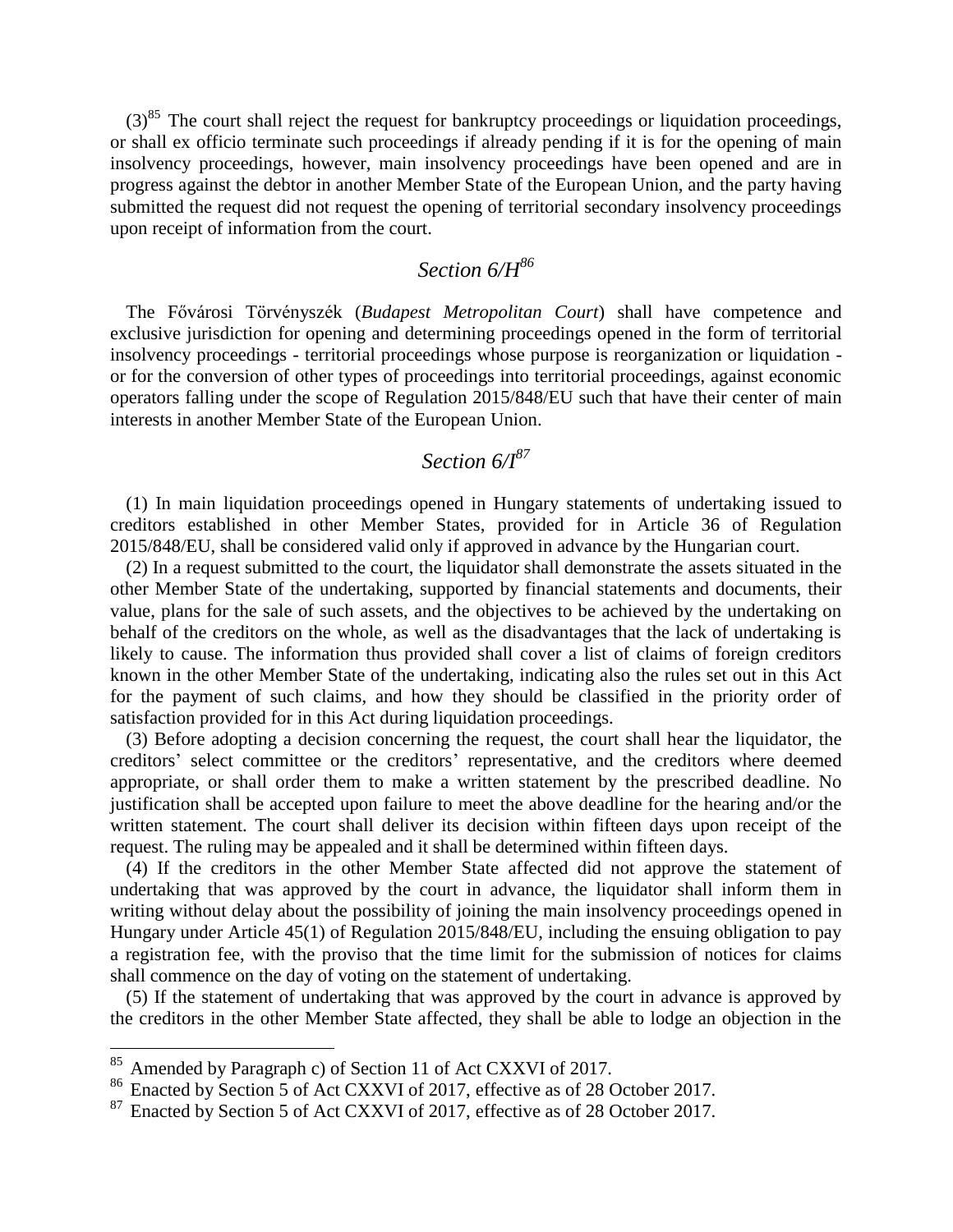(3)[85] The court shall reject the request for bankruptcy proceedings or liquidation proceedings, or shall ex officio terminate such proceedings if already pending if it is for the opening of main insolvency proceedings, however, main insolvency proceedings have been opened and are in progress against the debtor in another Member State of the European Union, and the party having submitted the request did not request the opening of territorial secondary insolvency proceedings upon receipt of information from the court.

## *Section 6/H*[86]

The Fővárosi Törvényszék (*Budapest Metropolitan Court*) shall have competence and exclusive jurisdiction for opening and determining proceedings opened in the form of territorial insolvency proceedings - territorial proceedings whose purpose is reorganization or liquidation - or for the conversion of other types of proceedings into territorial proceedings, against economic operators falling under the scope of Regulation 2015/848/EU such that have their center of main interests in another Member State of the European Union.

## *Section 6/I*[87]

(1) In main liquidation proceedings opened in Hungary statements of undertaking issued to creditors established in other Member States, provided for in Article 36 of Regulation 2015/848/EU, shall be considered valid only if approved in advance by the Hungarian court.

(2) In a request submitted to the court, the liquidator shall demonstrate the assets situated in the other Member State of the undertaking, supported by financial statements and documents, their value, plans for the sale of such assets, and the objectives to be achieved by the undertaking on behalf of the creditors on the whole, as well as the disadvantages that the lack of undertaking is likely to cause. The information thus provided shall cover a list of claims of foreign creditors known in the other Member State of the undertaking, indicating also the rules set out in this Act for the payment of such claims, and how they should be classified in the priority order of satisfaction provided for in this Act during liquidation proceedings.

(3) Before adopting a decision concerning the request, the court shall hear the liquidator, the creditors' select committee or the creditors' representative, and the creditors where deemed appropriate, or shall order them to make a written statement by the prescribed deadline. No justification shall be accepted upon failure to meet the above deadline for the hearing and/or the written statement. The court shall deliver its decision within fifteen days upon receipt of the request. The ruling may be appealed and it shall be determined within fifteen days.

(4) If the creditors in the other Member State affected did not approve the statement of undertaking that was approved by the court in advance, the liquidator shall inform them in writing without delay about the possibility of joining the main insolvency proceedings opened in Hungary under Article 45(1) of Regulation 2015/848/EU, including the ensuing obligation to pay a registration fee, with the proviso that the time limit for the submission of notices for claims shall commence on the day of voting on the statement of undertaking.

(5) If the statement of undertaking that was approved by the court in advance is approved by the creditors in the other Member State affected, they shall be able to lodge an objection in the

---

[85] Amended by Paragraph c) of Section 11 of Act CXXVI of 2017.

[86] Enacted by Section 5 of Act CXXVI of 2017, effective as of 28 October 2017.

[87] Enacted by Section 5 of Act CXXVI of 2017, effective as of 28 October 2017.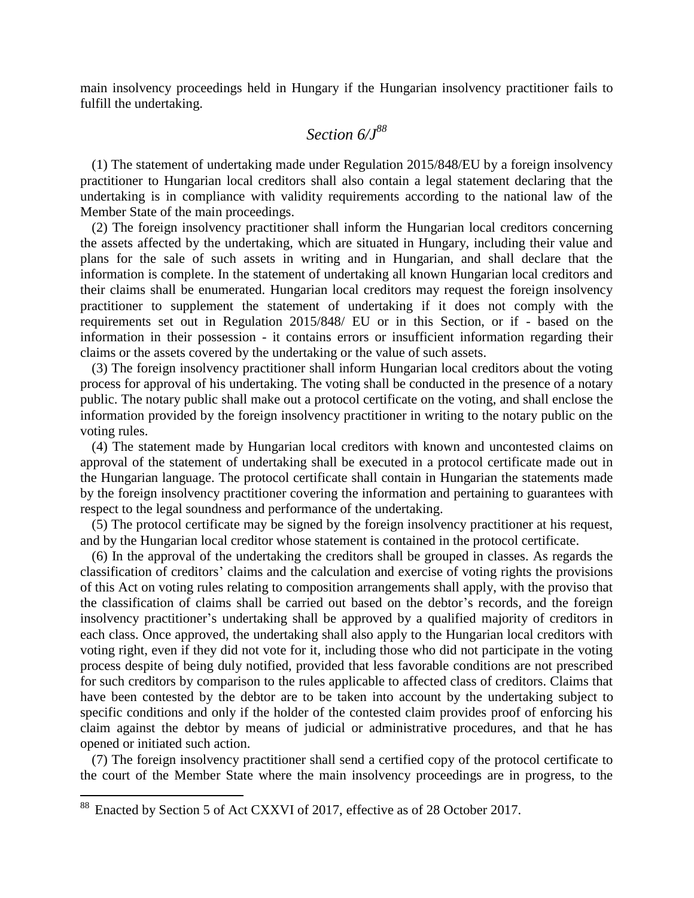main insolvency proceedings held in Hungary if the Hungarian insolvency practitioner fails to fulfill the undertaking.

## *Section 6/J*[88]

(1) The statement of undertaking made under Regulation 2015/848/EU by a foreign insolvency practitioner to Hungarian local creditors shall also contain a legal statement declaring that the undertaking is in compliance with validity requirements according to the national law of the Member State of the main proceedings.

(2) The foreign insolvency practitioner shall inform the Hungarian local creditors concerning the assets affected by the undertaking, which are situated in Hungary, including their value and plans for the sale of such assets in writing and in Hungarian, and shall declare that the information is complete. In the statement of undertaking all known Hungarian local creditors and their claims shall be enumerated. Hungarian local creditors may request the foreign insolvency practitioner to supplement the statement of undertaking if it does not comply with the requirements set out in Regulation 2015/848/ EU or in this Section, or if - based on the information in their possession - it contains errors or insufficient information regarding their claims or the assets covered by the undertaking or the value of such assets.

(3) The foreign insolvency practitioner shall inform Hungarian local creditors about the voting process for approval of his undertaking. The voting shall be conducted in the presence of a notary public. The notary public shall make out a protocol certificate on the voting, and shall enclose the information provided by the foreign insolvency practitioner in writing to the notary public on the voting rules.

(4) The statement made by Hungarian local creditors with known and uncontested claims on approval of the statement of undertaking shall be executed in a protocol certificate made out in the Hungarian language. The protocol certificate shall contain in Hungarian the statements made by the foreign insolvency practitioner covering the information and pertaining to guarantees with respect to the legal soundness and performance of the undertaking.

(5) The protocol certificate may be signed by the foreign insolvency practitioner at his request, and by the Hungarian local creditor whose statement is contained in the protocol certificate.

(6) In the approval of the undertaking the creditors shall be grouped in classes. As regards the classification of creditors' claims and the calculation and exercise of voting rights the provisions of this Act on voting rules relating to composition arrangements shall apply, with the proviso that the classification of claims shall be carried out based on the debtor's records, and the foreign insolvency practitioner's undertaking shall be approved by a qualified majority of creditors in each class. Once approved, the undertaking shall also apply to the Hungarian local creditors with voting right, even if they did not vote for it, including those who did not participate in the voting process despite of being duly notified, provided that less favorable conditions are not prescribed for such creditors by comparison to the rules applicable to affected class of creditors. Claims that have been contested by the debtor are to be taken into account by the undertaking subject to specific conditions and only if the holder of the contested claim provides proof of enforcing his claim against the debtor by means of judicial or administrative procedures, and that he has opened or initiated such action.

(7) The foreign insolvency practitioner shall send a certified copy of the protocol certificate to the court of the Member State where the main insolvency proceedings are in progress, to the

---

[88] Enacted by Section 5 of Act CXXVI of 2017, effective as of 28 October 2017.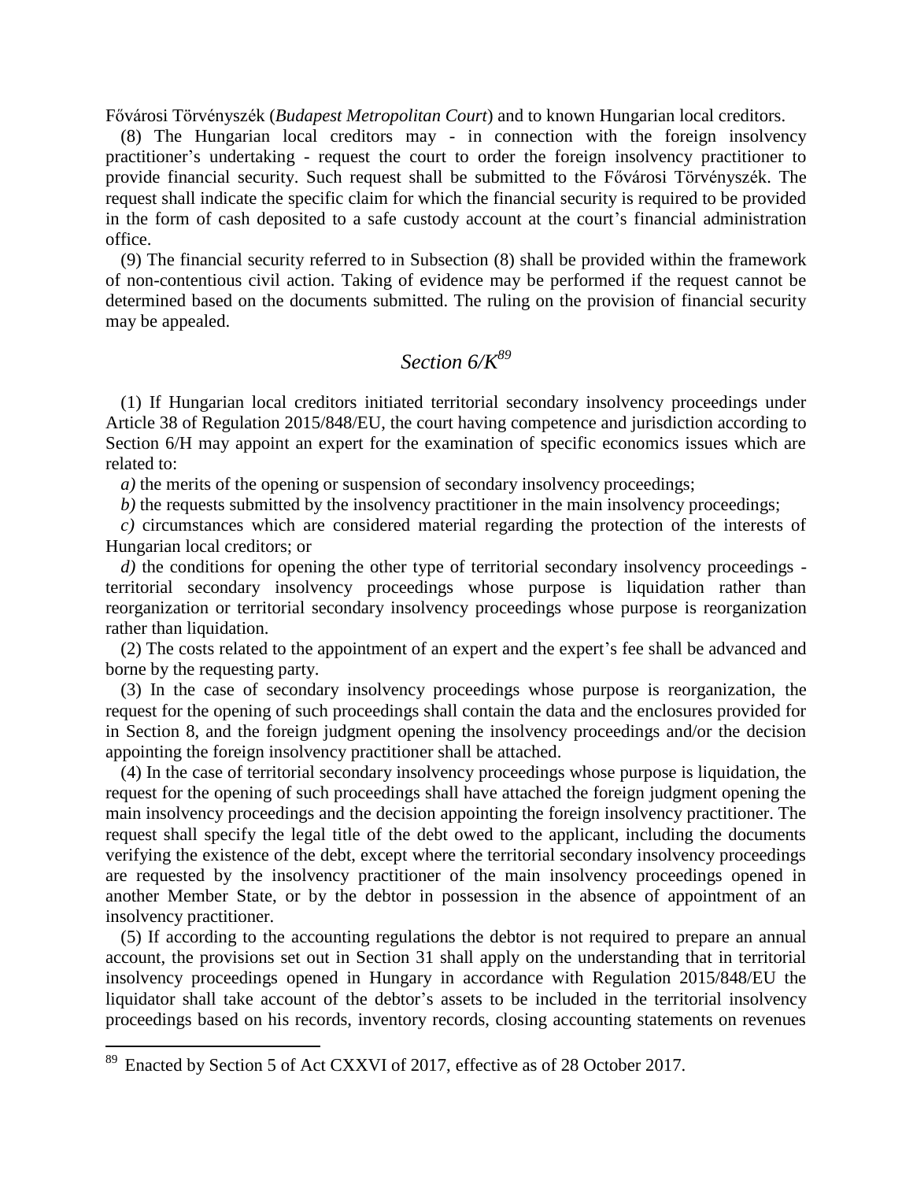Fővárosi Törvényszék (*Budapest Metropolitan Court*) and to known Hungarian local creditors.

(8) The Hungarian local creditors may - in connection with the foreign insolvency practitioner's undertaking - request the court to order the foreign insolvency practitioner to provide financial security. Such request shall be submitted to the Fővárosi Törvényszék. The request shall indicate the specific claim for which the financial security is required to be provided in the form of cash deposited to a safe custody account at the court's financial administration office.

(9) The financial security referred to in Subsection (8) shall be provided within the framework of non-contentious civil action. Taking of evidence may be performed if the request cannot be determined based on the documents submitted. The ruling on the provision of financial security may be appealed.

## *Section 6/K*[89]

(1) If Hungarian local creditors initiated territorial secondary insolvency proceedings under Article 38 of Regulation 2015/848/EU, the court having competence and jurisdiction according to Section 6/H may appoint an expert for the examination of specific economics issues which are related to:

*a)* the merits of the opening or suspension of secondary insolvency proceedings;

*b)* the requests submitted by the insolvency practitioner in the main insolvency proceedings;

*c)* circumstances which are considered material regarding the protection of the interests of Hungarian local creditors; or

*d)* the conditions for opening the other type of territorial secondary insolvency proceedings - territorial secondary insolvency proceedings whose purpose is liquidation rather than reorganization or territorial secondary insolvency proceedings whose purpose is reorganization rather than liquidation.

(2) The costs related to the appointment of an expert and the expert's fee shall be advanced and borne by the requesting party.

(3) In the case of secondary insolvency proceedings whose purpose is reorganization, the request for the opening of such proceedings shall contain the data and the enclosures provided for in Section 8, and the foreign judgment opening the insolvency proceedings and/or the decision appointing the foreign insolvency practitioner shall be attached.

(4) In the case of territorial secondary insolvency proceedings whose purpose is liquidation, the request for the opening of such proceedings shall have attached the foreign judgment opening the main insolvency proceedings and the decision appointing the foreign insolvency practitioner. The request shall specify the legal title of the debt owed to the applicant, including the documents verifying the existence of the debt, except where the territorial secondary insolvency proceedings are requested by the insolvency practitioner of the main insolvency proceedings opened in another Member State, or by the debtor in possession in the absence of appointment of an insolvency practitioner.

(5) If according to the accounting regulations the debtor is not required to prepare an annual account, the provisions set out in Section 31 shall apply on the understanding that in territorial insolvency proceedings opened in Hungary in accordance with Regulation 2015/848/EU the liquidator shall take account of the debtor's assets to be included in the territorial insolvency proceedings based on his records, inventory records, closing accounting statements on revenues

---

[89] Enacted by Section 5 of Act CXXVI of 2017, effective as of 28 October 2017.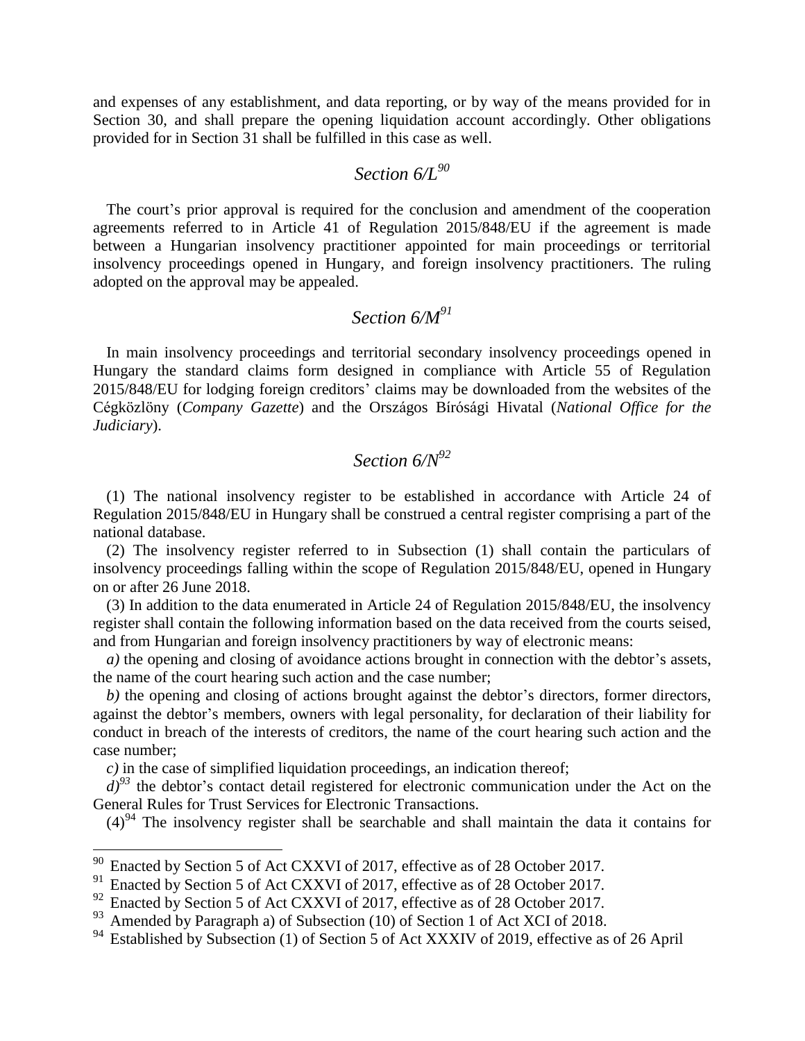and expenses of any establishment, and data reporting, or by way of the means provided for in Section 30, and shall prepare the opening liquidation account accordingly. Other obligations provided for in Section 31 shall be fulfilled in this case as well.

## *Section 6/L*[90]

The court's prior approval is required for the conclusion and amendment of the cooperation agreements referred to in Article 41 of Regulation 2015/848/EU if the agreement is made between a Hungarian insolvency practitioner appointed for main proceedings or territorial insolvency proceedings opened in Hungary, and foreign insolvency practitioners. The ruling adopted on the approval may be appealed.

## *Section 6/M*[91]

In main insolvency proceedings and territorial secondary insolvency proceedings opened in Hungary the standard claims form designed in compliance with Article 55 of Regulation 2015/848/EU for lodging foreign creditors' claims may be downloaded from the websites of the Cégközlöny (*Company Gazette*) and the Országos Bírósági Hivatal (*National Office for the Judiciary*).

## *Section 6/N*[92]

(1) The national insolvency register to be established in accordance with Article 24 of Regulation 2015/848/EU in Hungary shall be construed a central register comprising a part of the national database.

(2) The insolvency register referred to in Subsection (1) shall contain the particulars of insolvency proceedings falling within the scope of Regulation 2015/848/EU, opened in Hungary on or after 26 June 2018.

(3) In addition to the data enumerated in Article 24 of Regulation 2015/848/EU, the insolvency register shall contain the following information based on the data received from the courts seised, and from Hungarian and foreign insolvency practitioners by way of electronic means:

*a)* the opening and closing of avoidance actions brought in connection with the debtor's assets, the name of the court hearing such action and the case number;

*b)* the opening and closing of actions brought against the debtor's directors, former directors, against the debtor's members, owners with legal personality, for declaration of their liability for conduct in breach of the interests of creditors, the name of the court hearing such action and the case number;

*c)* in the case of simplified liquidation proceedings, an indication thereof;

*d)*[93] the debtor's contact detail registered for electronic communication under the Act on the General Rules for Trust Services for Electronic Transactions.

(4)[94] The insolvency register shall be searchable and shall maintain the data it contains for

---

[90] Enacted by Section 5 of Act CXXVI of 2017, effective as of 28 October 2017.

[91] Enacted by Section 5 of Act CXXVI of 2017, effective as of 28 October 2017.

[92] Enacted by Section 5 of Act CXXVI of 2017, effective as of 28 October 2017.

[93] Amended by Paragraph a) of Subsection (10) of Section 1 of Act XCI of 2018.

[94] Established by Subsection (1) of Section 5 of Act XXXIV of 2019, effective as of 26 April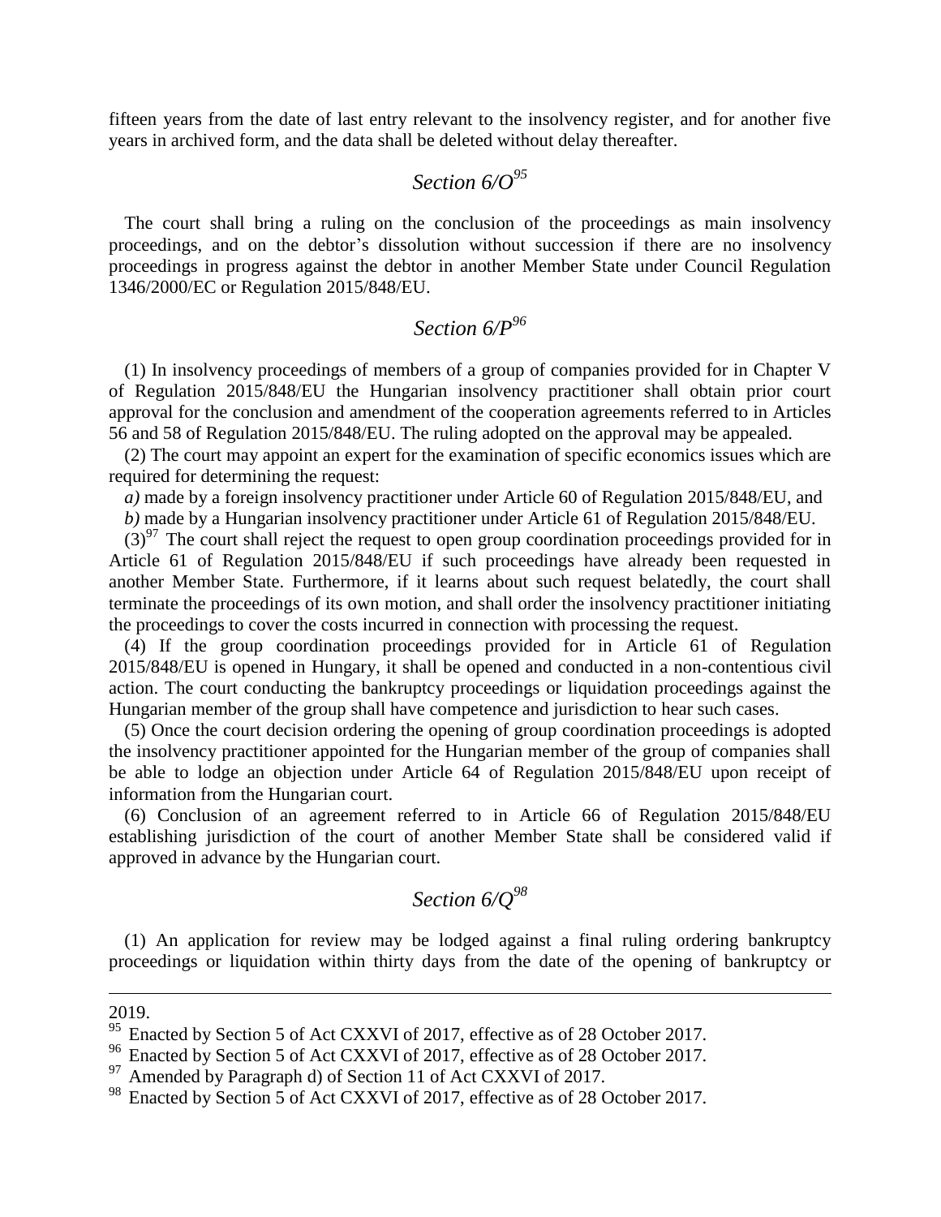fifteen years from the date of last entry relevant to the insolvency register, and for another five years in archived form, and the data shall be deleted without delay thereafter.

## *Section 6/O*[95]

The court shall bring a ruling on the conclusion of the proceedings as main insolvency proceedings, and on the debtor's dissolution without succession if there are no insolvency proceedings in progress against the debtor in another Member State under Council Regulation 1346/2000/EC or Regulation 2015/848/EU.

## *Section 6/P*[96]

(1) In insolvency proceedings of members of a group of companies provided for in Chapter V of Regulation 2015/848/EU the Hungarian insolvency practitioner shall obtain prior court approval for the conclusion and amendment of the cooperation agreements referred to in Articles 56 and 58 of Regulation 2015/848/EU. The ruling adopted on the approval may be appealed.

(2) The court may appoint an expert for the examination of specific economics issues which are required for determining the request:

*a)* made by a foreign insolvency practitioner under Article 60 of Regulation 2015/848/EU, and

*b)* made by a Hungarian insolvency practitioner under Article 61 of Regulation 2015/848/EU.

(3)[97] The court shall reject the request to open group coordination proceedings provided for in Article 61 of Regulation 2015/848/EU if such proceedings have already been requested in another Member State. Furthermore, if it learns about such request belatedly, the court shall terminate the proceedings of its own motion, and shall order the insolvency practitioner initiating the proceedings to cover the costs incurred in connection with processing the request.

(4) If the group coordination proceedings provided for in Article 61 of Regulation 2015/848/EU is opened in Hungary, it shall be opened and conducted in a non-contentious civil action. The court conducting the bankruptcy proceedings or liquidation proceedings against the Hungarian member of the group shall have competence and jurisdiction to hear such cases.

(5) Once the court decision ordering the opening of group coordination proceedings is adopted the insolvency practitioner appointed for the Hungarian member of the group of companies shall be able to lodge an objection under Article 64 of Regulation 2015/848/EU upon receipt of information from the Hungarian court.

(6) Conclusion of an agreement referred to in Article 66 of Regulation 2015/848/EU establishing jurisdiction of the court of another Member State shall be considered valid if approved in advance by the Hungarian court.

## *Section 6/Q*[98]

(1) An application for review may be lodged against a final ruling ordering bankruptcy proceedings or liquidation within thirty days from the date of the opening of bankruptcy or

---

2019.

[95] Enacted by Section 5 of Act CXXVI of 2017, effective as of 28 October 2017.

[96] Enacted by Section 5 of Act CXXVI of 2017, effective as of 28 October 2017.

[97] Amended by Paragraph d) of Section 11 of Act CXXVI of 2017.

[98] Enacted by Section 5 of Act CXXVI of 2017, effective as of 28 October 2017.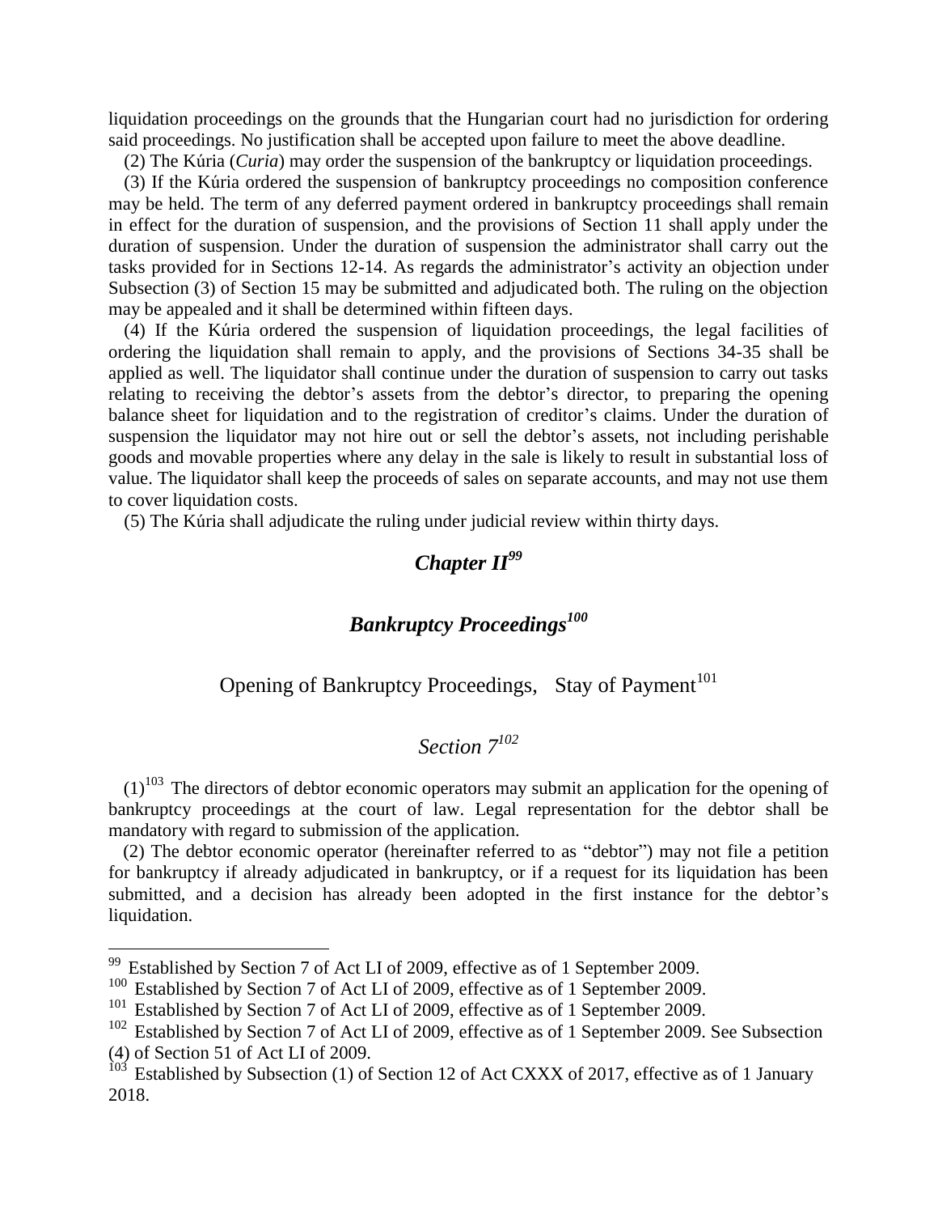liquidation proceedings on the grounds that the Hungarian court had no jurisdiction for ordering said proceedings. No justification shall be accepted upon failure to meet the above deadline.

(2) The Kúria (*Curia*) may order the suspension of the bankruptcy or liquidation proceedings.

(3) If the Kúria ordered the suspension of bankruptcy proceedings no composition conference may be held. The term of any deferred payment ordered in bankruptcy proceedings shall remain in effect for the duration of suspension, and the provisions of Section 11 shall apply under the duration of suspension. Under the duration of suspension the administrator shall carry out the tasks provided for in Sections 12-14. As regards the administrator's activity an objection under Subsection (3) of Section 15 may be submitted and adjudicated both. The ruling on the objection may be appealed and it shall be determined within fifteen days.

(4) If the Kúria ordered the suspension of liquidation proceedings, the legal facilities of ordering the liquidation shall remain to apply, and the provisions of Sections 34-35 shall be applied as well. The liquidator shall continue under the duration of suspension to carry out tasks relating to receiving the debtor's assets from the debtor's director, to preparing the opening balance sheet for liquidation and to the registration of creditor's claims. Under the duration of suspension the liquidator may not hire out or sell the debtor's assets, not including perishable goods and movable properties where any delay in the sale is likely to result in substantial loss of value. The liquidator shall keep the proceeds of sales on separate accounts, and may not use them to cover liquidation costs.

(5) The Kúria shall adjudicate the ruling under judicial review within thirty days.

## *Chapter II*[99]

## *Bankruptcy Proceedings*[100]

### Opening of Bankruptcy Proceedings, Stay of Payment[101]

### *Section 7*[102]

(1)[103] The directors of debtor economic operators may submit an application for the opening of bankruptcy proceedings at the court of law. Legal representation for the debtor shall be mandatory with regard to submission of the application.

(2) The debtor economic operator (hereinafter referred to as "debtor") may not file a petition for bankruptcy if already adjudicated in bankruptcy, or if a request for its liquidation has been submitted, and a decision has already been adopted in the first instance for the debtor's liquidation.

---

[99] Established by Section 7 of Act LI of 2009, effective as of 1 September 2009.

[100] Established by Section 7 of Act LI of 2009, effective as of 1 September 2009.

[101] Established by Section 7 of Act LI of 2009, effective as of 1 September 2009.

[102] Established by Section 7 of Act LI of 2009, effective as of 1 September 2009. See Subsection (4) of Section 51 of Act LI of 2009.

[103] Established by Subsection (1) of Section 12 of Act CXXX of 2017, effective as of 1 January 2018.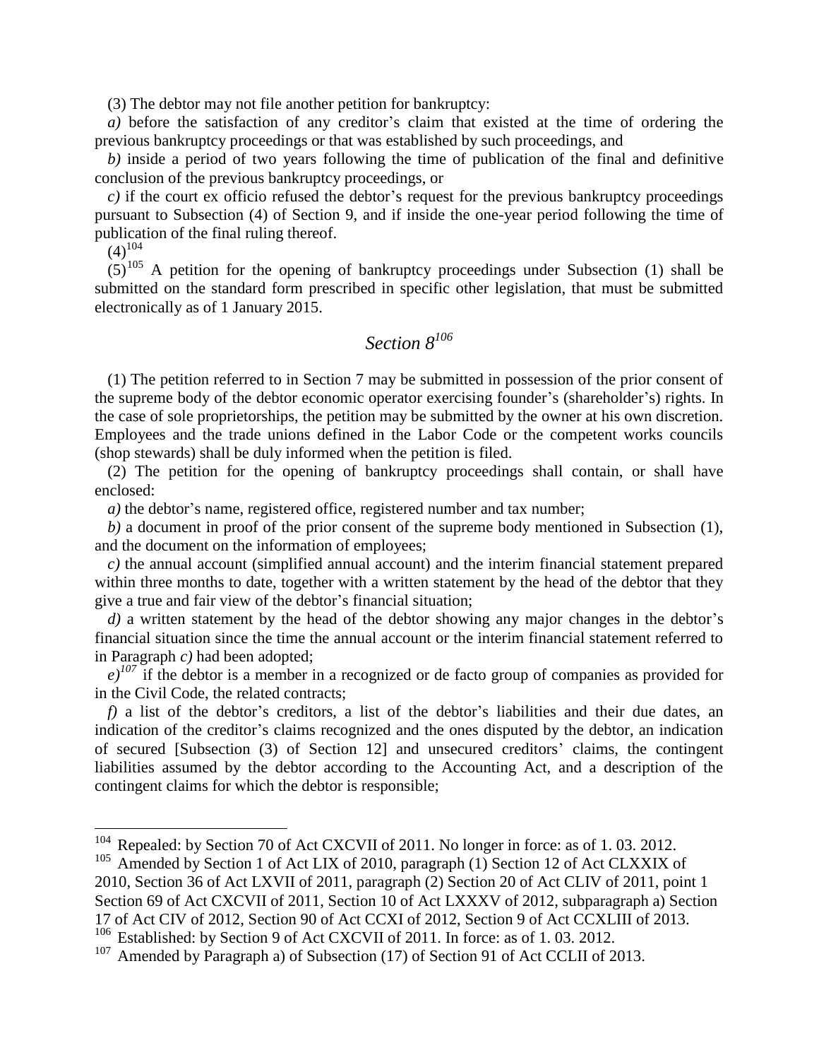(3) The debtor may not file another petition for bankruptcy:

*a)* before the satisfaction of any creditor's claim that existed at the time of ordering the previous bankruptcy proceedings or that was established by such proceedings, and

*b)* inside a period of two years following the time of publication of the final and definitive conclusion of the previous bankruptcy proceedings, or

*c)* if the court ex officio refused the debtor's request for the previous bankruptcy proceedings pursuant to Subsection (4) of Section 9, and if inside the one-year period following the time of publication of the final ruling thereof.

(4)[104]

(5)[105] A petition for the opening of bankruptcy proceedings under Subsection (1) shall be submitted on the standard form prescribed in specific other legislation, that must be submitted electronically as of 1 January 2015.

## *Section 8*[106]

(1) The petition referred to in Section 7 may be submitted in possession of the prior consent of the supreme body of the debtor economic operator exercising founder's (shareholder's) rights. In the case of sole proprietorships, the petition may be submitted by the owner at his own discretion. Employees and the trade unions defined in the Labor Code or the competent works councils (shop stewards) shall be duly informed when the petition is filed.

(2) The petition for the opening of bankruptcy proceedings shall contain, or shall have enclosed:

*a)* the debtor's name, registered office, registered number and tax number;

*b)* a document in proof of the prior consent of the supreme body mentioned in Subsection (1), and the document on the information of employees;

*c)* the annual account (simplified annual account) and the interim financial statement prepared within three months to date, together with a written statement by the head of the debtor that they give a true and fair view of the debtor's financial situation;

*d)* a written statement by the head of the debtor showing any major changes in the debtor's financial situation since the time the annual account or the interim financial statement referred to in Paragraph *c)* had been adopted;

*e)*[107] if the debtor is a member in a recognized or de facto group of companies as provided for in the Civil Code, the related contracts;

*f)* a list of the debtor's creditors, a list of the debtor's liabilities and their due dates, an indication of the creditor's claims recognized and the ones disputed by the debtor, an indication of secured [Subsection (3) of Section 12] and unsecured creditors' claims, the contingent liabilities assumed by the debtor according to the Accounting Act, and a description of the contingent claims for which the debtor is responsible;

---

[104] Repealed: by Section 70 of Act CXCVII of 2011. No longer in force: as of 1. 03. 2012.

[105] Amended by Section 1 of Act LIX of 2010, paragraph (1) Section 12 of Act CLXXIX of 2010, Section 36 of Act LXVII of 2011, paragraph (2) Section 20 of Act CLIV of 2011, point 1 Section 69 of Act CXCVII of 2011, Section 10 of Act LXXXV of 2012, subparagraph a) Section 17 of Act CIV of 2012, Section 90 of Act CCXI of 2012, Section 9 of Act CCXLIII of 2013.

[106] Established: by Section 9 of Act CXCVII of 2011. In force: as of 1. 03. 2012.

[107] Amended by Paragraph a) of Subsection (17) of Section 91 of Act CCLII of 2013.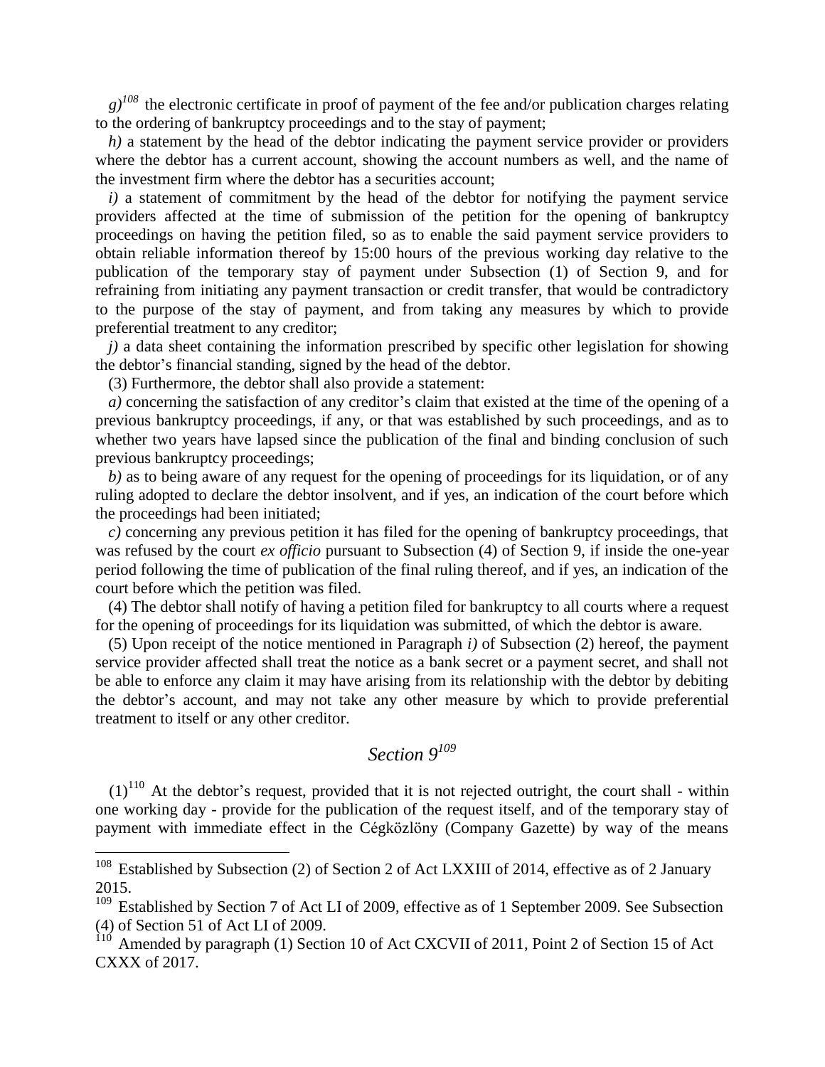*g)*[108] the electronic certificate in proof of payment of the fee and/or publication charges relating to the ordering of bankruptcy proceedings and to the stay of payment;

*h)* a statement by the head of the debtor indicating the payment service provider or providers where the debtor has a current account, showing the account numbers as well, and the name of the investment firm where the debtor has a securities account;

*i)* a statement of commitment by the head of the debtor for notifying the payment service providers affected at the time of submission of the petition for the opening of bankruptcy proceedings on having the petition filed, so as to enable the said payment service providers to obtain reliable information thereof by 15:00 hours of the previous working day relative to the publication of the temporary stay of payment under Subsection (1) of Section 9, and for refraining from initiating any payment transaction or credit transfer, that would be contradictory to the purpose of the stay of payment, and from taking any measures by which to provide preferential treatment to any creditor;

*j)* a data sheet containing the information prescribed by specific other legislation for showing the debtor's financial standing, signed by the head of the debtor.

(3) Furthermore, the debtor shall also provide a statement:

*a)* concerning the satisfaction of any creditor's claim that existed at the time of the opening of a previous bankruptcy proceedings, if any, or that was established by such proceedings, and as to whether two years have lapsed since the publication of the final and binding conclusion of such previous bankruptcy proceedings;

*b)* as to being aware of any request for the opening of proceedings for its liquidation, or of any ruling adopted to declare the debtor insolvent, and if yes, an indication of the court before which the proceedings had been initiated;

*c)* concerning any previous petition it has filed for the opening of bankruptcy proceedings, that was refused by the court *ex officio* pursuant to Subsection (4) of Section 9, if inside the one-year period following the time of publication of the final ruling thereof, and if yes, an indication of the court before which the petition was filed.

(4) The debtor shall notify of having a petition filed for bankruptcy to all courts where a request for the opening of proceedings for its liquidation was submitted, of which the debtor is aware.

(5) Upon receipt of the notice mentioned in Paragraph *i)* of Subsection (2) hereof, the payment service provider affected shall treat the notice as a bank secret or a payment secret, and shall not be able to enforce any claim it may have arising from its relationship with the debtor by debiting the debtor's account, and may not take any other measure by which to provide preferential treatment to itself or any other creditor.

## *Section 9*[109]

(1)[110] At the debtor's request, provided that it is not rejected outright, the court shall - within one working day - provide for the publication of the request itself, and of the temporary stay of payment with immediate effect in the Cégközlöny (Company Gazette) by way of the means

---

[108] Established by Subsection (2) of Section 2 of Act LXXIII of 2014, effective as of 2 January 2015.

[109] Established by Section 7 of Act LI of 2009, effective as of 1 September 2009. See Subsection (4) of Section 51 of Act LI of 2009.

[110] Amended by paragraph (1) Section 10 of Act CXCVII of 2011, Point 2 of Section 15 of Act CXXX of 2017.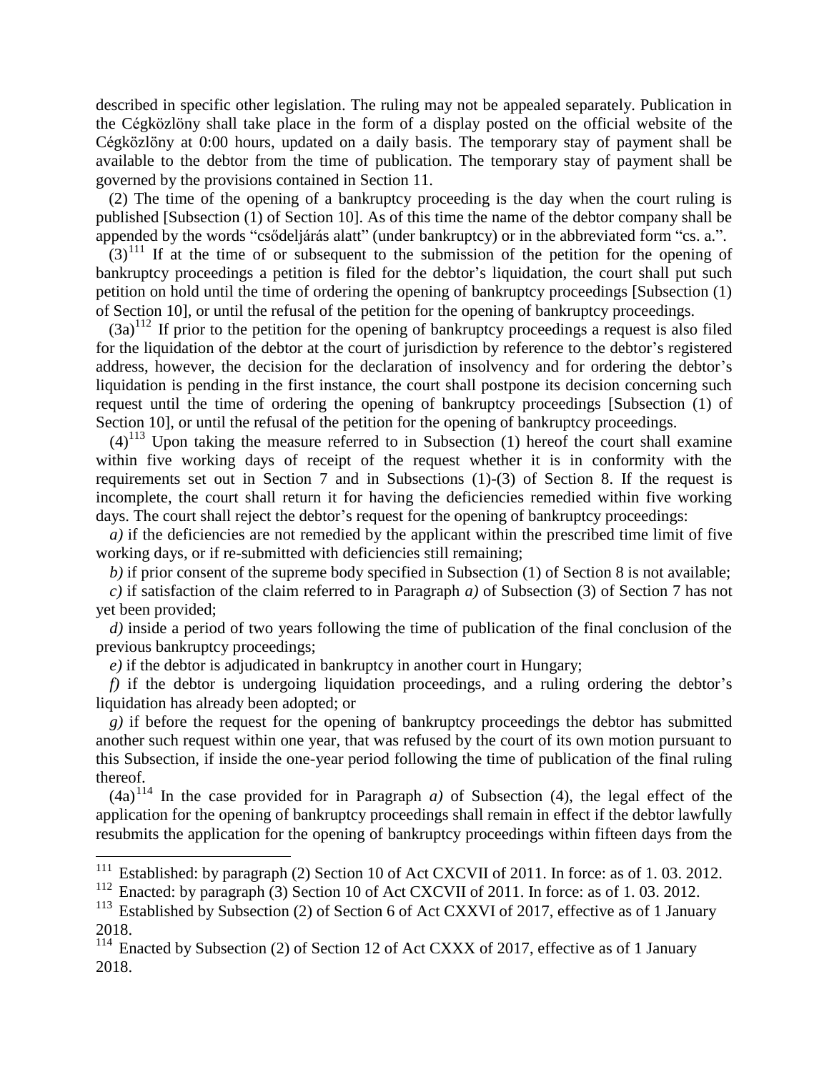described in specific other legislation. The ruling may not be appealed separately. Publication in the Cégközlöny shall take place in the form of a display posted on the official website of the Cégközlöny at 0:00 hours, updated on a daily basis. The temporary stay of payment shall be available to the debtor from the time of publication. The temporary stay of payment shall be governed by the provisions contained in Section 11.

(2) The time of the opening of a bankruptcy proceeding is the day when the court ruling is published [Subsection (1) of Section 10]. As of this time the name of the debtor company shall be appended by the words "csődeljárás alatt" (under bankruptcy) or in the abbreviated form "cs. a.".

(3)[111] If at the time of or subsequent to the submission of the petition for the opening of bankruptcy proceedings a petition is filed for the debtor's liquidation, the court shall put such petition on hold until the time of ordering the opening of bankruptcy proceedings [Subsection (1) of Section 10], or until the refusal of the petition for the opening of bankruptcy proceedings.

(3a)[112] If prior to the petition for the opening of bankruptcy proceedings a request is also filed for the liquidation of the debtor at the court of jurisdiction by reference to the debtor's registered address, however, the decision for the declaration of insolvency and for ordering the debtor's liquidation is pending in the first instance, the court shall postpone its decision concerning such request until the time of ordering the opening of bankruptcy proceedings [Subsection (1) of Section 10], or until the refusal of the petition for the opening of bankruptcy proceedings.

(4)[113] Upon taking the measure referred to in Subsection (1) hereof the court shall examine within five working days of receipt of the request whether it is in conformity with the requirements set out in Section 7 and in Subsections (1)-(3) of Section 8. If the request is incomplete, the court shall return it for having the deficiencies remedied within five working days. The court shall reject the debtor's request for the opening of bankruptcy proceedings:

*a)* if the deficiencies are not remedied by the applicant within the prescribed time limit of five working days, or if re-submitted with deficiencies still remaining;

*b)* if prior consent of the supreme body specified in Subsection (1) of Section 8 is not available;

*c)* if satisfaction of the claim referred to in Paragraph *a)* of Subsection (3) of Section 7 has not yet been provided;

*d)* inside a period of two years following the time of publication of the final conclusion of the previous bankruptcy proceedings;

*e)* if the debtor is adjudicated in bankruptcy in another court in Hungary;

*f)* if the debtor is undergoing liquidation proceedings, and a ruling ordering the debtor's liquidation has already been adopted; or

*g)* if before the request for the opening of bankruptcy proceedings the debtor has submitted another such request within one year, that was refused by the court of its own motion pursuant to this Subsection, if inside the one-year period following the time of publication of the final ruling thereof.

(4a)[114] In the case provided for in Paragraph *a)* of Subsection (4), the legal effect of the application for the opening of bankruptcy proceedings shall remain in effect if the debtor lawfully resubmits the application for the opening of bankruptcy proceedings within fifteen days from the

---

[111] Established: by paragraph (2) Section 10 of Act CXCVII of 2011. In force: as of 1. 03. 2012.

[112] Enacted: by paragraph (3) Section 10 of Act CXCVII of 2011. In force: as of 1. 03. 2012.

[113] Established by Subsection (2) of Section 6 of Act CXXVI of 2017, effective as of 1 January 2018.

[114] Enacted by Subsection (2) of Section 12 of Act CXXX of 2017, effective as of 1 January 2018.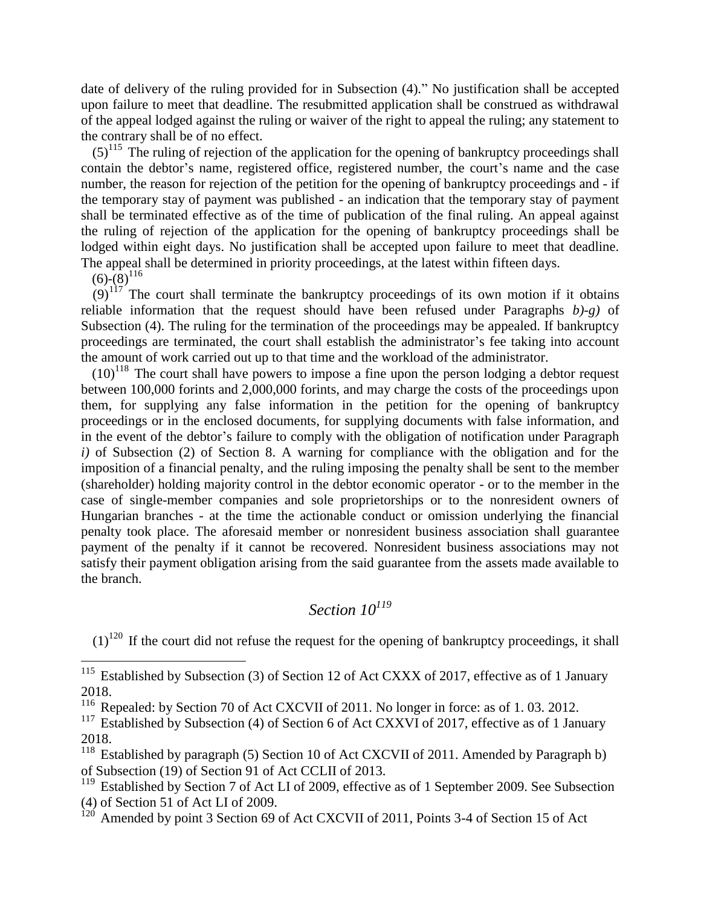date of delivery of the ruling provided for in Subsection (4)." No justification shall be accepted upon failure to meet that deadline. The resubmitted application shall be construed as withdrawal of the appeal lodged against the ruling or waiver of the right to appeal the ruling; any statement to the contrary shall be of no effect.

(5)[115] The ruling of rejection of the application for the opening of bankruptcy proceedings shall contain the debtor's name, registered office, registered number, the court's name and the case number, the reason for rejection of the petition for the opening of bankruptcy proceedings and - if the temporary stay of payment was published - an indication that the temporary stay of payment shall be terminated effective as of the time of publication of the final ruling. An appeal against the ruling of rejection of the application for the opening of bankruptcy proceedings shall be lodged within eight days. No justification shall be accepted upon failure to meet that deadline. The appeal shall be determined in priority proceedings, at the latest within fifteen days.

(6)-(8)[116]

(9)[117] The court shall terminate the bankruptcy proceedings of its own motion if it obtains reliable information that the request should have been refused under Paragraphs *b)-g)* of Subsection (4). The ruling for the termination of the proceedings may be appealed. If bankruptcy proceedings are terminated, the court shall establish the administrator's fee taking into account the amount of work carried out up to that time and the workload of the administrator.

(10)[118] The court shall have powers to impose a fine upon the person lodging a debtor request between 100,000 forints and 2,000,000 forints, and may charge the costs of the proceedings upon them, for supplying any false information in the petition for the opening of bankruptcy proceedings or in the enclosed documents, for supplying documents with false information, and in the event of the debtor's failure to comply with the obligation of notification under Paragraph *i)* of Subsection (2) of Section 8. A warning for compliance with the obligation and for the imposition of a financial penalty, and the ruling imposing the penalty shall be sent to the member (shareholder) holding majority control in the debtor economic operator - or to the member in the case of single-member companies and sole proprietorships or to the nonresident owners of Hungarian branches - at the time the actionable conduct or omission underlying the financial penalty took place. The aforesaid member or nonresident business association shall guarantee payment of the penalty if it cannot be recovered. Nonresident business associations may not satisfy their payment obligation arising from the said guarantee from the assets made available to the branch.

## *Section 10*[119]

(1)[120] If the court did not refuse the request for the opening of bankruptcy proceedings, it shall

---

[115] Established by Subsection (3) of Section 12 of Act CXXX of 2017, effective as of 1 January 2018.

[116] Repealed: by Section 70 of Act CXCVII of 2011. No longer in force: as of 1. 03. 2012.

[117] Established by Subsection (4) of Section 6 of Act CXXVI of 2017, effective as of 1 January 2018.

[118] Established by paragraph (5) Section 10 of Act CXCVII of 2011. Amended by Paragraph b) of Subsection (19) of Section 91 of Act CCLII of 2013.

[119] Established by Section 7 of Act LI of 2009, effective as of 1 September 2009. See Subsection (4) of Section 51 of Act LI of 2009.

[120] Amended by point 3 Section 69 of Act CXCVII of 2011, Points 3-4 of Section 15 of Act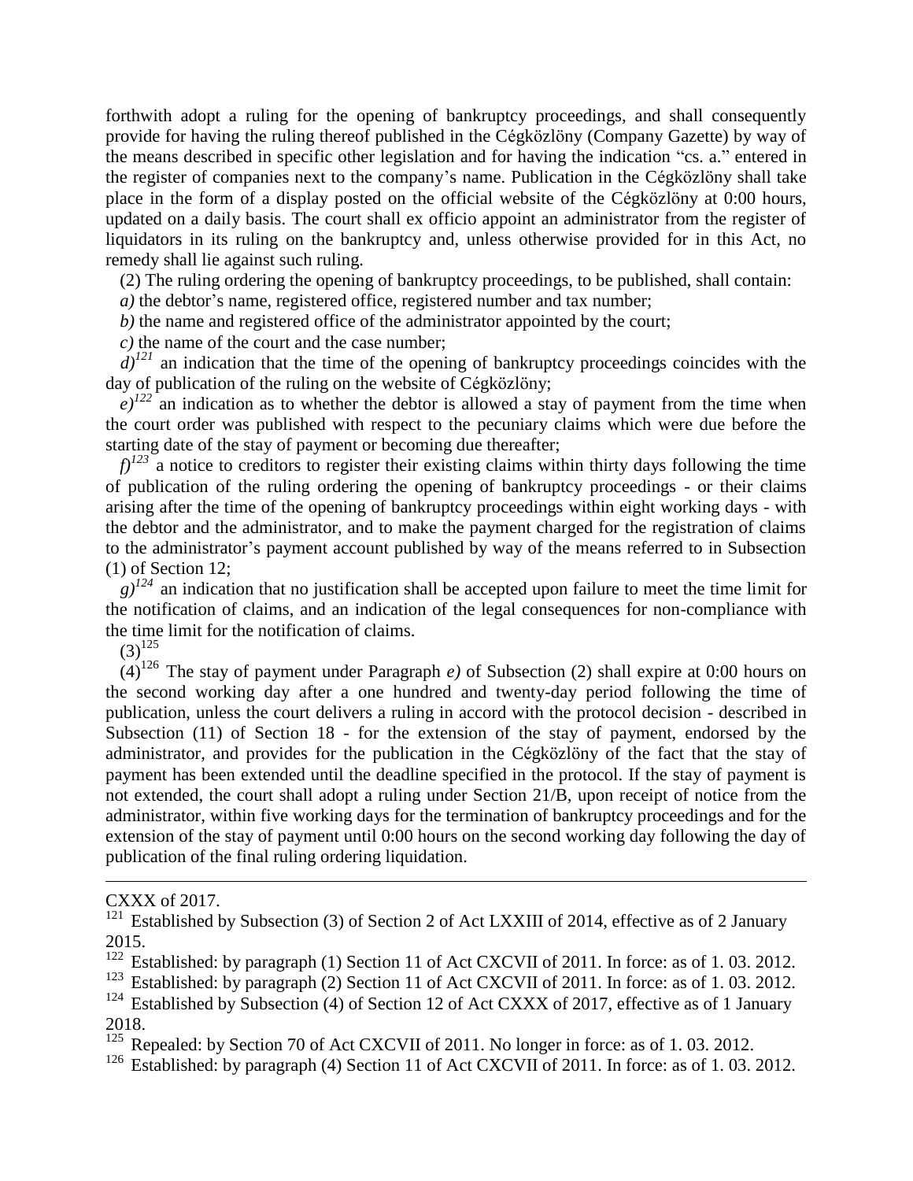forthwith adopt a ruling for the opening of bankruptcy proceedings, and shall consequently provide for having the ruling thereof published in the Cégközlöny (Company Gazette) by way of the means described in specific other legislation and for having the indication "cs. a." entered in the register of companies next to the company's name. Publication in the Cégközlöny shall take place in the form of a display posted on the official website of the Cégközlöny at 0:00 hours, updated on a daily basis. The court shall ex officio appoint an administrator from the register of liquidators in its ruling on the bankruptcy and, unless otherwise provided for in this Act, no remedy shall lie against such ruling.

(2) The ruling ordering the opening of bankruptcy proceedings, to be published, shall contain:

*a)* the debtor's name, registered office, registered number and tax number;

*b)* the name and registered office of the administrator appointed by the court;

*c)* the name of the court and the case number;

*d)*[121] an indication that the time of the opening of bankruptcy proceedings coincides with the day of publication of the ruling on the website of Cégközlöny;

*e)*[122] an indication as to whether the debtor is allowed a stay of payment from the time when the court order was published with respect to the pecuniary claims which were due before the starting date of the stay of payment or becoming due thereafter;

*f)*[123] a notice to creditors to register their existing claims within thirty days following the time of publication of the ruling ordering the opening of bankruptcy proceedings - or their claims arising after the time of the opening of bankruptcy proceedings within eight working days - with the debtor and the administrator, and to make the payment charged for the registration of claims to the administrator's payment account published by way of the means referred to in Subsection (1) of Section 12;

*g)*[124] an indication that no justification shall be accepted upon failure to meet the time limit for the notification of claims, and an indication of the legal consequences for non-compliance with the time limit for the notification of claims.

(3)[125]

(4)[126] The stay of payment under Paragraph *e)* of Subsection (2) shall expire at 0:00 hours on the second working day after a one hundred and twenty-day period following the time of publication, unless the court delivers a ruling in accord with the protocol decision - described in Subsection (11) of Section 18 - for the extension of the stay of payment, endorsed by the administrator, and provides for the publication in the Cégközlöny of the fact that the stay of payment has been extended until the deadline specified in the protocol. If the stay of payment is not extended, the court shall adopt a ruling under Section 21/B, upon receipt of notice from the administrator, within five working days for the termination of bankruptcy proceedings and for the extension of the stay of payment until 0:00 hours on the second working day following the day of publication of the final ruling ordering liquidation.

---

CXXX of 2017.

[121] Established by Subsection (3) of Section 2 of Act LXXIII of 2014, effective as of 2 January 2015.

[122] Established: by paragraph (1) Section 11 of Act CXCVII of 2011. In force: as of 1. 03. 2012.

[123] Established: by paragraph (2) Section 11 of Act CXCVII of 2011. In force: as of 1. 03. 2012.

[124] Established by Subsection (4) of Section 12 of Act CXXX of 2017, effective as of 1 January 2018.

[125] Repealed: by Section 70 of Act CXCVII of 2011. No longer in force: as of 1. 03. 2012.

[126] Established: by paragraph (4) Section 11 of Act CXCVII of 2011. In force: as of 1. 03. 2012.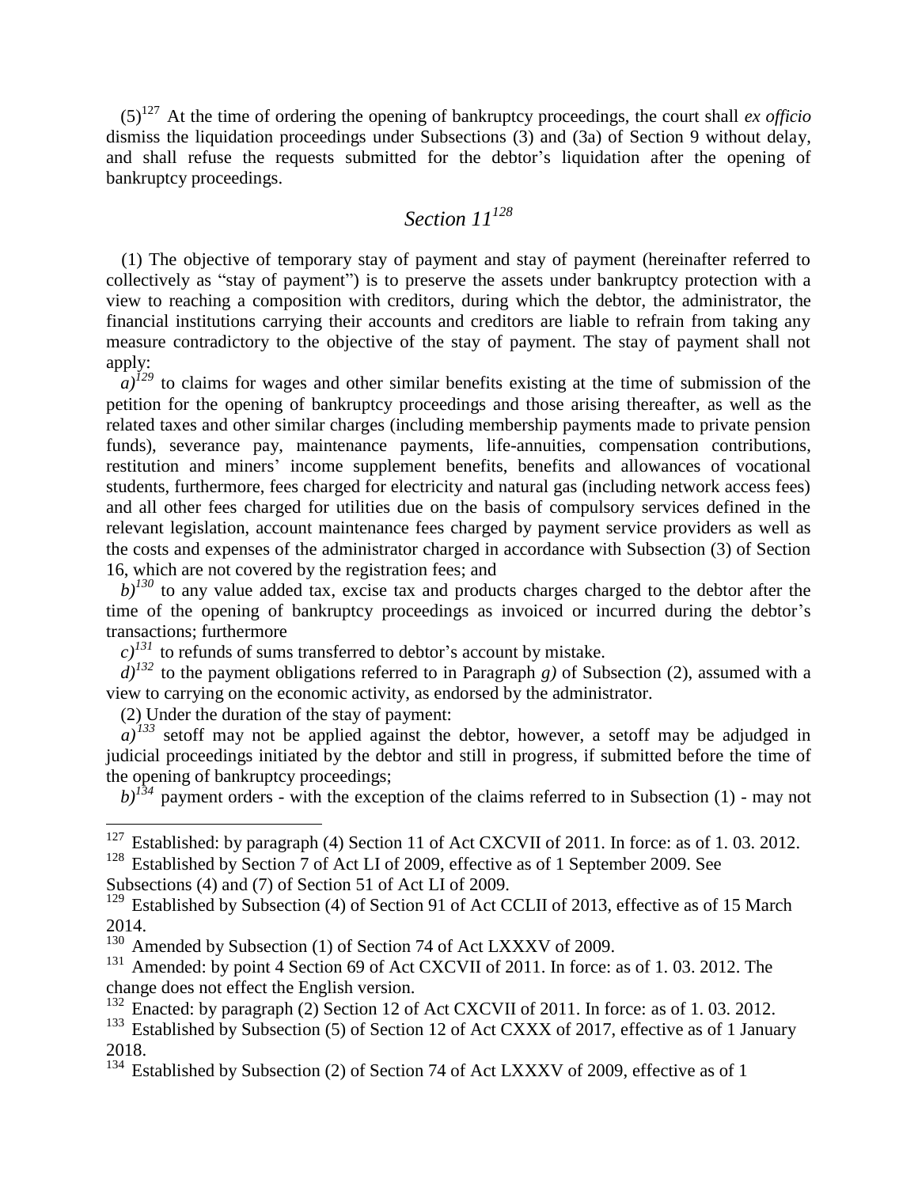(5)[127] At the time of ordering the opening of bankruptcy proceedings, the court shall *ex officio* dismiss the liquidation proceedings under Subsections (3) and (3a) of Section 9 without delay, and shall refuse the requests submitted for the debtor's liquidation after the opening of bankruptcy proceedings.

## *Section 11*[128]

(1) The objective of temporary stay of payment and stay of payment (hereinafter referred to collectively as "stay of payment") is to preserve the assets under bankruptcy protection with a view to reaching a composition with creditors, during which the debtor, the administrator, the financial institutions carrying their accounts and creditors are liable to refrain from taking any measure contradictory to the objective of the stay of payment. The stay of payment shall not apply:

*a)*[129] to claims for wages and other similar benefits existing at the time of submission of the petition for the opening of bankruptcy proceedings and those arising thereafter, as well as the related taxes and other similar charges (including membership payments made to private pension funds), severance pay, maintenance payments, life-annuities, compensation contributions, restitution and miners' income supplement benefits, benefits and allowances of vocational students, furthermore, fees charged for electricity and natural gas (including network access fees) and all other fees charged for utilities due on the basis of compulsory services defined in the relevant legislation, account maintenance fees charged by payment service providers as well as the costs and expenses of the administrator charged in accordance with Subsection (3) of Section 16, which are not covered by the registration fees; and

*b)*[130] to any value added tax, excise tax and products charges charged to the debtor after the time of the opening of bankruptcy proceedings as invoiced or incurred during the debtor's transactions; furthermore

*c)*[131] to refunds of sums transferred to debtor's account by mistake.

*d)*[132] to the payment obligations referred to in Paragraph *g)* of Subsection (2), assumed with a view to carrying on the economic activity, as endorsed by the administrator.

(2) Under the duration of the stay of payment:

*a)*[133] setoff may not be applied against the debtor, however, a setoff may be adjudged in judicial proceedings initiated by the debtor and still in progress, if submitted before the time of the opening of bankruptcy proceedings;

*b)*[134] payment orders - with the exception of the claims referred to in Subsection (1) - may not

---

[127] Established: by paragraph (4) Section 11 of Act CXCVII of 2011. In force: as of 1. 03. 2012.

[128] Established by Section 7 of Act LI of 2009, effective as of 1 September 2009. See Subsections (4) and (7) of Section 51 of Act LI of 2009.

[129] Established by Subsection (4) of Section 91 of Act CCLII of 2013, effective as of 15 March 2014.

[130] Amended by Subsection (1) of Section 74 of Act LXXXV of 2009.

[131] Amended: by point 4 Section 69 of Act CXCVII of 2011. In force: as of 1. 03. 2012. The change does not effect the English version.

[132] Enacted: by paragraph (2) Section 12 of Act CXCVII of 2011. In force: as of 1. 03. 2012.

[133] Established by Subsection (5) of Section 12 of Act CXXX of 2017, effective as of 1 January 2018.

[134] Established by Subsection (2) of Section 74 of Act LXXXV of 2009, effective as of 1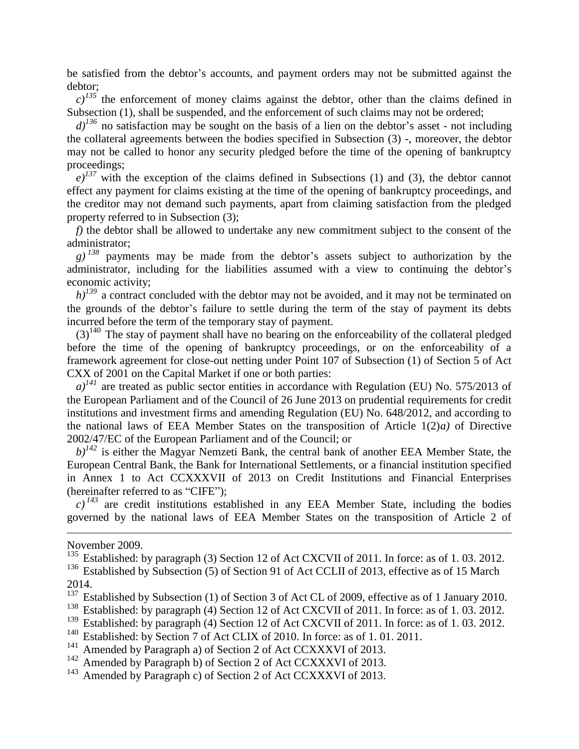be satisfied from the debtor's accounts, and payment orders may not be submitted against the debtor;

*c)*[135] the enforcement of money claims against the debtor, other than the claims defined in Subsection (1), shall be suspended, and the enforcement of such claims may not be ordered;

*d)*[136] no satisfaction may be sought on the basis of a lien on the debtor's asset - not including the collateral agreements between the bodies specified in Subsection (3) -, moreover, the debtor may not be called to honor any security pledged before the time of the opening of bankruptcy proceedings;

*e)*[137] with the exception of the claims defined in Subsections (1) and (3), the debtor cannot effect any payment for claims existing at the time of the opening of bankruptcy proceedings, and the creditor may not demand such payments, apart from claiming satisfaction from the pledged property referred to in Subsection (3);

*f)* the debtor shall be allowed to undertake any new commitment subject to the consent of the administrator;

*g)*[138] payments may be made from the debtor's assets subject to authorization by the administrator, including for the liabilities assumed with a view to continuing the debtor's economic activity;

*h)*[139] a contract concluded with the debtor may not be avoided, and it may not be terminated on the grounds of the debtor's failure to settle during the term of the stay of payment its debts incurred before the term of the temporary stay of payment.

(3)[140] The stay of payment shall have no bearing on the enforceability of the collateral pledged before the time of the opening of bankruptcy proceedings, or on the enforceability of a framework agreement for close-out netting under Point 107 of Subsection (1) of Section 5 of Act CXX of 2001 on the Capital Market if one or both parties:

*a)*[141] are treated as public sector entities in accordance with Regulation (EU) No. 575/2013 of the European Parliament and of the Council of 26 June 2013 on prudential requirements for credit institutions and investment firms and amending Regulation (EU) No. 648/2012, and according to the national laws of EEA Member States on the transposition of Article 1(2)*a)* of Directive 2002/47/EC of the European Parliament and of the Council; or

*b)*[142] is either the Magyar Nemzeti Bank, the central bank of another EEA Member State, the European Central Bank, the Bank for International Settlements, or a financial institution specified in Annex 1 to Act CCXXXVII of 2013 on Credit Institutions and Financial Enterprises (hereinafter referred to as "CIFE");

*c)*[143] are credit institutions established in any EEA Member State, including the bodies governed by the national laws of EEA Member States on the transposition of Article 2 of

---

November 2009.

[135] Established: by paragraph (3) Section 12 of Act CXCVII of 2011. In force: as of 1. 03. 2012.

[136] Established by Subsection (5) of Section 91 of Act CCLII of 2013, effective as of 15 March 2014.

[137] Established by Subsection (1) of Section 3 of Act CL of 2009, effective as of 1 January 2010.

[138] Established: by paragraph (4) Section 12 of Act CXCVII of 2011. In force: as of 1. 03. 2012.

[139] Established: by paragraph (4) Section 12 of Act CXCVII of 2011. In force: as of 1. 03. 2012.

[140] Established: by Section 7 of Act CLIX of 2010. In force: as of 1. 01. 2011.

[141] Amended by Paragraph a) of Section 2 of Act CCXXXVI of 2013.

[142] Amended by Paragraph b) of Section 2 of Act CCXXXVI of 2013.

[143] Amended by Paragraph c) of Section 2 of Act CCXXXVI of 2013.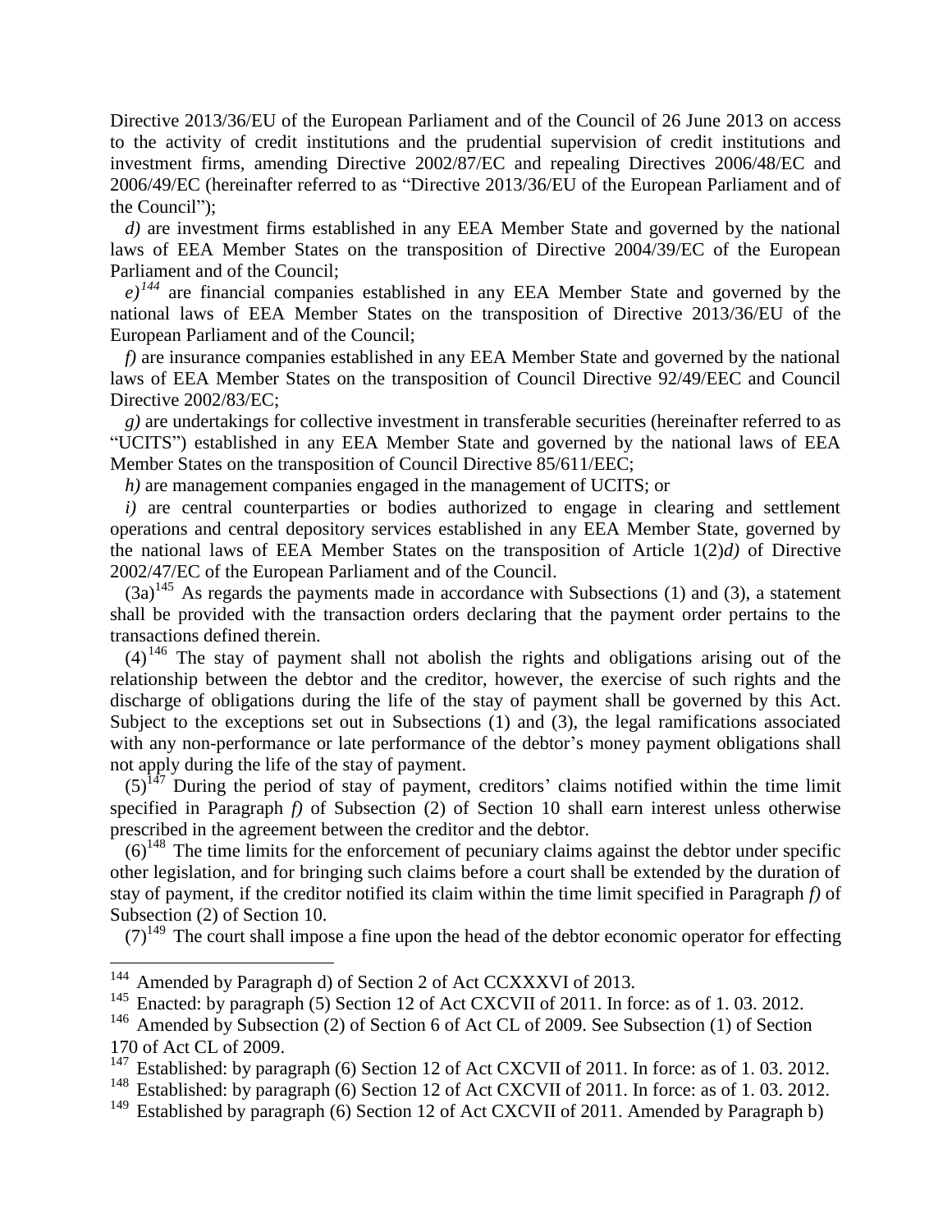Directive 2013/36/EU of the European Parliament and of the Council of 26 June 2013 on access to the activity of credit institutions and the prudential supervision of credit institutions and investment firms, amending Directive 2002/87/EC and repealing Directives 2006/48/EC and 2006/49/EC (hereinafter referred to as "Directive 2013/36/EU of the European Parliament and of the Council");

*d)* are investment firms established in any EEA Member State and governed by the national laws of EEA Member States on the transposition of Directive 2004/39/EC of the European Parliament and of the Council;

*e)*[144] are financial companies established in any EEA Member State and governed by the national laws of EEA Member States on the transposition of Directive 2013/36/EU of the European Parliament and of the Council;

*f)* are insurance companies established in any EEA Member State and governed by the national laws of EEA Member States on the transposition of Council Directive 92/49/EEC and Council Directive 2002/83/EC;

*g)* are undertakings for collective investment in transferable securities (hereinafter referred to as "UCITS") established in any EEA Member State and governed by the national laws of EEA Member States on the transposition of Council Directive 85/611/EEC;

*h)* are management companies engaged in the management of UCITS; or

*i)* are central counterparties or bodies authorized to engage in clearing and settlement operations and central depository services established in any EEA Member State, governed by the national laws of EEA Member States on the transposition of Article 1(2)*d)* of Directive 2002/47/EC of the European Parliament and of the Council.

(3a)[145] As regards the payments made in accordance with Subsections (1) and (3), a statement shall be provided with the transaction orders declaring that the payment order pertains to the transactions defined therein.

(4)[146] The stay of payment shall not abolish the rights and obligations arising out of the relationship between the debtor and the creditor, however, the exercise of such rights and the discharge of obligations during the life of the stay of payment shall be governed by this Act. Subject to the exceptions set out in Subsections (1) and (3), the legal ramifications associated with any non-performance or late performance of the debtor's money payment obligations shall not apply during the life of the stay of payment.

(5)[147] During the period of stay of payment, creditors' claims notified within the time limit specified in Paragraph *f)* of Subsection (2) of Section 10 shall earn interest unless otherwise prescribed in the agreement between the creditor and the debtor.

(6)[148] The time limits for the enforcement of pecuniary claims against the debtor under specific other legislation, and for bringing such claims before a court shall be extended by the duration of stay of payment, if the creditor notified its claim within the time limit specified in Paragraph *f)* of Subsection (2) of Section 10.

(7)[149] The court shall impose a fine upon the head of the debtor economic operator for effecting

---

[144] Amended by Paragraph d) of Section 2 of Act CCXXXVI of 2013.

[145] Enacted: by paragraph (5) Section 12 of Act CXCVII of 2011. In force: as of 1. 03. 2012.

[146] Amended by Subsection (2) of Section 6 of Act CL of 2009. See Subsection (1) of Section 170 of Act CL of 2009.

[147] Established: by paragraph (6) Section 12 of Act CXCVII of 2011. In force: as of 1. 03. 2012.

[148] Established: by paragraph (6) Section 12 of Act CXCVII of 2011. In force: as of 1. 03. 2012.

[149] Established by paragraph (6) Section 12 of Act CXCVII of 2011. Amended by Paragraph b)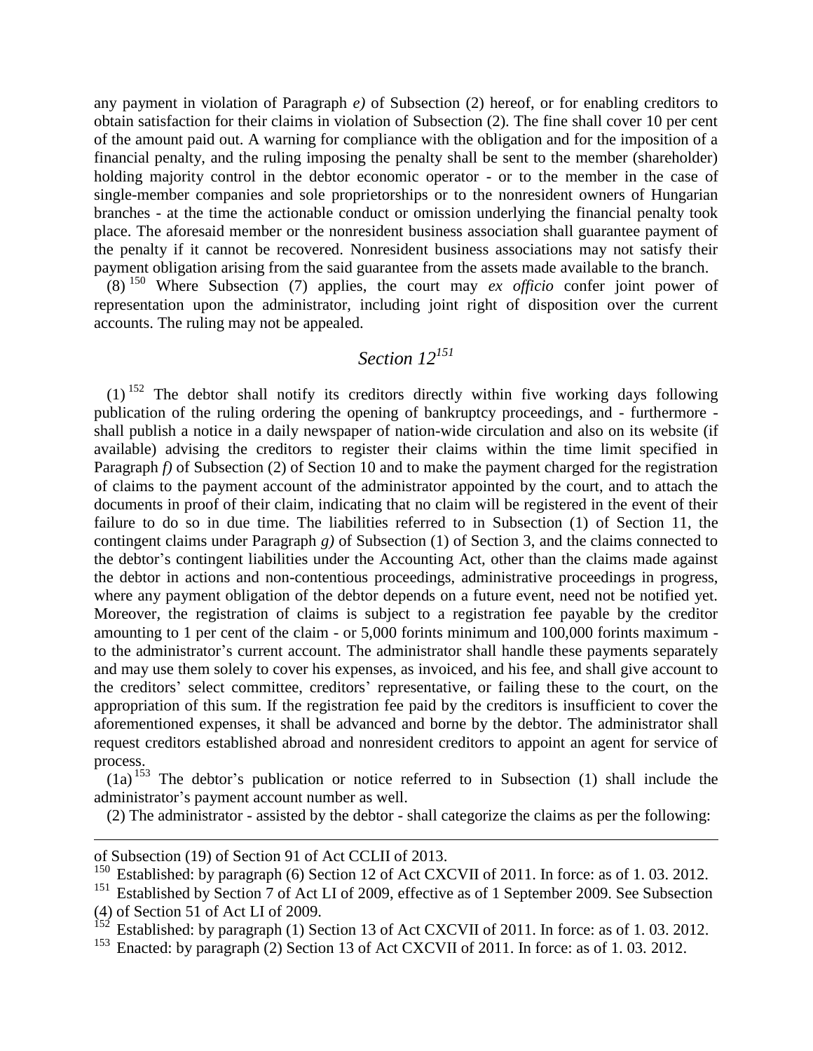any payment in violation of Paragraph *e)* of Subsection (2) hereof, or for enabling creditors to obtain satisfaction for their claims in violation of Subsection (2). The fine shall cover 10 per cent of the amount paid out. A warning for compliance with the obligation and for the imposition of a financial penalty, and the ruling imposing the penalty shall be sent to the member (shareholder) holding majority control in the debtor economic operator - or to the member in the case of single-member companies and sole proprietorships or to the nonresident owners of Hungarian branches - at the time the actionable conduct or omission underlying the financial penalty took place. The aforesaid member or the nonresident business association shall guarantee payment of the penalty if it cannot be recovered. Nonresident business associations may not satisfy their payment obligation arising from the said guarantee from the assets made available to the branch.

(8) [150] Where Subsection (7) applies, the court may *ex officio* confer joint power of representation upon the administrator, including joint right of disposition over the current accounts. The ruling may not be appealed.

## *Section 12*[151]

(1) [152] The debtor shall notify its creditors directly within five working days following publication of the ruling ordering the opening of bankruptcy proceedings, and - furthermore - shall publish a notice in a daily newspaper of nation-wide circulation and also on its website (if available) advising the creditors to register their claims within the time limit specified in Paragraph *f)* of Subsection (2) of Section 10 and to make the payment charged for the registration of claims to the payment account of the administrator appointed by the court, and to attach the documents in proof of their claim, indicating that no claim will be registered in the event of their failure to do so in due time. The liabilities referred to in Subsection (1) of Section 11, the contingent claims under Paragraph *g)* of Subsection (1) of Section 3, and the claims connected to the debtor's contingent liabilities under the Accounting Act, other than the claims made against the debtor in actions and non-contentious proceedings, administrative proceedings in progress, where any payment obligation of the debtor depends on a future event, need not be notified yet. Moreover, the registration of claims is subject to a registration fee payable by the creditor amounting to 1 per cent of the claim - or 5,000 forints minimum and 100,000 forints maximum - to the administrator's current account. The administrator shall handle these payments separately and may use them solely to cover his expenses, as invoiced, and his fee, and shall give account to the creditors' select committee, creditors' representative, or failing these to the court, on the appropriation of this sum. If the registration fee paid by the creditors is insufficient to cover the aforementioned expenses, it shall be advanced and borne by the debtor. The administrator shall request creditors established abroad and nonresident creditors to appoint an agent for service of process.

(1a) [153] The debtor's publication or notice referred to in Subsection (1) shall include the administrator's payment account number as well.

(2) The administrator - assisted by the debtor - shall categorize the claims as per the following:

---

of Subsection (19) of Section 91 of Act CCLII of 2013.

[150] Established: by paragraph (6) Section 12 of Act CXCVII of 2011. In force: as of 1. 03. 2012.

[151] Established by Section 7 of Act LI of 2009, effective as of 1 September 2009. See Subsection (4) of Section 51 of Act LI of 2009.

[152] Established: by paragraph (1) Section 13 of Act CXCVII of 2011. In force: as of 1. 03. 2012.

[153] Enacted: by paragraph (2) Section 13 of Act CXCVII of 2011. In force: as of 1. 03. 2012.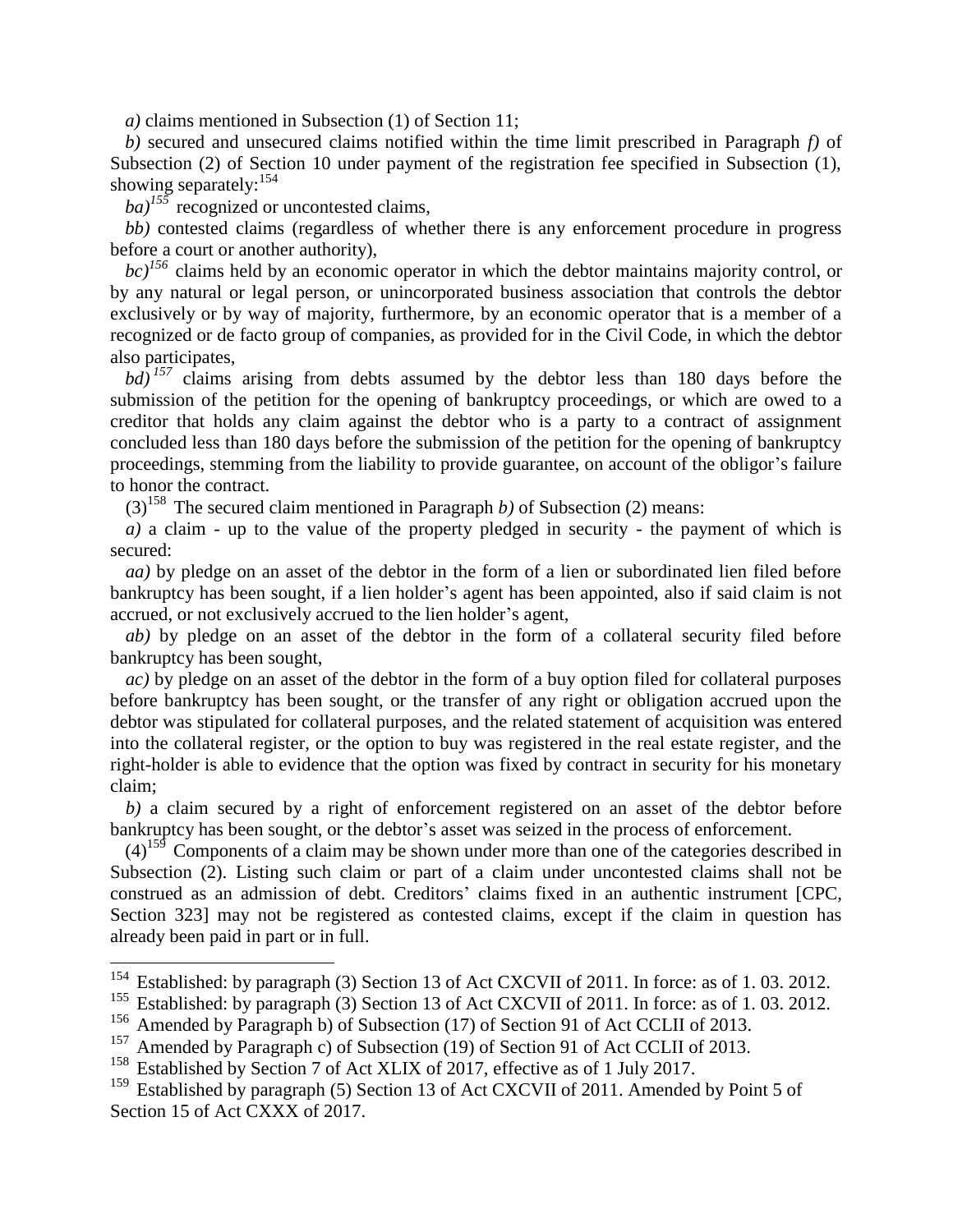*a)* claims mentioned in Subsection (1) of Section 11;

*b)* secured and unsecured claims notified within the time limit prescribed in Paragraph *f)* of Subsection (2) of Section 10 under payment of the registration fee specified in Subsection (1), showing separately:[154]

*ba)*[155] recognized or uncontested claims,

*bb)* contested claims (regardless of whether there is any enforcement procedure in progress before a court or another authority),

*bc)*[156] claims held by an economic operator in which the debtor maintains majority control, or by any natural or legal person, or unincorporated business association that controls the debtor exclusively or by way of majority, furthermore, by an economic operator that is a member of a recognized or de facto group of companies, as provided for in the Civil Code, in which the debtor also participates,

*bd)*[157] claims arising from debts assumed by the debtor less than 180 days before the submission of the petition for the opening of bankruptcy proceedings, or which are owed to a creditor that holds any claim against the debtor who is a party to a contract of assignment concluded less than 180 days before the submission of the petition for the opening of bankruptcy proceedings, stemming from the liability to provide guarantee, on account of the obligor's failure to honor the contract.

(3)[158] The secured claim mentioned in Paragraph *b)* of Subsection (2) means:

*a)* a claim - up to the value of the property pledged in security - the payment of which is secured:

*aa)* by pledge on an asset of the debtor in the form of a lien or subordinated lien filed before bankruptcy has been sought, if a lien holder's agent has been appointed, also if said claim is not accrued, or not exclusively accrued to the lien holder's agent,

*ab)* by pledge on an asset of the debtor in the form of a collateral security filed before bankruptcy has been sought,

*ac)* by pledge on an asset of the debtor in the form of a buy option filed for collateral purposes before bankruptcy has been sought, or the transfer of any right or obligation accrued upon the debtor was stipulated for collateral purposes, and the related statement of acquisition was entered into the collateral register, or the option to buy was registered in the real estate register, and the right-holder is able to evidence that the option was fixed by contract in security for his monetary claim;

*b)* a claim secured by a right of enforcement registered on an asset of the debtor before bankruptcy has been sought, or the debtor's asset was seized in the process of enforcement.

(4)[159] Components of a claim may be shown under more than one of the categories described in Subsection (2). Listing such claim or part of a claim under uncontested claims shall not be construed as an admission of debt. Creditors' claims fixed in an authentic instrument [CPC, Section 323] may not be registered as contested claims, except if the claim in question has already been paid in part or in full.

---

[154] Established: by paragraph (3) Section 13 of Act CXCVII of 2011. In force: as of 1. 03. 2012.

[155] Established: by paragraph (3) Section 13 of Act CXCVII of 2011. In force: as of 1. 03. 2012.

[156] Amended by Paragraph b) of Subsection (17) of Section 91 of Act CCLII of 2013.

[157] Amended by Paragraph c) of Subsection (19) of Section 91 of Act CCLII of 2013.

[158] Established by Section 7 of Act XLIX of 2017, effective as of 1 July 2017.

[159] Established by paragraph (5) Section 13 of Act CXCVII of 2011. Amended by Point 5 of Section 15 of Act CXXX of 2017.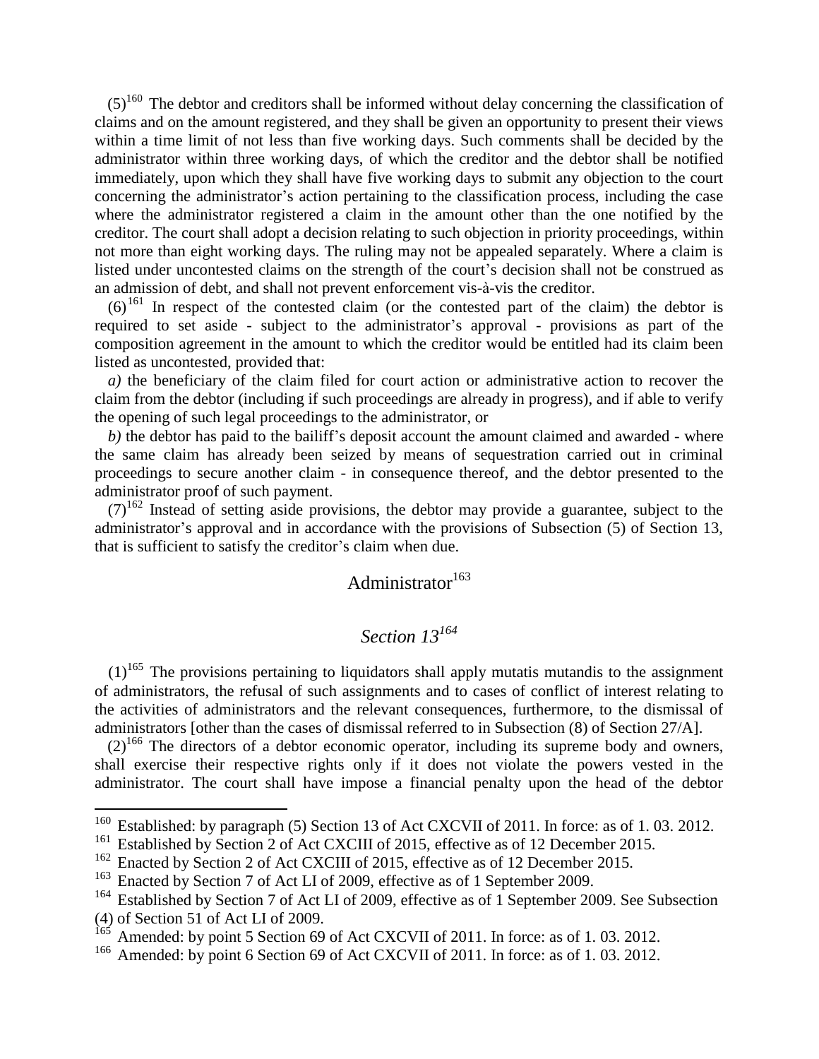(5)[160] The debtor and creditors shall be informed without delay concerning the classification of claims and on the amount registered, and they shall be given an opportunity to present their views within a time limit of not less than five working days. Such comments shall be decided by the administrator within three working days, of which the creditor and the debtor shall be notified immediately, upon which they shall have five working days to submit any objection to the court concerning the administrator's action pertaining to the classification process, including the case where the administrator registered a claim in the amount other than the one notified by the creditor. The court shall adopt a decision relating to such objection in priority proceedings, within not more than eight working days. The ruling may not be appealed separately. Where a claim is listed under uncontested claims on the strength of the court's decision shall not be construed as an admission of debt, and shall not prevent enforcement vis-à-vis the creditor.

(6)[161] In respect of the contested claim (or the contested part of the claim) the debtor is required to set aside - subject to the administrator's approval - provisions as part of the composition agreement in the amount to which the creditor would be entitled had its claim been listed as uncontested, provided that:

*a)* the beneficiary of the claim filed for court action or administrative action to recover the claim from the debtor (including if such proceedings are already in progress), and if able to verify the opening of such legal proceedings to the administrator, or

*b)* the debtor has paid to the bailiff's deposit account the amount claimed and awarded - where the same claim has already been seized by means of sequestration carried out in criminal proceedings to secure another claim - in consequence thereof, and the debtor presented to the administrator proof of such payment.

(7)[162] Instead of setting aside provisions, the debtor may provide a guarantee, subject to the administrator's approval and in accordance with the provisions of Subsection (5) of Section 13, that is sufficient to satisfy the creditor's claim when due.

## Administrator[163]

## *Section 13[164]*

(1)[165] The provisions pertaining to liquidators shall apply mutatis mutandis to the assignment of administrators, the refusal of such assignments and to cases of conflict of interest relating to the activities of administrators and the relevant consequences, furthermore, to the dismissal of administrators [other than the cases of dismissal referred to in Subsection (8) of Section 27/A].

(2)[166] The directors of a debtor economic operator, including its supreme body and owners, shall exercise their respective rights only if it does not violate the powers vested in the administrator. The court shall have impose a financial penalty upon the head of the debtor

---

[160] Established: by paragraph (5) Section 13 of Act CXCVII of 2011. In force: as of 1. 03. 2012.

[161] Established by Section 2 of Act CXCIII of 2015, effective as of 12 December 2015.

[162] Enacted by Section 2 of Act CXCIII of 2015, effective as of 12 December 2015.

[163] Enacted by Section 7 of Act LI of 2009, effective as of 1 September 2009.

[164] Established by Section 7 of Act LI of 2009, effective as of 1 September 2009. See Subsection (4) of Section 51 of Act LI of 2009.

[165] Amended: by point 5 Section 69 of Act CXCVII of 2011. In force: as of 1. 03. 2012.

[166] Amended: by point 6 Section 69 of Act CXCVII of 2011. In force: as of 1. 03. 2012.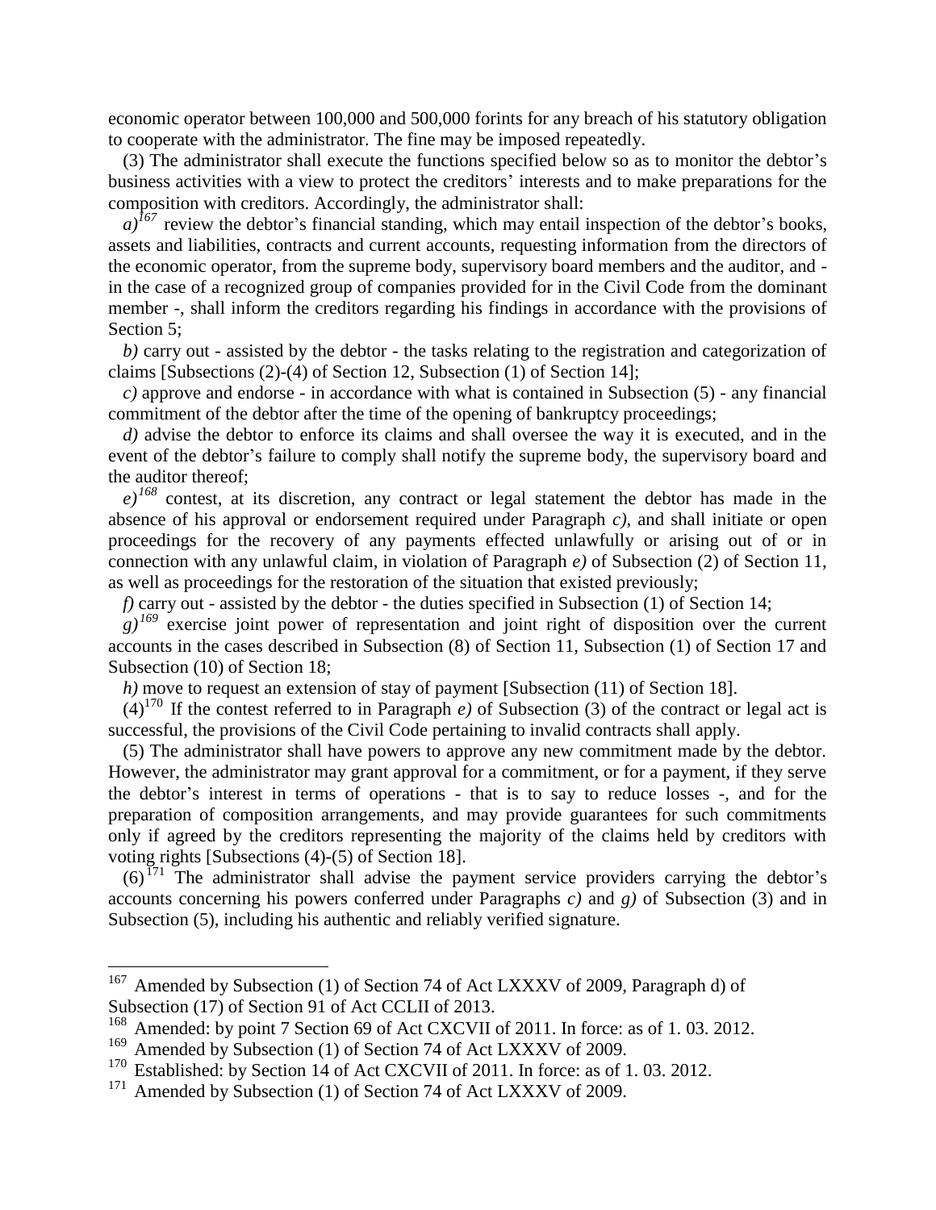economic operator between 100,000 and 500,000 forints for any breach of his statutory obligation to cooperate with the administrator. The fine may be imposed repeatedly.

(3) The administrator shall execute the functions specified below so as to monitor the debtor's business activities with a view to protect the creditors' interests and to make preparations for the composition with creditors. Accordingly, the administrator shall:

*a)*[167] review the debtor's financial standing, which may entail inspection of the debtor's books, assets and liabilities, contracts and current accounts, requesting information from the directors of the economic operator, from the supreme body, supervisory board members and the auditor, and - in the case of a recognized group of companies provided for in the Civil Code from the dominant member -, shall inform the creditors regarding his findings in accordance with the provisions of Section 5;

*b)* carry out - assisted by the debtor - the tasks relating to the registration and categorization of claims [Subsections (2)-(4) of Section 12, Subsection (1) of Section 14];

*c)* approve and endorse - in accordance with what is contained in Subsection (5) - any financial commitment of the debtor after the time of the opening of bankruptcy proceedings;

*d)* advise the debtor to enforce its claims and shall oversee the way it is executed, and in the event of the debtor's failure to comply shall notify the supreme body, the supervisory board and the auditor thereof;

*e)*[168] contest, at its discretion, any contract or legal statement the debtor has made in the absence of his approval or endorsement required under Paragraph *c)*, and shall initiate or open proceedings for the recovery of any payments effected unlawfully or arising out of or in connection with any unlawful claim, in violation of Paragraph *e)* of Subsection (2) of Section 11, as well as proceedings for the restoration of the situation that existed previously;

*f)* carry out - assisted by the debtor - the duties specified in Subsection (1) of Section 14;

*g)*[169] exercise joint power of representation and joint right of disposition over the current accounts in the cases described in Subsection (8) of Section 11, Subsection (1) of Section 17 and Subsection (10) of Section 18;

*h)* move to request an extension of stay of payment [Subsection (11) of Section 18].

(4)[170] If the contest referred to in Paragraph *e)* of Subsection (3) of the contract or legal act is successful, the provisions of the Civil Code pertaining to invalid contracts shall apply.

(5) The administrator shall have powers to approve any new commitment made by the debtor. However, the administrator may grant approval for a commitment, or for a payment, if they serve the debtor's interest in terms of operations - that is to say to reduce losses -, and for the preparation of composition arrangements, and may provide guarantees for such commitments only if agreed by the creditors representing the majority of the claims held by creditors with voting rights [Subsections (4)-(5) of Section 18].

(6)[171] The administrator shall advise the payment service providers carrying the debtor's accounts concerning his powers conferred under Paragraphs *c)* and *g)* of Subsection (3) and in Subsection (5), including his authentic and reliably verified signature.

---

[167] Amended by Subsection (1) of Section 74 of Act LXXXV of 2009, Paragraph d) of Subsection (17) of Section 91 of Act CCLII of 2013.

[168] Amended: by point 7 Section 69 of Act CXCVII of 2011. In force: as of 1. 03. 2012.

[169] Amended by Subsection (1) of Section 74 of Act LXXXV of 2009.

[170] Established: by Section 14 of Act CXCVII of 2011. In force: as of 1. 03. 2012.

[171] Amended by Subsection (1) of Section 74 of Act LXXXV of 2009.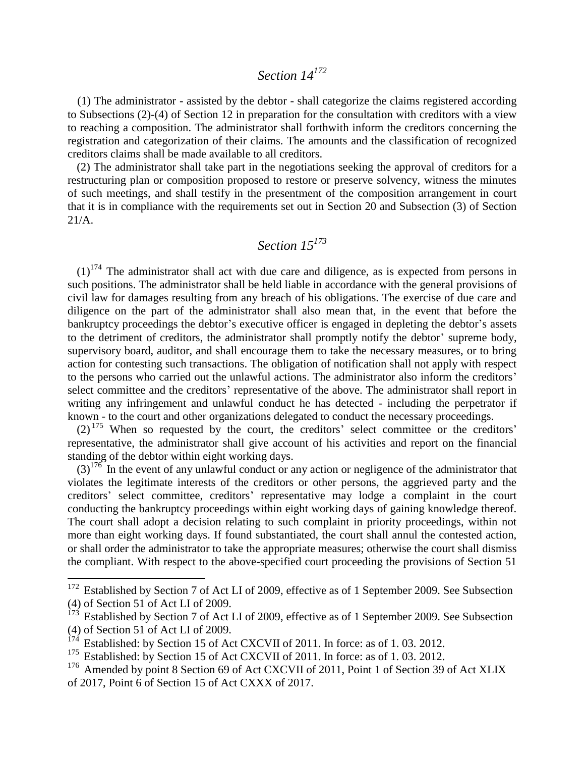## *Section 14*[172]

(1) The administrator - assisted by the debtor - shall categorize the claims registered according to Subsections (2)-(4) of Section 12 in preparation for the consultation with creditors with a view to reaching a composition. The administrator shall forthwith inform the creditors concerning the registration and categorization of their claims. The amounts and the classification of recognized creditors claims shall be made available to all creditors.

(2) The administrator shall take part in the negotiations seeking the approval of creditors for a restructuring plan or composition proposed to restore or preserve solvency, witness the minutes of such meetings, and shall testify in the presentment of the composition arrangement in court that it is in compliance with the requirements set out in Section 20 and Subsection (3) of Section 21/A.

## *Section 15*[173]

(1)[174] The administrator shall act with due care and diligence, as is expected from persons in such positions. The administrator shall be held liable in accordance with the general provisions of civil law for damages resulting from any breach of his obligations. The exercise of due care and diligence on the part of the administrator shall also mean that, in the event that before the bankruptcy proceedings the debtor's executive officer is engaged in depleting the debtor's assets to the detriment of creditors, the administrator shall promptly notify the debtor' supreme body, supervisory board, auditor, and shall encourage them to take the necessary measures, or to bring action for contesting such transactions. The obligation of notification shall not apply with respect to the persons who carried out the unlawful actions. The administrator also inform the creditors' select committee and the creditors' representative of the above. The administrator shall report in writing any infringement and unlawful conduct he has detected - including the perpetrator if known - to the court and other organizations delegated to conduct the necessary proceedings.

(2)[175] When so requested by the court, the creditors' select committee or the creditors' representative, the administrator shall give account of his activities and report on the financial standing of the debtor within eight working days.

(3)[176] In the event of any unlawful conduct or any action or negligence of the administrator that violates the legitimate interests of the creditors or other persons, the aggrieved party and the creditors' select committee, creditors' representative may lodge a complaint in the court conducting the bankruptcy proceedings within eight working days of gaining knowledge thereof. The court shall adopt a decision relating to such complaint in priority proceedings, within not more than eight working days. If found substantiated, the court shall annul the contested action, or shall order the administrator to take the appropriate measures; otherwise the court shall dismiss the compliant. With respect to the above-specified court proceeding the provisions of Section 51

---

[172] Established by Section 7 of Act LI of 2009, effective as of 1 September 2009. See Subsection (4) of Section 51 of Act LI of 2009.

[173] Established by Section 7 of Act LI of 2009, effective as of 1 September 2009. See Subsection (4) of Section 51 of Act LI of 2009.

[174] Established: by Section 15 of Act CXCVII of 2011. In force: as of 1. 03. 2012.

[175] Established: by Section 15 of Act CXCVII of 2011. In force: as of 1. 03. 2012.

[176] Amended by point 8 Section 69 of Act CXCVII of 2011, Point 1 of Section 39 of Act XLIX of 2017, Point 6 of Section 15 of Act CXXX of 2017.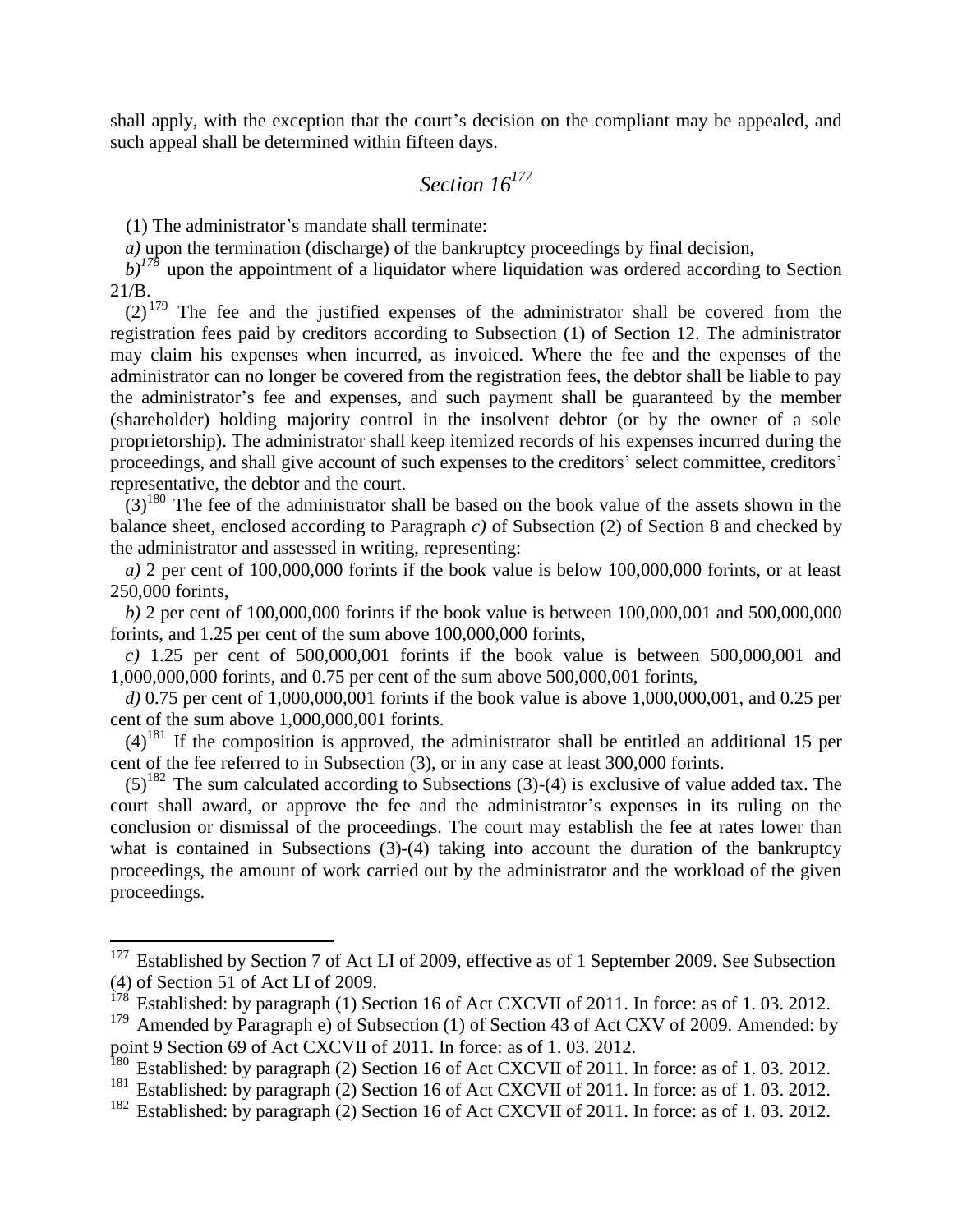shall apply, with the exception that the court's decision on the compliant may be appealed, and such appeal shall be determined within fifteen days.

## *Section 16*[177]

(1) The administrator's mandate shall terminate:

*a)* upon the termination (discharge) of the bankruptcy proceedings by final decision,

*b)*[178] upon the appointment of a liquidator where liquidation was ordered according to Section 21/B.

(2)[179] The fee and the justified expenses of the administrator shall be covered from the registration fees paid by creditors according to Subsection (1) of Section 12. The administrator may claim his expenses when incurred, as invoiced. Where the fee and the expenses of the administrator can no longer be covered from the registration fees, the debtor shall be liable to pay the administrator's fee and expenses, and such payment shall be guaranteed by the member (shareholder) holding majority control in the insolvent debtor (or by the owner of a sole proprietorship). The administrator shall keep itemized records of his expenses incurred during the proceedings, and shall give account of such expenses to the creditors' select committee, creditors' representative, the debtor and the court.

(3)[180] The fee of the administrator shall be based on the book value of the assets shown in the balance sheet, enclosed according to Paragraph *c)* of Subsection (2) of Section 8 and checked by the administrator and assessed in writing, representing:

*a)* 2 per cent of 100,000,000 forints if the book value is below 100,000,000 forints, or at least 250,000 forints,

*b)* 2 per cent of 100,000,000 forints if the book value is between 100,000,001 and 500,000,000 forints, and 1.25 per cent of the sum above 100,000,000 forints,

*c)* 1.25 per cent of 500,000,001 forints if the book value is between 500,000,001 and 1,000,000,000 forints, and 0.75 per cent of the sum above 500,000,001 forints,

*d)* 0.75 per cent of 1,000,000,001 forints if the book value is above 1,000,000,001, and 0.25 per cent of the sum above 1,000,000,001 forints.

(4)[181] If the composition is approved, the administrator shall be entitled an additional 15 per cent of the fee referred to in Subsection (3), or in any case at least 300,000 forints.

(5)[182] The sum calculated according to Subsections (3)-(4) is exclusive of value added tax. The court shall award, or approve the fee and the administrator's expenses in its ruling on the conclusion or dismissal of the proceedings. The court may establish the fee at rates lower than what is contained in Subsections (3)-(4) taking into account the duration of the bankruptcy proceedings, the amount of work carried out by the administrator and the workload of the given proceedings.

---

[177] Established by Section 7 of Act LI of 2009, effective as of 1 September 2009. See Subsection (4) of Section 51 of Act LI of 2009.

[178] Established: by paragraph (1) Section 16 of Act CXCVII of 2011. In force: as of 1. 03. 2012.

[179] Amended by Paragraph e) of Subsection (1) of Section 43 of Act CXV of 2009. Amended: by point 9 Section 69 of Act CXCVII of 2011. In force: as of 1. 03. 2012.

[180] Established: by paragraph (2) Section 16 of Act CXCVII of 2011. In force: as of 1. 03. 2012.

[181] Established: by paragraph (2) Section 16 of Act CXCVII of 2011. In force: as of 1. 03. 2012.

[182] Established: by paragraph (2) Section 16 of Act CXCVII of 2011. In force: as of 1. 03. 2012.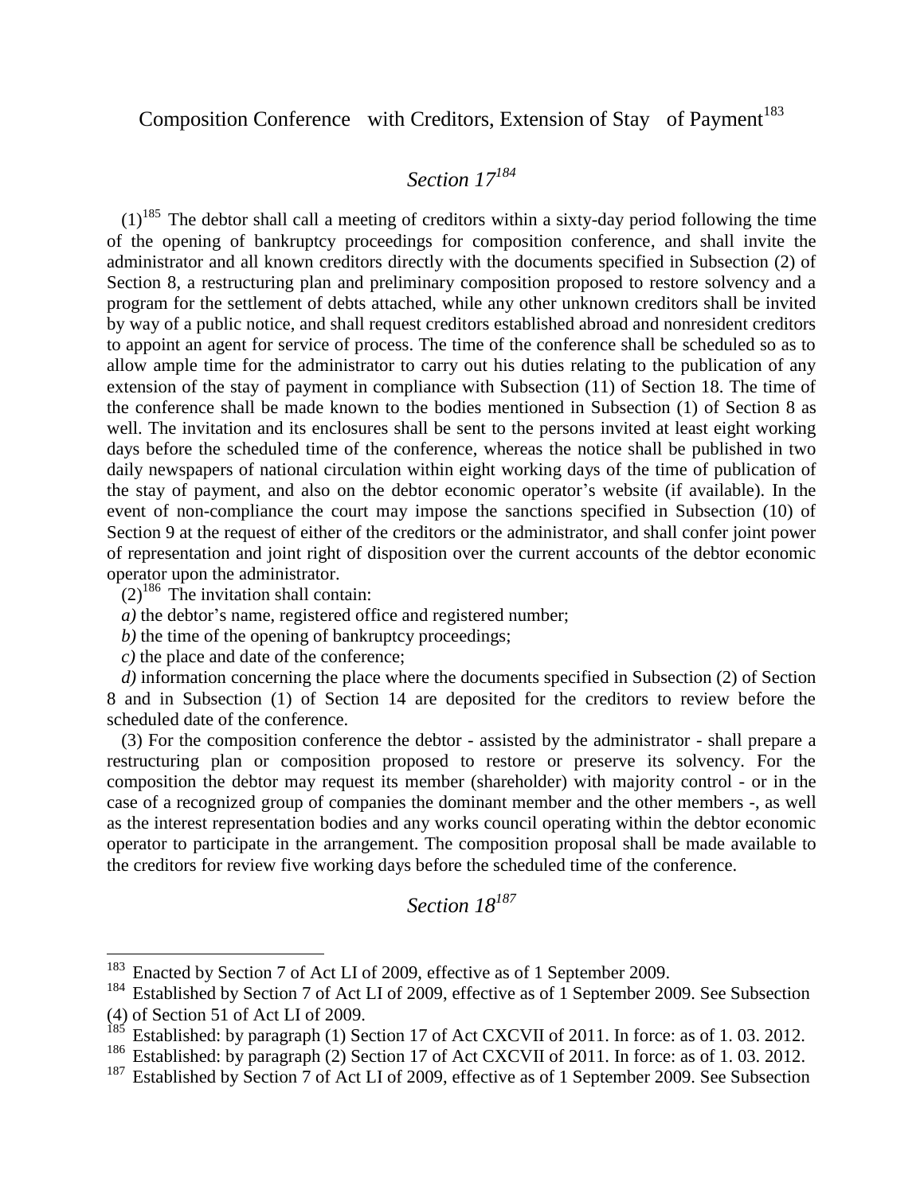## Composition Conference with Creditors, Extension of Stay of Payment[183]

### *Section 17*[184]

(1)[185] The debtor shall call a meeting of creditors within a sixty-day period following the time of the opening of bankruptcy proceedings for composition conference, and shall invite the administrator and all known creditors directly with the documents specified in Subsection (2) of Section 8, a restructuring plan and preliminary composition proposed to restore solvency and a program for the settlement of debts attached, while any other unknown creditors shall be invited by way of a public notice, and shall request creditors established abroad and nonresident creditors to appoint an agent for service of process. The time of the conference shall be scheduled so as to allow ample time for the administrator to carry out his duties relating to the publication of any extension of the stay of payment in compliance with Subsection (11) of Section 18. The time of the conference shall be made known to the bodies mentioned in Subsection (1) of Section 8 as well. The invitation and its enclosures shall be sent to the persons invited at least eight working days before the scheduled time of the conference, whereas the notice shall be published in two daily newspapers of national circulation within eight working days of the time of publication of the stay of payment, and also on the debtor economic operator's website (if available). In the event of non-compliance the court may impose the sanctions specified in Subsection (10) of Section 9 at the request of either of the creditors or the administrator, and shall confer joint power of representation and joint right of disposition over the current accounts of the debtor economic operator upon the administrator.

(2)[186] The invitation shall contain:

*a)* the debtor's name, registered office and registered number;

*b)* the time of the opening of bankruptcy proceedings;

*c)* the place and date of the conference;

*d)* information concerning the place where the documents specified in Subsection (2) of Section 8 and in Subsection (1) of Section 14 are deposited for the creditors to review before the scheduled date of the conference.

(3) For the composition conference the debtor - assisted by the administrator - shall prepare a restructuring plan or composition proposed to restore or preserve its solvency. For the composition the debtor may request its member (shareholder) with majority control - or in the case of a recognized group of companies the dominant member and the other members -, as well as the interest representation bodies and any works council operating within the debtor economic operator to participate in the arrangement. The composition proposal shall be made available to the creditors for review five working days before the scheduled time of the conference.

### *Section 18*[187]

---

[183] Enacted by Section 7 of Act LI of 2009, effective as of 1 September 2009.

[184] Established by Section 7 of Act LI of 2009, effective as of 1 September 2009. See Subsection (4) of Section 51 of Act LI of 2009.

[185] Established: by paragraph (1) Section 17 of Act CXCVII of 2011. In force: as of 1. 03. 2012.

[186] Established: by paragraph (2) Section 17 of Act CXCVII of 2011. In force: as of 1. 03. 2012.

[187] Established by Section 7 of Act LI of 2009, effective as of 1 September 2009. See Subsection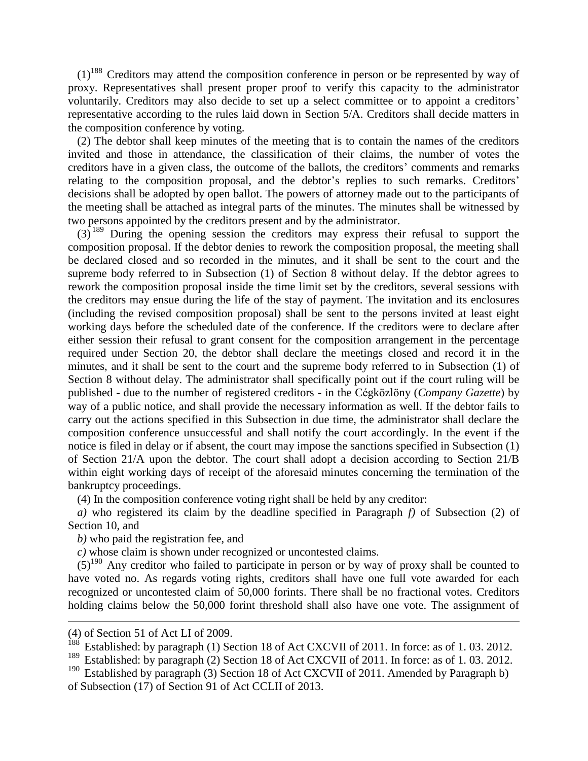(1)[188] Creditors may attend the composition conference in person or be represented by way of proxy. Representatives shall present proper proof to verify this capacity to the administrator voluntarily. Creditors may also decide to set up a select committee or to appoint a creditors' representative according to the rules laid down in Section 5/A. Creditors shall decide matters in the composition conference by voting.

(2) The debtor shall keep minutes of the meeting that is to contain the names of the creditors invited and those in attendance, the classification of their claims, the number of votes the creditors have in a given class, the outcome of the ballots, the creditors' comments and remarks relating to the composition proposal, and the debtor's replies to such remarks. Creditors' decisions shall be adopted by open ballot. The powers of attorney made out to the participants of the meeting shall be attached as integral parts of the minutes. The minutes shall be witnessed by two persons appointed by the creditors present and by the administrator.

(3)[189] During the opening session the creditors may express their refusal to support the composition proposal. If the debtor denies to rework the composition proposal, the meeting shall be declared closed and so recorded in the minutes, and it shall be sent to the court and the supreme body referred to in Subsection (1) of Section 8 without delay. If the debtor agrees to rework the composition proposal inside the time limit set by the creditors, several sessions with the creditors may ensue during the life of the stay of payment. The invitation and its enclosures (including the revised composition proposal) shall be sent to the persons invited at least eight working days before the scheduled date of the conference. If the creditors were to declare after either session their refusal to grant consent for the composition arrangement in the percentage required under Section 20, the debtor shall declare the meetings closed and record it in the minutes, and it shall be sent to the court and the supreme body referred to in Subsection (1) of Section 8 without delay. The administrator shall specifically point out if the court ruling will be published - due to the number of registered creditors - in the Cégközlöny (*Company Gazette*) by way of a public notice, and shall provide the necessary information as well. If the debtor fails to carry out the actions specified in this Subsection in due time, the administrator shall declare the composition conference unsuccessful and shall notify the court accordingly. In the event if the notice is filed in delay or if absent, the court may impose the sanctions specified in Subsection (1) of Section 21/A upon the debtor. The court shall adopt a decision according to Section 21/B within eight working days of receipt of the aforesaid minutes concerning the termination of the bankruptcy proceedings.

(4) In the composition conference voting right shall be held by any creditor:

*a)* who registered its claim by the deadline specified in Paragraph *f)* of Subsection (2) of Section 10, and

*b)* who paid the registration fee, and

*c)* whose claim is shown under recognized or uncontested claims.

(5)[190] Any creditor who failed to participate in person or by way of proxy shall be counted to have voted no. As regards voting rights, creditors shall have one full vote awarded for each recognized or uncontested claim of 50,000 forints. There shall be no fractional votes. Creditors holding claims below the 50,000 forint threshold shall also have one vote. The assignment of

---

(4) of Section 51 of Act LI of 2009.

[188] Established: by paragraph (1) Section 18 of Act CXCVII of 2011. In force: as of 1. 03. 2012.

[189] Established: by paragraph (2) Section 18 of Act CXCVII of 2011. In force: as of 1. 03. 2012.

[190] Established by paragraph (3) Section 18 of Act CXCVII of 2011. Amended by Paragraph b) of Subsection (17) of Section 91 of Act CCLII of 2013.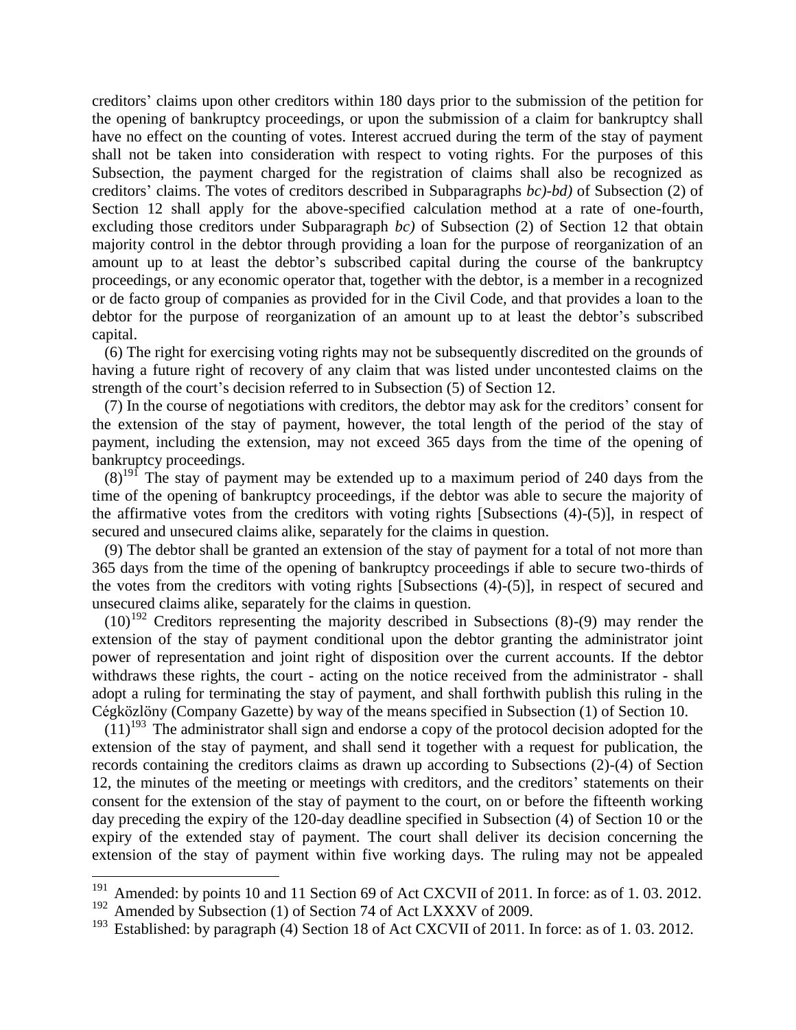creditors' claims upon other creditors within 180 days prior to the submission of the petition for the opening of bankruptcy proceedings, or upon the submission of a claim for bankruptcy shall have no effect on the counting of votes. Interest accrued during the term of the stay of payment shall not be taken into consideration with respect to voting rights. For the purposes of this Subsection, the payment charged for the registration of claims shall also be recognized as creditors' claims. The votes of creditors described in Subparagraphs *bc)-bd)* of Subsection (2) of Section 12 shall apply for the above-specified calculation method at a rate of one-fourth, excluding those creditors under Subparagraph *bc)* of Subsection (2) of Section 12 that obtain majority control in the debtor through providing a loan for the purpose of reorganization of an amount up to at least the debtor's subscribed capital during the course of the bankruptcy proceedings, or any economic operator that, together with the debtor, is a member in a recognized or de facto group of companies as provided for in the Civil Code, and that provides a loan to the debtor for the purpose of reorganization of an amount up to at least the debtor's subscribed capital.

(6) The right for exercising voting rights may not be subsequently discredited on the grounds of having a future right of recovery of any claim that was listed under uncontested claims on the strength of the court's decision referred to in Subsection (5) of Section 12.

(7) In the course of negotiations with creditors, the debtor may ask for the creditors' consent for the extension of the stay of payment, however, the total length of the period of the stay of payment, including the extension, may not exceed 365 days from the time of the opening of bankruptcy proceedings.

(8)[191] The stay of payment may be extended up to a maximum period of 240 days from the time of the opening of bankruptcy proceedings, if the debtor was able to secure the majority of the affirmative votes from the creditors with voting rights [Subsections (4)-(5)], in respect of secured and unsecured claims alike, separately for the claims in question.

(9) The debtor shall be granted an extension of the stay of payment for a total of not more than 365 days from the time of the opening of bankruptcy proceedings if able to secure two-thirds of the votes from the creditors with voting rights [Subsections (4)-(5)], in respect of secured and unsecured claims alike, separately for the claims in question.

(10)[192] Creditors representing the majority described in Subsections (8)-(9) may render the extension of the stay of payment conditional upon the debtor granting the administrator joint power of representation and joint right of disposition over the current accounts. If the debtor withdraws these rights, the court - acting on the notice received from the administrator - shall adopt a ruling for terminating the stay of payment, and shall forthwith publish this ruling in the Cégközlöny (Company Gazette) by way of the means specified in Subsection (1) of Section 10.

(11)[193] The administrator shall sign and endorse a copy of the protocol decision adopted for the extension of the stay of payment, and shall send it together with a request for publication, the records containing the creditors claims as drawn up according to Subsections (2)-(4) of Section 12, the minutes of the meeting or meetings with creditors, and the creditors' statements on their consent for the extension of the stay of payment to the court, on or before the fifteenth working day preceding the expiry of the 120-day deadline specified in Subsection (4) of Section 10 or the expiry of the extended stay of payment. The court shall deliver its decision concerning the extension of the stay of payment within five working days. The ruling may not be appealed

---

[191] Amended: by points 10 and 11 Section 69 of Act CXCVII of 2011. In force: as of 1. 03. 2012.

[192] Amended by Subsection (1) of Section 74 of Act LXXXV of 2009.

[193] Established: by paragraph (4) Section 18 of Act CXCVII of 2011. In force: as of 1. 03. 2012.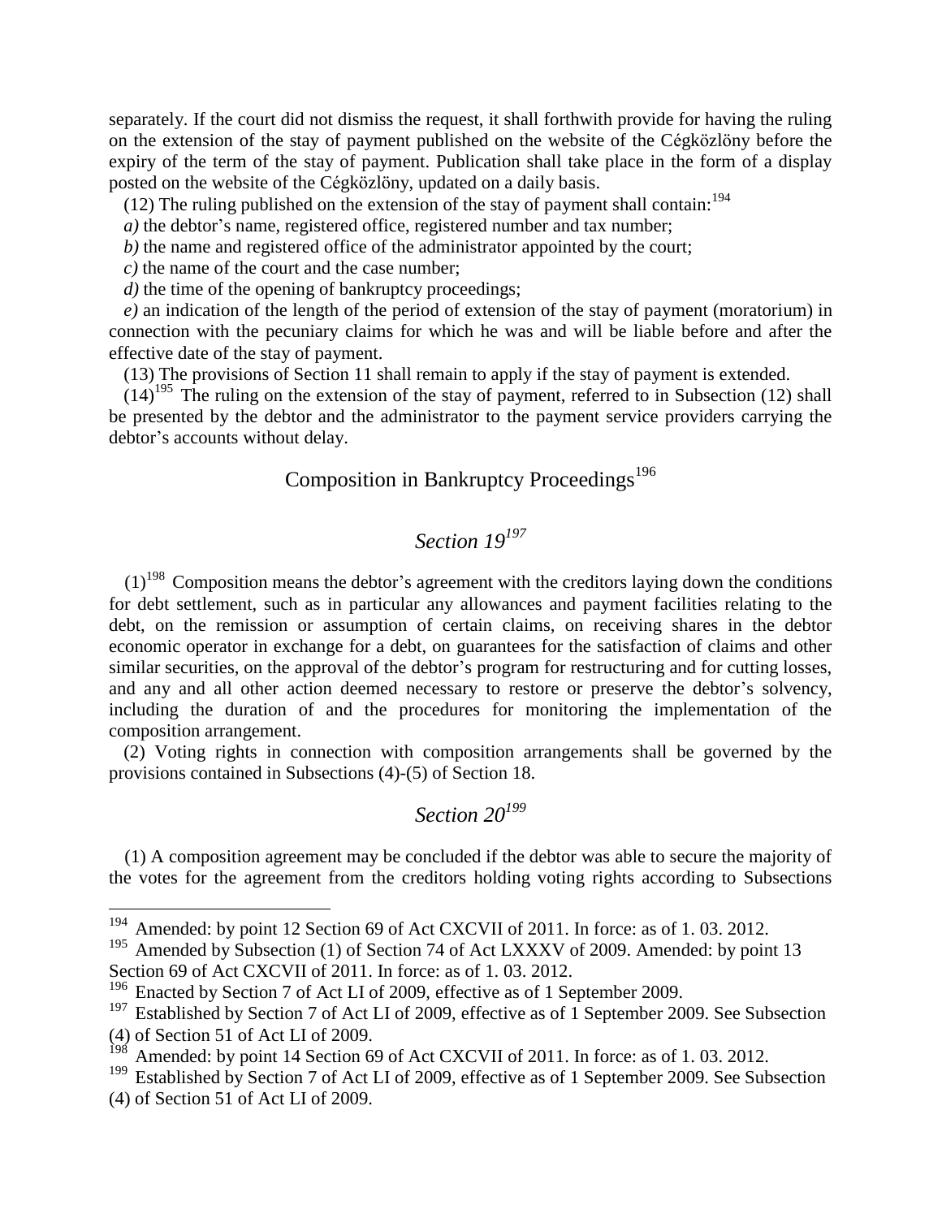separately. If the court did not dismiss the request, it shall forthwith provide for having the ruling on the extension of the stay of payment published on the website of the Cégközlöny before the expiry of the term of the stay of payment. Publication shall take place in the form of a display posted on the website of the Cégközlöny, updated on a daily basis.

(12) The ruling published on the extension of the stay of payment shall contain:[194]

*a)* the debtor's name, registered office, registered number and tax number;

*b)* the name and registered office of the administrator appointed by the court;

*c)* the name of the court and the case number;

*d)* the time of the opening of bankruptcy proceedings;

*e)* an indication of the length of the period of extension of the stay of payment (moratorium) in connection with the pecuniary claims for which he was and will be liable before and after the effective date of the stay of payment.

(13) The provisions of Section 11 shall remain to apply if the stay of payment is extended.

(14)[195] The ruling on the extension of the stay of payment, referred to in Subsection (12) shall be presented by the debtor and the administrator to the payment service providers carrying the debtor's accounts without delay.

## Composition in Bankruptcy Proceedings[196]

### *Section 19[197]*

(1)[198] Composition means the debtor's agreement with the creditors laying down the conditions for debt settlement, such as in particular any allowances and payment facilities relating to the debt, on the remission or assumption of certain claims, on receiving shares in the debtor economic operator in exchange for a debt, on guarantees for the satisfaction of claims and other similar securities, on the approval of the debtor's program for restructuring and for cutting losses, and any and all other action deemed necessary to restore or preserve the debtor's solvency, including the duration of and the procedures for monitoring the implementation of the composition arrangement.

(2) Voting rights in connection with composition arrangements shall be governed by the provisions contained in Subsections (4)-(5) of Section 18.

### *Section 20[199]*

(1) A composition agreement may be concluded if the debtor was able to secure the majority of the votes for the agreement from the creditors holding voting rights according to Subsections

---

[194] Amended: by point 12 Section 69 of Act CXCVII of 2011. In force: as of 1. 03. 2012.

[195] Amended by Subsection (1) of Section 74 of Act LXXXV of 2009. Amended: by point 13 Section 69 of Act CXCVII of 2011. In force: as of 1. 03. 2012.

[196] Enacted by Section 7 of Act LI of 2009, effective as of 1 September 2009.

[197] Established by Section 7 of Act LI of 2009, effective as of 1 September 2009. See Subsection (4) of Section 51 of Act LI of 2009.

[198] Amended: by point 14 Section 69 of Act CXCVII of 2011. In force: as of 1. 03. 2012.

[199] Established by Section 7 of Act LI of 2009, effective as of 1 September 2009. See Subsection (4) of Section 51 of Act LI of 2009.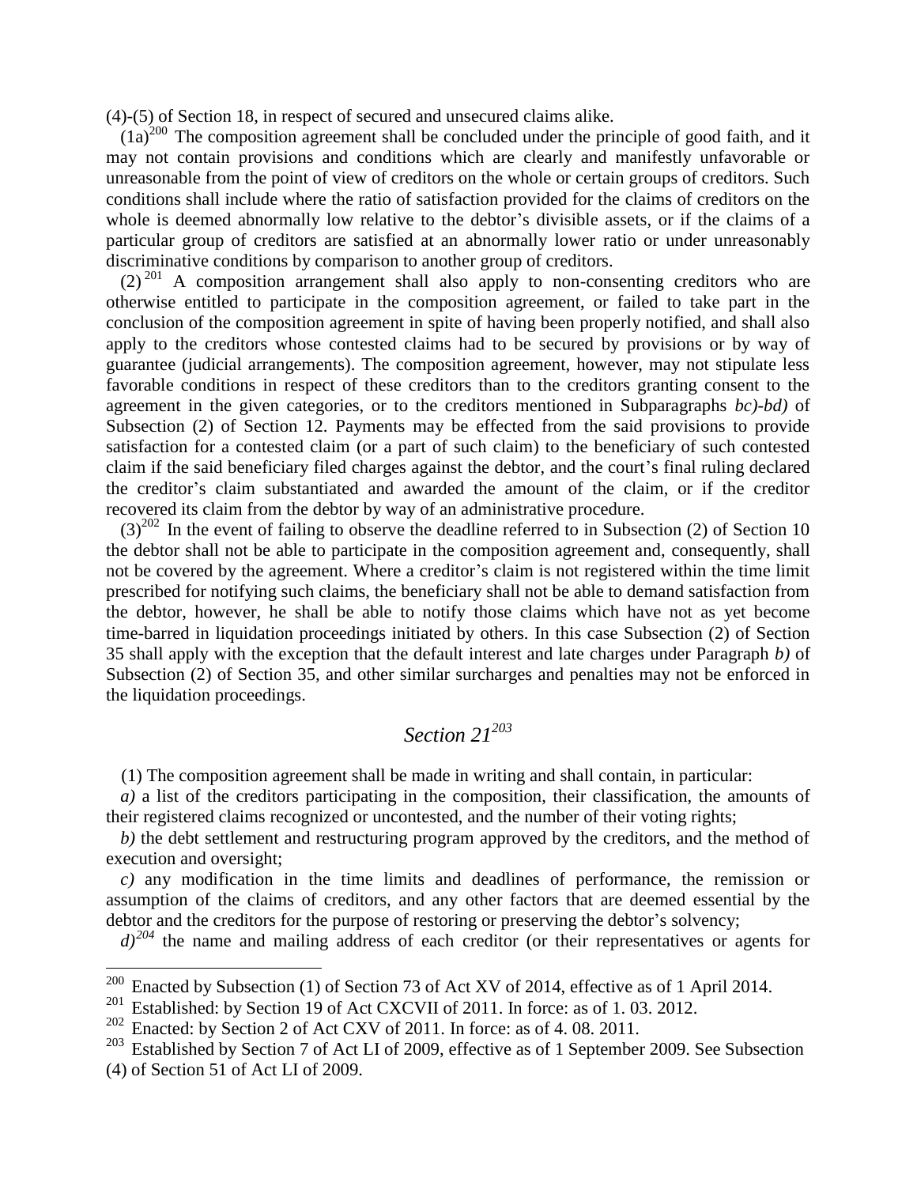(4)-(5) of Section 18, in respect of secured and unsecured claims alike.

(1a)[200] The composition agreement shall be concluded under the principle of good faith, and it may not contain provisions and conditions which are clearly and manifestly unfavorable or unreasonable from the point of view of creditors on the whole or certain groups of creditors. Such conditions shall include where the ratio of satisfaction provided for the claims of creditors on the whole is deemed abnormally low relative to the debtor's divisible assets, or if the claims of a particular group of creditors are satisfied at an abnormally lower ratio or under unreasonably discriminative conditions by comparison to another group of creditors.

(2)[201] A composition arrangement shall also apply to non-consenting creditors who are otherwise entitled to participate in the composition agreement, or failed to take part in the conclusion of the composition agreement in spite of having been properly notified, and shall also apply to the creditors whose contested claims had to be secured by provisions or by way of guarantee (judicial arrangements). The composition agreement, however, may not stipulate less favorable conditions in respect of these creditors than to the creditors granting consent to the agreement in the given categories, or to the creditors mentioned in Subparagraphs *bc)-bd)* of Subsection (2) of Section 12. Payments may be effected from the said provisions to provide satisfaction for a contested claim (or a part of such claim) to the beneficiary of such contested claim if the said beneficiary filed charges against the debtor, and the court's final ruling declared the creditor's claim substantiated and awarded the amount of the claim, or if the creditor recovered its claim from the debtor by way of an administrative procedure.

(3)[202] In the event of failing to observe the deadline referred to in Subsection (2) of Section 10 the debtor shall not be able to participate in the composition agreement and, consequently, shall not be covered by the agreement. Where a creditor's claim is not registered within the time limit prescribed for notifying such claims, the beneficiary shall not be able to demand satisfaction from the debtor, however, he shall be able to notify those claims which have not as yet become time-barred in liquidation proceedings initiated by others. In this case Subsection (2) of Section 35 shall apply with the exception that the default interest and late charges under Paragraph *b)* of Subsection (2) of Section 35, and other similar surcharges and penalties may not be enforced in the liquidation proceedings.

## *Section 21*[203]

(1) The composition agreement shall be made in writing and shall contain, in particular:

*a)* a list of the creditors participating in the composition, their classification, the amounts of their registered claims recognized or uncontested, and the number of their voting rights;

*b)* the debt settlement and restructuring program approved by the creditors, and the method of execution and oversight;

*c)* any modification in the time limits and deadlines of performance, the remission or assumption of the claims of creditors, and any other factors that are deemed essential by the debtor and the creditors for the purpose of restoring or preserving the debtor's solvency;

*d)*[204] the name and mailing address of each creditor (or their representatives or agents for

---

[200] Enacted by Subsection (1) of Section 73 of Act XV of 2014, effective as of 1 April 2014.

[201] Established: by Section 19 of Act CXCVII of 2011. In force: as of 1. 03. 2012.

[202] Enacted: by Section 2 of Act CXV of 2011. In force: as of 4. 08. 2011.

[203] Established by Section 7 of Act LI of 2009, effective as of 1 September 2009. See Subsection (4) of Section 51 of Act LI of 2009.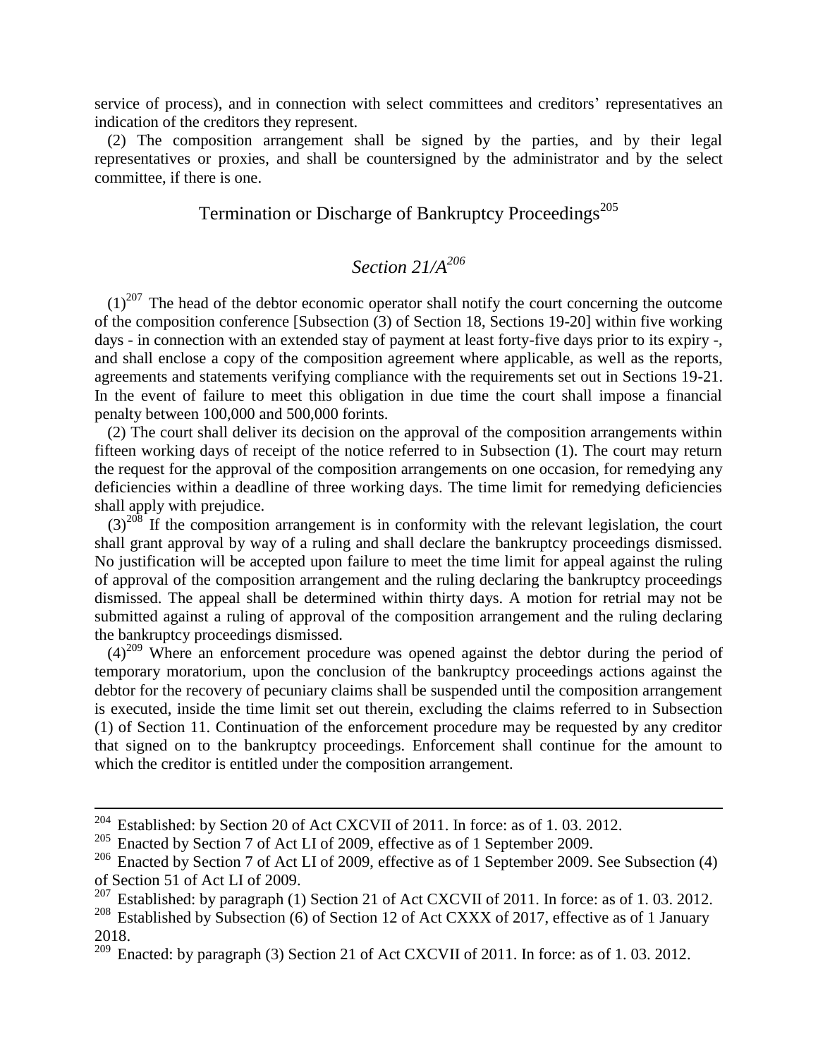service of process), and in connection with select committees and creditors' representatives an indication of the creditors they represent.

(2) The composition arrangement shall be signed by the parties, and by their legal representatives or proxies, and shall be countersigned by the administrator and by the select committee, if there is one.

## Termination or Discharge of Bankruptcy Proceedings[205]

### *Section 21/A[206]*

(1)[207] The head of the debtor economic operator shall notify the court concerning the outcome of the composition conference [Subsection (3) of Section 18, Sections 19-20] within five working days - in connection with an extended stay of payment at least forty-five days prior to its expiry -, and shall enclose a copy of the composition agreement where applicable, as well as the reports, agreements and statements verifying compliance with the requirements set out in Sections 19-21. In the event of failure to meet this obligation in due time the court shall impose a financial penalty between 100,000 and 500,000 forints.

(2) The court shall deliver its decision on the approval of the composition arrangements within fifteen working days of receipt of the notice referred to in Subsection (1). The court may return the request for the approval of the composition arrangements on one occasion, for remedying any deficiencies within a deadline of three working days. The time limit for remedying deficiencies shall apply with prejudice.

(3)[208] If the composition arrangement is in conformity with the relevant legislation, the court shall grant approval by way of a ruling and shall declare the bankruptcy proceedings dismissed. No justification will be accepted upon failure to meet the time limit for appeal against the ruling of approval of the composition arrangement and the ruling declaring the bankruptcy proceedings dismissed. The appeal shall be determined within thirty days. A motion for retrial may not be submitted against a ruling of approval of the composition arrangement and the ruling declaring the bankruptcy proceedings dismissed.

(4)[209] Where an enforcement procedure was opened against the debtor during the period of temporary moratorium, upon the conclusion of the bankruptcy proceedings actions against the debtor for the recovery of pecuniary claims shall be suspended until the composition arrangement is executed, inside the time limit set out therein, excluding the claims referred to in Subsection (1) of Section 11. Continuation of the enforcement procedure may be requested by any creditor that signed on to the bankruptcy proceedings. Enforcement shall continue for the amount to which the creditor is entitled under the composition arrangement.

---

[204] Established: by Section 20 of Act CXCVII of 2011. In force: as of 1. 03. 2012.

[205] Enacted by Section 7 of Act LI of 2009, effective as of 1 September 2009.

[206] Enacted by Section 7 of Act LI of 2009, effective as of 1 September 2009. See Subsection (4) of Section 51 of Act LI of 2009.

[207] Established: by paragraph (1) Section 21 of Act CXCVII of 2011. In force: as of 1. 03. 2012.

[208] Established by Subsection (6) of Section 12 of Act CXXX of 2017, effective as of 1 January 2018.

[209] Enacted: by paragraph (3) Section 21 of Act CXCVII of 2011. In force: as of 1. 03. 2012.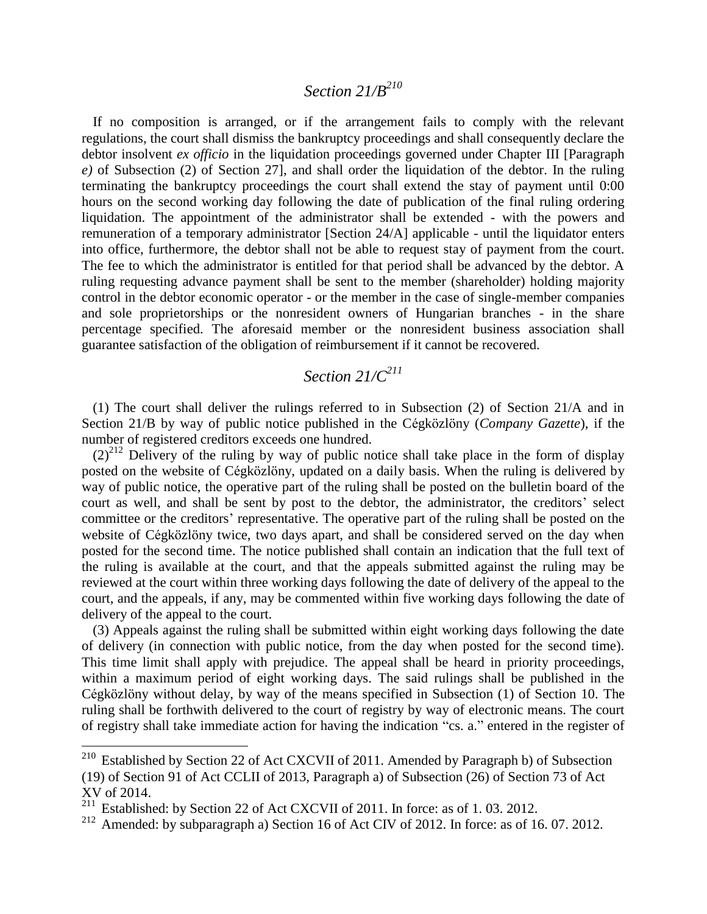## *Section 21/B*[210]

If no composition is arranged, or if the arrangement fails to comply with the relevant regulations, the court shall dismiss the bankruptcy proceedings and shall consequently declare the debtor insolvent *ex officio* in the liquidation proceedings governed under Chapter III [Paragraph *e)* of Subsection (2) of Section 27], and shall order the liquidation of the debtor. In the ruling terminating the bankruptcy proceedings the court shall extend the stay of payment until 0:00 hours on the second working day following the date of publication of the final ruling ordering liquidation. The appointment of the administrator shall be extended - with the powers and remuneration of a temporary administrator [Section 24/A] applicable - until the liquidator enters into office, furthermore, the debtor shall not be able to request stay of payment from the court. The fee to which the administrator is entitled for that period shall be advanced by the debtor. A ruling requesting advance payment shall be sent to the member (shareholder) holding majority control in the debtor economic operator - or the member in the case of single-member companies and sole proprietorships or the nonresident owners of Hungarian branches - in the share percentage specified. The aforesaid member or the nonresident business association shall guarantee satisfaction of the obligation of reimbursement if it cannot be recovered.

## *Section 21/C*[211]

(1) The court shall deliver the rulings referred to in Subsection (2) of Section 21/A and in Section 21/B by way of public notice published in the Cégközlöny (*Company Gazette*), if the number of registered creditors exceeds one hundred.

(2)[212] Delivery of the ruling by way of public notice shall take place in the form of display posted on the website of Cégközlöny, updated on a daily basis. When the ruling is delivered by way of public notice, the operative part of the ruling shall be posted on the bulletin board of the court as well, and shall be sent by post to the debtor, the administrator, the creditors' select committee or the creditors' representative. The operative part of the ruling shall be posted on the website of Cégközlöny twice, two days apart, and shall be considered served on the day when posted for the second time. The notice published shall contain an indication that the full text of the ruling is available at the court, and that the appeals submitted against the ruling may be reviewed at the court within three working days following the date of delivery of the appeal to the court, and the appeals, if any, may be commented within five working days following the date of delivery of the appeal to the court.

(3) Appeals against the ruling shall be submitted within eight working days following the date of delivery (in connection with public notice, from the day when posted for the second time). This time limit shall apply with prejudice. The appeal shall be heard in priority proceedings, within a maximum period of eight working days. The said rulings shall be published in the Cégközlöny without delay, by way of the means specified in Subsection (1) of Section 10. The ruling shall be forthwith delivered to the court of registry by way of electronic means. The court of registry shall take immediate action for having the indication "cs. a." entered in the register of

---

[210] Established by Section 22 of Act CXCVII of 2011. Amended by Paragraph b) of Subsection (19) of Section 91 of Act CCLII of 2013, Paragraph a) of Subsection (26) of Section 73 of Act XV of 2014.

[211] Established: by Section 22 of Act CXCVII of 2011. In force: as of 1. 03. 2012.

[212] Amended: by subparagraph a) Section 16 of Act CIV of 2012. In force: as of 16. 07. 2012.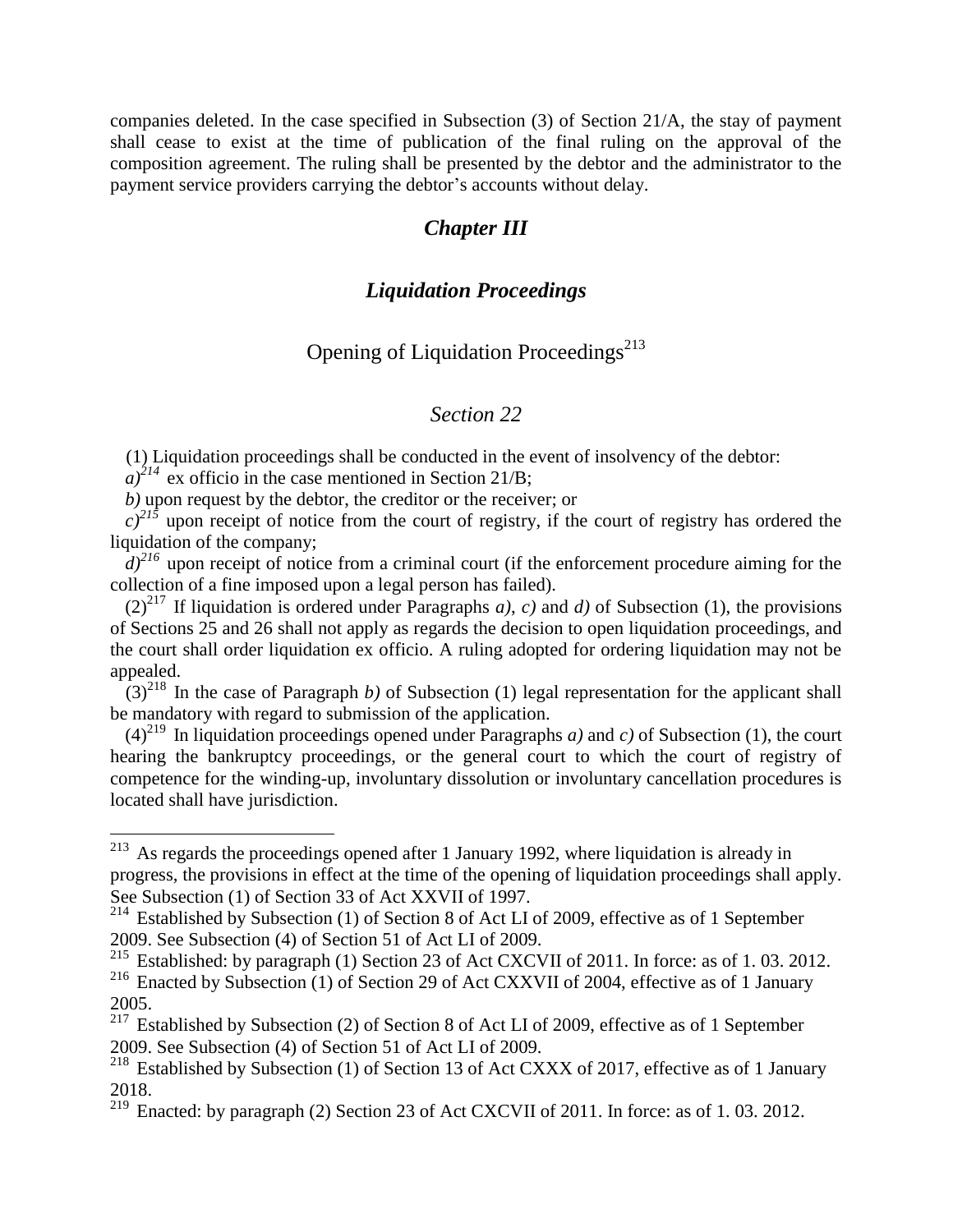companies deleted. In the case specified in Subsection (3) of Section 21/A, the stay of payment shall cease to exist at the time of publication of the final ruling on the approval of the composition agreement. The ruling shall be presented by the debtor and the administrator to the payment service providers carrying the debtor's accounts without delay.

## *Chapter III*

## *Liquidation Proceedings*

### Opening of Liquidation Proceedings[213]

### *Section 22*

(1) Liquidation proceedings shall be conducted in the event of insolvency of the debtor:

*a)*[214] ex officio in the case mentioned in Section 21/B;

*b)* upon request by the debtor, the creditor or the receiver; or

*c)*[215] upon receipt of notice from the court of registry, if the court of registry has ordered the liquidation of the company;

*d)*[216] upon receipt of notice from a criminal court (if the enforcement procedure aiming for the collection of a fine imposed upon a legal person has failed).

(2)[217] If liquidation is ordered under Paragraphs *a)*, *c)* and *d)* of Subsection (1), the provisions of Sections 25 and 26 shall not apply as regards the decision to open liquidation proceedings, and the court shall order liquidation ex officio. A ruling adopted for ordering liquidation may not be appealed.

(3)[218] In the case of Paragraph *b)* of Subsection (1) legal representation for the applicant shall be mandatory with regard to submission of the application.

(4)[219] In liquidation proceedings opened under Paragraphs *a)* and *c)* of Subsection (1), the court hearing the bankruptcy proceedings, or the general court to which the court of registry of competence for the winding-up, involuntary dissolution or involuntary cancellation procedures is located shall have jurisdiction.

---

[213] As regards the proceedings opened after 1 January 1992, where liquidation is already in progress, the provisions in effect at the time of the opening of liquidation proceedings shall apply. See Subsection (1) of Section 33 of Act XXVII of 1997.

[214] Established by Subsection (1) of Section 8 of Act LI of 2009, effective as of 1 September 2009. See Subsection (4) of Section 51 of Act LI of 2009.

[215] Established: by paragraph (1) Section 23 of Act CXCVII of 2011. In force: as of 1. 03. 2012.

[216] Enacted by Subsection (1) of Section 29 of Act CXXVII of 2004, effective as of 1 January 2005.

[217] Established by Subsection (2) of Section 8 of Act LI of 2009, effective as of 1 September 2009. See Subsection (4) of Section 51 of Act LI of 2009.

[218] Established by Subsection (1) of Section 13 of Act CXXX of 2017, effective as of 1 January 2018.

[219] Enacted: by paragraph (2) Section 23 of Act CXCVII of 2011. In force: as of 1. 03. 2012.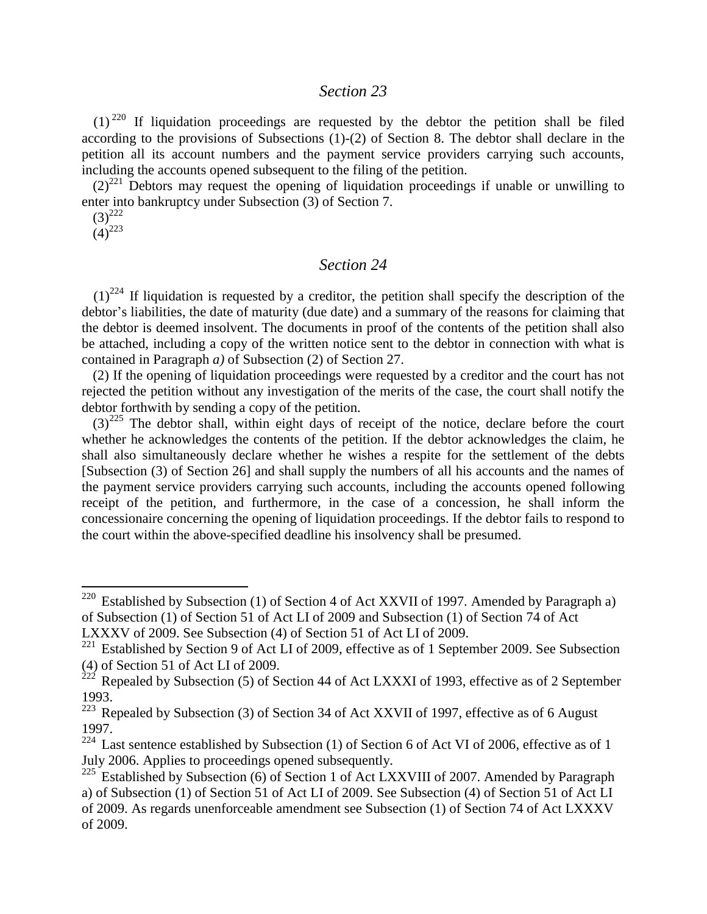## *Section 23*

(1)[220] If liquidation proceedings are requested by the debtor the petition shall be filed according to the provisions of Subsections (1)-(2) of Section 8. The debtor shall declare in the petition all its account numbers and the payment service providers carrying such accounts, including the accounts opened subsequent to the filing of the petition.

(2)[221] Debtors may request the opening of liquidation proceedings if unable or unwilling to enter into bankruptcy under Subsection (3) of Section 7.

(3)[222]

(4)[223]

## *Section 24*

(1)[224] If liquidation is requested by a creditor, the petition shall specify the description of the debtor's liabilities, the date of maturity (due date) and a summary of the reasons for claiming that the debtor is deemed insolvent. The documents in proof of the contents of the petition shall also be attached, including a copy of the written notice sent to the debtor in connection with what is contained in Paragraph *a)* of Subsection (2) of Section 27.

(2) If the opening of liquidation proceedings were requested by a creditor and the court has not rejected the petition without any investigation of the merits of the case, the court shall notify the debtor forthwith by sending a copy of the petition.

(3)[225] The debtor shall, within eight days of receipt of the notice, declare before the court whether he acknowledges the contents of the petition. If the debtor acknowledges the claim, he shall also simultaneously declare whether he wishes a respite for the settlement of the debts [Subsection (3) of Section 26] and shall supply the numbers of all his accounts and the names of the payment service providers carrying such accounts, including the accounts opened following receipt of the petition, and furthermore, in the case of a concession, he shall inform the concessionaire concerning the opening of liquidation proceedings. If the debtor fails to respond to the court within the above-specified deadline his insolvency shall be presumed.

---

[220] Established by Subsection (1) of Section 4 of Act XXVII of 1997. Amended by Paragraph a) of Subsection (1) of Section 51 of Act LI of 2009 and Subsection (1) of Section 74 of Act LXXXV of 2009. See Subsection (4) of Section 51 of Act LI of 2009.

[221] Established by Section 9 of Act LI of 2009, effective as of 1 September 2009. See Subsection (4) of Section 51 of Act LI of 2009.

[222] Repealed by Subsection (5) of Section 44 of Act LXXXI of 1993, effective as of 2 September 1993.

[223] Repealed by Subsection (3) of Section 34 of Act XXVII of 1997, effective as of 6 August 1997.

[224] Last sentence established by Subsection (1) of Section 6 of Act VI of 2006, effective as of 1 July 2006. Applies to proceedings opened subsequently.

[225] Established by Subsection (6) of Section 1 of Act LXXVIII of 2007. Amended by Paragraph a) of Subsection (1) of Section 51 of Act LI of 2009. See Subsection (4) of Section 51 of Act LI of 2009. As regards unenforceable amendment see Subsection (1) of Section 74 of Act LXXXV of 2009.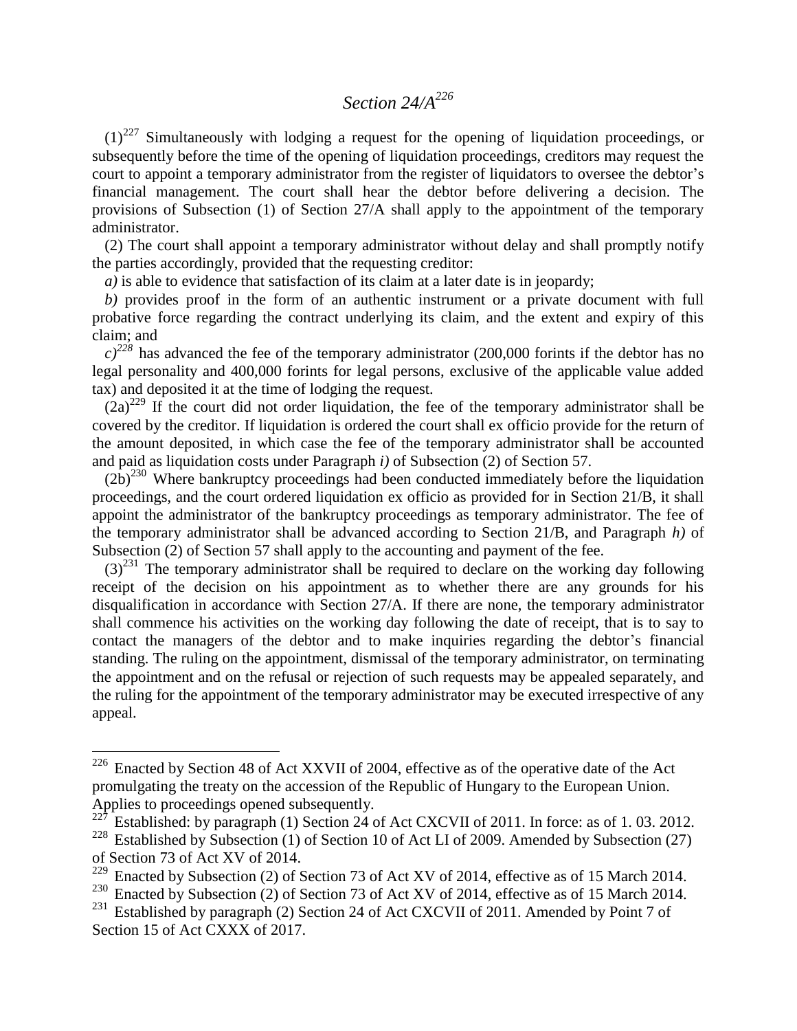## *Section 24/A*[226]

(1)[227] Simultaneously with lodging a request for the opening of liquidation proceedings, or subsequently before the time of the opening of liquidation proceedings, creditors may request the court to appoint a temporary administrator from the register of liquidators to oversee the debtor's financial management. The court shall hear the debtor before delivering a decision. The provisions of Subsection (1) of Section 27/A shall apply to the appointment of the temporary administrator.

(2) The court shall appoint a temporary administrator without delay and shall promptly notify the parties accordingly, provided that the requesting creditor:

*a)* is able to evidence that satisfaction of its claim at a later date is in jeopardy;

*b)* provides proof in the form of an authentic instrument or a private document with full probative force regarding the contract underlying its claim, and the extent and expiry of this claim; and

*c)*[228] has advanced the fee of the temporary administrator (200,000 forints if the debtor has no legal personality and 400,000 forints for legal persons, exclusive of the applicable value added tax) and deposited it at the time of lodging the request.

(2a)[229] If the court did not order liquidation, the fee of the temporary administrator shall be covered by the creditor. If liquidation is ordered the court shall ex officio provide for the return of the amount deposited, in which case the fee of the temporary administrator shall be accounted and paid as liquidation costs under Paragraph *i)* of Subsection (2) of Section 57.

(2b)[230] Where bankruptcy proceedings had been conducted immediately before the liquidation proceedings, and the court ordered liquidation ex officio as provided for in Section 21/B, it shall appoint the administrator of the bankruptcy proceedings as temporary administrator. The fee of the temporary administrator shall be advanced according to Section 21/B, and Paragraph *h)* of Subsection (2) of Section 57 shall apply to the accounting and payment of the fee.

(3)[231] The temporary administrator shall be required to declare on the working day following receipt of the decision on his appointment as to whether there are any grounds for his disqualification in accordance with Section 27/A. If there are none, the temporary administrator shall commence his activities on the working day following the date of receipt, that is to say to contact the managers of the debtor and to make inquiries regarding the debtor's financial standing. The ruling on the appointment, dismissal of the temporary administrator, on terminating the appointment and on the refusal or rejection of such requests may be appealed separately, and the ruling for the appointment of the temporary administrator may be executed irrespective of any appeal.

---

[226] Enacted by Section 48 of Act XXVII of 2004, effective as of the operative date of the Act promulgating the treaty on the accession of the Republic of Hungary to the European Union. Applies to proceedings opened subsequently.

[227] Established: by paragraph (1) Section 24 of Act CXCVII of 2011. In force: as of 1. 03. 2012.

[228] Established by Subsection (1) of Section 10 of Act LI of 2009. Amended by Subsection (27) of Section 73 of Act XV of 2014.

[229] Enacted by Subsection (2) of Section 73 of Act XV of 2014, effective as of 15 March 2014.

[230] Enacted by Subsection (2) of Section 73 of Act XV of 2014, effective as of 15 March 2014.

[231] Established by paragraph (2) Section 24 of Act CXCVII of 2011. Amended by Point 7 of Section 15 of Act CXXX of 2017.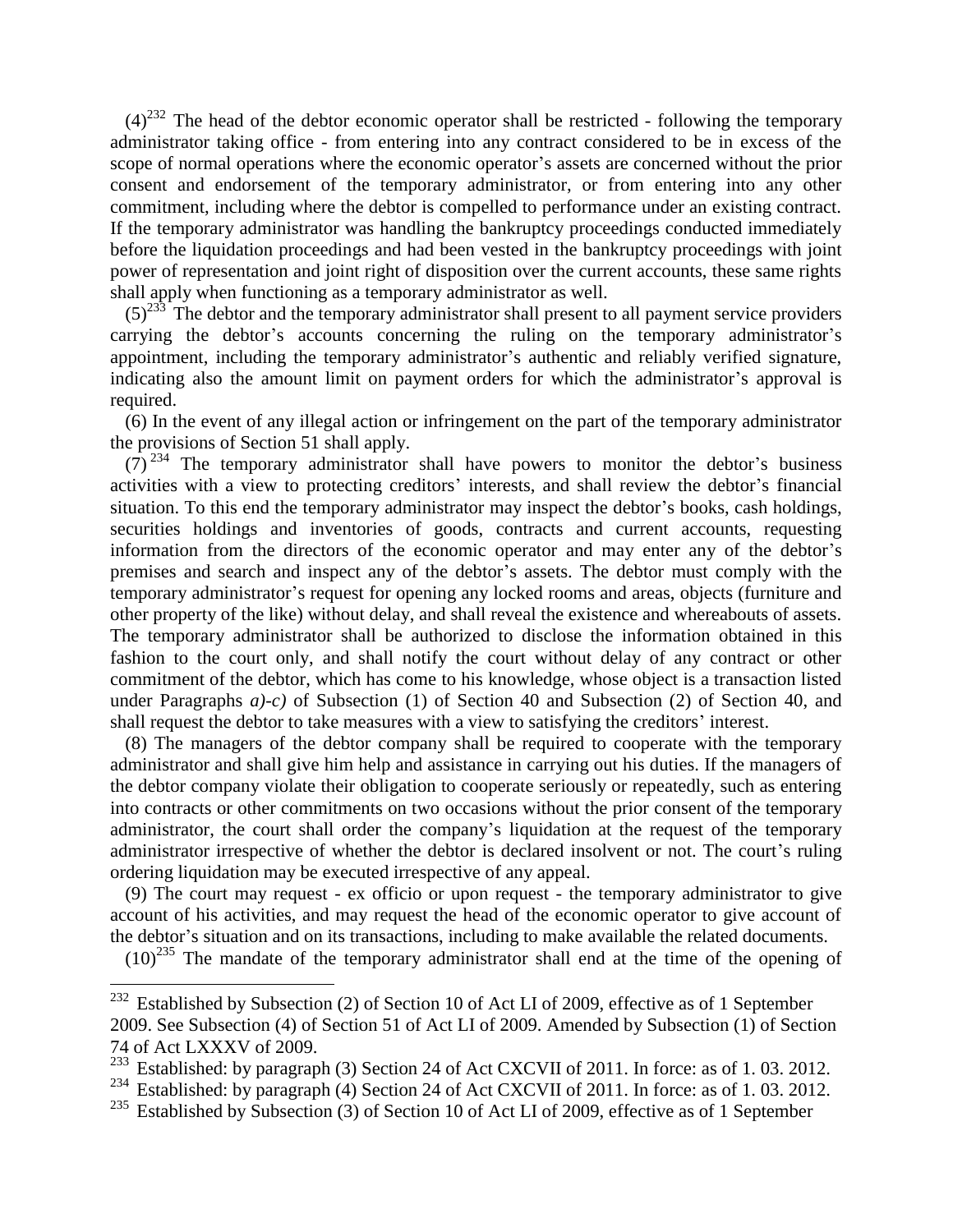(4)[232] The head of the debtor economic operator shall be restricted - following the temporary administrator taking office - from entering into any contract considered to be in excess of the scope of normal operations where the economic operator's assets are concerned without the prior consent and endorsement of the temporary administrator, or from entering into any other commitment, including where the debtor is compelled to performance under an existing contract. If the temporary administrator was handling the bankruptcy proceedings conducted immediately before the liquidation proceedings and had been vested in the bankruptcy proceedings with joint power of representation and joint right of disposition over the current accounts, these same rights shall apply when functioning as a temporary administrator as well.

(5)[233] The debtor and the temporary administrator shall present to all payment service providers carrying the debtor's accounts concerning the ruling on the temporary administrator's appointment, including the temporary administrator's authentic and reliably verified signature, indicating also the amount limit on payment orders for which the administrator's approval is required.

(6) In the event of any illegal action or infringement on the part of the temporary administrator the provisions of Section 51 shall apply.

(7)[234] The temporary administrator shall have powers to monitor the debtor's business activities with a view to protecting creditors' interests, and shall review the debtor's financial situation. To this end the temporary administrator may inspect the debtor's books, cash holdings, securities holdings and inventories of goods, contracts and current accounts, requesting information from the directors of the economic operator and may enter any of the debtor's premises and search and inspect any of the debtor's assets. The debtor must comply with the temporary administrator's request for opening any locked rooms and areas, objects (furniture and other property of the like) without delay, and shall reveal the existence and whereabouts of assets. The temporary administrator shall be authorized to disclose the information obtained in this fashion to the court only, and shall notify the court without delay of any contract or other commitment of the debtor, which has come to his knowledge, whose object is a transaction listed under Paragraphs *a)-c)* of Subsection (1) of Section 40 and Subsection (2) of Section 40, and shall request the debtor to take measures with a view to satisfying the creditors' interest.

(8) The managers of the debtor company shall be required to cooperate with the temporary administrator and shall give him help and assistance in carrying out his duties. If the managers of the debtor company violate their obligation to cooperate seriously or repeatedly, such as entering into contracts or other commitments on two occasions without the prior consent of the temporary administrator, the court shall order the company's liquidation at the request of the temporary administrator irrespective of whether the debtor is declared insolvent or not. The court's ruling ordering liquidation may be executed irrespective of any appeal.

(9) The court may request - ex officio or upon request - the temporary administrator to give account of his activities, and may request the head of the economic operator to give account of the debtor's situation and on its transactions, including to make available the related documents.

(10)[235] The mandate of the temporary administrator shall end at the time of the opening of

---

[232] Established by Subsection (2) of Section 10 of Act LI of 2009, effective as of 1 September 2009. See Subsection (4) of Section 51 of Act LI of 2009. Amended by Subsection (1) of Section 74 of Act LXXXV of 2009.

[233] Established: by paragraph (3) Section 24 of Act CXCVII of 2011. In force: as of 1. 03. 2012.

[234] Established: by paragraph (4) Section 24 of Act CXCVII of 2011. In force: as of 1. 03. 2012.

[235] Established by Subsection (3) of Section 10 of Act LI of 2009, effective as of 1 September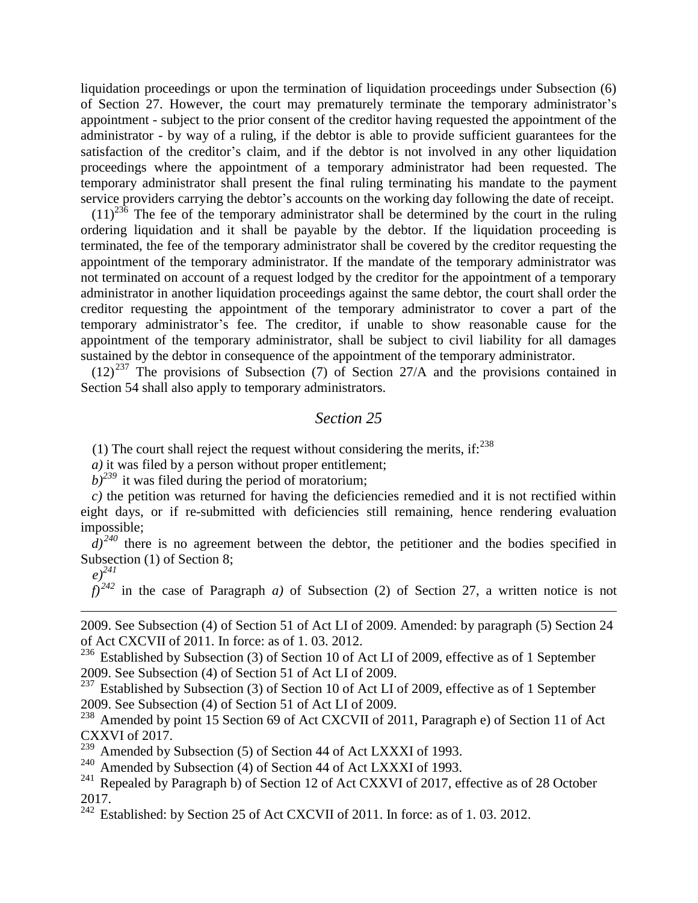liquidation proceedings or upon the termination of liquidation proceedings under Subsection (6) of Section 27. However, the court may prematurely terminate the temporary administrator's appointment - subject to the prior consent of the creditor having requested the appointment of the administrator - by way of a ruling, if the debtor is able to provide sufficient guarantees for the satisfaction of the creditor's claim, and if the debtor is not involved in any other liquidation proceedings where the appointment of a temporary administrator had been requested. The temporary administrator shall present the final ruling terminating his mandate to the payment service providers carrying the debtor's accounts on the working day following the date of receipt.

(11)[236] The fee of the temporary administrator shall be determined by the court in the ruling ordering liquidation and it shall be payable by the debtor. If the liquidation proceeding is terminated, the fee of the temporary administrator shall be covered by the creditor requesting the appointment of the temporary administrator. If the mandate of the temporary administrator was not terminated on account of a request lodged by the creditor for the appointment of a temporary administrator in another liquidation proceedings against the same debtor, the court shall order the creditor requesting the appointment of the temporary administrator to cover a part of the temporary administrator's fee. The creditor, if unable to show reasonable cause for the appointment of the temporary administrator, shall be subject to civil liability for all damages sustained by the debtor in consequence of the appointment of the temporary administrator.

(12)[237] The provisions of Subsection (7) of Section 27/A and the provisions contained in Section 54 shall also apply to temporary administrators.

## *Section 25*

(1) The court shall reject the request without considering the merits, if:[238]

*a)* it was filed by a person without proper entitlement;

*b)*[239] it was filed during the period of moratorium;

*c)* the petition was returned for having the deficiencies remedied and it is not rectified within eight days, or if re-submitted with deficiencies still remaining, hence rendering evaluation impossible;

*d)*[240] there is no agreement between the debtor, the petitioner and the bodies specified in Subsection (1) of Section 8;

*e)*[241]

*f)*[242] in the case of Paragraph *a)* of Subsection (2) of Section 27, a written notice is not

---

2009. See Subsection (4) of Section 51 of Act LI of 2009. Amended: by paragraph (5) Section 24 of Act CXCVII of 2011. In force: as of 1. 03. 2012.

[236] Established by Subsection (3) of Section 10 of Act LI of 2009, effective as of 1 September 2009. See Subsection (4) of Section 51 of Act LI of 2009.

[237] Established by Subsection (3) of Section 10 of Act LI of 2009, effective as of 1 September 2009. See Subsection (4) of Section 51 of Act LI of 2009.

[238] Amended by point 15 Section 69 of Act CXCVII of 2011, Paragraph e) of Section 11 of Act CXXVI of 2017.

[239] Amended by Subsection (5) of Section 44 of Act LXXXI of 1993.

[240] Amended by Subsection (4) of Section 44 of Act LXXXI of 1993.

[241] Repealed by Paragraph b) of Section 12 of Act CXXVI of 2017, effective as of 28 October 2017.

[242] Established: by Section 25 of Act CXCVII of 2011. In force: as of 1. 03. 2012.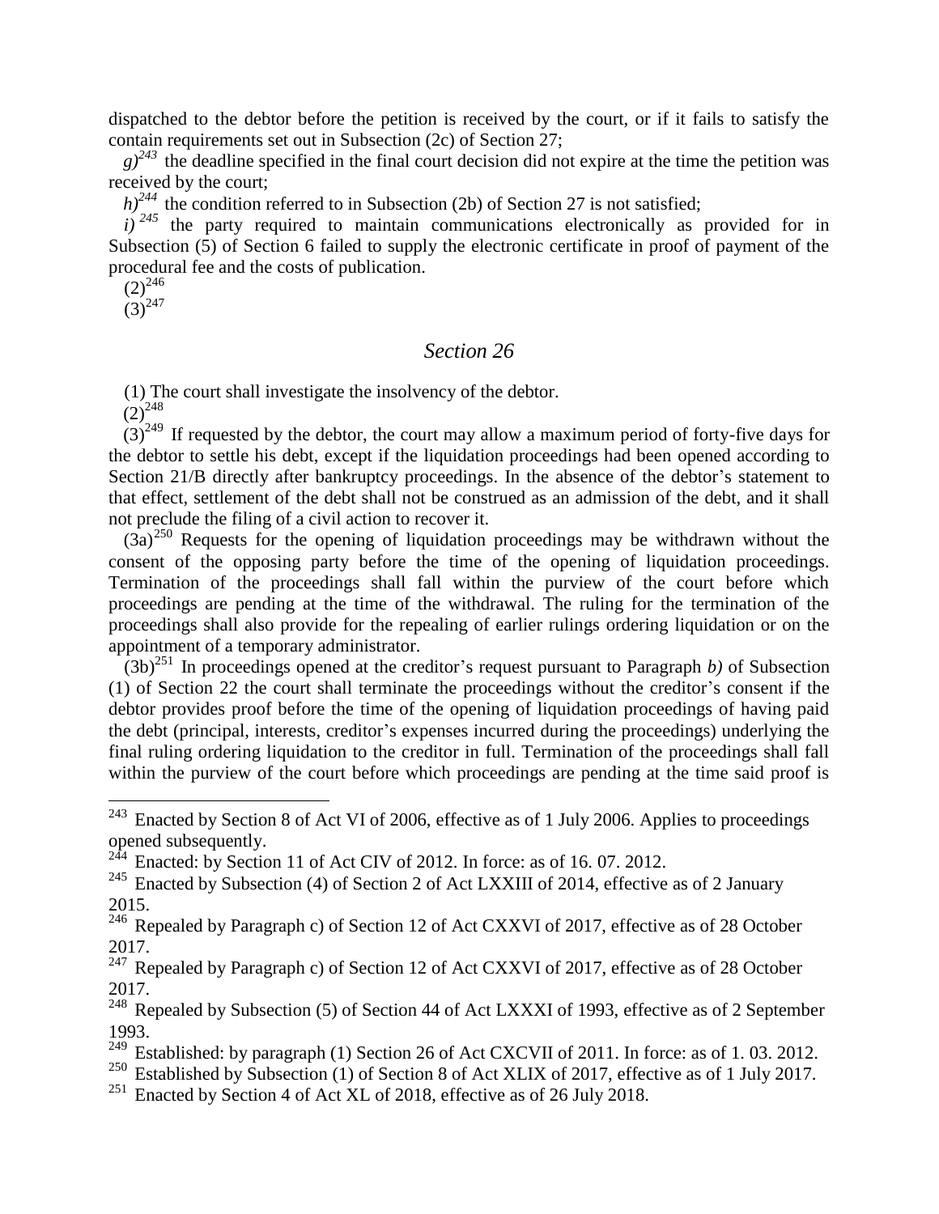dispatched to the debtor before the petition is received by the court, or if it fails to satisfy the contain requirements set out in Subsection (2c) of Section 27;

*g)*[243] the deadline specified in the final court decision did not expire at the time the petition was received by the court;

*h)*[244] the condition referred to in Subsection (2b) of Section 27 is not satisfied;

*i)*[245] the party required to maintain communications electronically as provided for in Subsection (5) of Section 6 failed to supply the electronic certificate in proof of payment of the procedural fee and the costs of publication.

(2)[246]

(3)[247]

## *Section 26*

(1) The court shall investigate the insolvency of the debtor.

(2)[248]

(3)[249] If requested by the debtor, the court may allow a maximum period of forty-five days for the debtor to settle his debt, except if the liquidation proceedings had been opened according to Section 21/B directly after bankruptcy proceedings. In the absence of the debtor's statement to that effect, settlement of the debt shall not be construed as an admission of the debt, and it shall not preclude the filing of a civil action to recover it.

(3a)[250] Requests for the opening of liquidation proceedings may be withdrawn without the consent of the opposing party before the time of the opening of liquidation proceedings. Termination of the proceedings shall fall within the purview of the court before which proceedings are pending at the time of the withdrawal. The ruling for the termination of the proceedings shall also provide for the repealing of earlier rulings ordering liquidation or on the appointment of a temporary administrator.

(3b)[251] In proceedings opened at the creditor's request pursuant to Paragraph *b)* of Subsection (1) of Section 22 the court shall terminate the proceedings without the creditor's consent if the debtor provides proof before the time of the opening of liquidation proceedings of having paid the debt (principal, interests, creditor's expenses incurred during the proceedings) underlying the final ruling ordering liquidation to the creditor in full. Termination of the proceedings shall fall within the purview of the court before which proceedings are pending at the time said proof is

---

[243] Enacted by Section 8 of Act VI of 2006, effective as of 1 July 2006. Applies to proceedings opened subsequently.

[244] Enacted: by Section 11 of Act CIV of 2012. In force: as of 16. 07. 2012.

[245] Enacted by Subsection (4) of Section 2 of Act LXXIII of 2014, effective as of 2 January 2015.

[246] Repealed by Paragraph c) of Section 12 of Act CXXVI of 2017, effective as of 28 October 2017.

[247] Repealed by Paragraph c) of Section 12 of Act CXXVI of 2017, effective as of 28 October 2017.

[248] Repealed by Subsection (5) of Section 44 of Act LXXXI of 1993, effective as of 2 September 1993.

[249] Established: by paragraph (1) Section 26 of Act CXCVII of 2011. In force: as of 1. 03. 2012.

[250] Established by Subsection (1) of Section 8 of Act XLIX of 2017, effective as of 1 July 2017.

[251] Enacted by Section 4 of Act XL of 2018, effective as of 26 July 2018.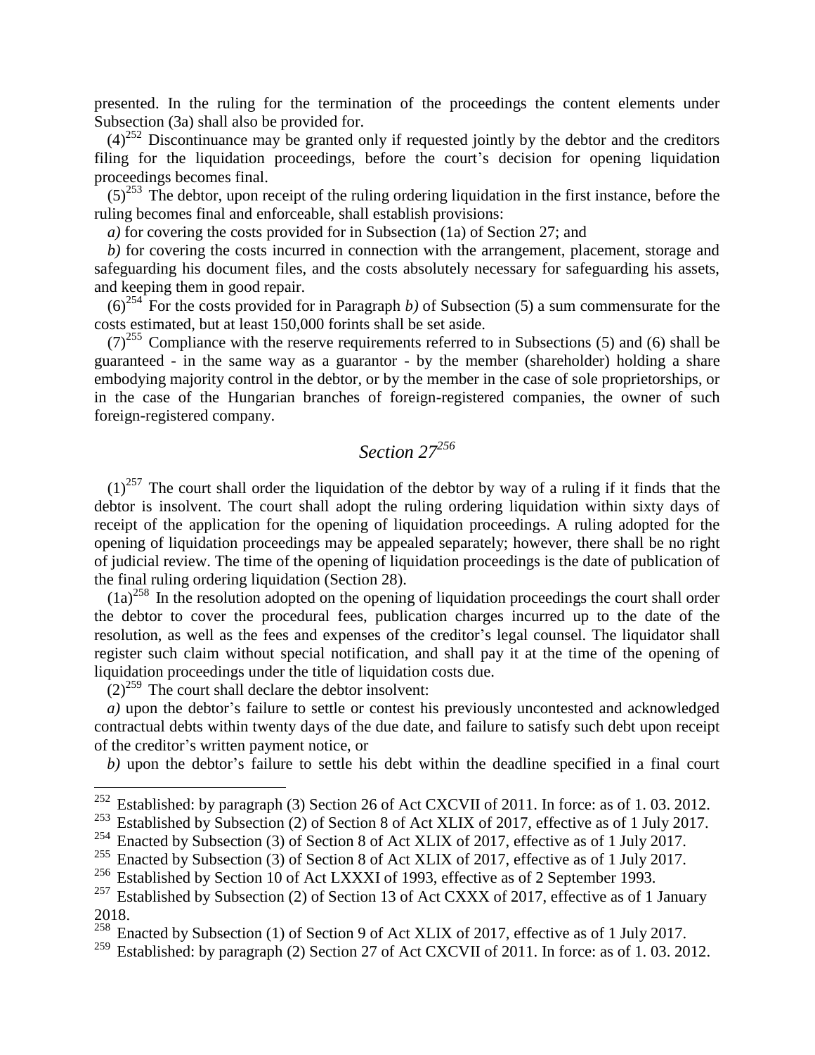presented. In the ruling for the termination of the proceedings the content elements under Subsection (3a) shall also be provided for.

(4)[252] Discontinuance may be granted only if requested jointly by the debtor and the creditors filing for the liquidation proceedings, before the court's decision for opening liquidation proceedings becomes final.

(5)[253] The debtor, upon receipt of the ruling ordering liquidation in the first instance, before the ruling becomes final and enforceable, shall establish provisions:

*a)* for covering the costs provided for in Subsection (1a) of Section 27; and

*b)* for covering the costs incurred in connection with the arrangement, placement, storage and safeguarding his document files, and the costs absolutely necessary for safeguarding his assets, and keeping them in good repair.

(6)[254] For the costs provided for in Paragraph *b)* of Subsection (5) a sum commensurate for the costs estimated, but at least 150,000 forints shall be set aside.

(7)[255] Compliance with the reserve requirements referred to in Subsections (5) and (6) shall be guaranteed - in the same way as a guarantor - by the member (shareholder) holding a share embodying majority control in the debtor, or by the member in the case of sole proprietorships, or in the case of the Hungarian branches of foreign-registered companies, the owner of such foreign-registered company.

## *Section 27*[256]

(1)[257] The court shall order the liquidation of the debtor by way of a ruling if it finds that the debtor is insolvent. The court shall adopt the ruling ordering liquidation within sixty days of receipt of the application for the opening of liquidation proceedings. A ruling adopted for the opening of liquidation proceedings may be appealed separately; however, there shall be no right of judicial review. The time of the opening of liquidation proceedings is the date of publication of the final ruling ordering liquidation (Section 28).

(1a)[258] In the resolution adopted on the opening of liquidation proceedings the court shall order the debtor to cover the procedural fees, publication charges incurred up to the date of the resolution, as well as the fees and expenses of the creditor's legal counsel. The liquidator shall register such claim without special notification, and shall pay it at the time of the opening of liquidation proceedings under the title of liquidation costs due.

(2)[259] The court shall declare the debtor insolvent:

*a)* upon the debtor's failure to settle or contest his previously uncontested and acknowledged contractual debts within twenty days of the due date, and failure to satisfy such debt upon receipt of the creditor's written payment notice, or

*b)* upon the debtor's failure to settle his debt within the deadline specified in a final court

---

[252] Established: by paragraph (3) Section 26 of Act CXCVII of 2011. In force: as of 1. 03. 2012.

[253] Established by Subsection (2) of Section 8 of Act XLIX of 2017, effective as of 1 July 2017.

[254] Enacted by Subsection (3) of Section 8 of Act XLIX of 2017, effective as of 1 July 2017.

[255] Enacted by Subsection (3) of Section 8 of Act XLIX of 2017, effective as of 1 July 2017.

[256] Established by Section 10 of Act LXXXI of 1993, effective as of 2 September 1993.

[257] Established by Subsection (2) of Section 13 of Act CXXX of 2017, effective as of 1 January 2018.

[258] Enacted by Subsection (1) of Section 9 of Act XLIX of 2017, effective as of 1 July 2017.

[259] Established: by paragraph (2) Section 27 of Act CXCVII of 2011. In force: as of 1. 03. 2012.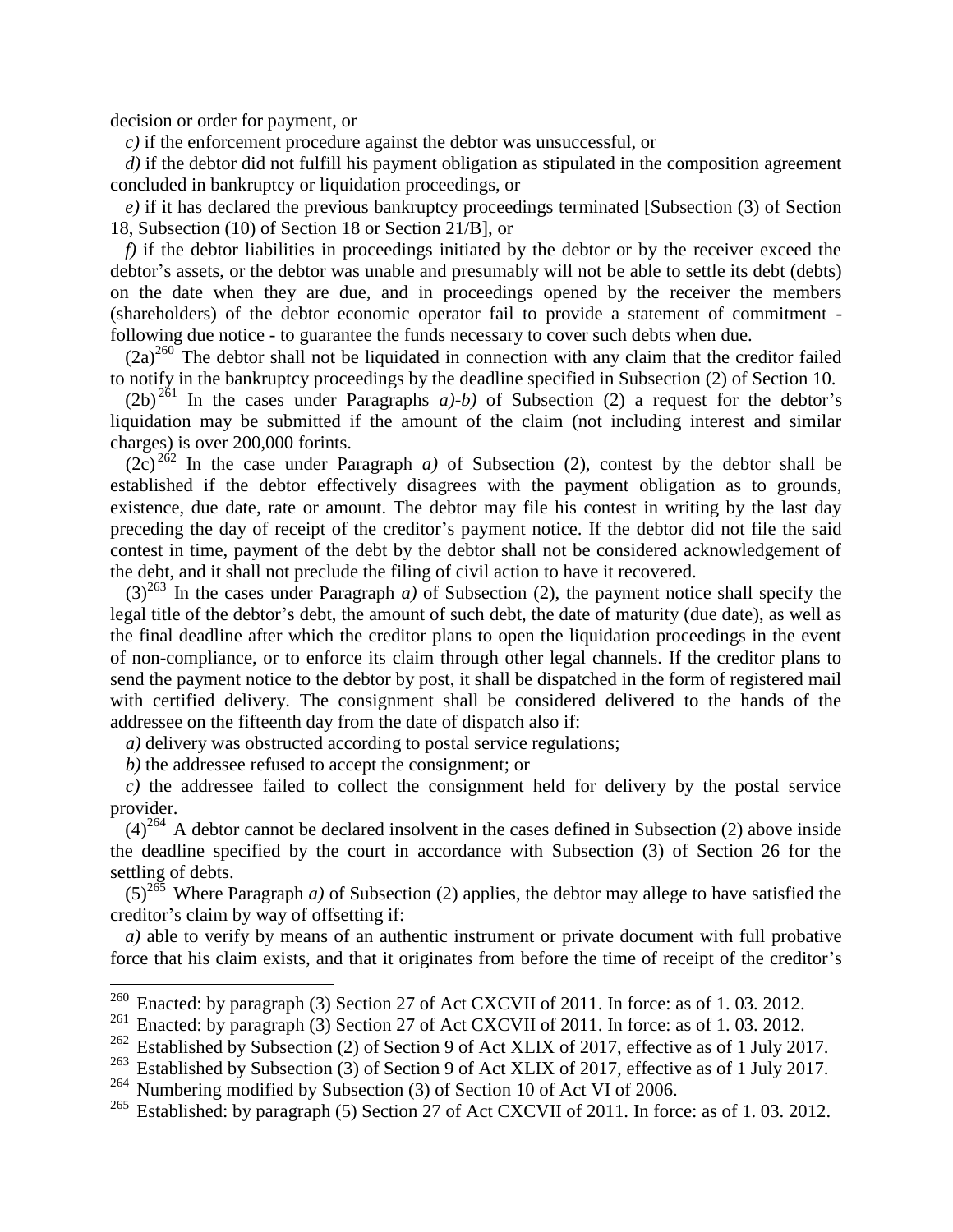decision or order for payment, or

*c)* if the enforcement procedure against the debtor was unsuccessful, or

*d)* if the debtor did not fulfill his payment obligation as stipulated in the composition agreement concluded in bankruptcy or liquidation proceedings, or

*e)* if it has declared the previous bankruptcy proceedings terminated [Subsection (3) of Section 18, Subsection (10) of Section 18 or Section 21/B], or

*f)* if the debtor liabilities in proceedings initiated by the debtor or by the receiver exceed the debtor's assets, or the debtor was unable and presumably will not be able to settle its debt (debts) on the date when they are due, and in proceedings opened by the receiver the members (shareholders) of the debtor economic operator fail to provide a statement of commitment - following due notice - to guarantee the funds necessary to cover such debts when due.

(2a)[260] The debtor shall not be liquidated in connection with any claim that the creditor failed to notify in the bankruptcy proceedings by the deadline specified in Subsection (2) of Section 10.

(2b)[261] In the cases under Paragraphs *a)-b)* of Subsection (2) a request for the debtor's liquidation may be submitted if the amount of the claim (not including interest and similar charges) is over 200,000 forints.

(2c)[262] In the case under Paragraph *a)* of Subsection (2), contest by the debtor shall be established if the debtor effectively disagrees with the payment obligation as to grounds, existence, due date, rate or amount. The debtor may file his contest in writing by the last day preceding the day of receipt of the creditor's payment notice. If the debtor did not file the said contest in time, payment of the debt by the debtor shall not be considered acknowledgement of the debt, and it shall not preclude the filing of civil action to have it recovered.

(3)[263] In the cases under Paragraph *a)* of Subsection (2), the payment notice shall specify the legal title of the debtor's debt, the amount of such debt, the date of maturity (due date), as well as the final deadline after which the creditor plans to open the liquidation proceedings in the event of non-compliance, or to enforce its claim through other legal channels. If the creditor plans to send the payment notice to the debtor by post, it shall be dispatched in the form of registered mail with certified delivery. The consignment shall be considered delivered to the hands of the addressee on the fifteenth day from the date of dispatch also if:

*a)* delivery was obstructed according to postal service regulations;

*b)* the addressee refused to accept the consignment; or

*c)* the addressee failed to collect the consignment held for delivery by the postal service provider.

(4)[264] A debtor cannot be declared insolvent in the cases defined in Subsection (2) above inside the deadline specified by the court in accordance with Subsection (3) of Section 26 for the settling of debts.

(5)[265] Where Paragraph *a)* of Subsection (2) applies, the debtor may allege to have satisfied the creditor's claim by way of offsetting if:

*a)* able to verify by means of an authentic instrument or private document with full probative force that his claim exists, and that it originates from before the time of receipt of the creditor's

---

[260] Enacted: by paragraph (3) Section 27 of Act CXCVII of 2011. In force: as of 1. 03. 2012.

[261] Enacted: by paragraph (3) Section 27 of Act CXCVII of 2011. In force: as of 1. 03. 2012.

[262] Established by Subsection (2) of Section 9 of Act XLIX of 2017, effective as of 1 July 2017.

[263] Established by Subsection (3) of Section 9 of Act XLIX of 2017, effective as of 1 July 2017.

[264] Numbering modified by Subsection (3) of Section 10 of Act VI of 2006.

[265] Established: by paragraph (5) Section 27 of Act CXCVII of 2011. In force: as of 1. 03. 2012.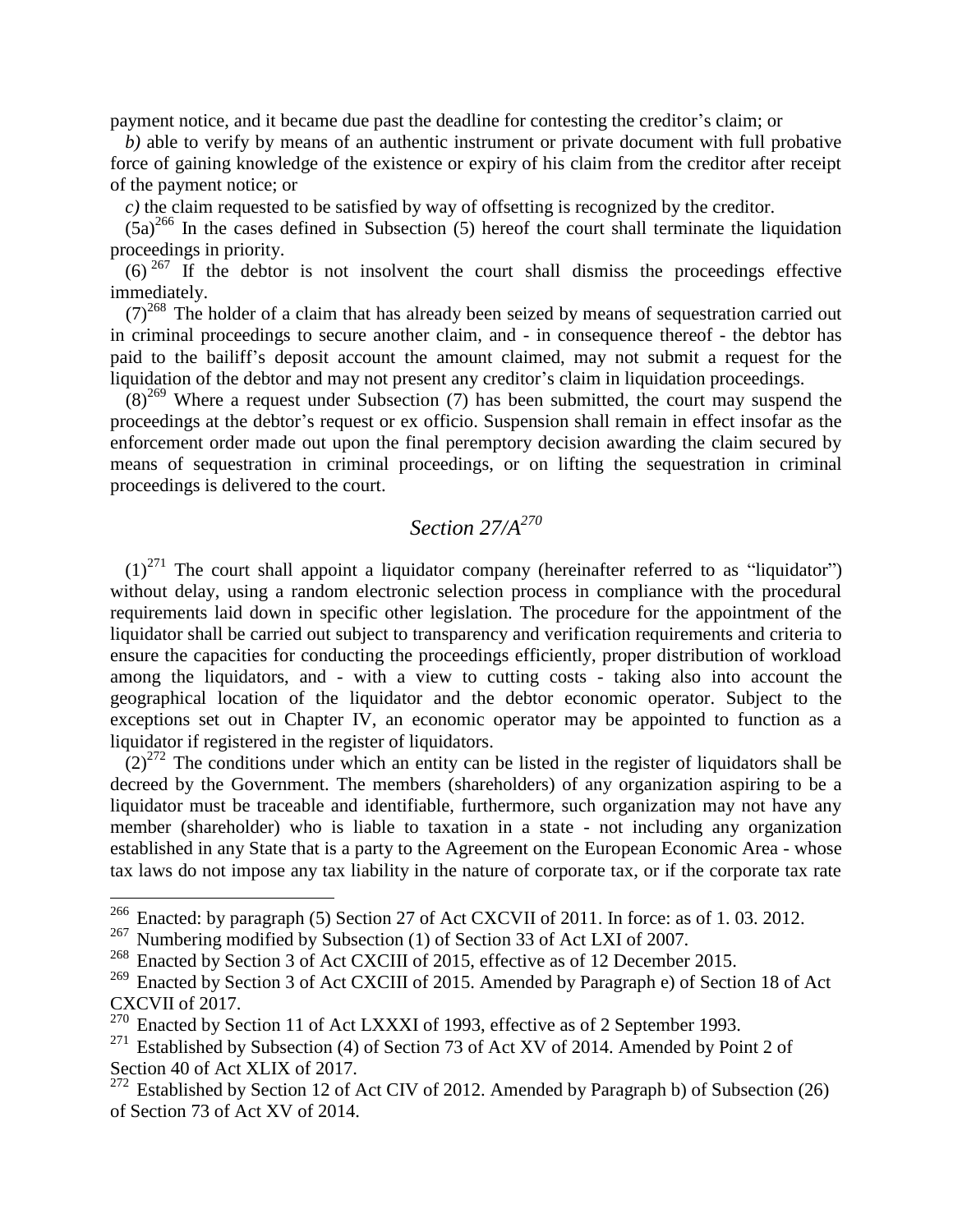payment notice, and it became due past the deadline for contesting the creditor's claim; or

*b)* able to verify by means of an authentic instrument or private document with full probative force of gaining knowledge of the existence or expiry of his claim from the creditor after receipt of the payment notice; or

*c)* the claim requested to be satisfied by way of offsetting is recognized by the creditor.

(5a)[266] In the cases defined in Subsection (5) hereof the court shall terminate the liquidation proceedings in priority.

(6)[267] If the debtor is not insolvent the court shall dismiss the proceedings effective immediately.

(7)[268] The holder of a claim that has already been seized by means of sequestration carried out in criminal proceedings to secure another claim, and - in consequence thereof - the debtor has paid to the bailiff's deposit account the amount claimed, may not submit a request for the liquidation of the debtor and may not present any creditor's claim in liquidation proceedings.

(8)[269] Where a request under Subsection (7) has been submitted, the court may suspend the proceedings at the debtor's request or ex officio. Suspension shall remain in effect insofar as the enforcement order made out upon the final peremptory decision awarding the claim secured by means of sequestration in criminal proceedings, or on lifting the sequestration in criminal proceedings is delivered to the court.

## *Section 27/A*[270]

(1)[271] The court shall appoint a liquidator company (hereinafter referred to as "liquidator") without delay, using a random electronic selection process in compliance with the procedural requirements laid down in specific other legislation. The procedure for the appointment of the liquidator shall be carried out subject to transparency and verification requirements and criteria to ensure the capacities for conducting the proceedings efficiently, proper distribution of workload among the liquidators, and - with a view to cutting costs - taking also into account the geographical location of the liquidator and the debtor economic operator. Subject to the exceptions set out in Chapter IV, an economic operator may be appointed to function as a liquidator if registered in the register of liquidators.

(2)[272] The conditions under which an entity can be listed in the register of liquidators shall be decreed by the Government. The members (shareholders) of any organization aspiring to be a liquidator must be traceable and identifiable, furthermore, such organization may not have any member (shareholder) who is liable to taxation in a state - not including any organization established in any State that is a party to the Agreement on the European Economic Area - whose tax laws do not impose any tax liability in the nature of corporate tax, or if the corporate tax rate

---

[266] Enacted: by paragraph (5) Section 27 of Act CXCVII of 2011. In force: as of 1. 03. 2012.

[267] Numbering modified by Subsection (1) of Section 33 of Act LXI of 2007.

[268] Enacted by Section 3 of Act CXCIII of 2015, effective as of 12 December 2015.

[269] Enacted by Section 3 of Act CXCIII of 2015. Amended by Paragraph e) of Section 18 of Act CXCVII of 2017.

[270] Enacted by Section 11 of Act LXXXI of 1993, effective as of 2 September 1993.

[271] Established by Subsection (4) of Section 73 of Act XV of 2014. Amended by Point 2 of Section 40 of Act XLIX of 2017.

[272] Established by Section 12 of Act CIV of 2012. Amended by Paragraph b) of Subsection (26) of Section 73 of Act XV of 2014.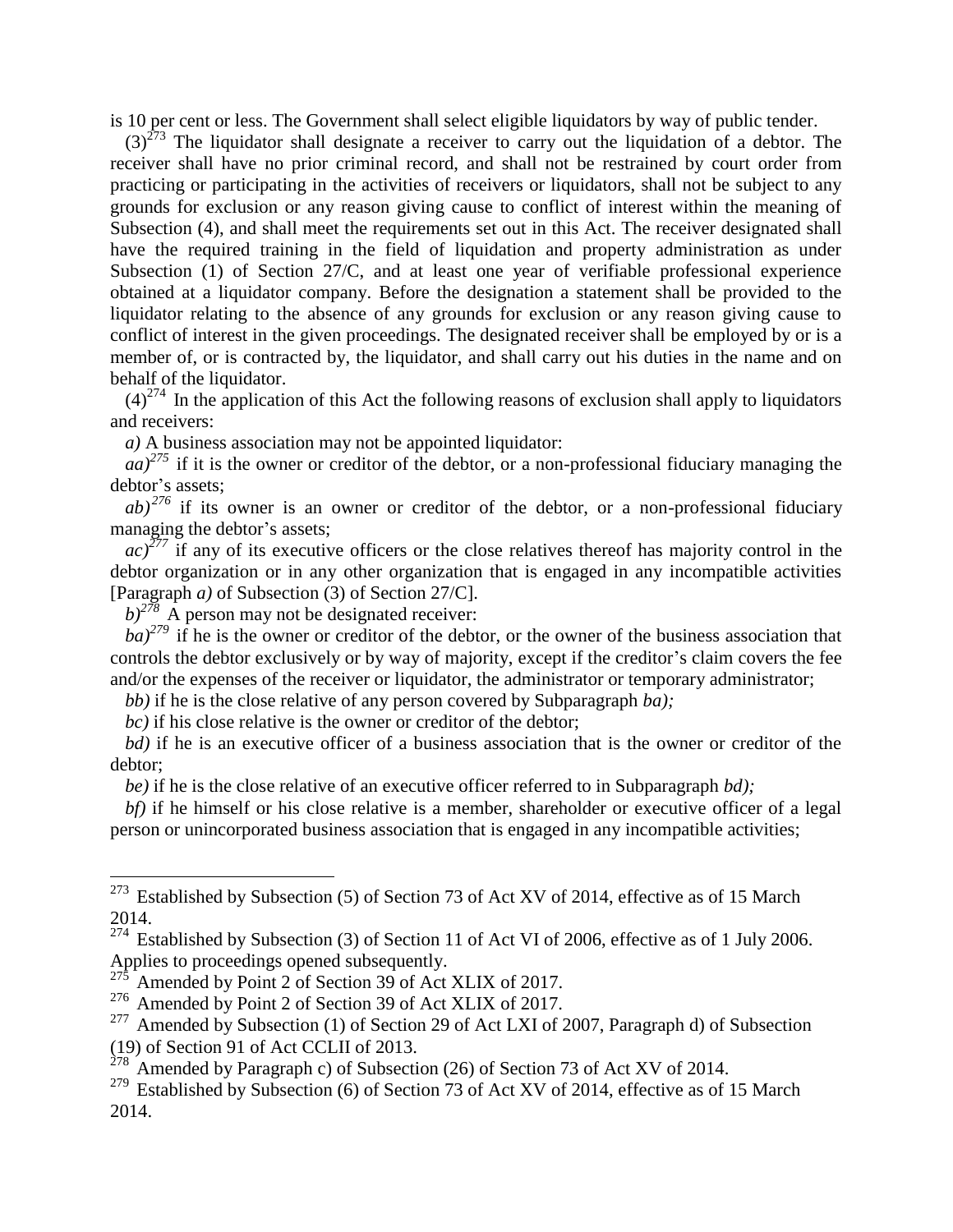is 10 per cent or less. The Government shall select eligible liquidators by way of public tender.

(3)[273] The liquidator shall designate a receiver to carry out the liquidation of a debtor. The receiver shall have no prior criminal record, and shall not be restrained by court order from practicing or participating in the activities of receivers or liquidators, shall not be subject to any grounds for exclusion or any reason giving cause to conflict of interest within the meaning of Subsection (4), and shall meet the requirements set out in this Act. The receiver designated shall have the required training in the field of liquidation and property administration as under Subsection (1) of Section 27/C, and at least one year of verifiable professional experience obtained at a liquidator company. Before the designation a statement shall be provided to the liquidator relating to the absence of any grounds for exclusion or any reason giving cause to conflict of interest in the given proceedings. The designated receiver shall be employed by or is a member of, or is contracted by, the liquidator, and shall carry out his duties in the name and on behalf of the liquidator.

(4)[274] In the application of this Act the following reasons of exclusion shall apply to liquidators and receivers:

*a)* A business association may not be appointed liquidator:

*aa)*[275] if it is the owner or creditor of the debtor, or a non-professional fiduciary managing the debtor's assets;

*ab)*[276] if its owner is an owner or creditor of the debtor, or a non-professional fiduciary managing the debtor's assets;

*ac)*[277] if any of its executive officers or the close relatives thereof has majority control in the debtor organization or in any other organization that is engaged in any incompatible activities [Paragraph *a)* of Subsection (3) of Section 27/C].

*b)*[278] A person may not be designated receiver:

*ba)*[279] if he is the owner or creditor of the debtor, or the owner of the business association that controls the debtor exclusively or by way of majority, except if the creditor's claim covers the fee and/or the expenses of the receiver or liquidator, the administrator or temporary administrator;

*bb)* if he is the close relative of any person covered by Subparagraph *ba);*

*bc)* if his close relative is the owner or creditor of the debtor;

*bd)* if he is an executive officer of a business association that is the owner or creditor of the debtor;

*be)* if he is the close relative of an executive officer referred to in Subparagraph *bd);*

*bf)* if he himself or his close relative is a member, shareholder or executive officer of a legal person or unincorporated business association that is engaged in any incompatible activities;

---

[273] Established by Subsection (5) of Section 73 of Act XV of 2014, effective as of 15 March 2014.

[274] Established by Subsection (3) of Section 11 of Act VI of 2006, effective as of 1 July 2006. Applies to proceedings opened subsequently.

[275] Amended by Point 2 of Section 39 of Act XLIX of 2017.

[276] Amended by Point 2 of Section 39 of Act XLIX of 2017.

[277] Amended by Subsection (1) of Section 29 of Act LXI of 2007, Paragraph d) of Subsection (19) of Section 91 of Act CCLII of 2013.

[278] Amended by Paragraph c) of Subsection (26) of Section 73 of Act XV of 2014.

[279] Established by Subsection (6) of Section 73 of Act XV of 2014, effective as of 15 March 2014.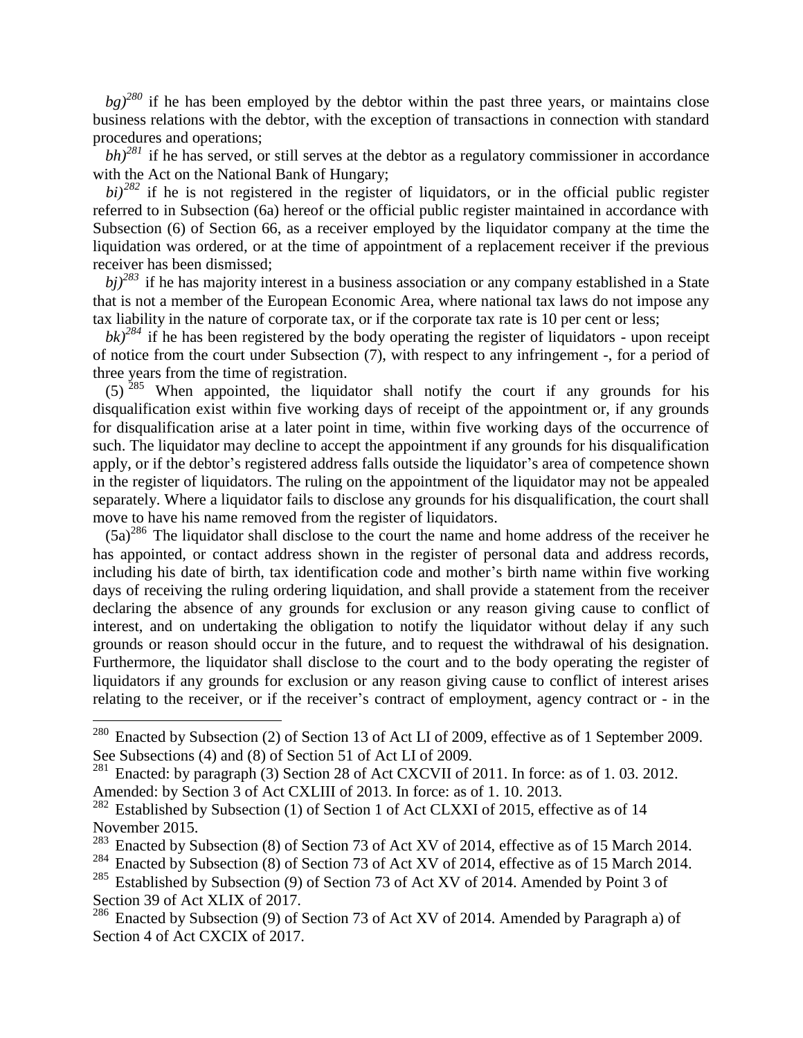*bg)*[280] if he has been employed by the debtor within the past three years, or maintains close business relations with the debtor, with the exception of transactions in connection with standard procedures and operations;

*bh)*[281] if he has served, or still serves at the debtor as a regulatory commissioner in accordance with the Act on the National Bank of Hungary;

*bi)*[282] if he is not registered in the register of liquidators, or in the official public register referred to in Subsection (6a) hereof or the official public register maintained in accordance with Subsection (6) of Section 66, as a receiver employed by the liquidator company at the time the liquidation was ordered, or at the time of appointment of a replacement receiver if the previous receiver has been dismissed;

*bj)*[283] if he has majority interest in a business association or any company established in a State that is not a member of the European Economic Area, where national tax laws do not impose any tax liability in the nature of corporate tax, or if the corporate tax rate is 10 per cent or less;

*bk)*[284] if he has been registered by the body operating the register of liquidators - upon receipt of notice from the court under Subsection (7), with respect to any infringement -, for a period of three years from the time of registration.

(5) [285] When appointed, the liquidator shall notify the court if any grounds for his disqualification exist within five working days of receipt of the appointment or, if any grounds for disqualification arise at a later point in time, within five working days of the occurrence of such. The liquidator may decline to accept the appointment if any grounds for his disqualification apply, or if the debtor's registered address falls outside the liquidator's area of competence shown in the register of liquidators. The ruling on the appointment of the liquidator may not be appealed separately. Where a liquidator fails to disclose any grounds for his disqualification, the court shall move to have his name removed from the register of liquidators.

(5a)[286] The liquidator shall disclose to the court the name and home address of the receiver he has appointed, or contact address shown in the register of personal data and address records, including his date of birth, tax identification code and mother's birth name within five working days of receiving the ruling ordering liquidation, and shall provide a statement from the receiver declaring the absence of any grounds for exclusion or any reason giving cause to conflict of interest, and on undertaking the obligation to notify the liquidator without delay if any such grounds or reason should occur in the future, and to request the withdrawal of his designation. Furthermore, the liquidator shall disclose to the court and to the body operating the register of liquidators if any grounds for exclusion or any reason giving cause to conflict of interest arises relating to the receiver, or if the receiver's contract of employment, agency contract or - in the

---

[280] Enacted by Subsection (2) of Section 13 of Act LI of 2009, effective as of 1 September 2009. See Subsections (4) and (8) of Section 51 of Act LI of 2009.

[281] Enacted: by paragraph (3) Section 28 of Act CXCVII of 2011. In force: as of 1. 03. 2012. Amended: by Section 3 of Act CXLIII of 2013. In force: as of 1. 10. 2013.

[282] Established by Subsection (1) of Section 1 of Act CLXXI of 2015, effective as of 14 November 2015.

[283] Enacted by Subsection (8) of Section 73 of Act XV of 2014, effective as of 15 March 2014.

[284] Enacted by Subsection (8) of Section 73 of Act XV of 2014, effective as of 15 March 2014.

[285] Established by Subsection (9) of Section 73 of Act XV of 2014. Amended by Point 3 of Section 39 of Act XLIX of 2017.

[286] Enacted by Subsection (9) of Section 73 of Act XV of 2014. Amended by Paragraph a) of Section 4 of Act CXCIX of 2017.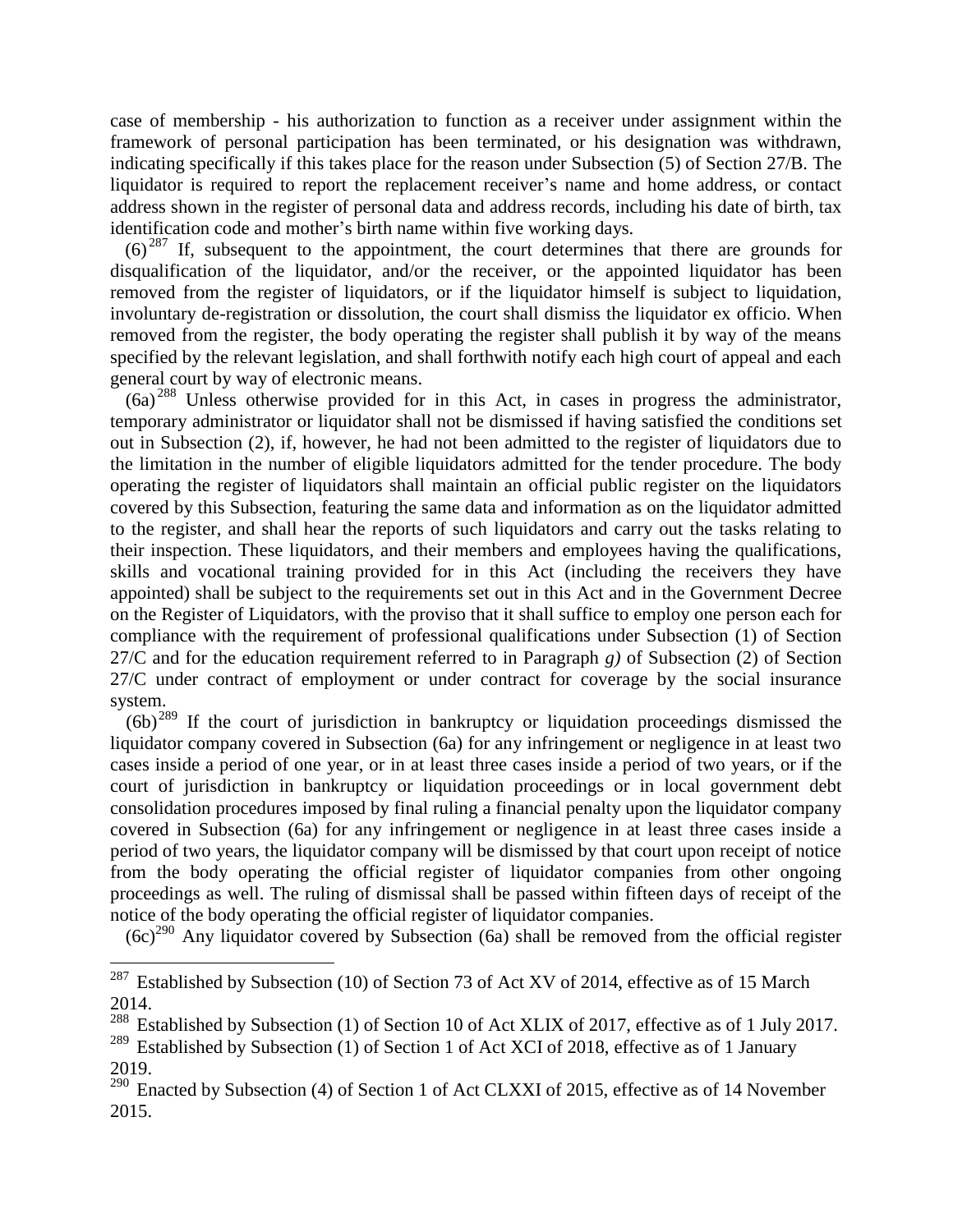case of membership - his authorization to function as a receiver under assignment within the framework of personal participation has been terminated, or his designation was withdrawn, indicating specifically if this takes place for the reason under Subsection (5) of Section 27/B. The liquidator is required to report the replacement receiver's name and home address, or contact address shown in the register of personal data and address records, including his date of birth, tax identification code and mother's birth name within five working days.

(6)[287] If, subsequent to the appointment, the court determines that there are grounds for disqualification of the liquidator, and/or the receiver, or the appointed liquidator has been removed from the register of liquidators, or if the liquidator himself is subject to liquidation, involuntary de-registration or dissolution, the court shall dismiss the liquidator ex officio. When removed from the register, the body operating the register shall publish it by way of the means specified by the relevant legislation, and shall forthwith notify each high court of appeal and each general court by way of electronic means.

(6a)[288] Unless otherwise provided for in this Act, in cases in progress the administrator, temporary administrator or liquidator shall not be dismissed if having satisfied the conditions set out in Subsection (2), if, however, he had not been admitted to the register of liquidators due to the limitation in the number of eligible liquidators admitted for the tender procedure. The body operating the register of liquidators shall maintain an official public register on the liquidators covered by this Subsection, featuring the same data and information as on the liquidator admitted to the register, and shall hear the reports of such liquidators and carry out the tasks relating to their inspection. These liquidators, and their members and employees having the qualifications, skills and vocational training provided for in this Act (including the receivers they have appointed) shall be subject to the requirements set out in this Act and in the Government Decree on the Register of Liquidators, with the proviso that it shall suffice to employ one person each for compliance with the requirement of professional qualifications under Subsection (1) of Section 27/C and for the education requirement referred to in Paragraph *g)* of Subsection (2) of Section 27/C under contract of employment or under contract for coverage by the social insurance system.

(6b)[289] If the court of jurisdiction in bankruptcy or liquidation proceedings dismissed the liquidator company covered in Subsection (6a) for any infringement or negligence in at least two cases inside a period of one year, or in at least three cases inside a period of two years, or if the court of jurisdiction in bankruptcy or liquidation proceedings or in local government debt consolidation procedures imposed by final ruling a financial penalty upon the liquidator company covered in Subsection (6a) for any infringement or negligence in at least three cases inside a period of two years, the liquidator company will be dismissed by that court upon receipt of notice from the body operating the official register of liquidator companies from other ongoing proceedings as well. The ruling of dismissal shall be passed within fifteen days of receipt of the notice of the body operating the official register of liquidator companies.

(6c)[290] Any liquidator covered by Subsection (6a) shall be removed from the official register

---

[287] Established by Subsection (10) of Section 73 of Act XV of 2014, effective as of 15 March 2014.

[288] Established by Subsection (1) of Section 10 of Act XLIX of 2017, effective as of 1 July 2017.

[289] Established by Subsection (1) of Section 1 of Act XCI of 2018, effective as of 1 January 2019.

[290] Enacted by Subsection (4) of Section 1 of Act CLXXI of 2015, effective as of 14 November 2015.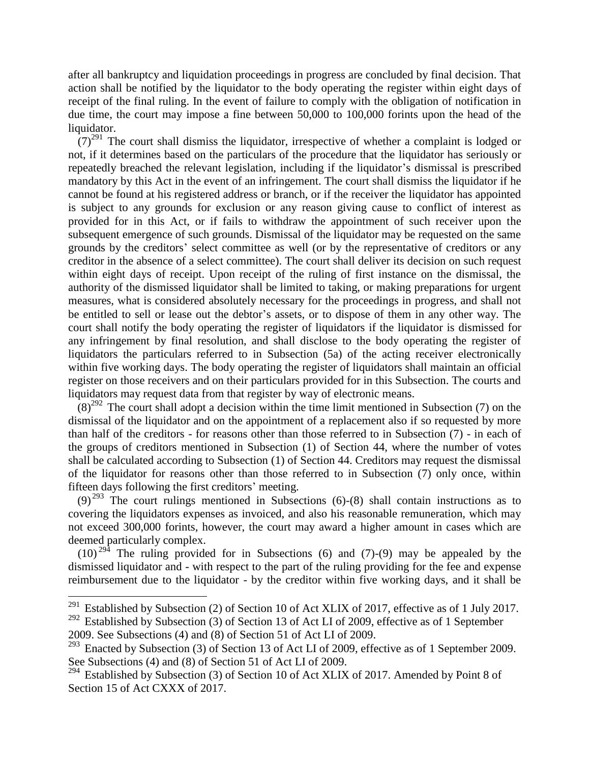after all bankruptcy and liquidation proceedings in progress are concluded by final decision. That action shall be notified by the liquidator to the body operating the register within eight days of receipt of the final ruling. In the event of failure to comply with the obligation of notification in due time, the court may impose a fine between 50,000 to 100,000 forints upon the head of the liquidator.

(7)[291] The court shall dismiss the liquidator, irrespective of whether a complaint is lodged or not, if it determines based on the particulars of the procedure that the liquidator has seriously or repeatedly breached the relevant legislation, including if the liquidator's dismissal is prescribed mandatory by this Act in the event of an infringement. The court shall dismiss the liquidator if he cannot be found at his registered address or branch, or if the receiver the liquidator has appointed is subject to any grounds for exclusion or any reason giving cause to conflict of interest as provided for in this Act, or if fails to withdraw the appointment of such receiver upon the subsequent emergence of such grounds. Dismissal of the liquidator may be requested on the same grounds by the creditors' select committee as well (or by the representative of creditors or any creditor in the absence of a select committee). The court shall deliver its decision on such request within eight days of receipt. Upon receipt of the ruling of first instance on the dismissal, the authority of the dismissed liquidator shall be limited to taking, or making preparations for urgent measures, what is considered absolutely necessary for the proceedings in progress, and shall not be entitled to sell or lease out the debtor's assets, or to dispose of them in any other way. The court shall notify the body operating the register of liquidators if the liquidator is dismissed for any infringement by final resolution, and shall disclose to the body operating the register of liquidators the particulars referred to in Subsection (5a) of the acting receiver electronically within five working days. The body operating the register of liquidators shall maintain an official register on those receivers and on their particulars provided for in this Subsection. The courts and liquidators may request data from that register by way of electronic means.

(8)[292] The court shall adopt a decision within the time limit mentioned in Subsection (7) on the dismissal of the liquidator and on the appointment of a replacement also if so requested by more than half of the creditors - for reasons other than those referred to in Subsection (7) - in each of the groups of creditors mentioned in Subsection (1) of Section 44, where the number of votes shall be calculated according to Subsection (1) of Section 44. Creditors may request the dismissal of the liquidator for reasons other than those referred to in Subsection (7) only once, within fifteen days following the first creditors' meeting.

(9)[293] The court rulings mentioned in Subsections (6)-(8) shall contain instructions as to covering the liquidators expenses as invoiced, and also his reasonable remuneration, which may not exceed 300,000 forints, however, the court may award a higher amount in cases which are deemed particularly complex.

(10)[294] The ruling provided for in Subsections (6) and (7)-(9) may be appealed by the dismissed liquidator and - with respect to the part of the ruling providing for the fee and expense reimbursement due to the liquidator - by the creditor within five working days, and it shall be

---

[291] Established by Subsection (2) of Section 10 of Act XLIX of 2017, effective as of 1 July 2017.

[292] Established by Subsection (3) of Section 13 of Act LI of 2009, effective as of 1 September 2009. See Subsections (4) and (8) of Section 51 of Act LI of 2009.

[293] Enacted by Subsection (3) of Section 13 of Act LI of 2009, effective as of 1 September 2009. See Subsections (4) and (8) of Section 51 of Act LI of 2009.

[294] Established by Subsection (3) of Section 10 of Act XLIX of 2017. Amended by Point 8 of Section 15 of Act CXXX of 2017.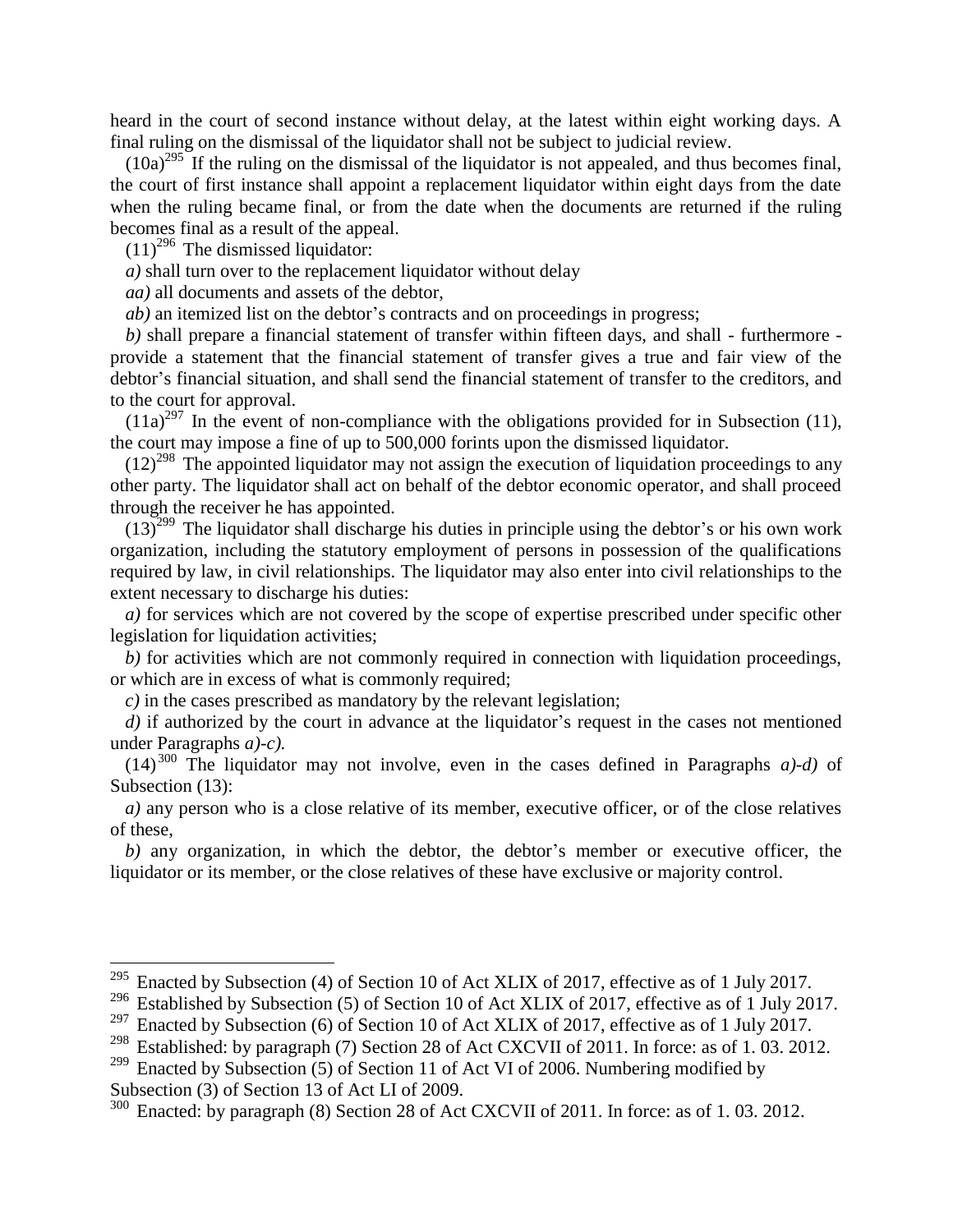heard in the court of second instance without delay, at the latest within eight working days. A final ruling on the dismissal of the liquidator shall not be subject to judicial review.

(10a)[295] If the ruling on the dismissal of the liquidator is not appealed, and thus becomes final, the court of first instance shall appoint a replacement liquidator within eight days from the date when the ruling became final, or from the date when the documents are returned if the ruling becomes final as a result of the appeal.

(11)[296] The dismissed liquidator:

*a)* shall turn over to the replacement liquidator without delay

*aa)* all documents and assets of the debtor,

*ab)* an itemized list on the debtor's contracts and on proceedings in progress;

*b)* shall prepare a financial statement of transfer within fifteen days, and shall - furthermore - provide a statement that the financial statement of transfer gives a true and fair view of the debtor's financial situation, and shall send the financial statement of transfer to the creditors, and to the court for approval.

(11a)[297] In the event of non-compliance with the obligations provided for in Subsection (11), the court may impose a fine of up to 500,000 forints upon the dismissed liquidator.

(12)[298] The appointed liquidator may not assign the execution of liquidation proceedings to any other party. The liquidator shall act on behalf of the debtor economic operator, and shall proceed through the receiver he has appointed.

(13)[299] The liquidator shall discharge his duties in principle using the debtor's or his own work organization, including the statutory employment of persons in possession of the qualifications required by law, in civil relationships. The liquidator may also enter into civil relationships to the extent necessary to discharge his duties:

*a)* for services which are not covered by the scope of expertise prescribed under specific other legislation for liquidation activities;

*b)* for activities which are not commonly required in connection with liquidation proceedings, or which are in excess of what is commonly required;

*c)* in the cases prescribed as mandatory by the relevant legislation;

*d)* if authorized by the court in advance at the liquidator's request in the cases not mentioned under Paragraphs *a)-c).*

(14)[300] The liquidator may not involve, even in the cases defined in Paragraphs *a)-d)* of Subsection (13):

*a)* any person who is a close relative of its member, executive officer, or of the close relatives of these,

*b)* any organization, in which the debtor, the debtor's member or executive officer, the liquidator or its member, or the close relatives of these have exclusive or majority control.

---

[295] Enacted by Subsection (4) of Section 10 of Act XLIX of 2017, effective as of 1 July 2017.

[296] Established by Subsection (5) of Section 10 of Act XLIX of 2017, effective as of 1 July 2017.

[297] Enacted by Subsection (6) of Section 10 of Act XLIX of 2017, effective as of 1 July 2017.

[298] Established: by paragraph (7) Section 28 of Act CXCVII of 2011. In force: as of 1. 03. 2012.

[299] Enacted by Subsection (5) of Section 11 of Act VI of 2006. Numbering modified by Subsection (3) of Section 13 of Act LI of 2009.

[300] Enacted: by paragraph (8) Section 28 of Act CXCVII of 2011. In force: as of 1. 03. 2012.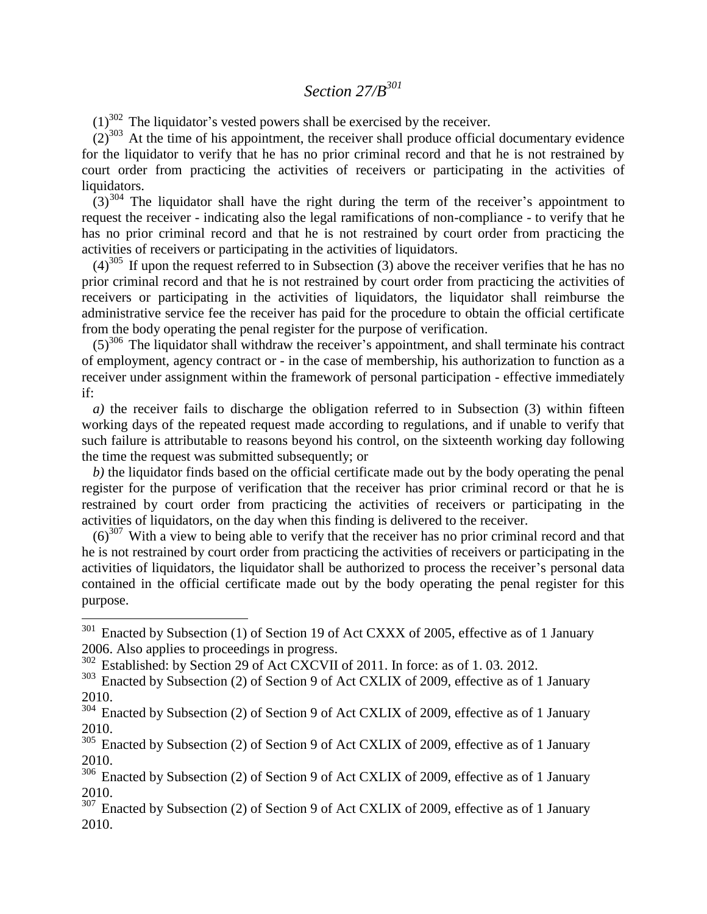## *Section 27/B*[301]

(1)[302] The liquidator's vested powers shall be exercised by the receiver.

(2)[303] At the time of his appointment, the receiver shall produce official documentary evidence for the liquidator to verify that he has no prior criminal record and that he is not restrained by court order from practicing the activities of receivers or participating in the activities of liquidators.

(3)[304] The liquidator shall have the right during the term of the receiver's appointment to request the receiver - indicating also the legal ramifications of non-compliance - to verify that he has no prior criminal record and that he is not restrained by court order from practicing the activities of receivers or participating in the activities of liquidators.

(4)[305] If upon the request referred to in Subsection (3) above the receiver verifies that he has no prior criminal record and that he is not restrained by court order from practicing the activities of receivers or participating in the activities of liquidators, the liquidator shall reimburse the administrative service fee the receiver has paid for the procedure to obtain the official certificate from the body operating the penal register for the purpose of verification.

(5)[306] The liquidator shall withdraw the receiver's appointment, and shall terminate his contract of employment, agency contract or - in the case of membership, his authorization to function as a receiver under assignment within the framework of personal participation - effective immediately if:

*a)* the receiver fails to discharge the obligation referred to in Subsection (3) within fifteen working days of the repeated request made according to regulations, and if unable to verify that such failure is attributable to reasons beyond his control, on the sixteenth working day following the time the request was submitted subsequently; or

*b)* the liquidator finds based on the official certificate made out by the body operating the penal register for the purpose of verification that the receiver has prior criminal record or that he is restrained by court order from practicing the activities of receivers or participating in the activities of liquidators, on the day when this finding is delivered to the receiver.

(6)[307] With a view to being able to verify that the receiver has no prior criminal record and that he is not restrained by court order from practicing the activities of receivers or participating in the activities of liquidators, the liquidator shall be authorized to process the receiver's personal data contained in the official certificate made out by the body operating the penal register for this purpose.

---

[301] Enacted by Subsection (1) of Section 19 of Act CXXX of 2005, effective as of 1 January 2006. Also applies to proceedings in progress.

[302] Established: by Section 29 of Act CXCVII of 2011. In force: as of 1. 03. 2012.

[303] Enacted by Subsection (2) of Section 9 of Act CXLIX of 2009, effective as of 1 January 2010.

[304] Enacted by Subsection (2) of Section 9 of Act CXLIX of 2009, effective as of 1 January 2010.

[305] Enacted by Subsection (2) of Section 9 of Act CXLIX of 2009, effective as of 1 January 2010.

[306] Enacted by Subsection (2) of Section 9 of Act CXLIX of 2009, effective as of 1 January 2010.

[307] Enacted by Subsection (2) of Section 9 of Act CXLIX of 2009, effective as of 1 January 2010.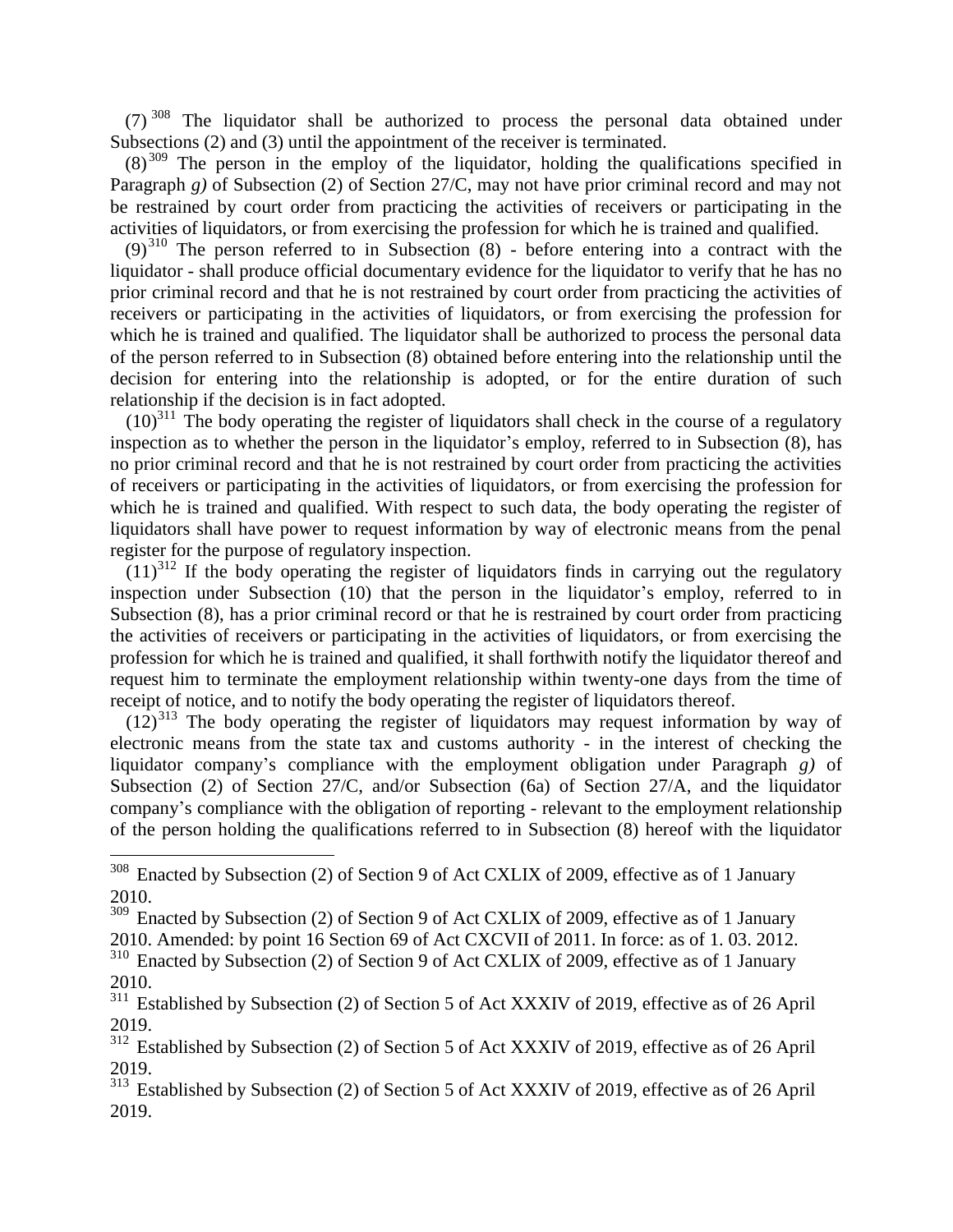(7) [308] The liquidator shall be authorized to process the personal data obtained under Subsections (2) and (3) until the appointment of the receiver is terminated.

(8)[309] The person in the employ of the liquidator, holding the qualifications specified in Paragraph *g)* of Subsection (2) of Section 27/C, may not have prior criminal record and may not be restrained by court order from practicing the activities of receivers or participating in the activities of liquidators, or from exercising the profession for which he is trained and qualified.

(9)[310] The person referred to in Subsection (8) - before entering into a contract with the liquidator - shall produce official documentary evidence for the liquidator to verify that he has no prior criminal record and that he is not restrained by court order from practicing the activities of receivers or participating in the activities of liquidators, or from exercising the profession for which he is trained and qualified. The liquidator shall be authorized to process the personal data of the person referred to in Subsection (8) obtained before entering into the relationship until the decision for entering into the relationship is adopted, or for the entire duration of such relationship if the decision is in fact adopted.

(10)[311] The body operating the register of liquidators shall check in the course of a regulatory inspection as to whether the person in the liquidator's employ, referred to in Subsection (8), has no prior criminal record and that he is not restrained by court order from practicing the activities of receivers or participating in the activities of liquidators, or from exercising the profession for which he is trained and qualified. With respect to such data, the body operating the register of liquidators shall have power to request information by way of electronic means from the penal register for the purpose of regulatory inspection.

(11)[312] If the body operating the register of liquidators finds in carrying out the regulatory inspection under Subsection (10) that the person in the liquidator's employ, referred to in Subsection (8), has a prior criminal record or that he is restrained by court order from practicing the activities of receivers or participating in the activities of liquidators, or from exercising the profession for which he is trained and qualified, it shall forthwith notify the liquidator thereof and request him to terminate the employment relationship within twenty-one days from the time of receipt of notice, and to notify the body operating the register of liquidators thereof.

(12)[313] The body operating the register of liquidators may request information by way of electronic means from the state tax and customs authority - in the interest of checking the liquidator company's compliance with the employment obligation under Paragraph *g)* of Subsection (2) of Section 27/C, and/or Subsection (6a) of Section 27/A, and the liquidator company's compliance with the obligation of reporting - relevant to the employment relationship of the person holding the qualifications referred to in Subsection (8) hereof with the liquidator

---

[308] Enacted by Subsection (2) of Section 9 of Act CXLIX of 2009, effective as of 1 January 2010.

[309] Enacted by Subsection (2) of Section 9 of Act CXLIX of 2009, effective as of 1 January 2010. Amended: by point 16 Section 69 of Act CXCVII of 2011. In force: as of 1. 03. 2012.

[310] Enacted by Subsection (2) of Section 9 of Act CXLIX of 2009, effective as of 1 January 2010.

[311] Established by Subsection (2) of Section 5 of Act XXXIV of 2019, effective as of 26 April 2019.

[312] Established by Subsection (2) of Section 5 of Act XXXIV of 2019, effective as of 26 April 2019.

[313] Established by Subsection (2) of Section 5 of Act XXXIV of 2019, effective as of 26 April 2019.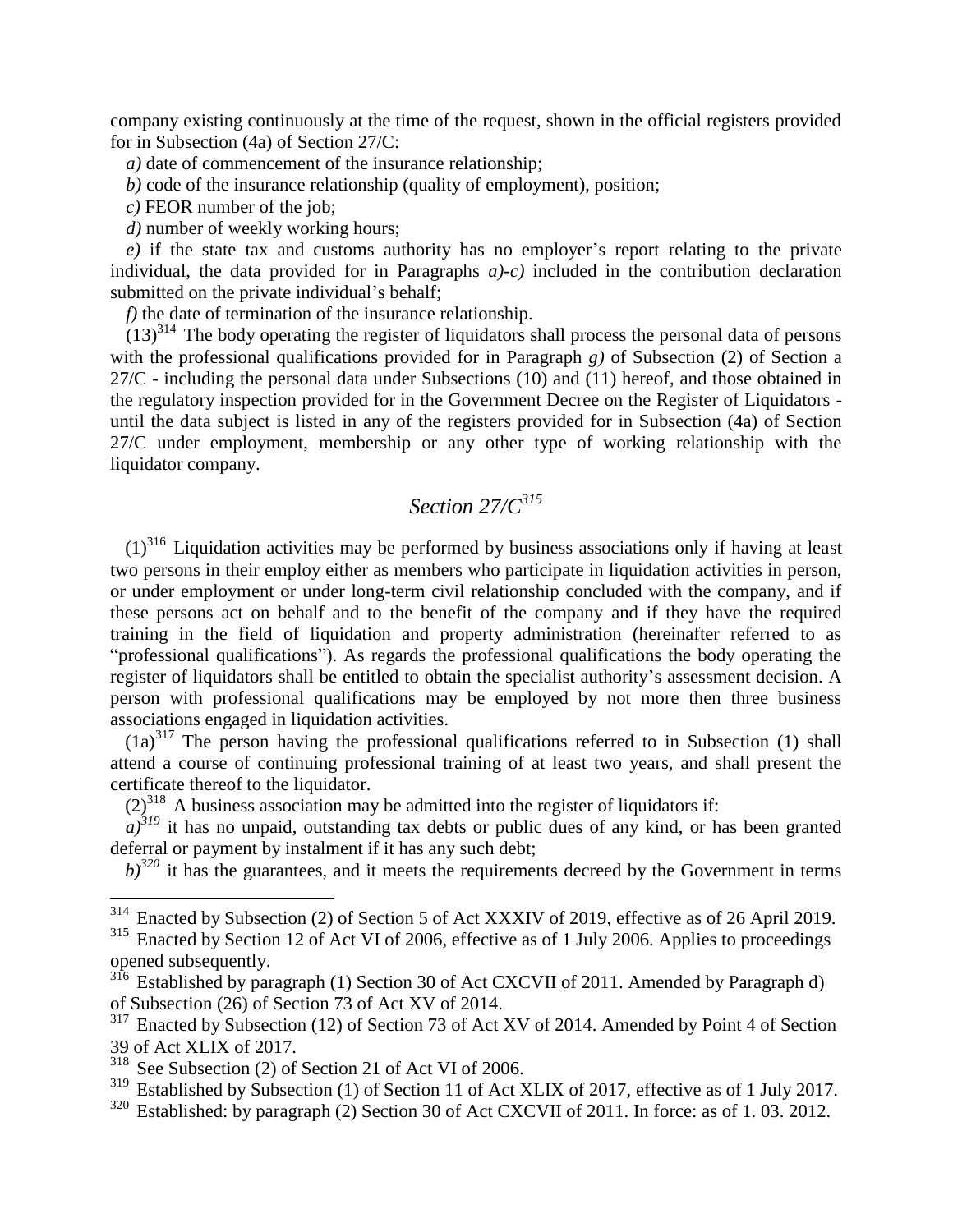company existing continuously at the time of the request, shown in the official registers provided for in Subsection (4a) of Section 27/C:

*a)* date of commencement of the insurance relationship;

*b)* code of the insurance relationship (quality of employment), position;

*c)* FEOR number of the job;

*d)* number of weekly working hours;

*e)* if the state tax and customs authority has no employer's report relating to the private individual, the data provided for in Paragraphs *a)*-*c)* included in the contribution declaration submitted on the private individual's behalf;

*f)* the date of termination of the insurance relationship.

(13)[314] The body operating the register of liquidators shall process the personal data of persons with the professional qualifications provided for in Paragraph *g)* of Subsection (2) of Section a 27/C - including the personal data under Subsections (10) and (11) hereof, and those obtained in the regulatory inspection provided for in the Government Decree on the Register of Liquidators - until the data subject is listed in any of the registers provided for in Subsection (4a) of Section 27/C under employment, membership or any other type of working relationship with the liquidator company.

## *Section 27/C*[315]

(1)[316] Liquidation activities may be performed by business associations only if having at least two persons in their employ either as members who participate in liquidation activities in person, or under employment or under long-term civil relationship concluded with the company, and if these persons act on behalf and to the benefit of the company and if they have the required training in the field of liquidation and property administration (hereinafter referred to as "professional qualifications"). As regards the professional qualifications the body operating the register of liquidators shall be entitled to obtain the specialist authority's assessment decision. A person with professional qualifications may be employed by not more then three business associations engaged in liquidation activities.

(1a)[317] The person having the professional qualifications referred to in Subsection (1) shall attend a course of continuing professional training of at least two years, and shall present the certificate thereof to the liquidator.

(2)[318] A business association may be admitted into the register of liquidators if:

*a)*[319] it has no unpaid, outstanding tax debts or public dues of any kind, or has been granted deferral or payment by instalment if it has any such debt;

*b)*[320] it has the guarantees, and it meets the requirements decreed by the Government in terms

---

[314] Enacted by Subsection (2) of Section 5 of Act XXXIV of 2019, effective as of 26 April 2019.

[315] Enacted by Section 12 of Act VI of 2006, effective as of 1 July 2006. Applies to proceedings opened subsequently.

[316] Established by paragraph (1) Section 30 of Act CXCVII of 2011. Amended by Paragraph d) of Subsection (26) of Section 73 of Act XV of 2014.

[317] Enacted by Subsection (12) of Section 73 of Act XV of 2014. Amended by Point 4 of Section 39 of Act XLIX of 2017.

[318] See Subsection (2) of Section 21 of Act VI of 2006.

[319] Established by Subsection (1) of Section 11 of Act XLIX of 2017, effective as of 1 July 2017.

[320] Established: by paragraph (2) Section 30 of Act CXCVII of 2011. In force: as of 1. 03. 2012.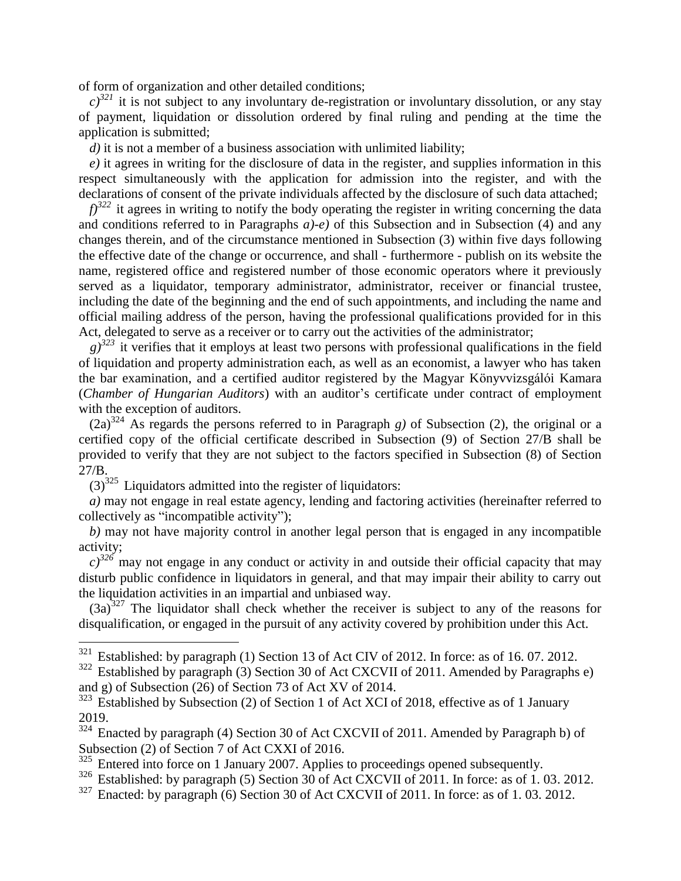of form of organization and other detailed conditions;

*c)*[321] it is not subject to any involuntary de-registration or involuntary dissolution, or any stay of payment, liquidation or dissolution ordered by final ruling and pending at the time the application is submitted;

*d)* it is not a member of a business association with unlimited liability;

*e)* it agrees in writing for the disclosure of data in the register, and supplies information in this respect simultaneously with the application for admission into the register, and with the declarations of consent of the private individuals affected by the disclosure of such data attached;

*f)*[322] it agrees in writing to notify the body operating the register in writing concerning the data and conditions referred to in Paragraphs *a)-e)* of this Subsection and in Subsection (4) and any changes therein, and of the circumstance mentioned in Subsection (3) within five days following the effective date of the change or occurrence, and shall - furthermore - publish on its website the name, registered office and registered number of those economic operators where it previously served as a liquidator, temporary administrator, administrator, receiver or financial trustee, including the date of the beginning and the end of such appointments, and including the name and official mailing address of the person, having the professional qualifications provided for in this Act, delegated to serve as a receiver or to carry out the activities of the administrator;

*g)*[323] it verifies that it employs at least two persons with professional qualifications in the field of liquidation and property administration each, as well as an economist, a lawyer who has taken the bar examination, and a certified auditor registered by the Magyar Könyvvizsgálói Kamara (*Chamber of Hungarian Auditors*) with an auditor's certificate under contract of employment with the exception of auditors.

(2a)[324] As regards the persons referred to in Paragraph *g)* of Subsection (2), the original or a certified copy of the official certificate described in Subsection (9) of Section 27/B shall be provided to verify that they are not subject to the factors specified in Subsection (8) of Section 27/B.

(3)[325] Liquidators admitted into the register of liquidators:

*a)* may not engage in real estate agency, lending and factoring activities (hereinafter referred to collectively as "incompatible activity");

*b)* may not have majority control in another legal person that is engaged in any incompatible activity;

*c)*[326] may not engage in any conduct or activity in and outside their official capacity that may disturb public confidence in liquidators in general, and that may impair their ability to carry out the liquidation activities in an impartial and unbiased way.

(3a)[327] The liquidator shall check whether the receiver is subject to any of the reasons for disqualification, or engaged in the pursuit of any activity covered by prohibition under this Act.

---

[321] Established: by paragraph (1) Section 13 of Act CIV of 2012. In force: as of 16. 07. 2012.

[322] Established by paragraph (3) Section 30 of Act CXCVII of 2011. Amended by Paragraphs e) and g) of Subsection (26) of Section 73 of Act XV of 2014.

[323] Established by Subsection (2) of Section 1 of Act XCI of 2018, effective as of 1 January 2019.

[324] Enacted by paragraph (4) Section 30 of Act CXCVII of 2011. Amended by Paragraph b) of Subsection (2) of Section 7 of Act CXXI of 2016.

[325] Entered into force on 1 January 2007. Applies to proceedings opened subsequently.

[326] Established: by paragraph (5) Section 30 of Act CXCVII of 2011. In force: as of 1. 03. 2012.

[327] Enacted: by paragraph (6) Section 30 of Act CXCVII of 2011. In force: as of 1. 03. 2012.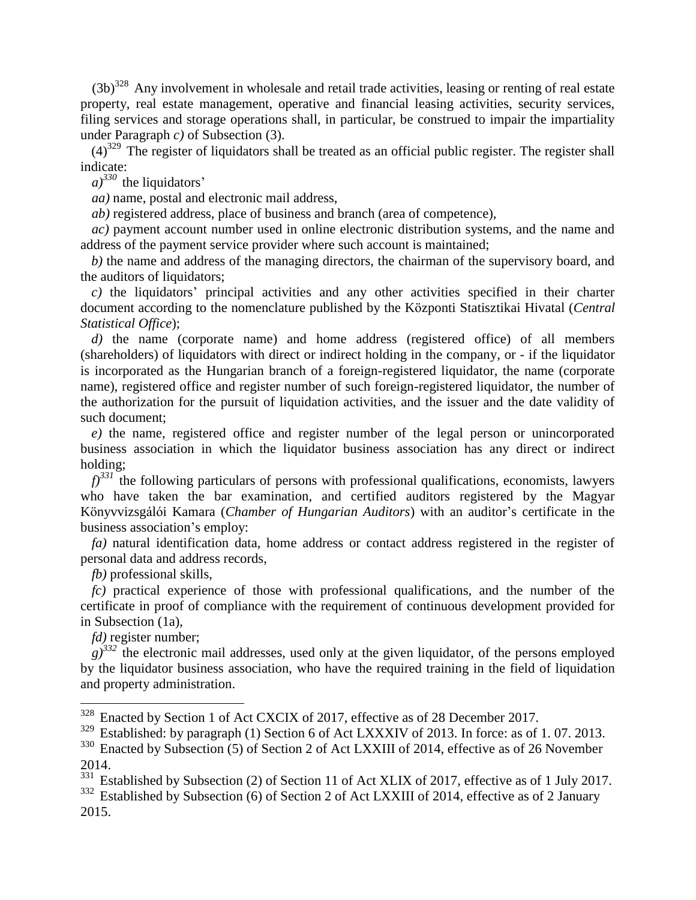(3b)[328] Any involvement in wholesale and retail trade activities, leasing or renting of real estate property, real estate management, operative and financial leasing activities, security services, filing services and storage operations shall, in particular, be construed to impair the impartiality under Paragraph *c)* of Subsection (3).

(4)[329] The register of liquidators shall be treated as an official public register. The register shall indicate:

*a)*[330] the liquidators'

*aa)* name, postal and electronic mail address,

*ab)* registered address, place of business and branch (area of competence),

*ac)* payment account number used in online electronic distribution systems, and the name and address of the payment service provider where such account is maintained;

*b)* the name and address of the managing directors, the chairman of the supervisory board, and the auditors of liquidators;

*c)* the liquidators' principal activities and any other activities specified in their charter document according to the nomenclature published by the Központi Statisztikai Hivatal (*Central Statistical Office*);

*d)* the name (corporate name) and home address (registered office) of all members (shareholders) of liquidators with direct or indirect holding in the company, or - if the liquidator is incorporated as the Hungarian branch of a foreign-registered liquidator, the name (corporate name), registered office and register number of such foreign-registered liquidator, the number of the authorization for the pursuit of liquidation activities, and the issuer and the date validity of such document;

*e)* the name, registered office and register number of the legal person or unincorporated business association in which the liquidator business association has any direct or indirect holding;

*f)*[331] the following particulars of persons with professional qualifications, economists, lawyers who have taken the bar examination, and certified auditors registered by the Magyar Könyvvizsgálói Kamara (*Chamber of Hungarian Auditors*) with an auditor's certificate in the business association's employ:

*fa)* natural identification data, home address or contact address registered in the register of personal data and address records,

*fb)* professional skills,

*fc)* practical experience of those with professional qualifications, and the number of the certificate in proof of compliance with the requirement of continuous development provided for in Subsection (1a),

*fd)* register number;

*g)*[332] the electronic mail addresses, used only at the given liquidator, of the persons employed by the liquidator business association, who have the required training in the field of liquidation and property administration.

---

[328] Enacted by Section 1 of Act CXCIX of 2017, effective as of 28 December 2017.

[329] Established: by paragraph (1) Section 6 of Act LXXXIV of 2013. In force: as of 1. 07. 2013.

[330] Enacted by Subsection (5) of Section 2 of Act LXXIII of 2014, effective as of 26 November 2014.

[331] Established by Subsection (2) of Section 11 of Act XLIX of 2017, effective as of 1 July 2017.

[332] Established by Subsection (6) of Section 2 of Act LXXIII of 2014, effective as of 2 January 2015.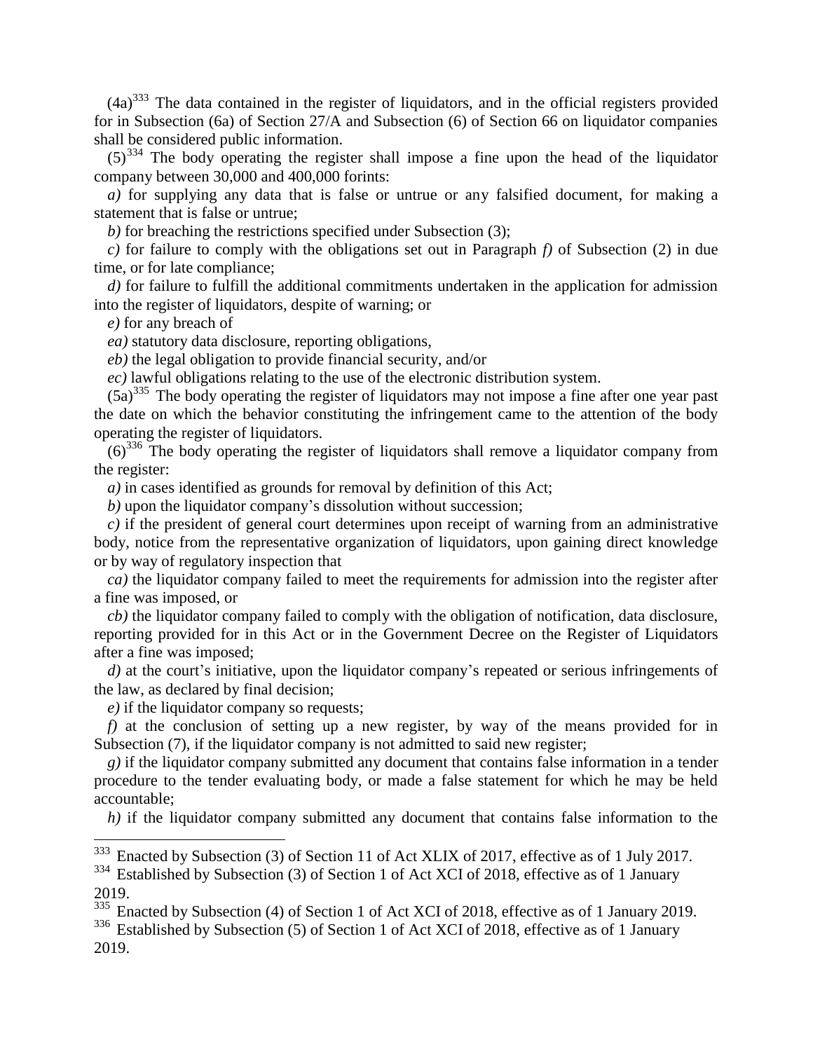(4a)[333] The data contained in the register of liquidators, and in the official registers provided for in Subsection (6a) of Section 27/A and Subsection (6) of Section 66 on liquidator companies shall be considered public information.

(5)[334] The body operating the register shall impose a fine upon the head of the liquidator company between 30,000 and 400,000 forints:

*a)* for supplying any data that is false or untrue or any falsified document, for making a statement that is false or untrue;

*b)* for breaching the restrictions specified under Subsection (3);

*c)* for failure to comply with the obligations set out in Paragraph *f)* of Subsection (2) in due time, or for late compliance;

*d)* for failure to fulfill the additional commitments undertaken in the application for admission into the register of liquidators, despite of warning; or

*e)* for any breach of

*ea)* statutory data disclosure, reporting obligations,

*eb)* the legal obligation to provide financial security, and/or

*ec)* lawful obligations relating to the use of the electronic distribution system.

(5a)[335] The body operating the register of liquidators may not impose a fine after one year past the date on which the behavior constituting the infringement came to the attention of the body operating the register of liquidators.

(6)[336] The body operating the register of liquidators shall remove a liquidator company from the register:

*a)* in cases identified as grounds for removal by definition of this Act;

*b)* upon the liquidator company's dissolution without succession;

*c)* if the president of general court determines upon receipt of warning from an administrative body, notice from the representative organization of liquidators, upon gaining direct knowledge or by way of regulatory inspection that

*ca)* the liquidator company failed to meet the requirements for admission into the register after a fine was imposed, or

*cb)* the liquidator company failed to comply with the obligation of notification, data disclosure, reporting provided for in this Act or in the Government Decree on the Register of Liquidators after a fine was imposed;

*d)* at the court's initiative, upon the liquidator company's repeated or serious infringements of the law, as declared by final decision;

*e)* if the liquidator company so requests;

*f)* at the conclusion of setting up a new register, by way of the means provided for in Subsection (7), if the liquidator company is not admitted to said new register;

*g)* if the liquidator company submitted any document that contains false information in a tender procedure to the tender evaluating body, or made a false statement for which he may be held accountable;

*h)* if the liquidator company submitted any document that contains false information to the

---

[333] Enacted by Subsection (3) of Section 11 of Act XLIX of 2017, effective as of 1 July 2017.

[334] Established by Subsection (3) of Section 1 of Act XCI of 2018, effective as of 1 January 2019.

[335] Enacted by Subsection (4) of Section 1 of Act XCI of 2018, effective as of 1 January 2019.

[336] Established by Subsection (5) of Section 1 of Act XCI of 2018, effective as of 1 January 2019.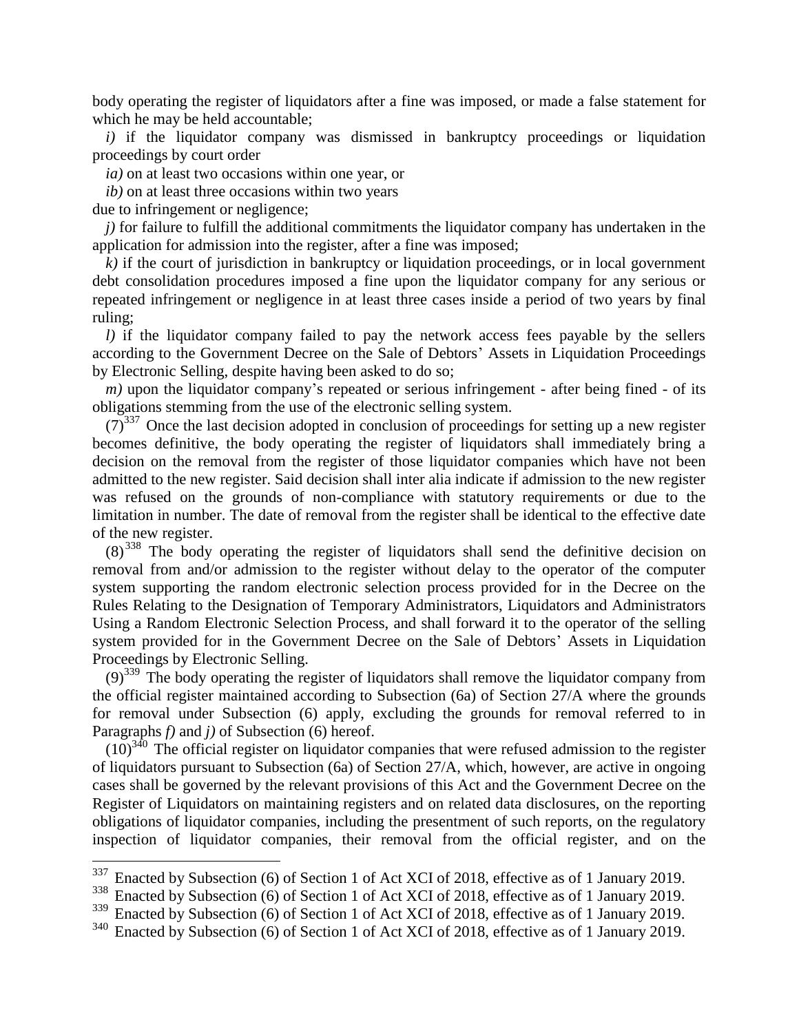body operating the register of liquidators after a fine was imposed, or made a false statement for which he may be held accountable;

*i)* if the liquidator company was dismissed in bankruptcy proceedings or liquidation proceedings by court order

*ia)* on at least two occasions within one year, or

*ib)* on at least three occasions within two years

due to infringement or negligence;

*j)* for failure to fulfill the additional commitments the liquidator company has undertaken in the application for admission into the register, after a fine was imposed;

*k)* if the court of jurisdiction in bankruptcy or liquidation proceedings, or in local government debt consolidation procedures imposed a fine upon the liquidator company for any serious or repeated infringement or negligence in at least three cases inside a period of two years by final ruling;

*l)* if the liquidator company failed to pay the network access fees payable by the sellers according to the Government Decree on the Sale of Debtors' Assets in Liquidation Proceedings by Electronic Selling, despite having been asked to do so;

*m)* upon the liquidator company's repeated or serious infringement - after being fined - of its obligations stemming from the use of the electronic selling system.

(7)[337] Once the last decision adopted in conclusion of proceedings for setting up a new register becomes definitive, the body operating the register of liquidators shall immediately bring a decision on the removal from the register of those liquidator companies which have not been admitted to the new register. Said decision shall inter alia indicate if admission to the new register was refused on the grounds of non-compliance with statutory requirements or due to the limitation in number. The date of removal from the register shall be identical to the effective date of the new register.

(8)[338] The body operating the register of liquidators shall send the definitive decision on removal from and/or admission to the register without delay to the operator of the computer system supporting the random electronic selection process provided for in the Decree on the Rules Relating to the Designation of Temporary Administrators, Liquidators and Administrators Using a Random Electronic Selection Process, and shall forward it to the operator of the selling system provided for in the Government Decree on the Sale of Debtors' Assets in Liquidation Proceedings by Electronic Selling.

(9)[339] The body operating the register of liquidators shall remove the liquidator company from the official register maintained according to Subsection (6a) of Section 27/A where the grounds for removal under Subsection (6) apply, excluding the grounds for removal referred to in Paragraphs *f)* and *j)* of Subsection (6) hereof.

(10)[340] The official register on liquidator companies that were refused admission to the register of liquidators pursuant to Subsection (6a) of Section 27/A, which, however, are active in ongoing cases shall be governed by the relevant provisions of this Act and the Government Decree on the Register of Liquidators on maintaining registers and on related data disclosures, on the reporting obligations of liquidator companies, including the presentment of such reports, on the regulatory inspection of liquidator companies, their removal from the official register, and on the

---

[337] Enacted by Subsection (6) of Section 1 of Act XCI of 2018, effective as of 1 January 2019.

[338] Enacted by Subsection (6) of Section 1 of Act XCI of 2018, effective as of 1 January 2019.

[339] Enacted by Subsection (6) of Section 1 of Act XCI of 2018, effective as of 1 January 2019.

[340] Enacted by Subsection (6) of Section 1 of Act XCI of 2018, effective as of 1 January 2019.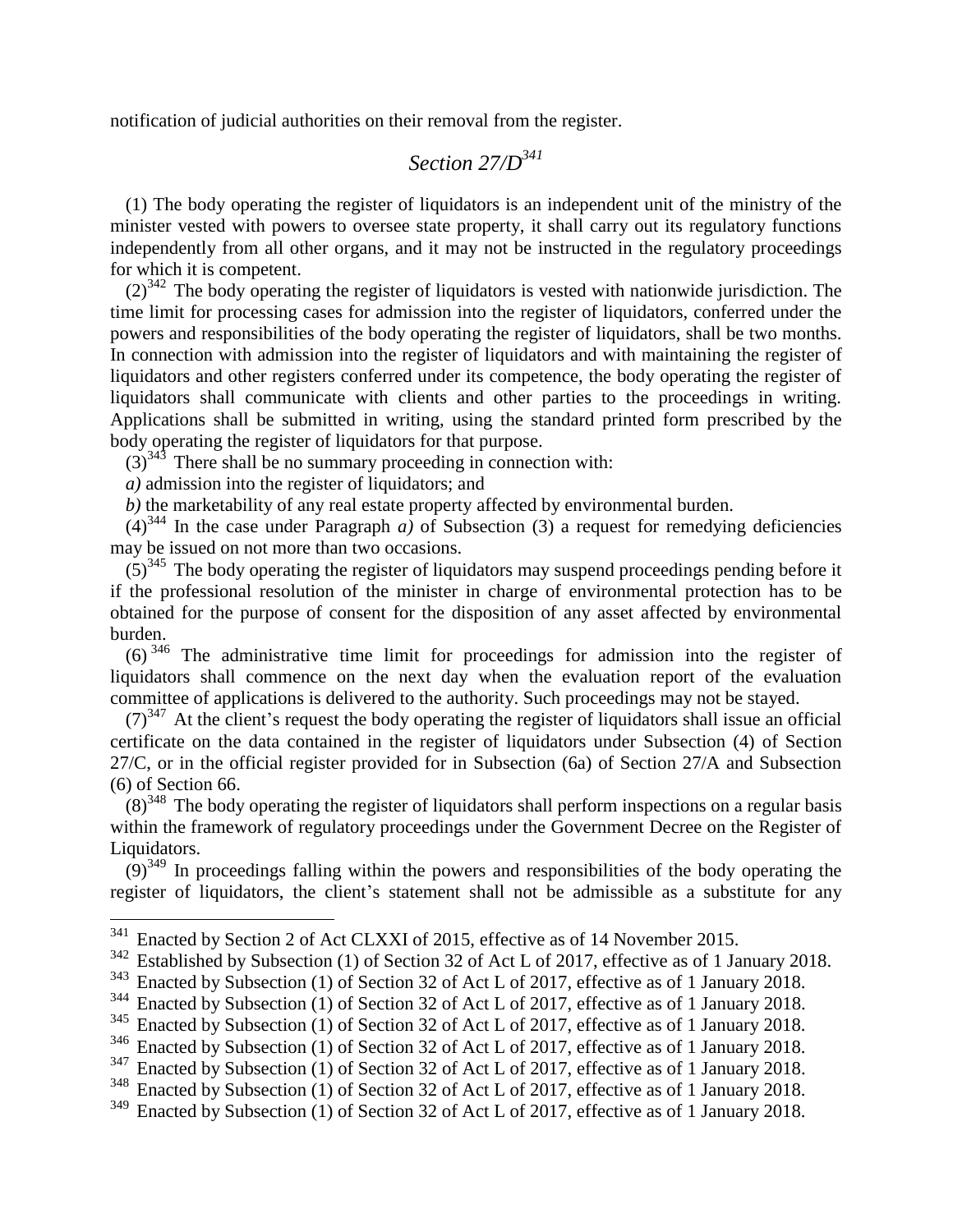notification of judicial authorities on their removal from the register.

## *Section 27/D*[341]

(1) The body operating the register of liquidators is an independent unit of the ministry of the minister vested with powers to oversee state property, it shall carry out its regulatory functions independently from all other organs, and it may not be instructed in the regulatory proceedings for which it is competent.

(2)[342] The body operating the register of liquidators is vested with nationwide jurisdiction. The time limit for processing cases for admission into the register of liquidators, conferred under the powers and responsibilities of the body operating the register of liquidators, shall be two months. In connection with admission into the register of liquidators and with maintaining the register of liquidators and other registers conferred under its competence, the body operating the register of liquidators shall communicate with clients and other parties to the proceedings in writing. Applications shall be submitted in writing, using the standard printed form prescribed by the body operating the register of liquidators for that purpose.

(3)[343] There shall be no summary proceeding in connection with:

*a)* admission into the register of liquidators; and

*b)* the marketability of any real estate property affected by environmental burden.

(4)[344] In the case under Paragraph *a)* of Subsection (3) a request for remedying deficiencies may be issued on not more than two occasions.

(5)[345] The body operating the register of liquidators may suspend proceedings pending before it if the professional resolution of the minister in charge of environmental protection has to be obtained for the purpose of consent for the disposition of any asset affected by environmental burden.

(6)[346] The administrative time limit for proceedings for admission into the register of liquidators shall commence on the next day when the evaluation report of the evaluation committee of applications is delivered to the authority. Such proceedings may not be stayed.

(7)[347] At the client's request the body operating the register of liquidators shall issue an official certificate on the data contained in the register of liquidators under Subsection (4) of Section 27/C, or in the official register provided for in Subsection (6a) of Section 27/A and Subsection (6) of Section 66.

(8)[348] The body operating the register of liquidators shall perform inspections on a regular basis within the framework of regulatory proceedings under the Government Decree on the Register of Liquidators.

(9)[349] In proceedings falling within the powers and responsibilities of the body operating the register of liquidators, the client's statement shall not be admissible as a substitute for any

---

[341] Enacted by Section 2 of Act CLXXI of 2015, effective as of 14 November 2015.

[342] Established by Subsection (1) of Section 32 of Act L of 2017, effective as of 1 January 2018.

[343] Enacted by Subsection (1) of Section 32 of Act L of 2017, effective as of 1 January 2018.

[344] Enacted by Subsection (1) of Section 32 of Act L of 2017, effective as of 1 January 2018.

[345] Enacted by Subsection (1) of Section 32 of Act L of 2017, effective as of 1 January 2018.

[346] Enacted by Subsection (1) of Section 32 of Act L of 2017, effective as of 1 January 2018.

[347] Enacted by Subsection (1) of Section 32 of Act L of 2017, effective as of 1 January 2018.

[348] Enacted by Subsection (1) of Section 32 of Act L of 2017, effective as of 1 January 2018.

[349] Enacted by Subsection (1) of Section 32 of Act L of 2017, effective as of 1 January 2018.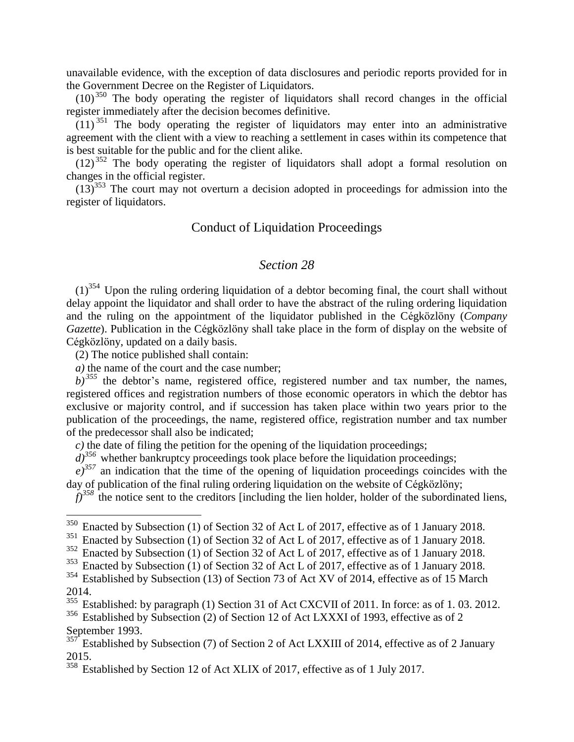unavailable evidence, with the exception of data disclosures and periodic reports provided for in the Government Decree on the Register of Liquidators.

(10)[350] The body operating the register of liquidators shall record changes in the official register immediately after the decision becomes definitive.

(11)[351] The body operating the register of liquidators may enter into an administrative agreement with the client with a view to reaching a settlement in cases within its competence that is best suitable for the public and for the client alike.

(12)[352] The body operating the register of liquidators shall adopt a formal resolution on changes in the official register.

(13)[353] The court may not overturn a decision adopted in proceedings for admission into the register of liquidators.

## Conduct of Liquidation Proceedings

### *Section 28*

(1)[354] Upon the ruling ordering liquidation of a debtor becoming final, the court shall without delay appoint the liquidator and shall order to have the abstract of the ruling ordering liquidation and the ruling on the appointment of the liquidator published in the Cégközlöny (*Company Gazette*). Publication in the Cégközlöny shall take place in the form of display on the website of Cégközlöny, updated on a daily basis.

(2) The notice published shall contain:

*a)* the name of the court and the case number;

*b)*[355] the debtor's name, registered office, registered number and tax number, the names, registered offices and registration numbers of those economic operators in which the debtor has exclusive or majority control, and if succession has taken place within two years prior to the publication of the proceedings, the name, registered office, registration number and tax number of the predecessor shall also be indicated;

*c)* the date of filing the petition for the opening of the liquidation proceedings;

*d)*[356] whether bankruptcy proceedings took place before the liquidation proceedings;

*e)*[357] an indication that the time of the opening of liquidation proceedings coincides with the day of publication of the final ruling ordering liquidation on the website of Cégközlöny;

*f)*[358] the notice sent to the creditors [including the lien holder, holder of the subordinated liens,

---

[350] Enacted by Subsection (1) of Section 32 of Act L of 2017, effective as of 1 January 2018.

[351] Enacted by Subsection (1) of Section 32 of Act L of 2017, effective as of 1 January 2018.

[352] Enacted by Subsection (1) of Section 32 of Act L of 2017, effective as of 1 January 2018.

[353] Enacted by Subsection (1) of Section 32 of Act L of 2017, effective as of 1 January 2018.

[354] Established by Subsection (13) of Section 73 of Act XV of 2014, effective as of 15 March 2014.

[355] Established: by paragraph (1) Section 31 of Act CXCVII of 2011. In force: as of 1. 03. 2012.

[356] Established by Subsection (2) of Section 12 of Act LXXXI of 1993, effective as of 2 September 1993.

[357] Established by Subsection (7) of Section 2 of Act LXXIII of 2014, effective as of 2 January 2015.

[358] Established by Section 12 of Act XLIX of 2017, effective as of 1 July 2017.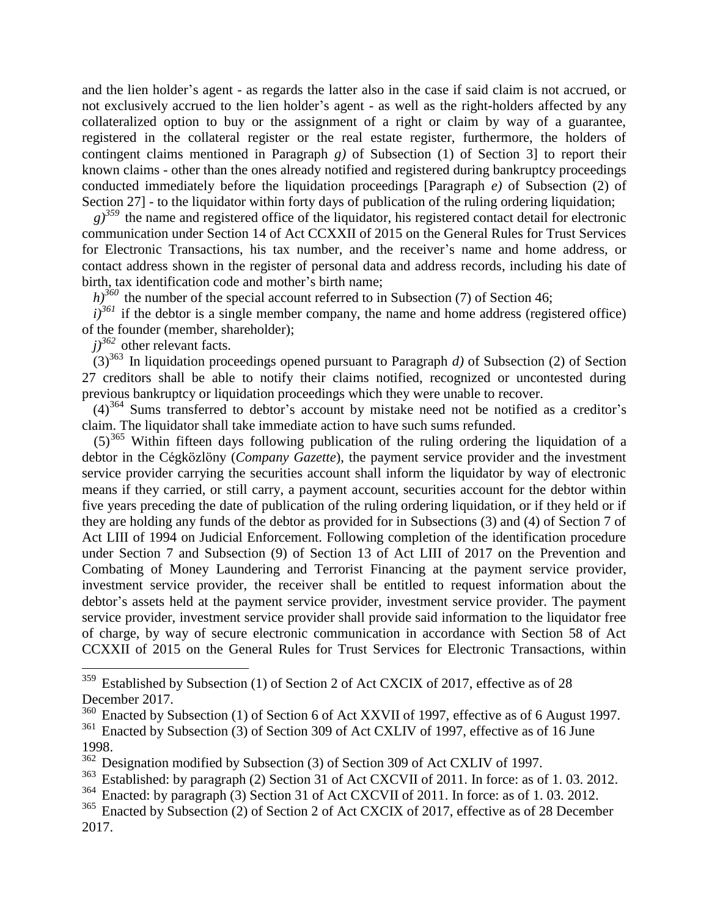and the lien holder's agent - as regards the latter also in the case if said claim is not accrued, or not exclusively accrued to the lien holder's agent - as well as the right-holders affected by any collateralized option to buy or the assignment of a right or claim by way of a guarantee, registered in the collateral register or the real estate register, furthermore, the holders of contingent claims mentioned in Paragraph *g)* of Subsection (1) of Section 3] to report their known claims - other than the ones already notified and registered during bankruptcy proceedings conducted immediately before the liquidation proceedings [Paragraph *e)* of Subsection (2) of Section 27] - to the liquidator within forty days of publication of the ruling ordering liquidation;

*g)*[359] the name and registered office of the liquidator, his registered contact detail for electronic communication under Section 14 of Act CCXXII of 2015 on the General Rules for Trust Services for Electronic Transactions, his tax number, and the receiver's name and home address, or contact address shown in the register of personal data and address records, including his date of birth, tax identification code and mother's birth name;

*h)*[360] the number of the special account referred to in Subsection (7) of Section 46;

*i)*[361] if the debtor is a single member company, the name and home address (registered office) of the founder (member, shareholder);

*j)*[362] other relevant facts.

(3)[363] In liquidation proceedings opened pursuant to Paragraph *d)* of Subsection (2) of Section 27 creditors shall be able to notify their claims notified, recognized or uncontested during previous bankruptcy or liquidation proceedings which they were unable to recover.

(4)[364] Sums transferred to debtor's account by mistake need not be notified as a creditor's claim. The liquidator shall take immediate action to have such sums refunded.

(5)[365] Within fifteen days following publication of the ruling ordering the liquidation of a debtor in the Cégközlöny (*Company Gazette*), the payment service provider and the investment service provider carrying the securities account shall inform the liquidator by way of electronic means if they carried, or still carry, a payment account, securities account for the debtor within five years preceding the date of publication of the ruling ordering liquidation, or if they held or if they are holding any funds of the debtor as provided for in Subsections (3) and (4) of Section 7 of Act LIII of 1994 on Judicial Enforcement. Following completion of the identification procedure under Section 7 and Subsection (9) of Section 13 of Act LIII of 2017 on the Prevention and Combating of Money Laundering and Terrorist Financing at the payment service provider, investment service provider, the receiver shall be entitled to request information about the debtor's assets held at the payment service provider, investment service provider. The payment service provider, investment service provider shall provide said information to the liquidator free of charge, by way of secure electronic communication in accordance with Section 58 of Act CCXXII of 2015 on the General Rules for Trust Services for Electronic Transactions, within

---

[359] Established by Subsection (1) of Section 2 of Act CXCIX of 2017, effective as of 28 December 2017.

[360] Enacted by Subsection (1) of Section 6 of Act XXVII of 1997, effective as of 6 August 1997.

[361] Enacted by Subsection (3) of Section 309 of Act CXLIV of 1997, effective as of 16 June 1998.

[362] Designation modified by Subsection (3) of Section 309 of Act CXLIV of 1997.

[363] Established: by paragraph (2) Section 31 of Act CXCVII of 2011. In force: as of 1. 03. 2012.

[364] Enacted: by paragraph (3) Section 31 of Act CXCVII of 2011. In force: as of 1. 03. 2012.

[365] Enacted by Subsection (2) of Section 2 of Act CXCIX of 2017, effective as of 28 December 2017.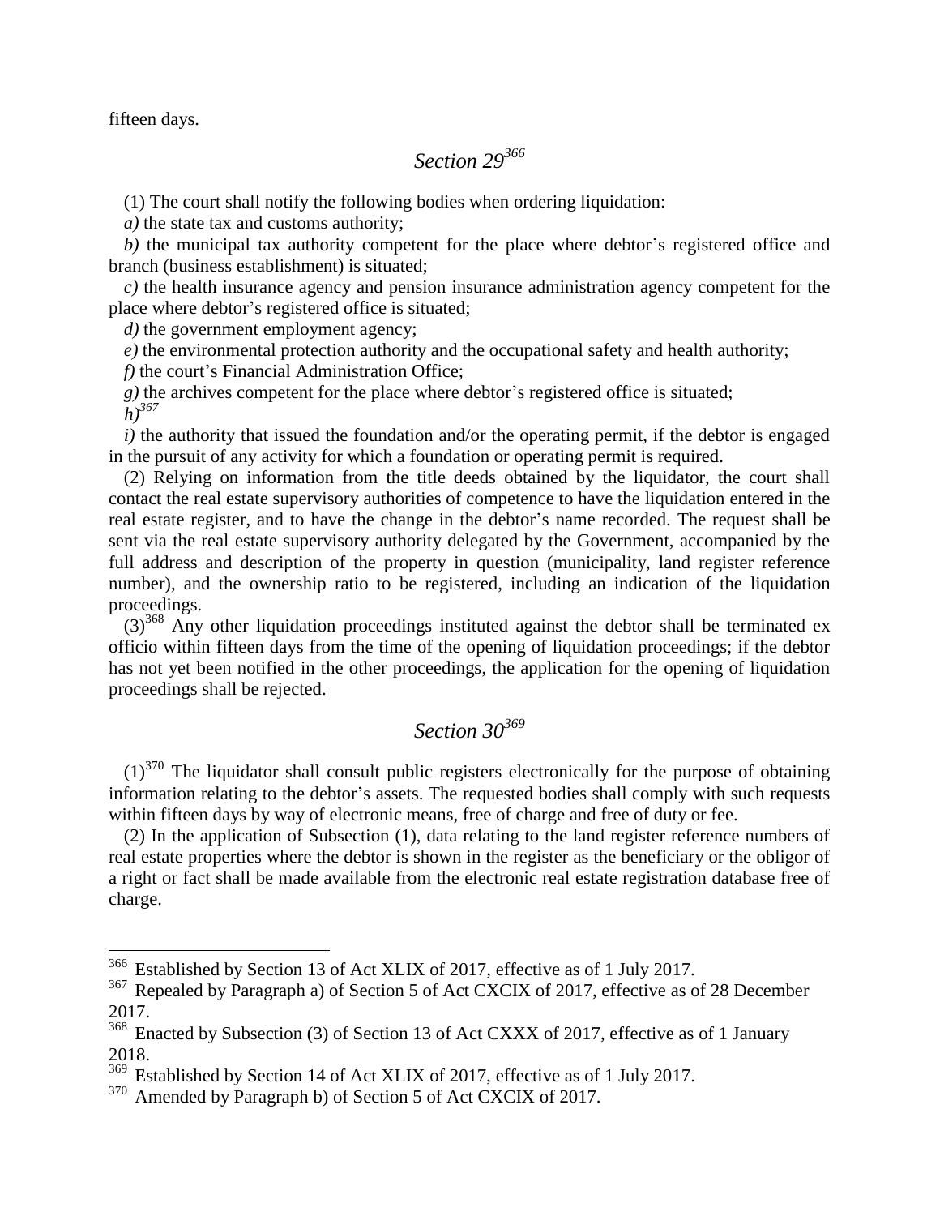fifteen days.

## *Section 29*[366]

(1) The court shall notify the following bodies when ordering liquidation:

*a)* the state tax and customs authority;

*b)* the municipal tax authority competent for the place where debtor's registered office and branch (business establishment) is situated;

*c)* the health insurance agency and pension insurance administration agency competent for the place where debtor's registered office is situated;

*d)* the government employment agency;

*e)* the environmental protection authority and the occupational safety and health authority;

*f)* the court's Financial Administration Office;

*g)* the archives competent for the place where debtor's registered office is situated;

*h)*[367]

*i)* the authority that issued the foundation and/or the operating permit, if the debtor is engaged in the pursuit of any activity for which a foundation or operating permit is required.

(2) Relying on information from the title deeds obtained by the liquidator, the court shall contact the real estate supervisory authorities of competence to have the liquidation entered in the real estate register, and to have the change in the debtor's name recorded. The request shall be sent via the real estate supervisory authority delegated by the Government, accompanied by the full address and description of the property in question (municipality, land register reference number), and the ownership ratio to be registered, including an indication of the liquidation proceedings.

(3)[368] Any other liquidation proceedings instituted against the debtor shall be terminated ex officio within fifteen days from the time of the opening of liquidation proceedings; if the debtor has not yet been notified in the other proceedings, the application for the opening of liquidation proceedings shall be rejected.

## *Section 30*[369]

(1)[370] The liquidator shall consult public registers electronically for the purpose of obtaining information relating to the debtor's assets. The requested bodies shall comply with such requests within fifteen days by way of electronic means, free of charge and free of duty or fee.

(2) In the application of Subsection (1), data relating to the land register reference numbers of real estate properties where the debtor is shown in the register as the beneficiary or the obligor of a right or fact shall be made available from the electronic real estate registration database free of charge.

---

[366] Established by Section 13 of Act XLIX of 2017, effective as of 1 July 2017.

[367] Repealed by Paragraph a) of Section 5 of Act CXCIX of 2017, effective as of 28 December 2017.

[368] Enacted by Subsection (3) of Section 13 of Act CXXX of 2017, effective as of 1 January 2018.

[369] Established by Section 14 of Act XLIX of 2017, effective as of 1 July 2017.

[370] Amended by Paragraph b) of Section 5 of Act CXCIX of 2017.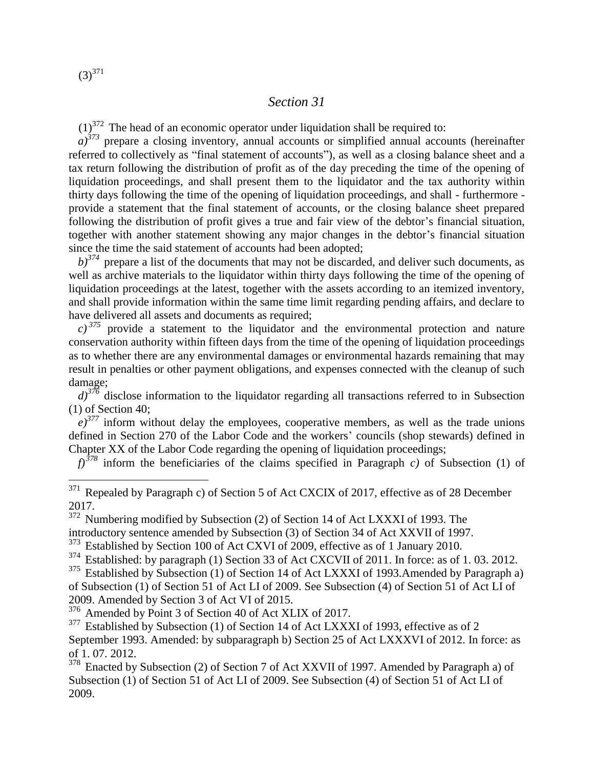(3)[371]

## *Section 31*

(1)[372] The head of an economic operator under liquidation shall be required to:

*a)*[373] prepare a closing inventory, annual accounts or simplified annual accounts (hereinafter referred to collectively as "final statement of accounts"), as well as a closing balance sheet and a tax return following the distribution of profit as of the day preceding the time of the opening of liquidation proceedings, and shall present them to the liquidator and the tax authority within thirty days following the time of the opening of liquidation proceedings, and shall - furthermore - provide a statement that the final statement of accounts, or the closing balance sheet prepared following the distribution of profit gives a true and fair view of the debtor's financial situation, together with another statement showing any major changes in the debtor's financial situation since the time the said statement of accounts had been adopted;

*b)*[374] prepare a list of the documents that may not be discarded, and deliver such documents, as well as archive materials to the liquidator within thirty days following the time of the opening of liquidation proceedings at the latest, together with the assets according to an itemized inventory, and shall provide information within the same time limit regarding pending affairs, and declare to have delivered all assets and documents as required;

*c)*[375] provide a statement to the liquidator and the environmental protection and nature conservation authority within fifteen days from the time of the opening of liquidation proceedings as to whether there are any environmental damages or environmental hazards remaining that may result in penalties or other payment obligations, and expenses connected with the cleanup of such damage;

*d)*[376] disclose information to the liquidator regarding all transactions referred to in Subsection (1) of Section 40;

*e)*[377] inform without delay the employees, cooperative members, as well as the trade unions defined in Section 270 of the Labor Code and the workers' councils (shop stewards) defined in Chapter XX of the Labor Code regarding the opening of liquidation proceedings;

*f)*[378] inform the beneficiaries of the claims specified in Paragraph *c)* of Subsection (1) of

---

[371] Repealed by Paragraph c) of Section 5 of Act CXCIX of 2017, effective as of 28 December 2017.

[372] Numbering modified by Subsection (2) of Section 14 of Act LXXXI of 1993. The introductory sentence amended by Subsection (3) of Section 34 of Act XXVII of 1997.

[373] Established by Section 100 of Act CXVI of 2009, effective as of 1 January 2010.

[374] Established: by paragraph (1) Section 33 of Act CXCVII of 2011. In force: as of 1. 03. 2012.

[375] Established by Subsection (1) of Section 14 of Act LXXXI of 1993.Amended by Paragraph a) of Subsection (1) of Section 51 of Act LI of 2009. See Subsection (4) of Section 51 of Act LI of 2009. Amended by Section 3 of Act VI of 2015.

[376] Amended by Point 3 of Section 40 of Act XLIX of 2017.

[377] Established by Subsection (1) of Section 14 of Act LXXXI of 1993, effective as of 2 September 1993. Amended: by subparagraph b) Section 25 of Act LXXXVI of 2012. In force: as of 1. 07. 2012.

[378] Enacted by Subsection (2) of Section 7 of Act XXVII of 1997. Amended by Paragraph a) of Subsection (1) of Section 51 of Act LI of 2009. See Subsection (4) of Section 51 of Act LI of 2009.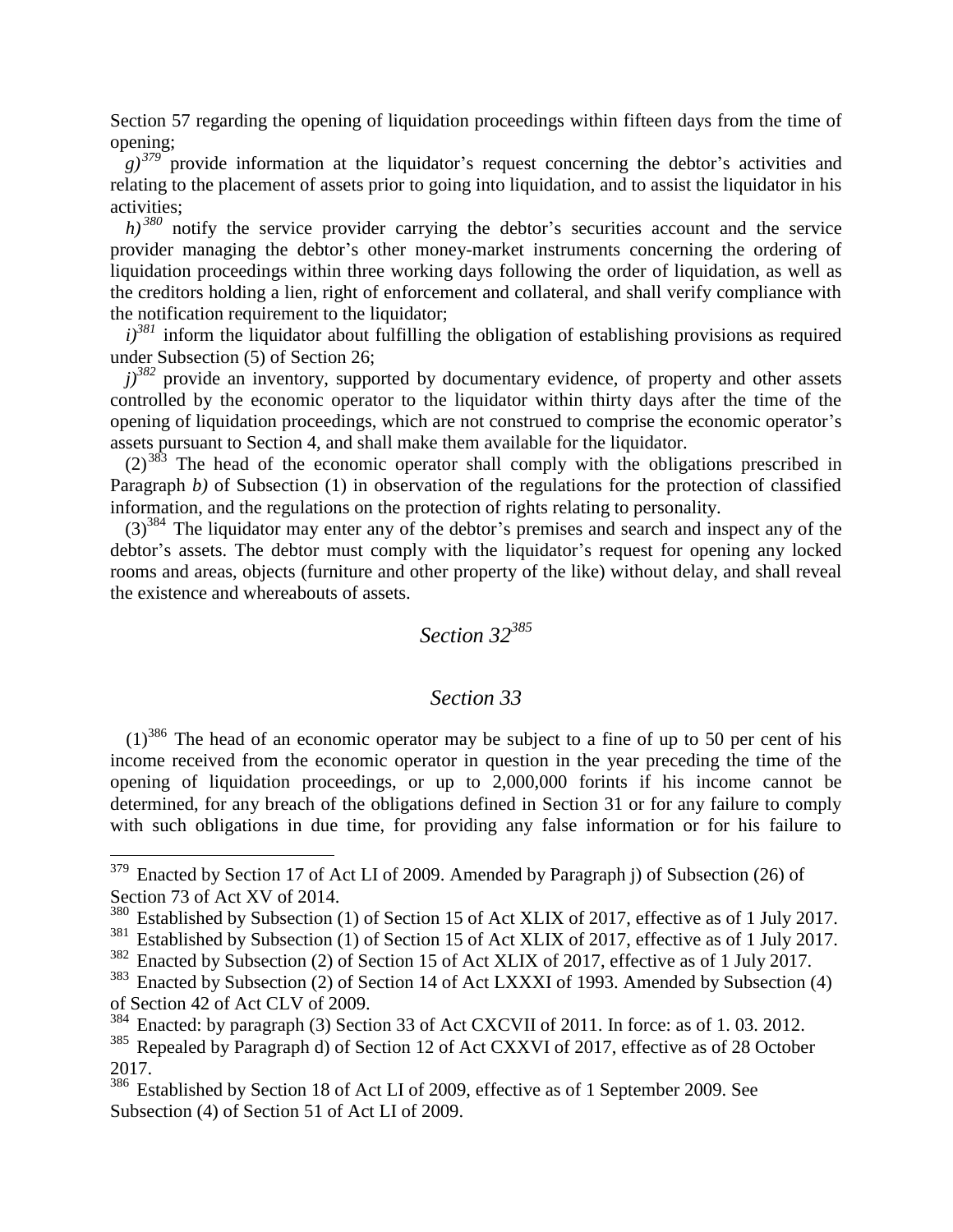Section 57 regarding the opening of liquidation proceedings within fifteen days from the time of opening;

*g)*[379] provide information at the liquidator's request concerning the debtor's activities and relating to the placement of assets prior to going into liquidation, and to assist the liquidator in his activities;

*h)*[380] notify the service provider carrying the debtor's securities account and the service provider managing the debtor's other money-market instruments concerning the ordering of liquidation proceedings within three working days following the order of liquidation, as well as the creditors holding a lien, right of enforcement and collateral, and shall verify compliance with the notification requirement to the liquidator;

*i)*[381] inform the liquidator about fulfilling the obligation of establishing provisions as required under Subsection (5) of Section 26;

*j)*[382] provide an inventory, supported by documentary evidence, of property and other assets controlled by the economic operator to the liquidator within thirty days after the time of the opening of liquidation proceedings, which are not construed to comprise the economic operator's assets pursuant to Section 4, and shall make them available for the liquidator.

(2)[383] The head of the economic operator shall comply with the obligations prescribed in Paragraph *b)* of Subsection (1) in observation of the regulations for the protection of classified information, and the regulations on the protection of rights relating to personality.

(3)[384] The liquidator may enter any of the debtor's premises and search and inspect any of the debtor's assets. The debtor must comply with the liquidator's request for opening any locked rooms and areas, objects (furniture and other property of the like) without delay, and shall reveal the existence and whereabouts of assets.

## *Section 32*[385]

## *Section 33*

(1)[386] The head of an economic operator may be subject to a fine of up to 50 per cent of his income received from the economic operator in question in the year preceding the time of the opening of liquidation proceedings, or up to 2,000,000 forints if his income cannot be determined, for any breach of the obligations defined in Section 31 or for any failure to comply with such obligations in due time, for providing any false information or for his failure to

---

[379] Enacted by Section 17 of Act LI of 2009. Amended by Paragraph j) of Subsection (26) of Section 73 of Act XV of 2014.

[380] Established by Subsection (1) of Section 15 of Act XLIX of 2017, effective as of 1 July 2017.

[381] Established by Subsection (1) of Section 15 of Act XLIX of 2017, effective as of 1 July 2017.

[382] Enacted by Subsection (2) of Section 15 of Act XLIX of 2017, effective as of 1 July 2017.

[383] Enacted by Subsection (2) of Section 14 of Act LXXXI of 1993. Amended by Subsection (4) of Section 42 of Act CLV of 2009.

[384] Enacted: by paragraph (3) Section 33 of Act CXCVII of 2011. In force: as of 1. 03. 2012.

[385] Repealed by Paragraph d) of Section 12 of Act CXXVI of 2017, effective as of 28 October 2017.

[386] Established by Section 18 of Act LI of 2009, effective as of 1 September 2009. See Subsection (4) of Section 51 of Act LI of 2009.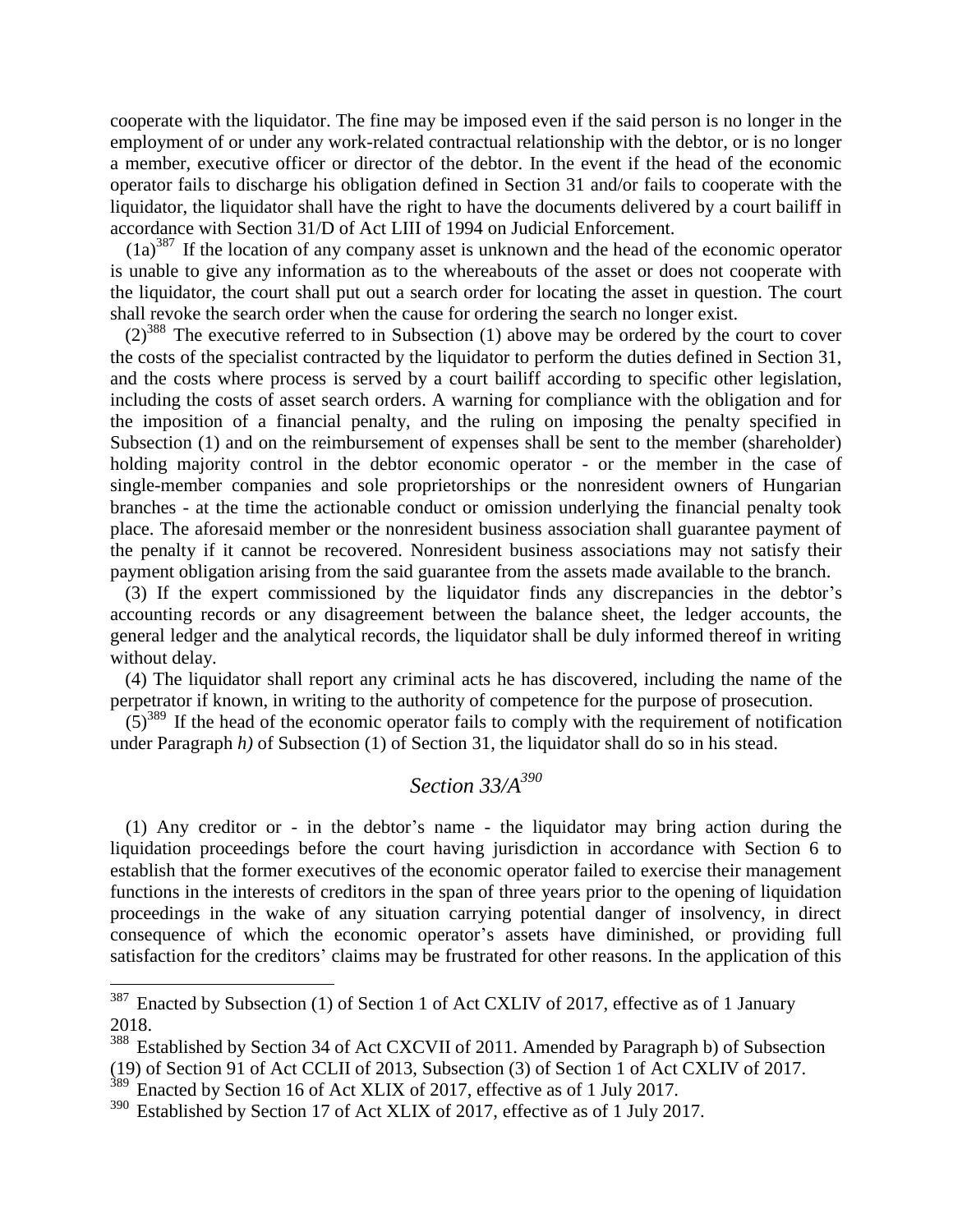cooperate with the liquidator. The fine may be imposed even if the said person is no longer in the employment of or under any work-related contractual relationship with the debtor, or is no longer a member, executive officer or director of the debtor. In the event if the head of the economic operator fails to discharge his obligation defined in Section 31 and/or fails to cooperate with the liquidator, the liquidator shall have the right to have the documents delivered by a court bailiff in accordance with Section 31/D of Act LIII of 1994 on Judicial Enforcement.

(1a)[387] If the location of any company asset is unknown and the head of the economic operator is unable to give any information as to the whereabouts of the asset or does not cooperate with the liquidator, the court shall put out a search order for locating the asset in question. The court shall revoke the search order when the cause for ordering the search no longer exist.

(2)[388] The executive referred to in Subsection (1) above may be ordered by the court to cover the costs of the specialist contracted by the liquidator to perform the duties defined in Section 31, and the costs where process is served by a court bailiff according to specific other legislation, including the costs of asset search orders. A warning for compliance with the obligation and for the imposition of a financial penalty, and the ruling on imposing the penalty specified in Subsection (1) and on the reimbursement of expenses shall be sent to the member (shareholder) holding majority control in the debtor economic operator - or the member in the case of single-member companies and sole proprietorships or the nonresident owners of Hungarian branches - at the time the actionable conduct or omission underlying the financial penalty took place. The aforesaid member or the nonresident business association shall guarantee payment of the penalty if it cannot be recovered. Nonresident business associations may not satisfy their payment obligation arising from the said guarantee from the assets made available to the branch.

(3) If the expert commissioned by the liquidator finds any discrepancies in the debtor's accounting records or any disagreement between the balance sheet, the ledger accounts, the general ledger and the analytical records, the liquidator shall be duly informed thereof in writing without delay.

(4) The liquidator shall report any criminal acts he has discovered, including the name of the perpetrator if known, in writing to the authority of competence for the purpose of prosecution.

(5)[389] If the head of the economic operator fails to comply with the requirement of notification under Paragraph *h)* of Subsection (1) of Section 31, the liquidator shall do so in his stead.

## *Section 33/A*[390]

(1) Any creditor or - in the debtor's name - the liquidator may bring action during the liquidation proceedings before the court having jurisdiction in accordance with Section 6 to establish that the former executives of the economic operator failed to exercise their management functions in the interests of creditors in the span of three years prior to the opening of liquidation proceedings in the wake of any situation carrying potential danger of insolvency, in direct consequence of which the economic operator's assets have diminished, or providing full satisfaction for the creditors' claims may be frustrated for other reasons. In the application of this

---

[387] Enacted by Subsection (1) of Section 1 of Act CXLIV of 2017, effective as of 1 January 2018.

[388] Established by Section 34 of Act CXCVII of 2011. Amended by Paragraph b) of Subsection (19) of Section 91 of Act CCLII of 2013, Subsection (3) of Section 1 of Act CXLIV of 2017.

[389] Enacted by Section 16 of Act XLIX of 2017, effective as of 1 July 2017.

[390] Established by Section 17 of Act XLIX of 2017, effective as of 1 July 2017.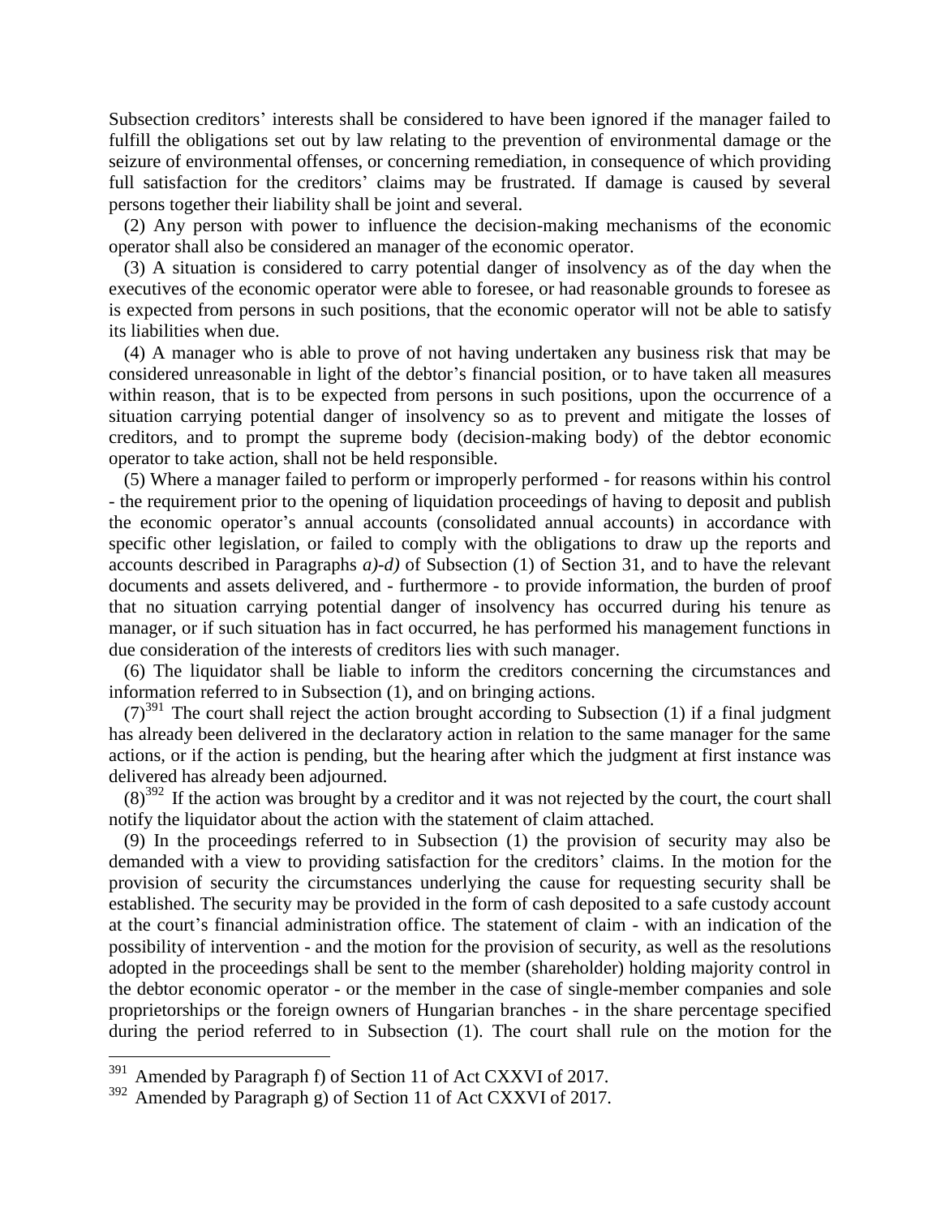Subsection creditors' interests shall be considered to have been ignored if the manager failed to fulfill the obligations set out by law relating to the prevention of environmental damage or the seizure of environmental offenses, or concerning remediation, in consequence of which providing full satisfaction for the creditors' claims may be frustrated. If damage is caused by several persons together their liability shall be joint and several.

(2) Any person with power to influence the decision-making mechanisms of the economic operator shall also be considered an manager of the economic operator.

(3) A situation is considered to carry potential danger of insolvency as of the day when the executives of the economic operator were able to foresee, or had reasonable grounds to foresee as is expected from persons in such positions, that the economic operator will not be able to satisfy its liabilities when due.

(4) A manager who is able to prove of not having undertaken any business risk that may be considered unreasonable in light of the debtor's financial position, or to have taken all measures within reason, that is to be expected from persons in such positions, upon the occurrence of a situation carrying potential danger of insolvency so as to prevent and mitigate the losses of creditors, and to prompt the supreme body (decision-making body) of the debtor economic operator to take action, shall not be held responsible.

(5) Where a manager failed to perform or improperly performed - for reasons within his control - the requirement prior to the opening of liquidation proceedings of having to deposit and publish the economic operator's annual accounts (consolidated annual accounts) in accordance with specific other legislation, or failed to comply with the obligations to draw up the reports and accounts described in Paragraphs *a)-d)* of Subsection (1) of Section 31, and to have the relevant documents and assets delivered, and - furthermore - to provide information, the burden of proof that no situation carrying potential danger of insolvency has occurred during his tenure as manager, or if such situation has in fact occurred, he has performed his management functions in due consideration of the interests of creditors lies with such manager.

(6) The liquidator shall be liable to inform the creditors concerning the circumstances and information referred to in Subsection (1), and on bringing actions.

(7)[391] The court shall reject the action brought according to Subsection (1) if a final judgment has already been delivered in the declaratory action in relation to the same manager for the same actions, or if the action is pending, but the hearing after which the judgment at first instance was delivered has already been adjourned.

(8)[392] If the action was brought by a creditor and it was not rejected by the court, the court shall notify the liquidator about the action with the statement of claim attached.

(9) In the proceedings referred to in Subsection (1) the provision of security may also be demanded with a view to providing satisfaction for the creditors' claims. In the motion for the provision of security the circumstances underlying the cause for requesting security shall be established. The security may be provided in the form of cash deposited to a safe custody account at the court's financial administration office. The statement of claim - with an indication of the possibility of intervention - and the motion for the provision of security, as well as the resolutions adopted in the proceedings shall be sent to the member (shareholder) holding majority control in the debtor economic operator - or the member in the case of single-member companies and sole proprietorships or the foreign owners of Hungarian branches - in the share percentage specified during the period referred to in Subsection (1). The court shall rule on the motion for the

---

[391] Amended by Paragraph f) of Section 11 of Act CXXVI of 2017.

[392] Amended by Paragraph g) of Section 11 of Act CXXVI of 2017.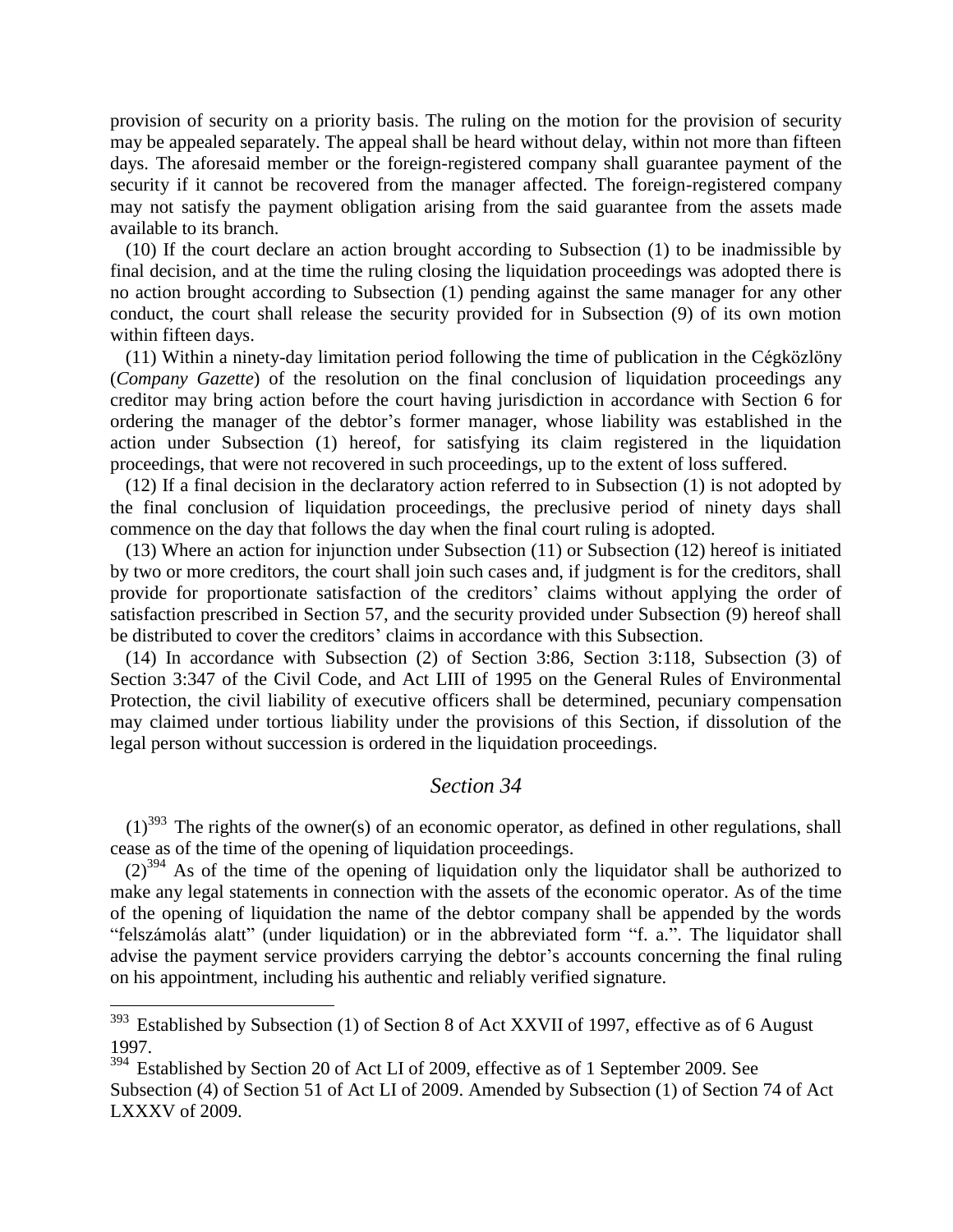provision of security on a priority basis. The ruling on the motion for the provision of security may be appealed separately. The appeal shall be heard without delay, within not more than fifteen days. The aforesaid member or the foreign-registered company shall guarantee payment of the security if it cannot be recovered from the manager affected. The foreign-registered company may not satisfy the payment obligation arising from the said guarantee from the assets made available to its branch.

(10) If the court declare an action brought according to Subsection (1) to be inadmissible by final decision, and at the time the ruling closing the liquidation proceedings was adopted there is no action brought according to Subsection (1) pending against the same manager for any other conduct, the court shall release the security provided for in Subsection (9) of its own motion within fifteen days.

(11) Within a ninety-day limitation period following the time of publication in the Cégközlöny (*Company Gazette*) of the resolution on the final conclusion of liquidation proceedings any creditor may bring action before the court having jurisdiction in accordance with Section 6 for ordering the manager of the debtor's former manager, whose liability was established in the action under Subsection (1) hereof, for satisfying its claim registered in the liquidation proceedings, that were not recovered in such proceedings, up to the extent of loss suffered.

(12) If a final decision in the declaratory action referred to in Subsection (1) is not adopted by the final conclusion of liquidation proceedings, the preclusive period of ninety days shall commence on the day that follows the day when the final court ruling is adopted.

(13) Where an action for injunction under Subsection (11) or Subsection (12) hereof is initiated by two or more creditors, the court shall join such cases and, if judgment is for the creditors, shall provide for proportionate satisfaction of the creditors' claims without applying the order of satisfaction prescribed in Section 57, and the security provided under Subsection (9) hereof shall be distributed to cover the creditors' claims in accordance with this Subsection.

(14) In accordance with Subsection (2) of Section 3:86, Section 3:118, Subsection (3) of Section 3:347 of the Civil Code, and Act LIII of 1995 on the General Rules of Environmental Protection, the civil liability of executive officers shall be determined, pecuniary compensation may claimed under tortious liability under the provisions of this Section, if dissolution of the legal person without succession is ordered in the liquidation proceedings.

## *Section 34*

(1)[393] The rights of the owner(s) of an economic operator, as defined in other regulations, shall cease as of the time of the opening of liquidation proceedings.

(2)[394] As of the time of the opening of liquidation only the liquidator shall be authorized to make any legal statements in connection with the assets of the economic operator. As of the time of the opening of liquidation the name of the debtor company shall be appended by the words "felszámolás alatt" (under liquidation) or in the abbreviated form "f. a.". The liquidator shall advise the payment service providers carrying the debtor's accounts concerning the final ruling on his appointment, including his authentic and reliably verified signature.

---

[393] Established by Subsection (1) of Section 8 of Act XXVII of 1997, effective as of 6 August 1997.

[394] Established by Section 20 of Act LI of 2009, effective as of 1 September 2009. See Subsection (4) of Section 51 of Act LI of 2009. Amended by Subsection (1) of Section 74 of Act LXXXV of 2009.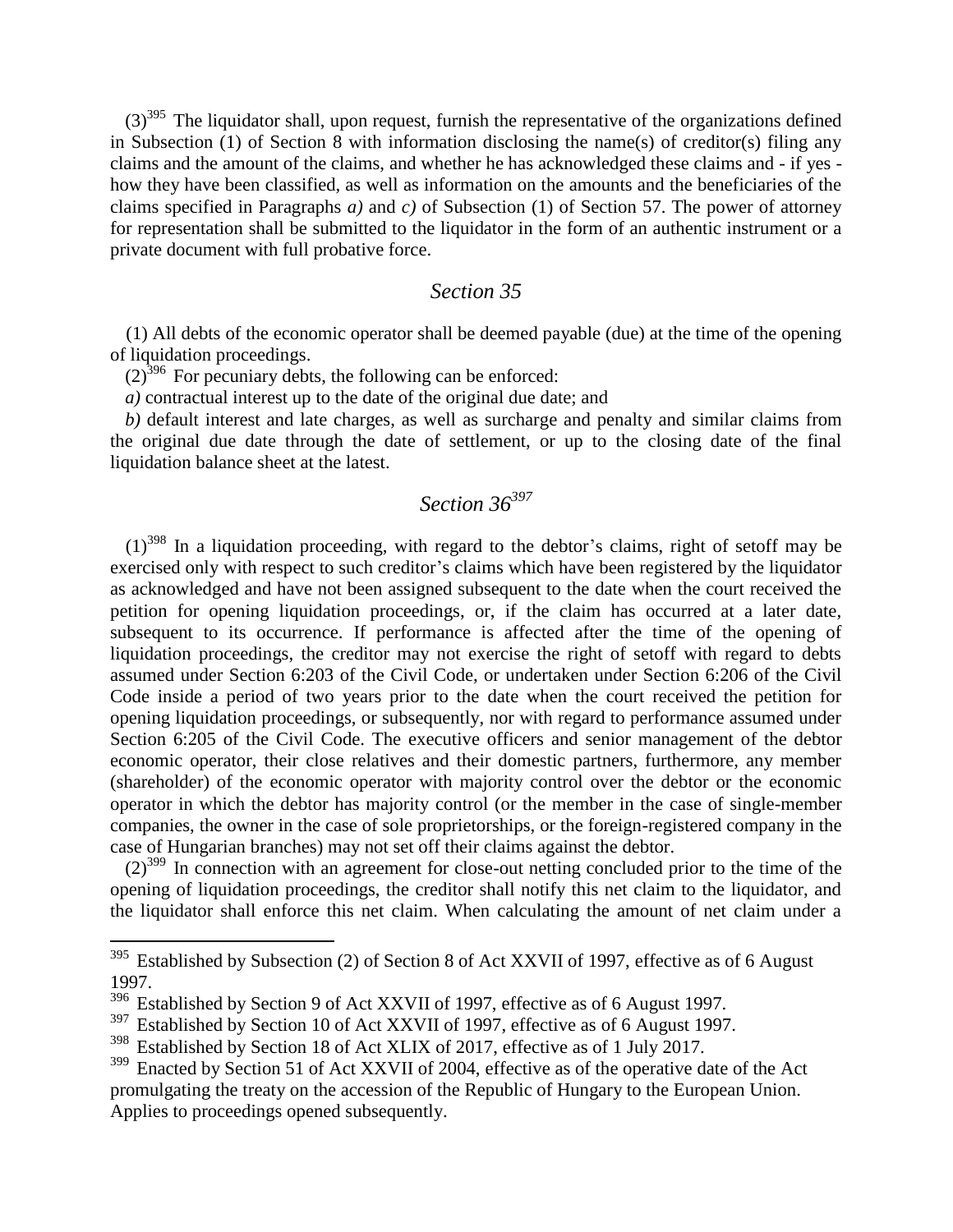(3)[395] The liquidator shall, upon request, furnish the representative of the organizations defined in Subsection (1) of Section 8 with information disclosing the name(s) of creditor(s) filing any claims and the amount of the claims, and whether he has acknowledged these claims and - if yes - how they have been classified, as well as information on the amounts and the beneficiaries of the claims specified in Paragraphs *a)* and *c)* of Subsection (1) of Section 57. The power of attorney for representation shall be submitted to the liquidator in the form of an authentic instrument or a private document with full probative force.

## *Section 35*

(1) All debts of the economic operator shall be deemed payable (due) at the time of the opening of liquidation proceedings.

(2)[396] For pecuniary debts, the following can be enforced:

*a)* contractual interest up to the date of the original due date; and

*b)* default interest and late charges, as well as surcharge and penalty and similar claims from the original due date through the date of settlement, or up to the closing date of the final liquidation balance sheet at the latest.

## *Section 36*[397]

(1)[398] In a liquidation proceeding, with regard to the debtor's claims, right of setoff may be exercised only with respect to such creditor's claims which have been registered by the liquidator as acknowledged and have not been assigned subsequent to the date when the court received the petition for opening liquidation proceedings, or, if the claim has occurred at a later date, subsequent to its occurrence. If performance is affected after the time of the opening of liquidation proceedings, the creditor may not exercise the right of setoff with regard to debts assumed under Section 6:203 of the Civil Code, or undertaken under Section 6:206 of the Civil Code inside a period of two years prior to the date when the court received the petition for opening liquidation proceedings, or subsequently, nor with regard to performance assumed under Section 6:205 of the Civil Code. The executive officers and senior management of the debtor economic operator, their close relatives and their domestic partners, furthermore, any member (shareholder) of the economic operator with majority control over the debtor or the economic operator in which the debtor has majority control (or the member in the case of single-member companies, the owner in the case of sole proprietorships, or the foreign-registered company in the case of Hungarian branches) may not set off their claims against the debtor.

(2)[399] In connection with an agreement for close-out netting concluded prior to the time of the opening of liquidation proceedings, the creditor shall notify this net claim to the liquidator, and the liquidator shall enforce this net claim. When calculating the amount of net claim under a

---

[395] Established by Subsection (2) of Section 8 of Act XXVII of 1997, effective as of 6 August 1997.

[396] Established by Section 9 of Act XXVII of 1997, effective as of 6 August 1997.

[397] Established by Section 10 of Act XXVII of 1997, effective as of 6 August 1997.

[398] Established by Section 18 of Act XLIX of 2017, effective as of 1 July 2017.

[399] Enacted by Section 51 of Act XXVII of 2004, effective as of the operative date of the Act promulgating the treaty on the accession of the Republic of Hungary to the European Union. Applies to proceedings opened subsequently.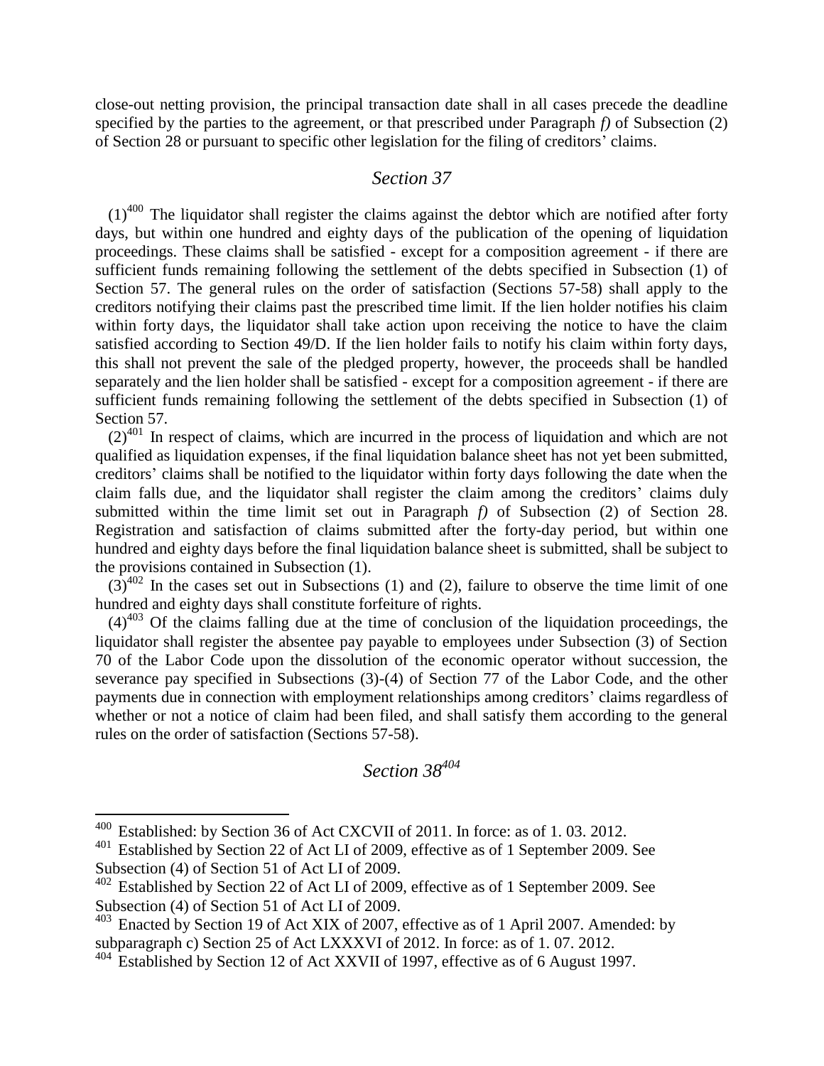close-out netting provision, the principal transaction date shall in all cases precede the deadline specified by the parties to the agreement, or that prescribed under Paragraph *f)* of Subsection (2) of Section 28 or pursuant to specific other legislation for the filing of creditors' claims.

## *Section 37*

(1)[400] The liquidator shall register the claims against the debtor which are notified after forty days, but within one hundred and eighty days of the publication of the opening of liquidation proceedings. These claims shall be satisfied - except for a composition agreement - if there are sufficient funds remaining following the settlement of the debts specified in Subsection (1) of Section 57. The general rules on the order of satisfaction (Sections 57-58) shall apply to the creditors notifying their claims past the prescribed time limit. If the lien holder notifies his claim within forty days, the liquidator shall take action upon receiving the notice to have the claim satisfied according to Section 49/D. If the lien holder fails to notify his claim within forty days, this shall not prevent the sale of the pledged property, however, the proceeds shall be handled separately and the lien holder shall be satisfied - except for a composition agreement - if there are sufficient funds remaining following the settlement of the debts specified in Subsection (1) of Section 57.

(2)[401] In respect of claims, which are incurred in the process of liquidation and which are not qualified as liquidation expenses, if the final liquidation balance sheet has not yet been submitted, creditors' claims shall be notified to the liquidator within forty days following the date when the claim falls due, and the liquidator shall register the claim among the creditors' claims duly submitted within the time limit set out in Paragraph *f)* of Subsection (2) of Section 28. Registration and satisfaction of claims submitted after the forty-day period, but within one hundred and eighty days before the final liquidation balance sheet is submitted, shall be subject to the provisions contained in Subsection (1).

(3)[402] In the cases set out in Subsections (1) and (2), failure to observe the time limit of one hundred and eighty days shall constitute forfeiture of rights.

(4)[403] Of the claims falling due at the time of conclusion of the liquidation proceedings, the liquidator shall register the absentee pay payable to employees under Subsection (3) of Section 70 of the Labor Code upon the dissolution of the economic operator without succession, the severance pay specified in Subsections (3)-(4) of Section 77 of the Labor Code, and the other payments due in connection with employment relationships among creditors' claims regardless of whether or not a notice of claim had been filed, and shall satisfy them according to the general rules on the order of satisfaction (Sections 57-58).

## *Section 38*[404]

---

[400] Established: by Section 36 of Act CXCVII of 2011. In force: as of 1. 03. 2012.

[401] Established by Section 22 of Act LI of 2009, effective as of 1 September 2009. See Subsection (4) of Section 51 of Act LI of 2009.

[402] Established by Section 22 of Act LI of 2009, effective as of 1 September 2009. See Subsection (4) of Section 51 of Act LI of 2009.

[403] Enacted by Section 19 of Act XIX of 2007, effective as of 1 April 2007. Amended: by subparagraph c) Section 25 of Act LXXXVI of 2012. In force: as of 1. 07. 2012.

[404] Established by Section 12 of Act XXVII of 1997, effective as of 6 August 1997.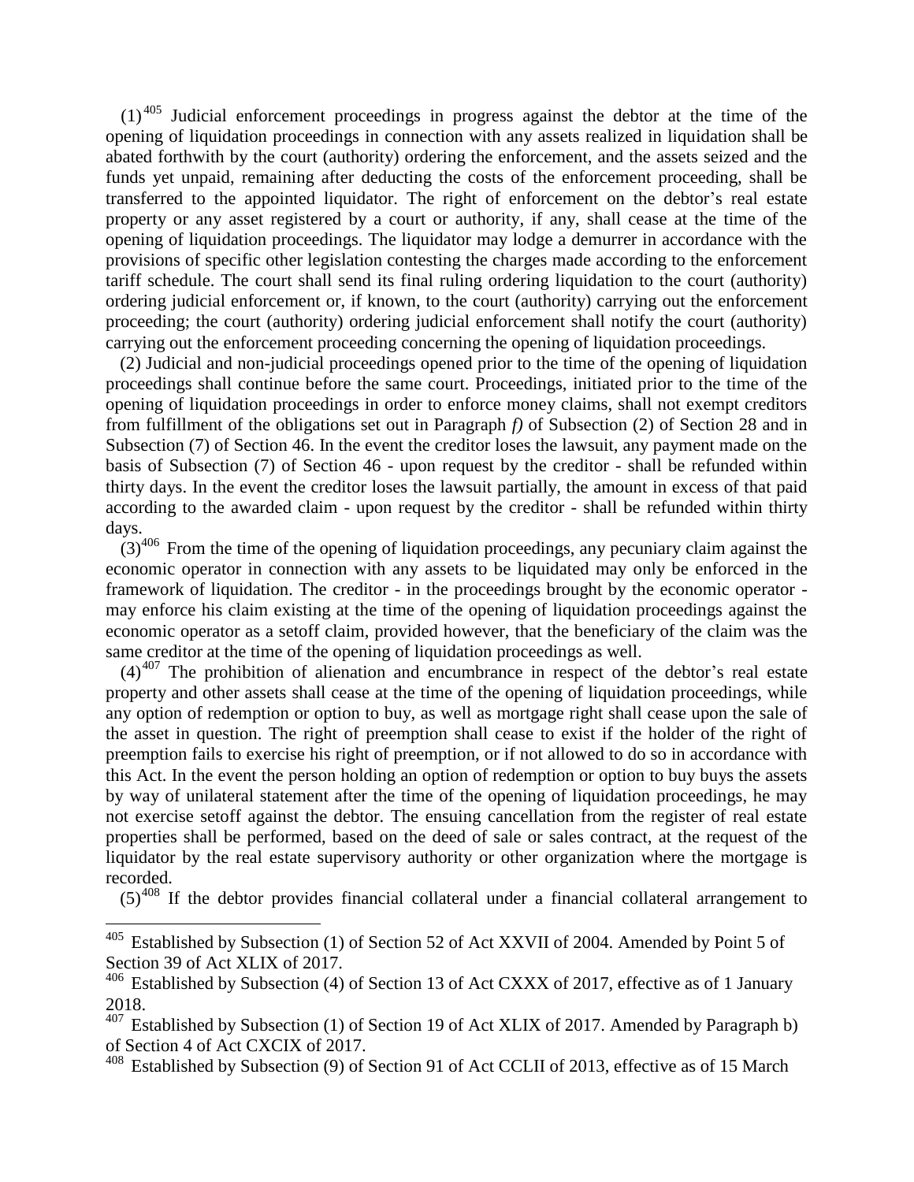(1)[405] Judicial enforcement proceedings in progress against the debtor at the time of the opening of liquidation proceedings in connection with any assets realized in liquidation shall be abated forthwith by the court (authority) ordering the enforcement, and the assets seized and the funds yet unpaid, remaining after deducting the costs of the enforcement proceeding, shall be transferred to the appointed liquidator. The right of enforcement on the debtor's real estate property or any asset registered by a court or authority, if any, shall cease at the time of the opening of liquidation proceedings. The liquidator may lodge a demurrer in accordance with the provisions of specific other legislation contesting the charges made according to the enforcement tariff schedule. The court shall send its final ruling ordering liquidation to the court (authority) ordering judicial enforcement or, if known, to the court (authority) carrying out the enforcement proceeding; the court (authority) ordering judicial enforcement shall notify the court (authority) carrying out the enforcement proceeding concerning the opening of liquidation proceedings.

(2) Judicial and non-judicial proceedings opened prior to the time of the opening of liquidation proceedings shall continue before the same court. Proceedings, initiated prior to the time of the opening of liquidation proceedings in order to enforce money claims, shall not exempt creditors from fulfillment of the obligations set out in Paragraph *f)* of Subsection (2) of Section 28 and in Subsection (7) of Section 46. In the event the creditor loses the lawsuit, any payment made on the basis of Subsection (7) of Section 46 - upon request by the creditor - shall be refunded within thirty days. In the event the creditor loses the lawsuit partially, the amount in excess of that paid according to the awarded claim - upon request by the creditor - shall be refunded within thirty days.

(3)[406] From the time of the opening of liquidation proceedings, any pecuniary claim against the economic operator in connection with any assets to be liquidated may only be enforced in the framework of liquidation. The creditor - in the proceedings brought by the economic operator - may enforce his claim existing at the time of the opening of liquidation proceedings against the economic operator as a setoff claim, provided however, that the beneficiary of the claim was the same creditor at the time of the opening of liquidation proceedings as well.

(4)[407] The prohibition of alienation and encumbrance in respect of the debtor's real estate property and other assets shall cease at the time of the opening of liquidation proceedings, while any option of redemption or option to buy, as well as mortgage right shall cease upon the sale of the asset in question. The right of preemption shall cease to exist if the holder of the right of preemption fails to exercise his right of preemption, or if not allowed to do so in accordance with this Act. In the event the person holding an option of redemption or option to buy buys the assets by way of unilateral statement after the time of the opening of liquidation proceedings, he may not exercise setoff against the debtor. The ensuing cancellation from the register of real estate properties shall be performed, based on the deed of sale or sales contract, at the request of the liquidator by the real estate supervisory authority or other organization where the mortgage is recorded.

(5)[408] If the debtor provides financial collateral under a financial collateral arrangement to

---

[405] Established by Subsection (1) of Section 52 of Act XXVII of 2004. Amended by Point 5 of Section 39 of Act XLIX of 2017.

[406] Established by Subsection (4) of Section 13 of Act CXXX of 2017, effective as of 1 January 2018.

[407] Established by Subsection (1) of Section 19 of Act XLIX of 2017. Amended by Paragraph b) of Section 4 of Act CXCIX of 2017.

[408] Established by Subsection (9) of Section 91 of Act CCLII of 2013, effective as of 15 March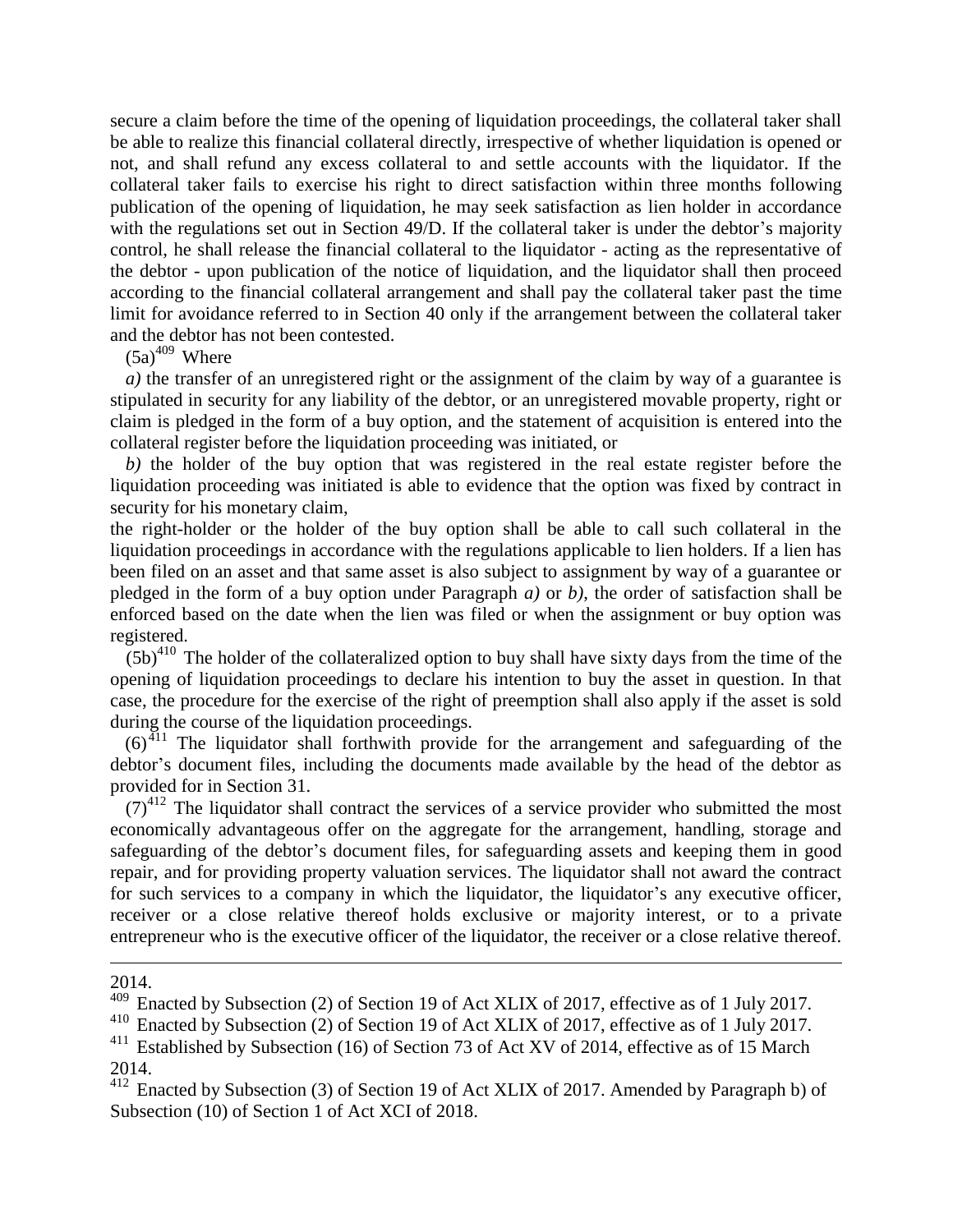secure a claim before the time of the opening of liquidation proceedings, the collateral taker shall be able to realize this financial collateral directly, irrespective of whether liquidation is opened or not, and shall refund any excess collateral to and settle accounts with the liquidator. If the collateral taker fails to exercise his right to direct satisfaction within three months following publication of the opening of liquidation, he may seek satisfaction as lien holder in accordance with the regulations set out in Section 49/D. If the collateral taker is under the debtor's majority control, he shall release the financial collateral to the liquidator - acting as the representative of the debtor - upon publication of the notice of liquidation, and the liquidator shall then proceed according to the financial collateral arrangement and shall pay the collateral taker past the time limit for avoidance referred to in Section 40 only if the arrangement between the collateral taker and the debtor has not been contested.

(5a)[409] Where

*a)* the transfer of an unregistered right or the assignment of the claim by way of a guarantee is stipulated in security for any liability of the debtor, or an unregistered movable property, right or claim is pledged in the form of a buy option, and the statement of acquisition is entered into the collateral register before the liquidation proceeding was initiated, or

*b)* the holder of the buy option that was registered in the real estate register before the liquidation proceeding was initiated is able to evidence that the option was fixed by contract in security for his monetary claim,

the right-holder or the holder of the buy option shall be able to call such collateral in the liquidation proceedings in accordance with the regulations applicable to lien holders. If a lien has been filed on an asset and that same asset is also subject to assignment by way of a guarantee or pledged in the form of a buy option under Paragraph *a)* or *b)*, the order of satisfaction shall be enforced based on the date when the lien was filed or when the assignment or buy option was registered.

(5b)[410] The holder of the collateralized option to buy shall have sixty days from the time of the opening of liquidation proceedings to declare his intention to buy the asset in question. In that case, the procedure for the exercise of the right of preemption shall also apply if the asset is sold during the course of the liquidation proceedings.

(6)[411] The liquidator shall forthwith provide for the arrangement and safeguarding of the debtor's document files, including the documents made available by the head of the debtor as provided for in Section 31.

(7)[412] The liquidator shall contract the services of a service provider who submitted the most economically advantageous offer on the aggregate for the arrangement, handling, storage and safeguarding of the debtor's document files, for safeguarding assets and keeping them in good repair, and for providing property valuation services. The liquidator shall not award the contract for such services to a company in which the liquidator, the liquidator's any executive officer, receiver or a close relative thereof holds exclusive or majority interest, or to a private entrepreneur who is the executive officer of the liquidator, the receiver or a close relative thereof.

---

2014.

[409] Enacted by Subsection (2) of Section 19 of Act XLIX of 2017, effective as of 1 July 2017.

[410] Enacted by Subsection (2) of Section 19 of Act XLIX of 2017, effective as of 1 July 2017.

[411] Established by Subsection (16) of Section 73 of Act XV of 2014, effective as of 15 March 2014.

[412] Enacted by Subsection (3) of Section 19 of Act XLIX of 2017. Amended by Paragraph b) of Subsection (10) of Section 1 of Act XCI of 2018.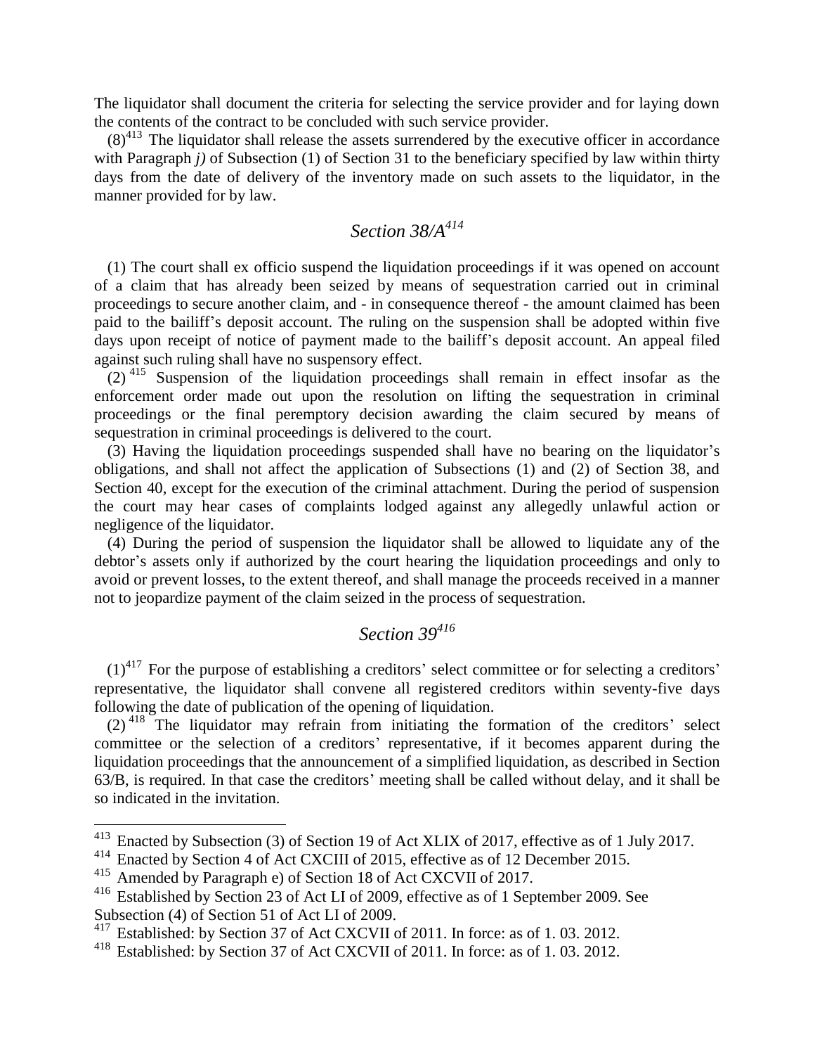The liquidator shall document the criteria for selecting the service provider and for laying down the contents of the contract to be concluded with such service provider.

(8)[413] The liquidator shall release the assets surrendered by the executive officer in accordance with Paragraph *j)* of Subsection (1) of Section 31 to the beneficiary specified by law within thirty days from the date of delivery of the inventory made on such assets to the liquidator, in the manner provided for by law.

## *Section 38/A*[414]

(1) The court shall ex officio suspend the liquidation proceedings if it was opened on account of a claim that has already been seized by means of sequestration carried out in criminal proceedings to secure another claim, and - in consequence thereof - the amount claimed has been paid to the bailiff's deposit account. The ruling on the suspension shall be adopted within five days upon receipt of notice of payment made to the bailiff's deposit account. An appeal filed against such ruling shall have no suspensory effect.

(2)[415] Suspension of the liquidation proceedings shall remain in effect insofar as the enforcement order made out upon the resolution on lifting the sequestration in criminal proceedings or the final peremptory decision awarding the claim secured by means of sequestration in criminal proceedings is delivered to the court.

(3) Having the liquidation proceedings suspended shall have no bearing on the liquidator's obligations, and shall not affect the application of Subsections (1) and (2) of Section 38, and Section 40, except for the execution of the criminal attachment. During the period of suspension the court may hear cases of complaints lodged against any allegedly unlawful action or negligence of the liquidator.

(4) During the period of suspension the liquidator shall be allowed to liquidate any of the debtor's assets only if authorized by the court hearing the liquidation proceedings and only to avoid or prevent losses, to the extent thereof, and shall manage the proceeds received in a manner not to jeopardize payment of the claim seized in the process of sequestration.

## *Section 39*[416]

(1)[417] For the purpose of establishing a creditors' select committee or for selecting a creditors' representative, the liquidator shall convene all registered creditors within seventy-five days following the date of publication of the opening of liquidation.

(2)[418] The liquidator may refrain from initiating the formation of the creditors' select committee or the selection of a creditors' representative, if it becomes apparent during the liquidation proceedings that the announcement of a simplified liquidation, as described in Section 63/B, is required. In that case the creditors' meeting shall be called without delay, and it shall be so indicated in the invitation.

---

[413] Enacted by Subsection (3) of Section 19 of Act XLIX of 2017, effective as of 1 July 2017.

[414] Enacted by Section 4 of Act CXCIII of 2015, effective as of 12 December 2015.

[415] Amended by Paragraph e) of Section 18 of Act CXCVII of 2017.

[416] Established by Section 23 of Act LI of 2009, effective as of 1 September 2009. See Subsection (4) of Section 51 of Act LI of 2009.

[417] Established: by Section 37 of Act CXCVII of 2011. In force: as of 1. 03. 2012.

[418] Established: by Section 37 of Act CXCVII of 2011. In force: as of 1. 03. 2012.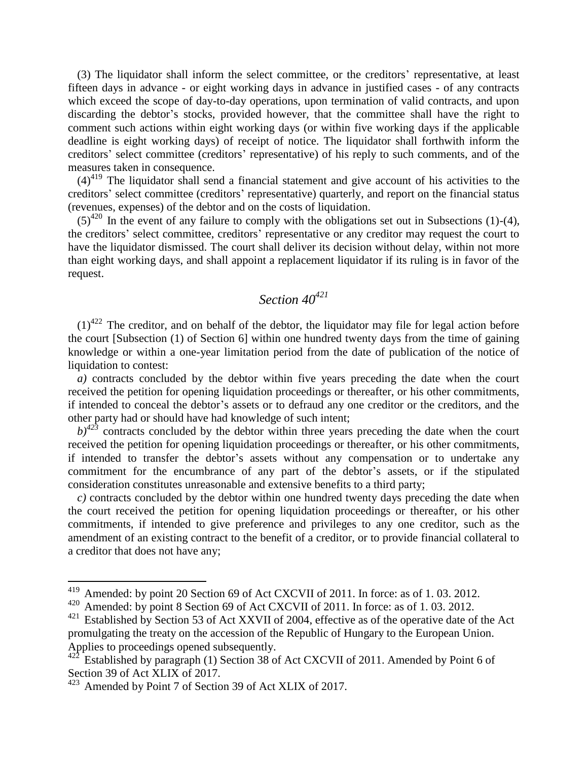(3) The liquidator shall inform the select committee, or the creditors' representative, at least fifteen days in advance - or eight working days in advance in justified cases - of any contracts which exceed the scope of day-to-day operations, upon termination of valid contracts, and upon discarding the debtor's stocks, provided however, that the committee shall have the right to comment such actions within eight working days (or within five working days if the applicable deadline is eight working days) of receipt of notice. The liquidator shall forthwith inform the creditors' select committee (creditors' representative) of his reply to such comments, and of the measures taken in consequence.

(4)[419] The liquidator shall send a financial statement and give account of his activities to the creditors' select committee (creditors' representative) quarterly, and report on the financial status (revenues, expenses) of the debtor and on the costs of liquidation.

(5)[420] In the event of any failure to comply with the obligations set out in Subsections (1)-(4), the creditors' select committee, creditors' representative or any creditor may request the court to have the liquidator dismissed. The court shall deliver its decision without delay, within not more than eight working days, and shall appoint a replacement liquidator if its ruling is in favor of the request.

## *Section 40*[421]

(1)[422] The creditor, and on behalf of the debtor, the liquidator may file for legal action before the court [Subsection (1) of Section 6] within one hundred twenty days from the time of gaining knowledge or within a one-year limitation period from the date of publication of the notice of liquidation to contest:

*a)* contracts concluded by the debtor within five years preceding the date when the court received the petition for opening liquidation proceedings or thereafter, or his other commitments, if intended to conceal the debtor's assets or to defraud any one creditor or the creditors, and the other party had or should have had knowledge of such intent;

*b)*[423] contracts concluded by the debtor within three years preceding the date when the court received the petition for opening liquidation proceedings or thereafter, or his other commitments, if intended to transfer the debtor's assets without any compensation or to undertake any commitment for the encumbrance of any part of the debtor's assets, or if the stipulated consideration constitutes unreasonable and extensive benefits to a third party;

*c)* contracts concluded by the debtor within one hundred twenty days preceding the date when the court received the petition for opening liquidation proceedings or thereafter, or his other commitments, if intended to give preference and privileges to any one creditor, such as the amendment of an existing contract to the benefit of a creditor, or to provide financial collateral to a creditor that does not have any;

---

[419] Amended: by point 20 Section 69 of Act CXCVII of 2011. In force: as of 1. 03. 2012.

[420] Amended: by point 8 Section 69 of Act CXCVII of 2011. In force: as of 1. 03. 2012.

[421] Established by Section 53 of Act XXVII of 2004, effective as of the operative date of the Act promulgating the treaty on the accession of the Republic of Hungary to the European Union. Applies to proceedings opened subsequently.

[422] Established by paragraph (1) Section 38 of Act CXCVII of 2011. Amended by Point 6 of Section 39 of Act XLIX of 2017.

[423] Amended by Point 7 of Section 39 of Act XLIX of 2017.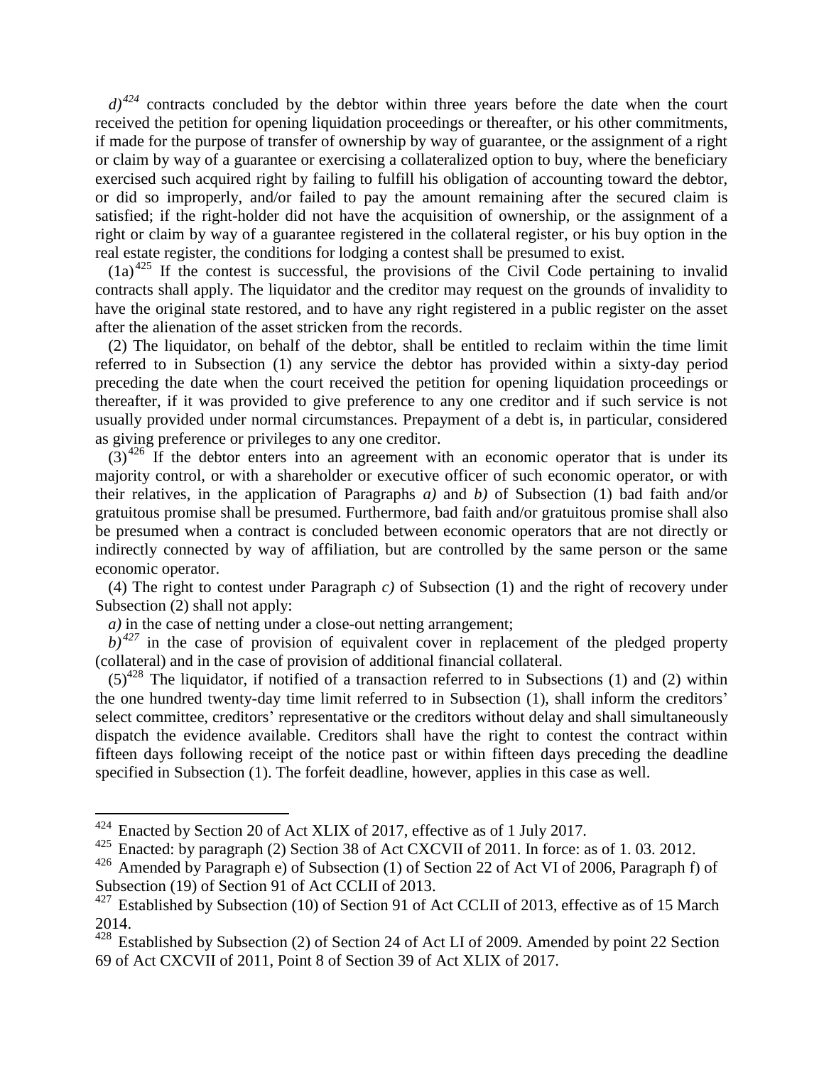*d)*[424] contracts concluded by the debtor within three years before the date when the court received the petition for opening liquidation proceedings or thereafter, or his other commitments, if made for the purpose of transfer of ownership by way of guarantee, or the assignment of a right or claim by way of a guarantee or exercising a collateralized option to buy, where the beneficiary exercised such acquired right by failing to fulfill his obligation of accounting toward the debtor, or did so improperly, and/or failed to pay the amount remaining after the secured claim is satisfied; if the right-holder did not have the acquisition of ownership, or the assignment of a right or claim by way of a guarantee registered in the collateral register, or his buy option in the real estate register, the conditions for lodging a contest shall be presumed to exist.

(1a)[425] If the contest is successful, the provisions of the Civil Code pertaining to invalid contracts shall apply. The liquidator and the creditor may request on the grounds of invalidity to have the original state restored, and to have any right registered in a public register on the asset after the alienation of the asset stricken from the records.

(2) The liquidator, on behalf of the debtor, shall be entitled to reclaim within the time limit referred to in Subsection (1) any service the debtor has provided within a sixty-day period preceding the date when the court received the petition for opening liquidation proceedings or thereafter, if it was provided to give preference to any one creditor and if such service is not usually provided under normal circumstances. Prepayment of a debt is, in particular, considered as giving preference or privileges to any one creditor.

(3)[426] If the debtor enters into an agreement with an economic operator that is under its majority control, or with a shareholder or executive officer of such economic operator, or with their relatives, in the application of Paragraphs *a)* and *b)* of Subsection (1) bad faith and/or gratuitous promise shall be presumed. Furthermore, bad faith and/or gratuitous promise shall also be presumed when a contract is concluded between economic operators that are not directly or indirectly connected by way of affiliation, but are controlled by the same person or the same economic operator.

(4) The right to contest under Paragraph *c)* of Subsection (1) and the right of recovery under Subsection (2) shall not apply:

*a)* in the case of netting under a close-out netting arrangement;

*b)*[427] in the case of provision of equivalent cover in replacement of the pledged property (collateral) and in the case of provision of additional financial collateral.

(5)[428] The liquidator, if notified of a transaction referred to in Subsections (1) and (2) within the one hundred twenty-day time limit referred to in Subsection (1), shall inform the creditors' select committee, creditors' representative or the creditors without delay and shall simultaneously dispatch the evidence available. Creditors shall have the right to contest the contract within fifteen days following receipt of the notice past or within fifteen days preceding the deadline specified in Subsection (1). The forfeit deadline, however, applies in this case as well.

---

[424] Enacted by Section 20 of Act XLIX of 2017, effective as of 1 July 2017.

[425] Enacted: by paragraph (2) Section 38 of Act CXCVII of 2011. In force: as of 1. 03. 2012.

[426] Amended by Paragraph e) of Subsection (1) of Section 22 of Act VI of 2006, Paragraph f) of Subsection (19) of Section 91 of Act CCLII of 2013.

[427] Established by Subsection (10) of Section 91 of Act CCLII of 2013, effective as of 15 March 2014.

[428] Established by Subsection (2) of Section 24 of Act LI of 2009. Amended by point 22 Section 69 of Act CXCVII of 2011, Point 8 of Section 39 of Act XLIX of 2017.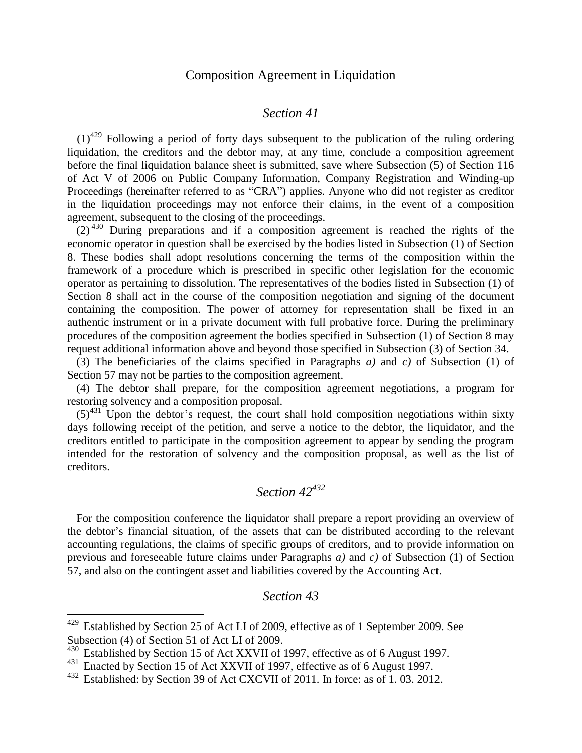## Composition Agreement in Liquidation

### *Section 41*

(1)[429] Following a period of forty days subsequent to the publication of the ruling ordering liquidation, the creditors and the debtor may, at any time, conclude a composition agreement before the final liquidation balance sheet is submitted, save where Subsection (5) of Section 116 of Act V of 2006 on Public Company Information, Company Registration and Winding-up Proceedings (hereinafter referred to as "CRA") applies. Anyone who did not register as creditor in the liquidation proceedings may not enforce their claims, in the event of a composition agreement, subsequent to the closing of the proceedings.

(2)[430] During preparations and if a composition agreement is reached the rights of the economic operator in question shall be exercised by the bodies listed in Subsection (1) of Section 8. These bodies shall adopt resolutions concerning the terms of the composition within the framework of a procedure which is prescribed in specific other legislation for the economic operator as pertaining to dissolution. The representatives of the bodies listed in Subsection (1) of Section 8 shall act in the course of the composition negotiation and signing of the document containing the composition. The power of attorney for representation shall be fixed in an authentic instrument or in a private document with full probative force. During the preliminary procedures of the composition agreement the bodies specified in Subsection (1) of Section 8 may request additional information above and beyond those specified in Subsection (3) of Section 34.

(3) The beneficiaries of the claims specified in Paragraphs *a)* and *c)* of Subsection (1) of Section 57 may not be parties to the composition agreement.

(4) The debtor shall prepare, for the composition agreement negotiations, a program for restoring solvency and a composition proposal.

(5)[431] Upon the debtor's request, the court shall hold composition negotiations within sixty days following receipt of the petition, and serve a notice to the debtor, the liquidator, and the creditors entitled to participate in the composition agreement to appear by sending the program intended for the restoration of solvency and the composition proposal, as well as the list of creditors.

### *Section 42*[432]

For the composition conference the liquidator shall prepare a report providing an overview of the debtor's financial situation, of the assets that can be distributed according to the relevant accounting regulations, the claims of specific groups of creditors, and to provide information on previous and foreseeable future claims under Paragraphs *a)* and *c)* of Subsection (1) of Section 57, and also on the contingent asset and liabilities covered by the Accounting Act.

### *Section 43*

---

[429] Established by Section 25 of Act LI of 2009, effective as of 1 September 2009. See Subsection (4) of Section 51 of Act LI of 2009.

[430] Established by Section 15 of Act XXVII of 1997, effective as of 6 August 1997.

[431] Enacted by Section 15 of Act XXVII of 1997, effective as of 6 August 1997.

[432] Established: by Section 39 of Act CXCVII of 2011. In force: as of 1. 03. 2012.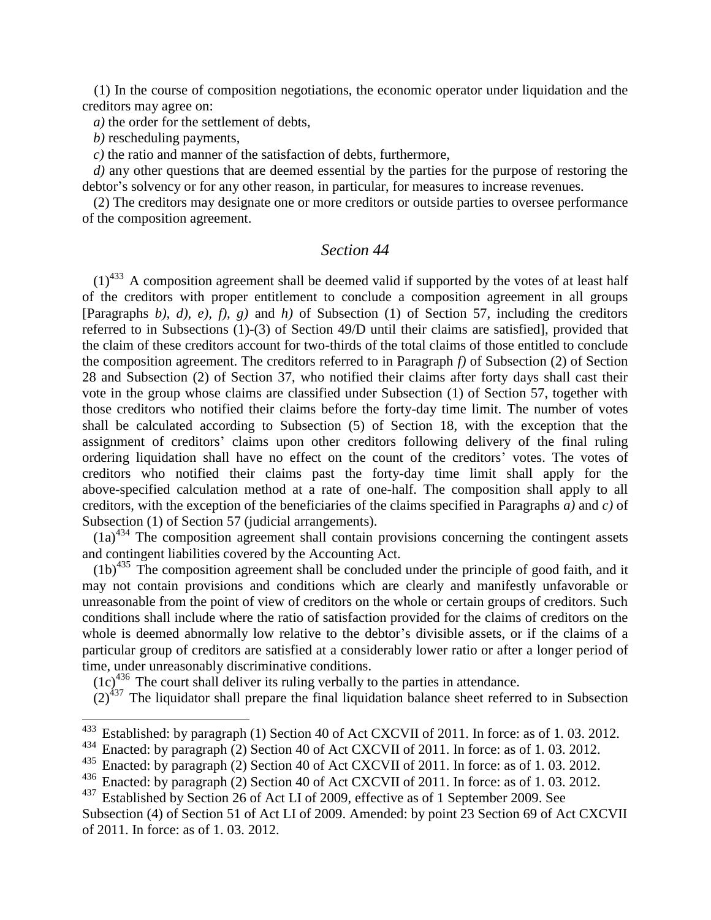(1) In the course of composition negotiations, the economic operator under liquidation and the creditors may agree on:

*a)* the order for the settlement of debts,

*b)* rescheduling payments,

*c)* the ratio and manner of the satisfaction of debts, furthermore,

*d)* any other questions that are deemed essential by the parties for the purpose of restoring the debtor's solvency or for any other reason, in particular, for measures to increase revenues.

(2) The creditors may designate one or more creditors or outside parties to oversee performance of the composition agreement.

## *Section 44*

(1)[433] A composition agreement shall be deemed valid if supported by the votes of at least half of the creditors with proper entitlement to conclude a composition agreement in all groups [Paragraphs *b), d), e), f), g)* and *h)* of Subsection (1) of Section 57, including the creditors referred to in Subsections (1)-(3) of Section 49/D until their claims are satisfied], provided that the claim of these creditors account for two-thirds of the total claims of those entitled to conclude the composition agreement. The creditors referred to in Paragraph *f)* of Subsection (2) of Section 28 and Subsection (2) of Section 37, who notified their claims after forty days shall cast their vote in the group whose claims are classified under Subsection (1) of Section 57, together with those creditors who notified their claims before the forty-day time limit. The number of votes shall be calculated according to Subsection (5) of Section 18, with the exception that the assignment of creditors' claims upon other creditors following delivery of the final ruling ordering liquidation shall have no effect on the count of the creditors' votes. The votes of creditors who notified their claims past the forty-day time limit shall apply for the above-specified calculation method at a rate of one-half. The composition shall apply to all creditors, with the exception of the beneficiaries of the claims specified in Paragraphs *a)* and *c)* of Subsection (1) of Section 57 (judicial arrangements).

(1a)[434] The composition agreement shall contain provisions concerning the contingent assets and contingent liabilities covered by the Accounting Act.

(1b)[435] The composition agreement shall be concluded under the principle of good faith, and it may not contain provisions and conditions which are clearly and manifestly unfavorable or unreasonable from the point of view of creditors on the whole or certain groups of creditors. Such conditions shall include where the ratio of satisfaction provided for the claims of creditors on the whole is deemed abnormally low relative to the debtor's divisible assets, or if the claims of a particular group of creditors are satisfied at a considerably lower ratio or after a longer period of time, under unreasonably discriminative conditions.

(1c)[436] The court shall deliver its ruling verbally to the parties in attendance.

(2)[437] The liquidator shall prepare the final liquidation balance sheet referred to in Subsection

---

[433] Established: by paragraph (1) Section 40 of Act CXCVII of 2011. In force: as of 1. 03. 2012.

[434] Enacted: by paragraph (2) Section 40 of Act CXCVII of 2011. In force: as of 1. 03. 2012.

[435] Enacted: by paragraph (2) Section 40 of Act CXCVII of 2011. In force: as of 1. 03. 2012.

[436] Enacted: by paragraph (2) Section 40 of Act CXCVII of 2011. In force: as of 1. 03. 2012.

[437] Established by Section 26 of Act LI of 2009, effective as of 1 September 2009. See Subsection (4) of Section 51 of Act LI of 2009. Amended: by point 23 Section 69 of Act CXCVII of 2011. In force: as of 1. 03. 2012.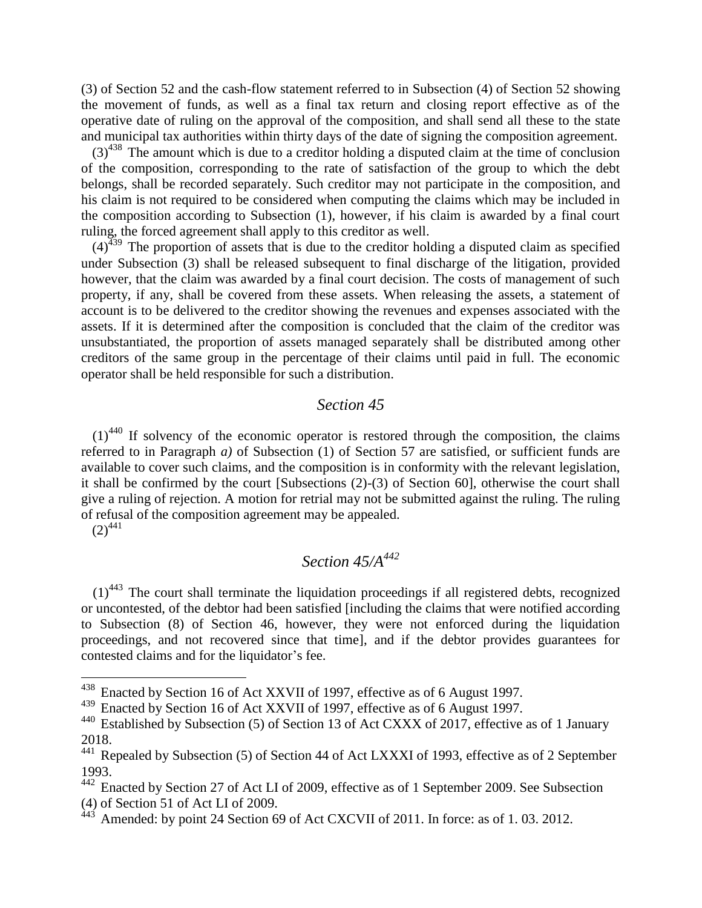(3) of Section 52 and the cash-flow statement referred to in Subsection (4) of Section 52 showing the movement of funds, as well as a final tax return and closing report effective as of the operative date of ruling on the approval of the composition, and shall send all these to the state and municipal tax authorities within thirty days of the date of signing the composition agreement.

(3)[438] The amount which is due to a creditor holding a disputed claim at the time of conclusion of the composition, corresponding to the rate of satisfaction of the group to which the debt belongs, shall be recorded separately. Such creditor may not participate in the composition, and his claim is not required to be considered when computing the claims which may be included in the composition according to Subsection (1), however, if his claim is awarded by a final court ruling, the forced agreement shall apply to this creditor as well.

(4)[439] The proportion of assets that is due to the creditor holding a disputed claim as specified under Subsection (3) shall be released subsequent to final discharge of the litigation, provided however, that the claim was awarded by a final court decision. The costs of management of such property, if any, shall be covered from these assets. When releasing the assets, a statement of account is to be delivered to the creditor showing the revenues and expenses associated with the assets. If it is determined after the composition is concluded that the claim of the creditor was unsubstantiated, the proportion of assets managed separately shall be distributed among other creditors of the same group in the percentage of their claims until paid in full. The economic operator shall be held responsible for such a distribution.

## *Section 45*

(1)[440] If solvency of the economic operator is restored through the composition, the claims referred to in Paragraph *a)* of Subsection (1) of Section 57 are satisfied, or sufficient funds are available to cover such claims, and the composition is in conformity with the relevant legislation, it shall be confirmed by the court [Subsections (2)-(3) of Section 60], otherwise the court shall give a ruling of rejection. A motion for retrial may not be submitted against the ruling. The ruling of refusal of the composition agreement may be appealed.

(2)[441]

## *Section 45/A*[442]

(1)[443] The court shall terminate the liquidation proceedings if all registered debts, recognized or uncontested, of the debtor had been satisfied [including the claims that were notified according to Subsection (8) of Section 46, however, they were not enforced during the liquidation proceedings, and not recovered since that time], and if the debtor provides guarantees for contested claims and for the liquidator's fee.

---

[438] Enacted by Section 16 of Act XXVII of 1997, effective as of 6 August 1997.

[439] Enacted by Section 16 of Act XXVII of 1997, effective as of 6 August 1997.

[440] Established by Subsection (5) of Section 13 of Act CXXX of 2017, effective as of 1 January 2018.

[441] Repealed by Subsection (5) of Section 44 of Act LXXXI of 1993, effective as of 2 September 1993.

[442] Enacted by Section 27 of Act LI of 2009, effective as of 1 September 2009. See Subsection (4) of Section 51 of Act LI of 2009.

[443] Amended: by point 24 Section 69 of Act CXCVII of 2011. In force: as of 1. 03. 2012.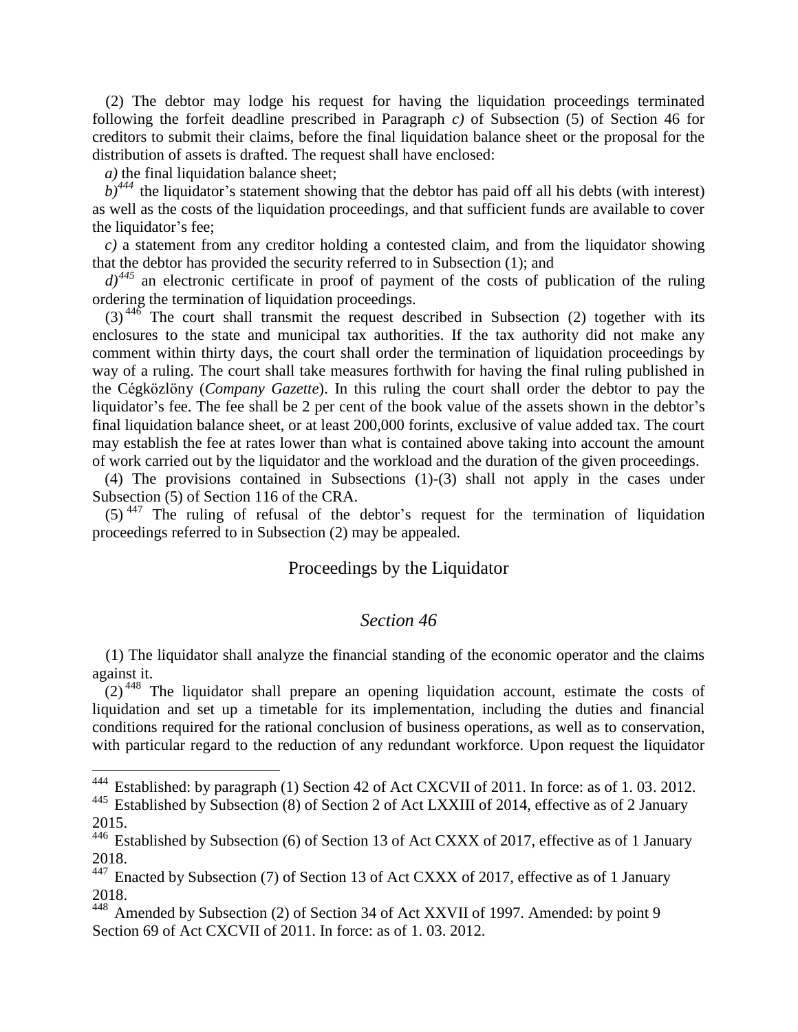(2) The debtor may lodge his request for having the liquidation proceedings terminated following the forfeit deadline prescribed in Paragraph *c)* of Subsection (5) of Section 46 for creditors to submit their claims, before the final liquidation balance sheet or the proposal for the distribution of assets is drafted. The request shall have enclosed:

*a)* the final liquidation balance sheet;

*b)*[444] the liquidator's statement showing that the debtor has paid off all his debts (with interest) as well as the costs of the liquidation proceedings, and that sufficient funds are available to cover the liquidator's fee;

*c)* a statement from any creditor holding a contested claim, and from the liquidator showing that the debtor has provided the security referred to in Subsection (1); and

*d)*[445] an electronic certificate in proof of payment of the costs of publication of the ruling ordering the termination of liquidation proceedings.

(3)[446] The court shall transmit the request described in Subsection (2) together with its enclosures to the state and municipal tax authorities. If the tax authority did not make any comment within thirty days, the court shall order the termination of liquidation proceedings by way of a ruling. The court shall take measures forthwith for having the final ruling published in the Cégközlöny (*Company Gazette*). In this ruling the court shall order the debtor to pay the liquidator's fee. The fee shall be 2 per cent of the book value of the assets shown in the debtor's final liquidation balance sheet, or at least 200,000 forints, exclusive of value added tax. The court may establish the fee at rates lower than what is contained above taking into account the amount of work carried out by the liquidator and the workload and the duration of the given proceedings.

(4) The provisions contained in Subsections (1)-(3) shall not apply in the cases under Subsection (5) of Section 116 of the CRA.

(5)[447] The ruling of refusal of the debtor's request for the termination of liquidation proceedings referred to in Subsection (2) may be appealed.

## Proceedings by the Liquidator

### *Section 46*

(1) The liquidator shall analyze the financial standing of the economic operator and the claims against it.

(2)[448] The liquidator shall prepare an opening liquidation account, estimate the costs of liquidation and set up a timetable for its implementation, including the duties and financial conditions required for the rational conclusion of business operations, as well as to conservation, with particular regard to the reduction of any redundant workforce. Upon request the liquidator

---

[444] Established: by paragraph (1) Section 42 of Act CXCVII of 2011. In force: as of 1. 03. 2012.

[445] Established by Subsection (8) of Section 2 of Act LXXIII of 2014, effective as of 2 January 2015.

[446] Established by Subsection (6) of Section 13 of Act CXXX of 2017, effective as of 1 January 2018.

[447] Enacted by Subsection (7) of Section 13 of Act CXXX of 2017, effective as of 1 January 2018.

[448] Amended by Subsection (2) of Section 34 of Act XXVII of 1997. Amended: by point 9 Section 69 of Act CXCVII of 2011. In force: as of 1. 03. 2012.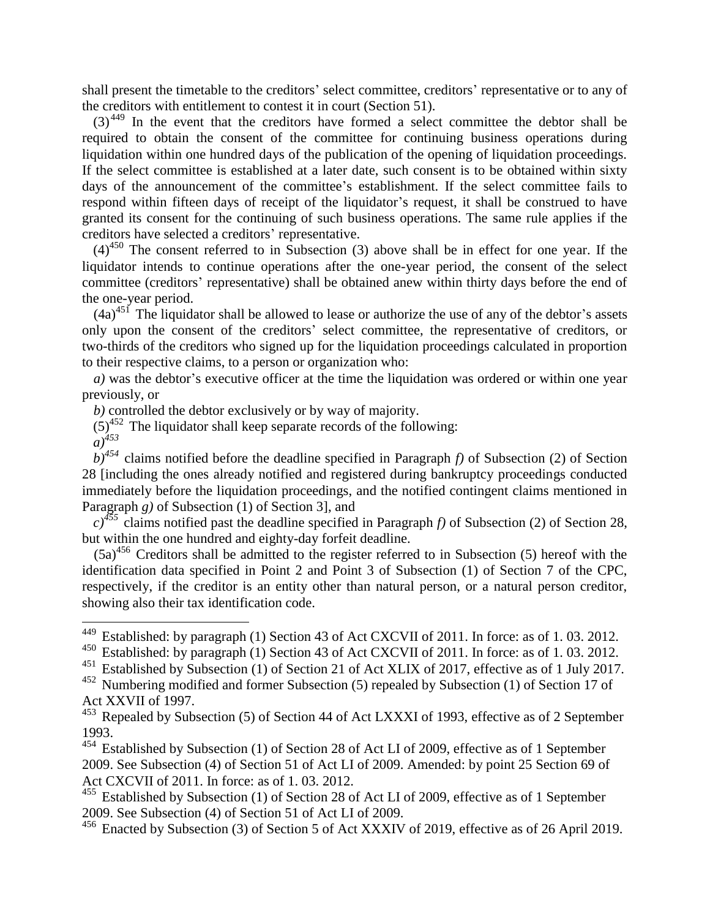shall present the timetable to the creditors' select committee, creditors' representative or to any of the creditors with entitlement to contest it in court (Section 51).

(3)[449] In the event that the creditors have formed a select committee the debtor shall be required to obtain the consent of the committee for continuing business operations during liquidation within one hundred days of the publication of the opening of liquidation proceedings. If the select committee is established at a later date, such consent is to be obtained within sixty days of the announcement of the committee's establishment. If the select committee fails to respond within fifteen days of receipt of the liquidator's request, it shall be construed to have granted its consent for the continuing of such business operations. The same rule applies if the creditors have selected a creditors' representative.

(4)[450] The consent referred to in Subsection (3) above shall be in effect for one year. If the liquidator intends to continue operations after the one-year period, the consent of the select committee (creditors' representative) shall be obtained anew within thirty days before the end of the one-year period.

(4a)[451] The liquidator shall be allowed to lease or authorize the use of any of the debtor's assets only upon the consent of the creditors' select committee, the representative of creditors, or two-thirds of the creditors who signed up for the liquidation proceedings calculated in proportion to their respective claims, to a person or organization who:

*a)* was the debtor's executive officer at the time the liquidation was ordered or within one year previously, or

*b)* controlled the debtor exclusively or by way of majority.

(5)[452] The liquidator shall keep separate records of the following:

*a)*[453]

*b)*[454] claims notified before the deadline specified in Paragraph *f)* of Subsection (2) of Section 28 [including the ones already notified and registered during bankruptcy proceedings conducted immediately before the liquidation proceedings, and the notified contingent claims mentioned in Paragraph *g)* of Subsection (1) of Section 3], and

*c)*[455] claims notified past the deadline specified in Paragraph *f)* of Subsection (2) of Section 28, but within the one hundred and eighty-day forfeit deadline.

(5a)[456] Creditors shall be admitted to the register referred to in Subsection (5) hereof with the identification data specified in Point 2 and Point 3 of Subsection (1) of Section 7 of the CPC, respectively, if the creditor is an entity other than natural person, or a natural person creditor, showing also their tax identification code.

---

[449] Established: by paragraph (1) Section 43 of Act CXCVII of 2011. In force: as of 1. 03. 2012.

[450] Established: by paragraph (1) Section 43 of Act CXCVII of 2011. In force: as of 1. 03. 2012.

[451] Established by Subsection (1) of Section 21 of Act XLIX of 2017, effective as of 1 July 2017.

[452] Numbering modified and former Subsection (5) repealed by Subsection (1) of Section 17 of Act XXVII of 1997.

[453] Repealed by Subsection (5) of Section 44 of Act LXXXI of 1993, effective as of 2 September 1993.

[454] Established by Subsection (1) of Section 28 of Act LI of 2009, effective as of 1 September 2009. See Subsection (4) of Section 51 of Act LI of 2009. Amended: by point 25 Section 69 of Act CXCVII of 2011. In force: as of 1. 03. 2012.

[455] Established by Subsection (1) of Section 28 of Act LI of 2009, effective as of 1 September 2009. See Subsection (4) of Section 51 of Act LI of 2009.

[456] Enacted by Subsection (3) of Section 5 of Act XXXIV of 2019, effective as of 26 April 2019.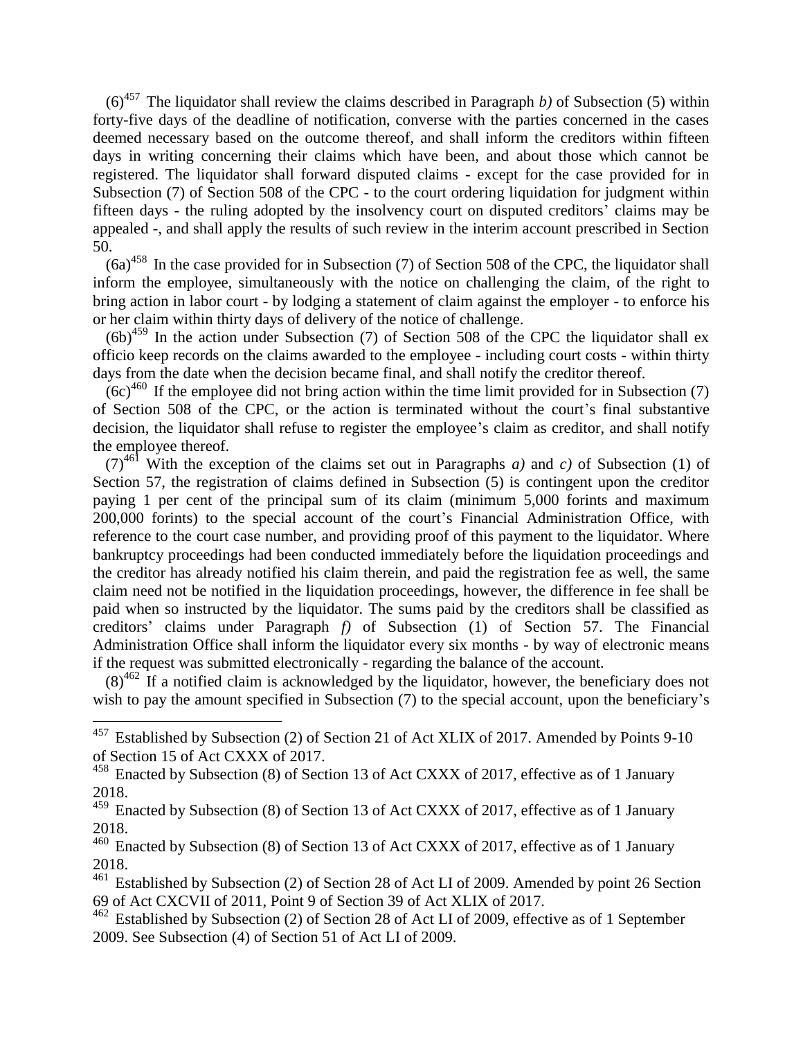(6)[457] The liquidator shall review the claims described in Paragraph *b)* of Subsection (5) within forty-five days of the deadline of notification, converse with the parties concerned in the cases deemed necessary based on the outcome thereof, and shall inform the creditors within fifteen days in writing concerning their claims which have been, and about those which cannot be registered. The liquidator shall forward disputed claims - except for the case provided for in Subsection (7) of Section 508 of the CPC - to the court ordering liquidation for judgment within fifteen days - the ruling adopted by the insolvency court on disputed creditors' claims may be appealed -, and shall apply the results of such review in the interim account prescribed in Section 50.

(6a)[458] In the case provided for in Subsection (7) of Section 508 of the CPC, the liquidator shall inform the employee, simultaneously with the notice on challenging the claim, of the right to bring action in labor court - by lodging a statement of claim against the employer - to enforce his or her claim within thirty days of delivery of the notice of challenge.

(6b)[459] In the action under Subsection (7) of Section 508 of the CPC the liquidator shall ex officio keep records on the claims awarded to the employee - including court costs - within thirty days from the date when the decision became final, and shall notify the creditor thereof.

(6c)[460] If the employee did not bring action within the time limit provided for in Subsection (7) of Section 508 of the CPC, or the action is terminated without the court's final substantive decision, the liquidator shall refuse to register the employee's claim as creditor, and shall notify the employee thereof.

(7)[461] With the exception of the claims set out in Paragraphs *a)* and *c)* of Subsection (1) of Section 57, the registration of claims defined in Subsection (5) is contingent upon the creditor paying 1 per cent of the principal sum of its claim (minimum 5,000 forints and maximum 200,000 forints) to the special account of the court's Financial Administration Office, with reference to the court case number, and providing proof of this payment to the liquidator. Where bankruptcy proceedings had been conducted immediately before the liquidation proceedings and the creditor has already notified his claim therein, and paid the registration fee as well, the same claim need not be notified in the liquidation proceedings, however, the difference in fee shall be paid when so instructed by the liquidator. The sums paid by the creditors shall be classified as creditors' claims under Paragraph *f)* of Subsection (1) of Section 57. The Financial Administration Office shall inform the liquidator every six months - by way of electronic means if the request was submitted electronically - regarding the balance of the account.

(8)[462] If a notified claim is acknowledged by the liquidator, however, the beneficiary does not wish to pay the amount specified in Subsection (7) to the special account, upon the beneficiary's

---

[457] Established by Subsection (2) of Section 21 of Act XLIX of 2017. Amended by Points 9-10 of Section 15 of Act CXXX of 2017.

[458] Enacted by Subsection (8) of Section 13 of Act CXXX of 2017, effective as of 1 January 2018.

[459] Enacted by Subsection (8) of Section 13 of Act CXXX of 2017, effective as of 1 January 2018.

[460] Enacted by Subsection (8) of Section 13 of Act CXXX of 2017, effective as of 1 January 2018.

[461] Established by Subsection (2) of Section 28 of Act LI of 2009. Amended by point 26 Section 69 of Act CXCVII of 2011, Point 9 of Section 39 of Act XLIX of 2017.

[462] Established by Subsection (2) of Section 28 of Act LI of 2009, effective as of 1 September 2009. See Subsection (4) of Section 51 of Act LI of 2009.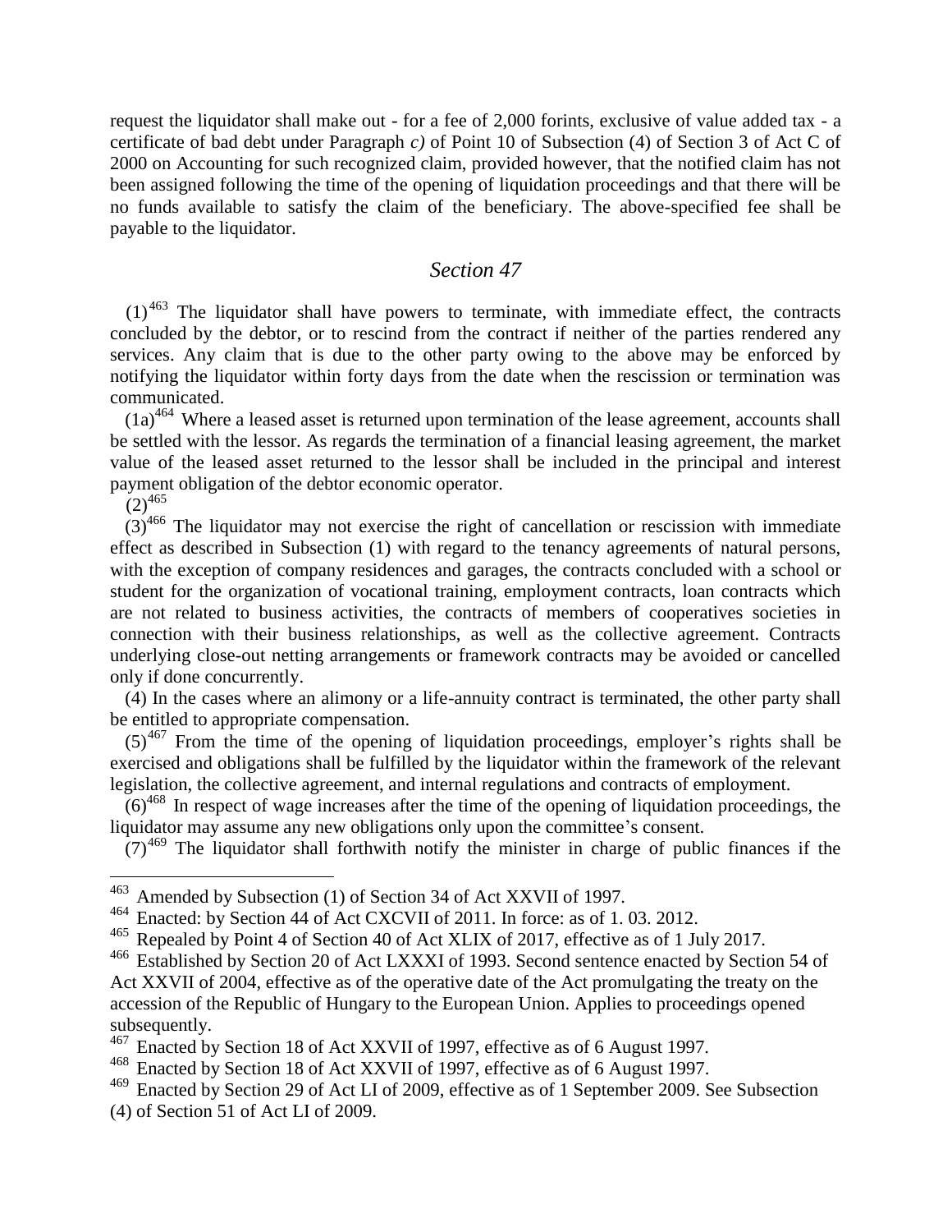request the liquidator shall make out - for a fee of 2,000 forints, exclusive of value added tax - a certificate of bad debt under Paragraph *c)* of Point 10 of Subsection (4) of Section 3 of Act C of 2000 on Accounting for such recognized claim, provided however, that the notified claim has not been assigned following the time of the opening of liquidation proceedings and that there will be no funds available to satisfy the claim of the beneficiary. The above-specified fee shall be payable to the liquidator.

## *Section 47*

(1)[463] The liquidator shall have powers to terminate, with immediate effect, the contracts concluded by the debtor, or to rescind from the contract if neither of the parties rendered any services. Any claim that is due to the other party owing to the above may be enforced by notifying the liquidator within forty days from the date when the rescission or termination was communicated.

(1a)[464] Where a leased asset is returned upon termination of the lease agreement, accounts shall be settled with the lessor. As regards the termination of a financial leasing agreement, the market value of the leased asset returned to the lessor shall be included in the principal and interest payment obligation of the debtor economic operator.

(2)[465]

(3)[466] The liquidator may not exercise the right of cancellation or rescission with immediate effect as described in Subsection (1) with regard to the tenancy agreements of natural persons, with the exception of company residences and garages, the contracts concluded with a school or student for the organization of vocational training, employment contracts, loan contracts which are not related to business activities, the contracts of members of cooperatives societies in connection with their business relationships, as well as the collective agreement. Contracts underlying close-out netting arrangements or framework contracts may be avoided or cancelled only if done concurrently.

(4) In the cases where an alimony or a life-annuity contract is terminated, the other party shall be entitled to appropriate compensation.

(5)[467] From the time of the opening of liquidation proceedings, employer's rights shall be exercised and obligations shall be fulfilled by the liquidator within the framework of the relevant legislation, the collective agreement, and internal regulations and contracts of employment.

(6)[468] In respect of wage increases after the time of the opening of liquidation proceedings, the liquidator may assume any new obligations only upon the committee's consent.

(7)[469] The liquidator shall forthwith notify the minister in charge of public finances if the

---

[463] Amended by Subsection (1) of Section 34 of Act XXVII of 1997.

[464] Enacted: by Section 44 of Act CXCVII of 2011. In force: as of 1. 03. 2012.

[465] Repealed by Point 4 of Section 40 of Act XLIX of 2017, effective as of 1 July 2017.

[466] Established by Section 20 of Act LXXXI of 1993. Second sentence enacted by Section 54 of Act XXVII of 2004, effective as of the operative date of the Act promulgating the treaty on the accession of the Republic of Hungary to the European Union. Applies to proceedings opened subsequently.

[467] Enacted by Section 18 of Act XXVII of 1997, effective as of 6 August 1997.

[468] Enacted by Section 18 of Act XXVII of 1997, effective as of 6 August 1997.

[469] Enacted by Section 29 of Act LI of 2009, effective as of 1 September 2009. See Subsection (4) of Section 51 of Act LI of 2009.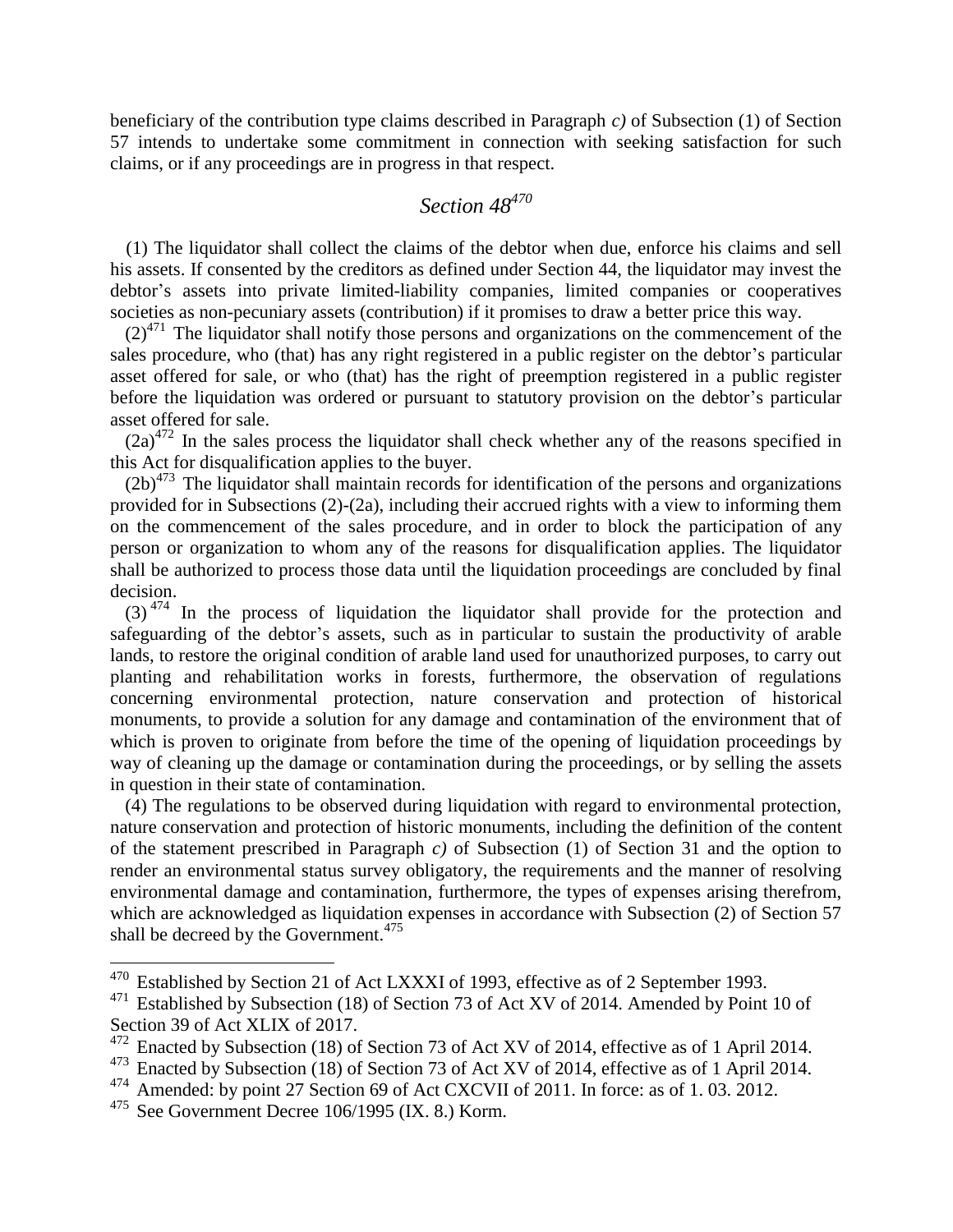beneficiary of the contribution type claims described in Paragraph *c)* of Subsection (1) of Section 57 intends to undertake some commitment in connection with seeking satisfaction for such claims, or if any proceedings are in progress in that respect.

## *Section 48*[470]

(1) The liquidator shall collect the claims of the debtor when due, enforce his claims and sell his assets. If consented by the creditors as defined under Section 44, the liquidator may invest the debtor's assets into private limited-liability companies, limited companies or cooperatives societies as non-pecuniary assets (contribution) if it promises to draw a better price this way.

(2)[471] The liquidator shall notify those persons and organizations on the commencement of the sales procedure, who (that) has any right registered in a public register on the debtor's particular asset offered for sale, or who (that) has the right of preemption registered in a public register before the liquidation was ordered or pursuant to statutory provision on the debtor's particular asset offered for sale.

(2a)[472] In the sales process the liquidator shall check whether any of the reasons specified in this Act for disqualification applies to the buyer.

(2b)[473] The liquidator shall maintain records for identification of the persons and organizations provided for in Subsections (2)-(2a), including their accrued rights with a view to informing them on the commencement of the sales procedure, and in order to block the participation of any person or organization to whom any of the reasons for disqualification applies. The liquidator shall be authorized to process those data until the liquidation proceedings are concluded by final decision.

(3)[474] In the process of liquidation the liquidator shall provide for the protection and safeguarding of the debtor's assets, such as in particular to sustain the productivity of arable lands, to restore the original condition of arable land used for unauthorized purposes, to carry out planting and rehabilitation works in forests, furthermore, the observation of regulations concerning environmental protection, nature conservation and protection of historical monuments, to provide a solution for any damage and contamination of the environment that of which is proven to originate from before the time of the opening of liquidation proceedings by way of cleaning up the damage or contamination during the proceedings, or by selling the assets in question in their state of contamination.

(4) The regulations to be observed during liquidation with regard to environmental protection, nature conservation and protection of historic monuments, including the definition of the content of the statement prescribed in Paragraph *c)* of Subsection (1) of Section 31 and the option to render an environmental status survey obligatory, the requirements and the manner of resolving environmental damage and contamination, furthermore, the types of expenses arising therefrom, which are acknowledged as liquidation expenses in accordance with Subsection (2) of Section 57 shall be decreed by the Government.[475]

---

[470] Established by Section 21 of Act LXXXI of 1993, effective as of 2 September 1993.

[471] Established by Subsection (18) of Section 73 of Act XV of 2014. Amended by Point 10 of Section 39 of Act XLIX of 2017.

[472] Enacted by Subsection (18) of Section 73 of Act XV of 2014, effective as of 1 April 2014.

[473] Enacted by Subsection (18) of Section 73 of Act XV of 2014, effective as of 1 April 2014.

[474] Amended: by point 27 Section 69 of Act CXCVII of 2011. In force: as of 1. 03. 2012.

[475] See Government Decree 106/1995 (IX. 8.) Korm.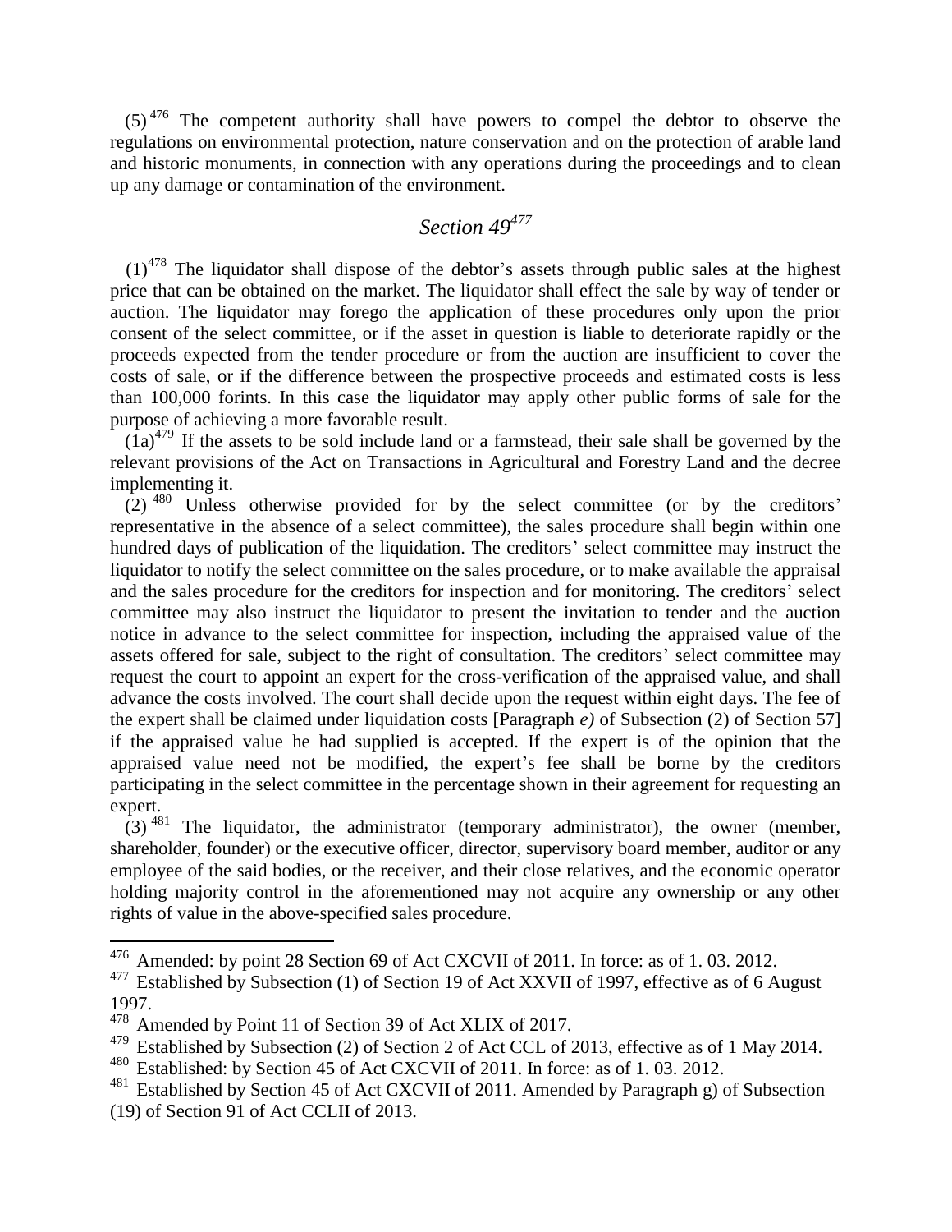(5)[476] The competent authority shall have powers to compel the debtor to observe the regulations on environmental protection, nature conservation and on the protection of arable land and historic monuments, in connection with any operations during the proceedings and to clean up any damage or contamination of the environment.

## *Section 49*[477]

(1)[478] The liquidator shall dispose of the debtor's assets through public sales at the highest price that can be obtained on the market. The liquidator shall effect the sale by way of tender or auction. The liquidator may forego the application of these procedures only upon the prior consent of the select committee, or if the asset in question is liable to deteriorate rapidly or the proceeds expected from the tender procedure or from the auction are insufficient to cover the costs of sale, or if the difference between the prospective proceeds and estimated costs is less than 100,000 forints. In this case the liquidator may apply other public forms of sale for the purpose of achieving a more favorable result.

(1a)[479] If the assets to be sold include land or a farmstead, their sale shall be governed by the relevant provisions of the Act on Transactions in Agricultural and Forestry Land and the decree implementing it.

(2)[480] Unless otherwise provided for by the select committee (or by the creditors' representative in the absence of a select committee), the sales procedure shall begin within one hundred days of publication of the liquidation. The creditors' select committee may instruct the liquidator to notify the select committee on the sales procedure, or to make available the appraisal and the sales procedure for the creditors for inspection and for monitoring. The creditors' select committee may also instruct the liquidator to present the invitation to tender and the auction notice in advance to the select committee for inspection, including the appraised value of the assets offered for sale, subject to the right of consultation. The creditors' select committee may request the court to appoint an expert for the cross-verification of the appraised value, and shall advance the costs involved. The court shall decide upon the request within eight days. The fee of the expert shall be claimed under liquidation costs [Paragraph *e)* of Subsection (2) of Section 57] if the appraised value he had supplied is accepted. If the expert is of the opinion that the appraised value need not be modified, the expert's fee shall be borne by the creditors participating in the select committee in the percentage shown in their agreement for requesting an expert.

(3)[481] The liquidator, the administrator (temporary administrator), the owner (member, shareholder, founder) or the executive officer, director, supervisory board member, auditor or any employee of the said bodies, or the receiver, and their close relatives, and the economic operator holding majority control in the aforementioned may not acquire any ownership or any other rights of value in the above-specified sales procedure.

---

[476] Amended: by point 28 Section 69 of Act CXCVII of 2011. In force: as of 1. 03. 2012.

[477] Established by Subsection (1) of Section 19 of Act XXVII of 1997, effective as of 6 August 1997.

[478] Amended by Point 11 of Section 39 of Act XLIX of 2017.

[479] Established by Subsection (2) of Section 2 of Act CCL of 2013, effective as of 1 May 2014.

[480] Established: by Section 45 of Act CXCVII of 2011. In force: as of 1. 03. 2012.

[481] Established by Section 45 of Act CXCVII of 2011. Amended by Paragraph g) of Subsection (19) of Section 91 of Act CCLII of 2013.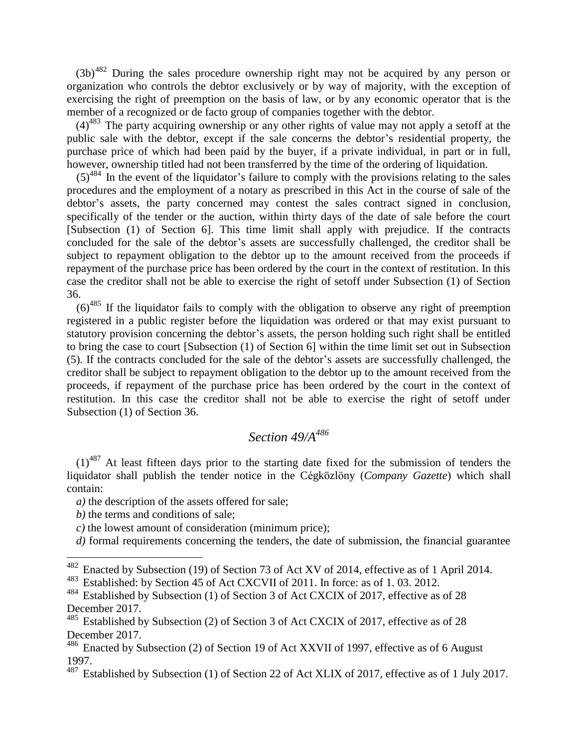(3b)[482] During the sales procedure ownership right may not be acquired by any person or organization who controls the debtor exclusively or by way of majority, with the exception of exercising the right of preemption on the basis of law, or by any economic operator that is the member of a recognized or de facto group of companies together with the debtor.

(4)[483] The party acquiring ownership or any other rights of value may not apply a setoff at the public sale with the debtor, except if the sale concerns the debtor's residential property, the purchase price of which had been paid by the buyer, if a private individual, in part or in full, however, ownership titled had not been transferred by the time of the ordering of liquidation.

(5)[484] In the event of the liquidator's failure to comply with the provisions relating to the sales procedures and the employment of a notary as prescribed in this Act in the course of sale of the debtor's assets, the party concerned may contest the sales contract signed in conclusion, specifically of the tender or the auction, within thirty days of the date of sale before the court [Subsection (1) of Section 6]. This time limit shall apply with prejudice. If the contracts concluded for the sale of the debtor's assets are successfully challenged, the creditor shall be subject to repayment obligation to the debtor up to the amount received from the proceeds if repayment of the purchase price has been ordered by the court in the context of restitution. In this case the creditor shall not be able to exercise the right of setoff under Subsection (1) of Section 36.

(6)[485] If the liquidator fails to comply with the obligation to observe any right of preemption registered in a public register before the liquidation was ordered or that may exist pursuant to statutory provision concerning the debtor's assets, the person holding such right shall be entitled to bring the case to court [Subsection (1) of Section 6] within the time limit set out in Subsection (5). If the contracts concluded for the sale of the debtor's assets are successfully challenged, the creditor shall be subject to repayment obligation to the debtor up to the amount received from the proceeds, if repayment of the purchase price has been ordered by the court in the context of restitution. In this case the creditor shall not be able to exercise the right of setoff under Subsection (1) of Section 36.

## *Section 49/A*[486]

(1)[487] At least fifteen days prior to the starting date fixed for the submission of tenders the liquidator shall publish the tender notice in the Cégközlöny (*Company Gazette*) which shall contain:

*a)* the description of the assets offered for sale;

*b)* the terms and conditions of sale;

*c)* the lowest amount of consideration (minimum price);

*d)* formal requirements concerning the tenders, the date of submission, the financial guarantee

---

[482] Enacted by Subsection (19) of Section 73 of Act XV of 2014, effective as of 1 April 2014.

[483] Established: by Section 45 of Act CXCVII of 2011. In force: as of 1. 03. 2012.

[484] Established by Subsection (1) of Section 3 of Act CXCIX of 2017, effective as of 28 December 2017.

[485] Established by Subsection (2) of Section 3 of Act CXCIX of 2017, effective as of 28 December 2017.

[486] Enacted by Subsection (2) of Section 19 of Act XXVII of 1997, effective as of 6 August 1997.

[487] Established by Subsection (1) of Section 22 of Act XLIX of 2017, effective as of 1 July 2017.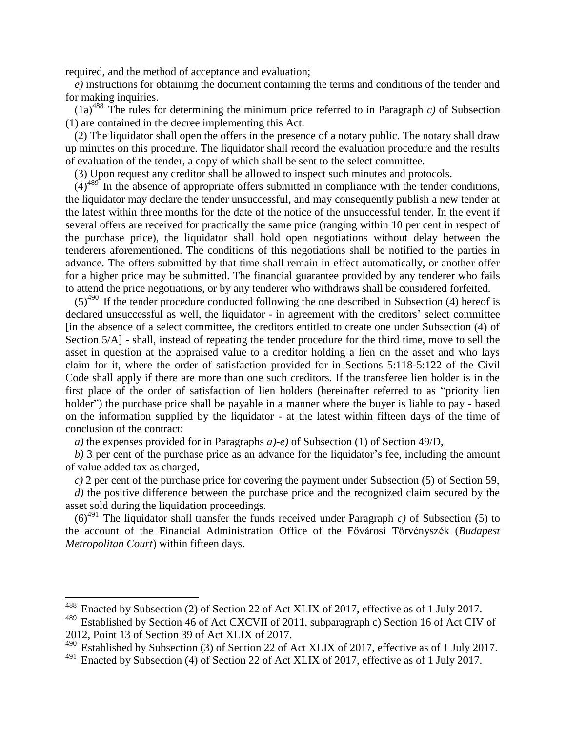required, and the method of acceptance and evaluation;

*e)* instructions for obtaining the document containing the terms and conditions of the tender and for making inquiries.

(1a)[488] The rules for determining the minimum price referred to in Paragraph *c)* of Subsection (1) are contained in the decree implementing this Act.

(2) The liquidator shall open the offers in the presence of a notary public. The notary shall draw up minutes on this procedure. The liquidator shall record the evaluation procedure and the results of evaluation of the tender, a copy of which shall be sent to the select committee.

(3) Upon request any creditor shall be allowed to inspect such minutes and protocols.

(4)[489] In the absence of appropriate offers submitted in compliance with the tender conditions, the liquidator may declare the tender unsuccessful, and may consequently publish a new tender at the latest within three months for the date of the notice of the unsuccessful tender. In the event if several offers are received for practically the same price (ranging within 10 per cent in respect of the purchase price), the liquidator shall hold open negotiations without delay between the tenderers aforementioned. The conditions of this negotiations shall be notified to the parties in advance. The offers submitted by that time shall remain in effect automatically, or another offer for a higher price may be submitted. The financial guarantee provided by any tenderer who fails to attend the price negotiations, or by any tenderer who withdraws shall be considered forfeited.

(5)[490] If the tender procedure conducted following the one described in Subsection (4) hereof is declared unsuccessful as well, the liquidator - in agreement with the creditors' select committee [in the absence of a select committee, the creditors entitled to create one under Subsection (4) of Section 5/A] - shall, instead of repeating the tender procedure for the third time, move to sell the asset in question at the appraised value to a creditor holding a lien on the asset and who lays claim for it, where the order of satisfaction provided for in Sections 5:118-5:122 of the Civil Code shall apply if there are more than one such creditors. If the transferee lien holder is in the first place of the order of satisfaction of lien holders (hereinafter referred to as "priority lien holder") the purchase price shall be payable in a manner where the buyer is liable to pay - based on the information supplied by the liquidator - at the latest within fifteen days of the time of conclusion of the contract:

*a)* the expenses provided for in Paragraphs *a)-e)* of Subsection (1) of Section 49/D,

*b)* 3 per cent of the purchase price as an advance for the liquidator's fee, including the amount of value added tax as charged,

*c)* 2 per cent of the purchase price for covering the payment under Subsection (5) of Section 59,

*d)* the positive difference between the purchase price and the recognized claim secured by the asset sold during the liquidation proceedings.

(6)[491] The liquidator shall transfer the funds received under Paragraph *c)* of Subsection (5) to the account of the Financial Administration Office of the Fővárosi Törvényszék (*Budapest Metropolitan Court*) within fifteen days.

---

[488] Enacted by Subsection (2) of Section 22 of Act XLIX of 2017, effective as of 1 July 2017.

[489] Established by Section 46 of Act CXCVII of 2011, subparagraph c) Section 16 of Act CIV of 2012, Point 13 of Section 39 of Act XLIX of 2017.

[490] Established by Subsection (3) of Section 22 of Act XLIX of 2017, effective as of 1 July 2017.

[491] Enacted by Subsection (4) of Section 22 of Act XLIX of 2017, effective as of 1 July 2017.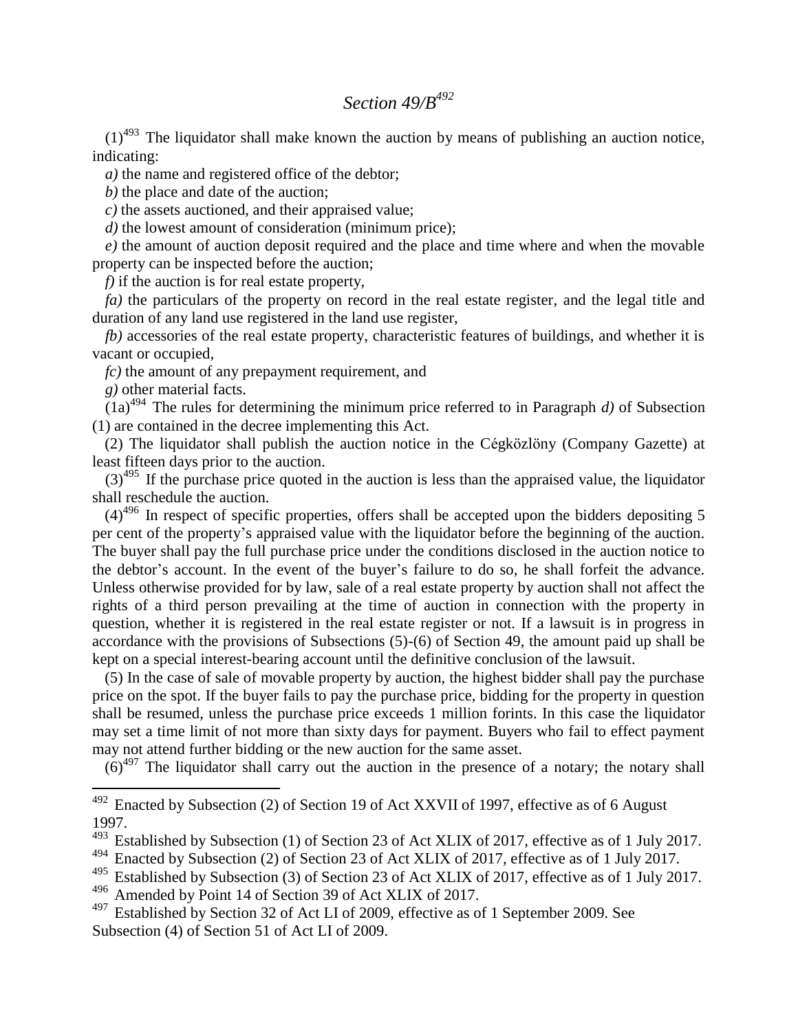## *Section 49/B*[492]

(1)[493] The liquidator shall make known the auction by means of publishing an auction notice, indicating:

*a)* the name and registered office of the debtor;

*b)* the place and date of the auction;

*c)* the assets auctioned, and their appraised value;

*d)* the lowest amount of consideration (minimum price);

*e)* the amount of auction deposit required and the place and time where and when the movable property can be inspected before the auction;

*f)* if the auction is for real estate property,

*fa)* the particulars of the property on record in the real estate register, and the legal title and duration of any land use registered in the land use register,

*fb)* accessories of the real estate property, characteristic features of buildings, and whether it is vacant or occupied,

*fc)* the amount of any prepayment requirement, and

*g)* other material facts.

(1a)[494] The rules for determining the minimum price referred to in Paragraph *d)* of Subsection (1) are contained in the decree implementing this Act.

(2) The liquidator shall publish the auction notice in the Cégközlöny (Company Gazette) at least fifteen days prior to the auction.

(3)[495] If the purchase price quoted in the auction is less than the appraised value, the liquidator shall reschedule the auction.

(4)[496] In respect of specific properties, offers shall be accepted upon the bidders depositing 5 per cent of the property's appraised value with the liquidator before the beginning of the auction. The buyer shall pay the full purchase price under the conditions disclosed in the auction notice to the debtor's account. In the event of the buyer's failure to do so, he shall forfeit the advance. Unless otherwise provided for by law, sale of a real estate property by auction shall not affect the rights of a third person prevailing at the time of auction in connection with the property in question, whether it is registered in the real estate register or not. If a lawsuit is in progress in accordance with the provisions of Subsections (5)-(6) of Section 49, the amount paid up shall be kept on a special interest-bearing account until the definitive conclusion of the lawsuit.

(5) In the case of sale of movable property by auction, the highest bidder shall pay the purchase price on the spot. If the buyer fails to pay the purchase price, bidding for the property in question shall be resumed, unless the purchase price exceeds 1 million forints. In this case the liquidator may set a time limit of not more than sixty days for payment. Buyers who fail to effect payment may not attend further bidding or the new auction for the same asset.

(6)[497] The liquidator shall carry out the auction in the presence of a notary; the notary shall

---

[492] Enacted by Subsection (2) of Section 19 of Act XXVII of 1997, effective as of 6 August 1997.

[493] Established by Subsection (1) of Section 23 of Act XLIX of 2017, effective as of 1 July 2017.

[494] Enacted by Subsection (2) of Section 23 of Act XLIX of 2017, effective as of 1 July 2017.

[495] Established by Subsection (3) of Section 23 of Act XLIX of 2017, effective as of 1 July 2017.

[496] Amended by Point 14 of Section 39 of Act XLIX of 2017.

[497] Established by Section 32 of Act LI of 2009, effective as of 1 September 2009. See Subsection (4) of Section 51 of Act LI of 2009.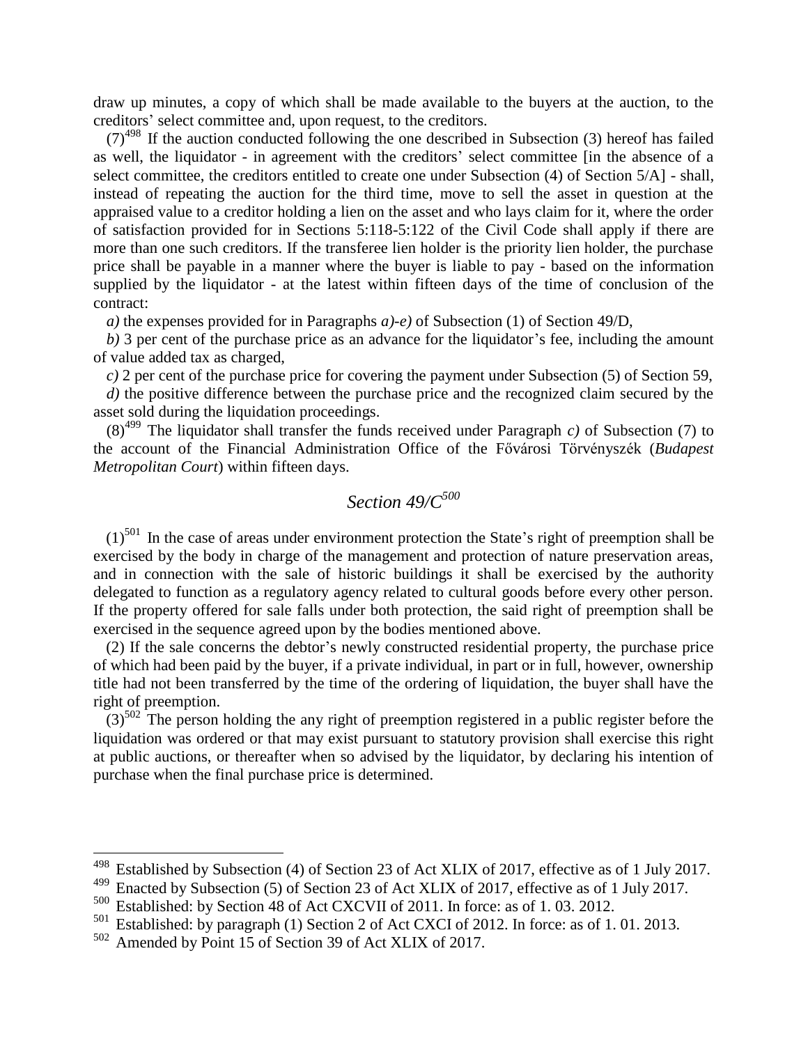draw up minutes, a copy of which shall be made available to the buyers at the auction, to the creditors' select committee and, upon request, to the creditors.

(7)[498] If the auction conducted following the one described in Subsection (3) hereof has failed as well, the liquidator - in agreement with the creditors' select committee [in the absence of a select committee, the creditors entitled to create one under Subsection (4) of Section 5/A] - shall, instead of repeating the auction for the third time, move to sell the asset in question at the appraised value to a creditor holding a lien on the asset and who lays claim for it, where the order of satisfaction provided for in Sections 5:118-5:122 of the Civil Code shall apply if there are more than one such creditors. If the transferee lien holder is the priority lien holder, the purchase price shall be payable in a manner where the buyer is liable to pay - based on the information supplied by the liquidator - at the latest within fifteen days of the time of conclusion of the contract:

*a)* the expenses provided for in Paragraphs *a)-e)* of Subsection (1) of Section 49/D,

*b)* 3 per cent of the purchase price as an advance for the liquidator's fee, including the amount of value added tax as charged,

*c)* 2 per cent of the purchase price for covering the payment under Subsection (5) of Section 59,

*d)* the positive difference between the purchase price and the recognized claim secured by the asset sold during the liquidation proceedings.

(8)[499] The liquidator shall transfer the funds received under Paragraph *c)* of Subsection (7) to the account of the Financial Administration Office of the Fővárosi Törvényszék (*Budapest Metropolitan Court*) within fifteen days.

## *Section 49/C*[500]

(1)[501] In the case of areas under environment protection the State's right of preemption shall be exercised by the body in charge of the management and protection of nature preservation areas, and in connection with the sale of historic buildings it shall be exercised by the authority delegated to function as a regulatory agency related to cultural goods before every other person. If the property offered for sale falls under both protection, the said right of preemption shall be exercised in the sequence agreed upon by the bodies mentioned above.

(2) If the sale concerns the debtor's newly constructed residential property, the purchase price of which had been paid by the buyer, if a private individual, in part or in full, however, ownership title had not been transferred by the time of the ordering of liquidation, the buyer shall have the right of preemption.

(3)[502] The person holding the any right of preemption registered in a public register before the liquidation was ordered or that may exist pursuant to statutory provision shall exercise this right at public auctions, or thereafter when so advised by the liquidator, by declaring his intention of purchase when the final purchase price is determined.

---

[498] Established by Subsection (4) of Section 23 of Act XLIX of 2017, effective as of 1 July 2017.

[499] Enacted by Subsection (5) of Section 23 of Act XLIX of 2017, effective as of 1 July 2017.

[500] Established: by Section 48 of Act CXCVII of 2011. In force: as of 1. 03. 2012.

[501] Established: by paragraph (1) Section 2 of Act CXCI of 2012. In force: as of 1. 01. 2013.

[502] Amended by Point 15 of Section 39 of Act XLIX of 2017.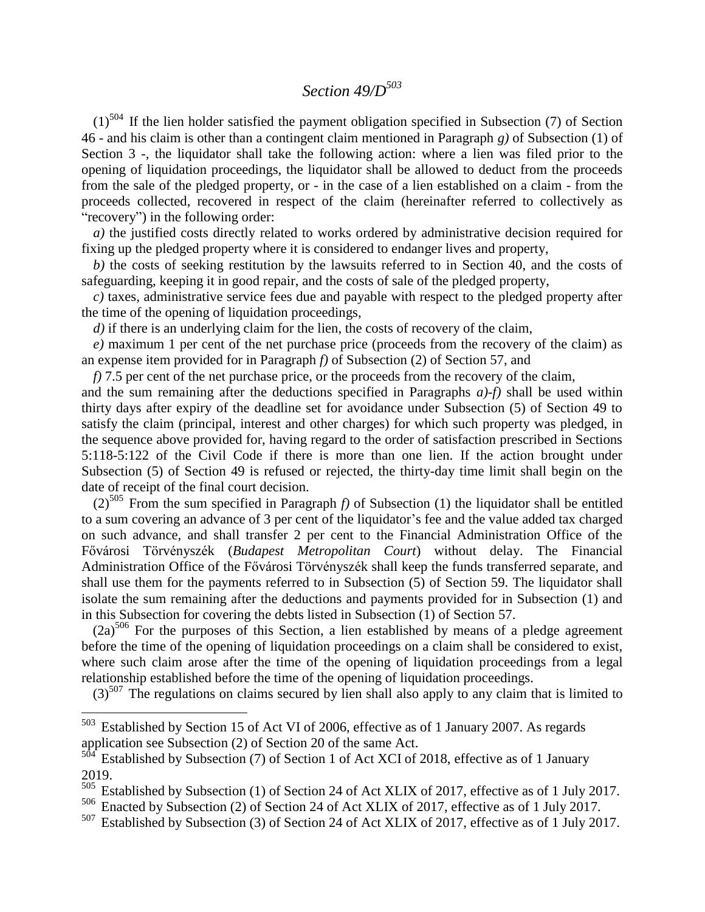## *Section 49/D*[503]

(1)[504] If the lien holder satisfied the payment obligation specified in Subsection (7) of Section 46 - and his claim is other than a contingent claim mentioned in Paragraph *g)* of Subsection (1) of Section 3 -, the liquidator shall take the following action: where a lien was filed prior to the opening of liquidation proceedings, the liquidator shall be allowed to deduct from the proceeds from the sale of the pledged property, or - in the case of a lien established on a claim - from the proceeds collected, recovered in respect of the claim (hereinafter referred to collectively as "recovery") in the following order:

*a)* the justified costs directly related to works ordered by administrative decision required for fixing up the pledged property where it is considered to endanger lives and property,

*b)* the costs of seeking restitution by the lawsuits referred to in Section 40, and the costs of safeguarding, keeping it in good repair, and the costs of sale of the pledged property,

*c)* taxes, administrative service fees due and payable with respect to the pledged property after the time of the opening of liquidation proceedings,

*d)* if there is an underlying claim for the lien, the costs of recovery of the claim,

*e)* maximum 1 per cent of the net purchase price (proceeds from the recovery of the claim) as an expense item provided for in Paragraph *f)* of Subsection (2) of Section 57, and

*f)* 7.5 per cent of the net purchase price, or the proceeds from the recovery of the claim,

and the sum remaining after the deductions specified in Paragraphs *a)-f)* shall be used within thirty days after expiry of the deadline set for avoidance under Subsection (5) of Section 49 to satisfy the claim (principal, interest and other charges) for which such property was pledged, in the sequence above provided for, having regard to the order of satisfaction prescribed in Sections 5:118-5:122 of the Civil Code if there is more than one lien. If the action brought under Subsection (5) of Section 49 is refused or rejected, the thirty-day time limit shall begin on the date of receipt of the final court decision.

(2)[505] From the sum specified in Paragraph *f)* of Subsection (1) the liquidator shall be entitled to a sum covering an advance of 3 per cent of the liquidator's fee and the value added tax charged on such advance, and shall transfer 2 per cent to the Financial Administration Office of the Fővárosi Törvényszék (*Budapest Metropolitan Court*) without delay. The Financial Administration Office of the Fővárosi Törvényszék shall keep the funds transferred separate, and shall use them for the payments referred to in Subsection (5) of Section 59. The liquidator shall isolate the sum remaining after the deductions and payments provided for in Subsection (1) and in this Subsection for covering the debts listed in Subsection (1) of Section 57.

(2a)[506] For the purposes of this Section, a lien established by means of a pledge agreement before the time of the opening of liquidation proceedings on a claim shall be considered to exist, where such claim arose after the time of the opening of liquidation proceedings from a legal relationship established before the time of the opening of liquidation proceedings.

(3)[507] The regulations on claims secured by lien shall also apply to any claim that is limited to

---

[503] Established by Section 15 of Act VI of 2006, effective as of 1 January 2007. As regards application see Subsection (2) of Section 20 of the same Act.

[504] Established by Subsection (7) of Section 1 of Act XCI of 2018, effective as of 1 January 2019.

[505] Established by Subsection (1) of Section 24 of Act XLIX of 2017, effective as of 1 July 2017.

[506] Enacted by Subsection (2) of Section 24 of Act XLIX of 2017, effective as of 1 July 2017.

[507] Established by Subsection (3) of Section 24 of Act XLIX of 2017, effective as of 1 July 2017.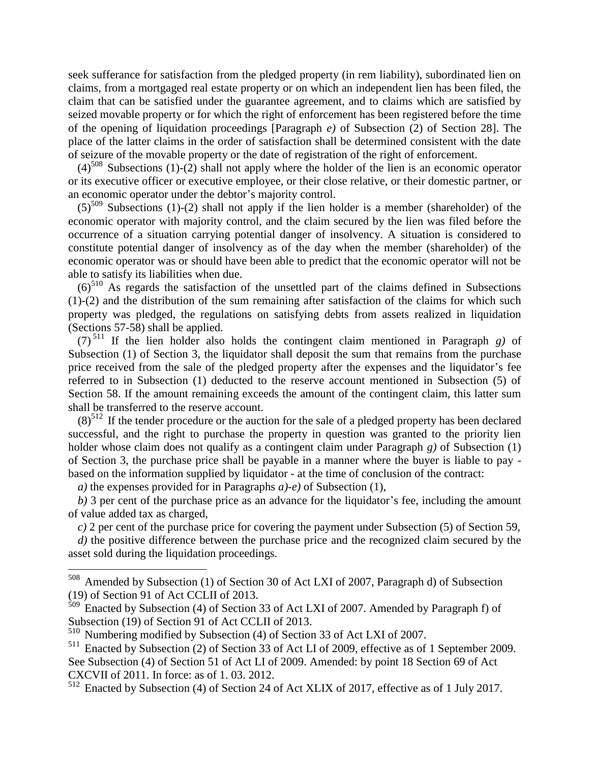seek sufferance for satisfaction from the pledged property (in rem liability), subordinated lien on claims, from a mortgaged real estate property or on which an independent lien has been filed, the claim that can be satisfied under the guarantee agreement, and to claims which are satisfied by seized movable property or for which the right of enforcement has been registered before the time of the opening of liquidation proceedings [Paragraph *e)* of Subsection (2) of Section 28]. The place of the latter claims in the order of satisfaction shall be determined consistent with the date of seizure of the movable property or the date of registration of the right of enforcement.

(4)[508] Subsections (1)-(2) shall not apply where the holder of the lien is an economic operator or its executive officer or executive employee, or their close relative, or their domestic partner, or an economic operator under the debtor's majority control.

(5)[509] Subsections (1)-(2) shall not apply if the lien holder is a member (shareholder) of the economic operator with majority control, and the claim secured by the lien was filed before the occurrence of a situation carrying potential danger of insolvency. A situation is considered to constitute potential danger of insolvency as of the day when the member (shareholder) of the economic operator was or should have been able to predict that the economic operator will not be able to satisfy its liabilities when due.

(6)[510] As regards the satisfaction of the unsettled part of the claims defined in Subsections (1)-(2) and the distribution of the sum remaining after satisfaction of the claims for which such property was pledged, the regulations on satisfying debts from assets realized in liquidation (Sections 57-58) shall be applied.

(7)[511] If the lien holder also holds the contingent claim mentioned in Paragraph *g)* of Subsection (1) of Section 3, the liquidator shall deposit the sum that remains from the purchase price received from the sale of the pledged property after the expenses and the liquidator's fee referred to in Subsection (1) deducted to the reserve account mentioned in Subsection (5) of Section 58. If the amount remaining exceeds the amount of the contingent claim, this latter sum shall be transferred to the reserve account.

(8)[512] If the tender procedure or the auction for the sale of a pledged property has been declared successful, and the right to purchase the property in question was granted to the priority lien holder whose claim does not qualify as a contingent claim under Paragraph *g)* of Subsection (1) of Section 3, the purchase price shall be payable in a manner where the buyer is liable to pay - based on the information supplied by liquidator - at the time of conclusion of the contract:

*a)* the expenses provided for in Paragraphs *a)-e)* of Subsection (1),

*b)* 3 per cent of the purchase price as an advance for the liquidator's fee, including the amount of value added tax as charged,

*c)* 2 per cent of the purchase price for covering the payment under Subsection (5) of Section 59,

*d)* the positive difference between the purchase price and the recognized claim secured by the asset sold during the liquidation proceedings.

---

[508] Amended by Subsection (1) of Section 30 of Act LXI of 2007, Paragraph d) of Subsection (19) of Section 91 of Act CCLII of 2013.

[509] Enacted by Subsection (4) of Section 33 of Act LXI of 2007. Amended by Paragraph f) of Subsection (19) of Section 91 of Act CCLII of 2013.

[510] Numbering modified by Subsection (4) of Section 33 of Act LXI of 2007.

[511] Enacted by Subsection (2) of Section 33 of Act LI of 2009, effective as of 1 September 2009. See Subsection (4) of Section 51 of Act LI of 2009. Amended: by point 18 Section 69 of Act CXCVII of 2011. In force: as of 1. 03. 2012.

[512] Enacted by Subsection (4) of Section 24 of Act XLIX of 2017, effective as of 1 July 2017.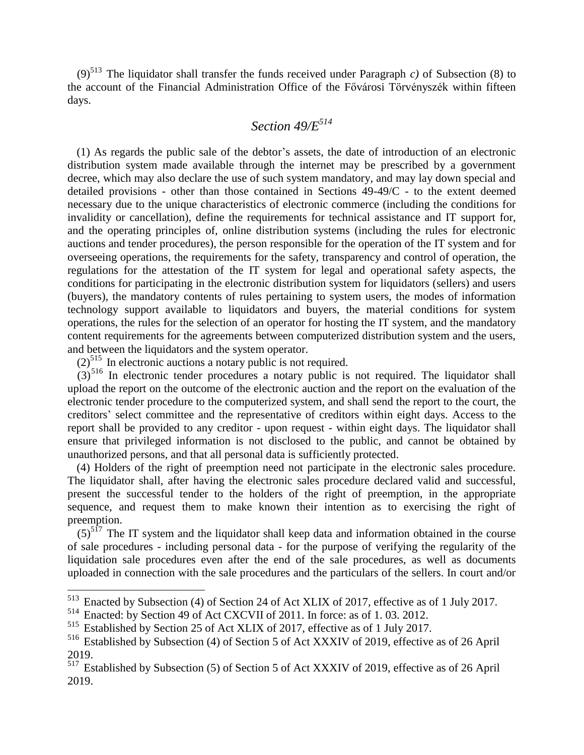(9)[513] The liquidator shall transfer the funds received under Paragraph *c)* of Subsection (8) to the account of the Financial Administration Office of the Fővárosi Törvényszék within fifteen days.

## *Section 49/E*[514]

(1) As regards the public sale of the debtor's assets, the date of introduction of an electronic distribution system made available through the internet may be prescribed by a government decree, which may also declare the use of such system mandatory, and may lay down special and detailed provisions - other than those contained in Sections 49-49/C - to the extent deemed necessary due to the unique characteristics of electronic commerce (including the conditions for invalidity or cancellation), define the requirements for technical assistance and IT support for, and the operating principles of, online distribution systems (including the rules for electronic auctions and tender procedures), the person responsible for the operation of the IT system and for overseeing operations, the requirements for the safety, transparency and control of operation, the regulations for the attestation of the IT system for legal and operational safety aspects, the conditions for participating in the electronic distribution system for liquidators (sellers) and users (buyers), the mandatory contents of rules pertaining to system users, the modes of information technology support available to liquidators and buyers, the material conditions for system operations, the rules for the selection of an operator for hosting the IT system, and the mandatory content requirements for the agreements between computerized distribution system and the users, and between the liquidators and the system operator.

(2)[515] In electronic auctions a notary public is not required.

(3)[516] In electronic tender procedures a notary public is not required. The liquidator shall upload the report on the outcome of the electronic auction and the report on the evaluation of the electronic tender procedure to the computerized system, and shall send the report to the court, the creditors' select committee and the representative of creditors within eight days. Access to the report shall be provided to any creditor - upon request - within eight days. The liquidator shall ensure that privileged information is not disclosed to the public, and cannot be obtained by unauthorized persons, and that all personal data is sufficiently protected.

(4) Holders of the right of preemption need not participate in the electronic sales procedure. The liquidator shall, after having the electronic sales procedure declared valid and successful, present the successful tender to the holders of the right of preemption, in the appropriate sequence, and request them to make known their intention as to exercising the right of preemption.

(5)[517] The IT system and the liquidator shall keep data and information obtained in the course of sale procedures - including personal data - for the purpose of verifying the regularity of the liquidation sale procedures even after the end of the sale procedures, as well as documents uploaded in connection with the sale procedures and the particulars of the sellers. In court and/or

---

[513] Enacted by Subsection (4) of Section 24 of Act XLIX of 2017, effective as of 1 July 2017.

[514] Enacted: by Section 49 of Act CXCVII of 2011. In force: as of 1. 03. 2012.

[515] Established by Section 25 of Act XLIX of 2017, effective as of 1 July 2017.

[516] Established by Subsection (4) of Section 5 of Act XXXIV of 2019, effective as of 26 April 2019.

[517] Established by Subsection (5) of Section 5 of Act XXXIV of 2019, effective as of 26 April 2019.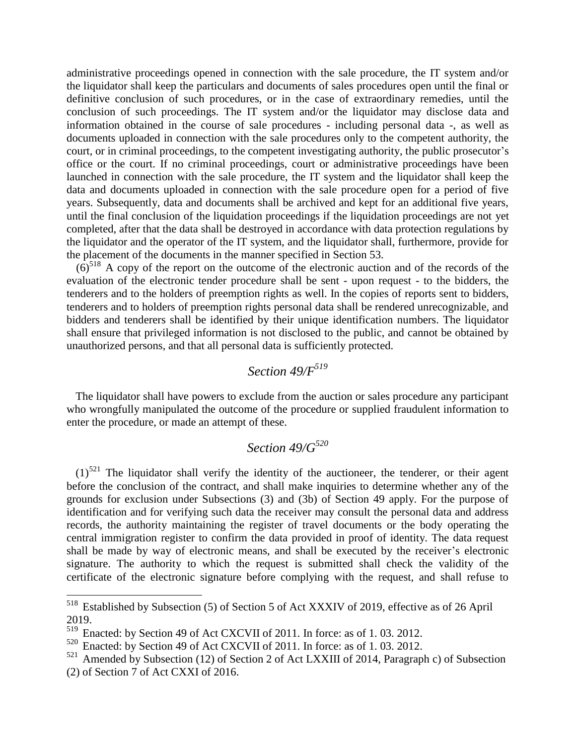administrative proceedings opened in connection with the sale procedure, the IT system and/or the liquidator shall keep the particulars and documents of sales procedures open until the final or definitive conclusion of such procedures, or in the case of extraordinary remedies, until the conclusion of such proceedings. The IT system and/or the liquidator may disclose data and information obtained in the course of sale procedures - including personal data -, as well as documents uploaded in connection with the sale procedures only to the competent authority, the court, or in criminal proceedings, to the competent investigating authority, the public prosecutor's office or the court. If no criminal proceedings, court or administrative proceedings have been launched in connection with the sale procedure, the IT system and the liquidator shall keep the data and documents uploaded in connection with the sale procedure open for a period of five years. Subsequently, data and documents shall be archived and kept for an additional five years, until the final conclusion of the liquidation proceedings if the liquidation proceedings are not yet completed, after that the data shall be destroyed in accordance with data protection regulations by the liquidator and the operator of the IT system, and the liquidator shall, furthermore, provide for the placement of the documents in the manner specified in Section 53.

(6)[518] A copy of the report on the outcome of the electronic auction and of the records of the evaluation of the electronic tender procedure shall be sent - upon request - to the bidders, the tenderers and to the holders of preemption rights as well. In the copies of reports sent to bidders, tenderers and to holders of preemption rights personal data shall be rendered unrecognizable, and bidders and tenderers shall be identified by their unique identification numbers. The liquidator shall ensure that privileged information is not disclosed to the public, and cannot be obtained by unauthorized persons, and that all personal data is sufficiently protected.

## *Section 49/F*[519]

The liquidator shall have powers to exclude from the auction or sales procedure any participant who wrongfully manipulated the outcome of the procedure or supplied fraudulent information to enter the procedure, or made an attempt of these.

## *Section 49/G*[520]

(1)[521] The liquidator shall verify the identity of the auctioneer, the tenderer, or their agent before the conclusion of the contract, and shall make inquiries to determine whether any of the grounds for exclusion under Subsections (3) and (3b) of Section 49 apply. For the purpose of identification and for verifying such data the receiver may consult the personal data and address records, the authority maintaining the register of travel documents or the body operating the central immigration register to confirm the data provided in proof of identity. The data request shall be made by way of electronic means, and shall be executed by the receiver's electronic signature. The authority to which the request is submitted shall check the validity of the certificate of the electronic signature before complying with the request, and shall refuse to

---

[518] Established by Subsection (5) of Section 5 of Act XXXIV of 2019, effective as of 26 April 2019.

[519] Enacted: by Section 49 of Act CXCVII of 2011. In force: as of 1. 03. 2012.

[520] Enacted: by Section 49 of Act CXCVII of 2011. In force: as of 1. 03. 2012.

[521] Amended by Subsection (12) of Section 2 of Act LXXIII of 2014, Paragraph c) of Subsection (2) of Section 7 of Act CXXI of 2016.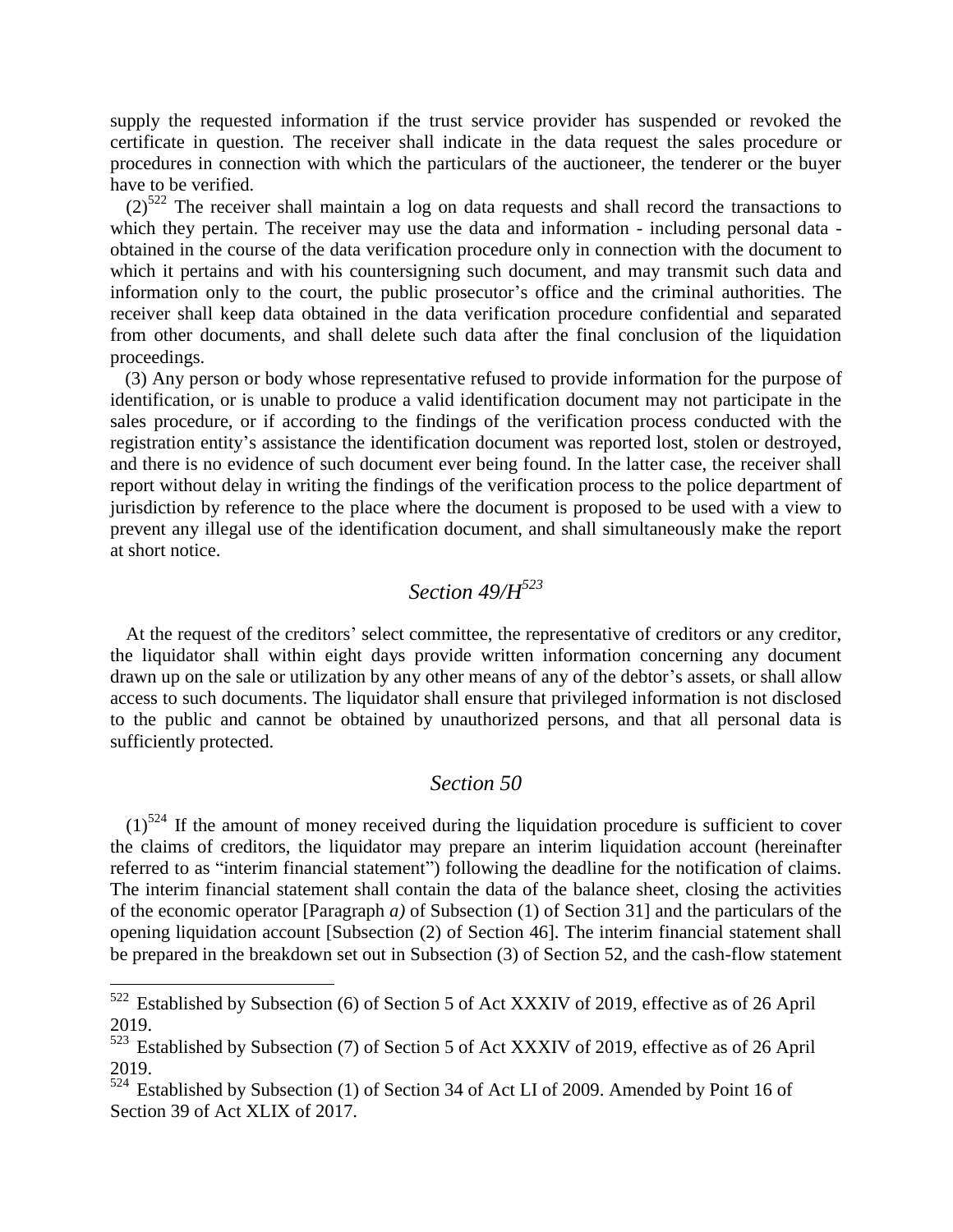supply the requested information if the trust service provider has suspended or revoked the certificate in question. The receiver shall indicate in the data request the sales procedure or procedures in connection with which the particulars of the auctioneer, the tenderer or the buyer have to be verified.

(2)[522] The receiver shall maintain a log on data requests and shall record the transactions to which they pertain. The receiver may use the data and information - including personal data - obtained in the course of the data verification procedure only in connection with the document to which it pertains and with his countersigning such document, and may transmit such data and information only to the court, the public prosecutor's office and the criminal authorities. The receiver shall keep data obtained in the data verification procedure confidential and separated from other documents, and shall delete such data after the final conclusion of the liquidation proceedings.

(3) Any person or body whose representative refused to provide information for the purpose of identification, or is unable to produce a valid identification document may not participate in the sales procedure, or if according to the findings of the verification process conducted with the registration entity's assistance the identification document was reported lost, stolen or destroyed, and there is no evidence of such document ever being found. In the latter case, the receiver shall report without delay in writing the findings of the verification process to the police department of jurisdiction by reference to the place where the document is proposed to be used with a view to prevent any illegal use of the identification document, and shall simultaneously make the report at short notice.

## *Section 49/H*[523]

At the request of the creditors' select committee, the representative of creditors or any creditor, the liquidator shall within eight days provide written information concerning any document drawn up on the sale or utilization by any other means of any of the debtor's assets, or shall allow access to such documents. The liquidator shall ensure that privileged information is not disclosed to the public and cannot be obtained by unauthorized persons, and that all personal data is sufficiently protected.

## *Section 50*

(1)[524] If the amount of money received during the liquidation procedure is sufficient to cover the claims of creditors, the liquidator may prepare an interim liquidation account (hereinafter referred to as "interim financial statement") following the deadline for the notification of claims. The interim financial statement shall contain the data of the balance sheet, closing the activities of the economic operator [Paragraph *a)* of Subsection (1) of Section 31] and the particulars of the opening liquidation account [Subsection (2) of Section 46]. The interim financial statement shall be prepared in the breakdown set out in Subsection (3) of Section 52, and the cash-flow statement

---

[522] Established by Subsection (6) of Section 5 of Act XXXIV of 2019, effective as of 26 April 2019.

[523] Established by Subsection (7) of Section 5 of Act XXXIV of 2019, effective as of 26 April 2019.

[524] Established by Subsection (1) of Section 34 of Act LI of 2009. Amended by Point 16 of Section 39 of Act XLIX of 2017.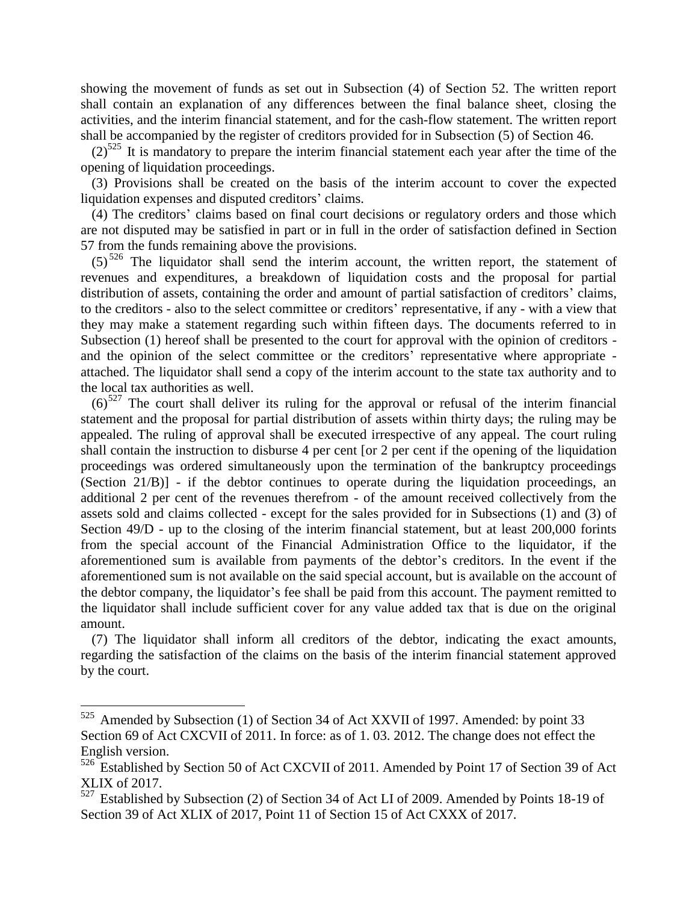showing the movement of funds as set out in Subsection (4) of Section 52. The written report shall contain an explanation of any differences between the final balance sheet, closing the activities, and the interim financial statement, and for the cash-flow statement. The written report shall be accompanied by the register of creditors provided for in Subsection (5) of Section 46.

(2)[525] It is mandatory to prepare the interim financial statement each year after the time of the opening of liquidation proceedings.

(3) Provisions shall be created on the basis of the interim account to cover the expected liquidation expenses and disputed creditors' claims.

(4) The creditors' claims based on final court decisions or regulatory orders and those which are not disputed may be satisfied in part or in full in the order of satisfaction defined in Section 57 from the funds remaining above the provisions.

(5)[526] The liquidator shall send the interim account, the written report, the statement of revenues and expenditures, a breakdown of liquidation costs and the proposal for partial distribution of assets, containing the order and amount of partial satisfaction of creditors' claims, to the creditors - also to the select committee or creditors' representative, if any - with a view that they may make a statement regarding such within fifteen days. The documents referred to in Subsection (1) hereof shall be presented to the court for approval with the opinion of creditors - and the opinion of the select committee or the creditors' representative where appropriate - attached. The liquidator shall send a copy of the interim account to the state tax authority and to the local tax authorities as well.

(6)[527] The court shall deliver its ruling for the approval or refusal of the interim financial statement and the proposal for partial distribution of assets within thirty days; the ruling may be appealed. The ruling of approval shall be executed irrespective of any appeal. The court ruling shall contain the instruction to disburse 4 per cent [or 2 per cent if the opening of the liquidation proceedings was ordered simultaneously upon the termination of the bankruptcy proceedings (Section 21/B)] - if the debtor continues to operate during the liquidation proceedings, an additional 2 per cent of the revenues therefrom - of the amount received collectively from the assets sold and claims collected - except for the sales provided for in Subsections (1) and (3) of Section 49/D - up to the closing of the interim financial statement, but at least 200,000 forints from the special account of the Financial Administration Office to the liquidator, if the aforementioned sum is available from payments of the debtor's creditors. In the event if the aforementioned sum is not available on the said special account, but is available on the account of the debtor company, the liquidator's fee shall be paid from this account. The payment remitted to the liquidator shall include sufficient cover for any value added tax that is due on the original amount.

(7) The liquidator shall inform all creditors of the debtor, indicating the exact amounts, regarding the satisfaction of the claims on the basis of the interim financial statement approved by the court.

---

[525] Amended by Subsection (1) of Section 34 of Act XXVII of 1997. Amended: by point 33 Section 69 of Act CXCVII of 2011. In force: as of 1. 03. 2012. The change does not effect the English version.

[526] Established by Section 50 of Act CXCVII of 2011. Amended by Point 17 of Section 39 of Act XLIX of 2017.

[527] Established by Subsection (2) of Section 34 of Act LI of 2009. Amended by Points 18-19 of Section 39 of Act XLIX of 2017, Point 11 of Section 15 of Act CXXX of 2017.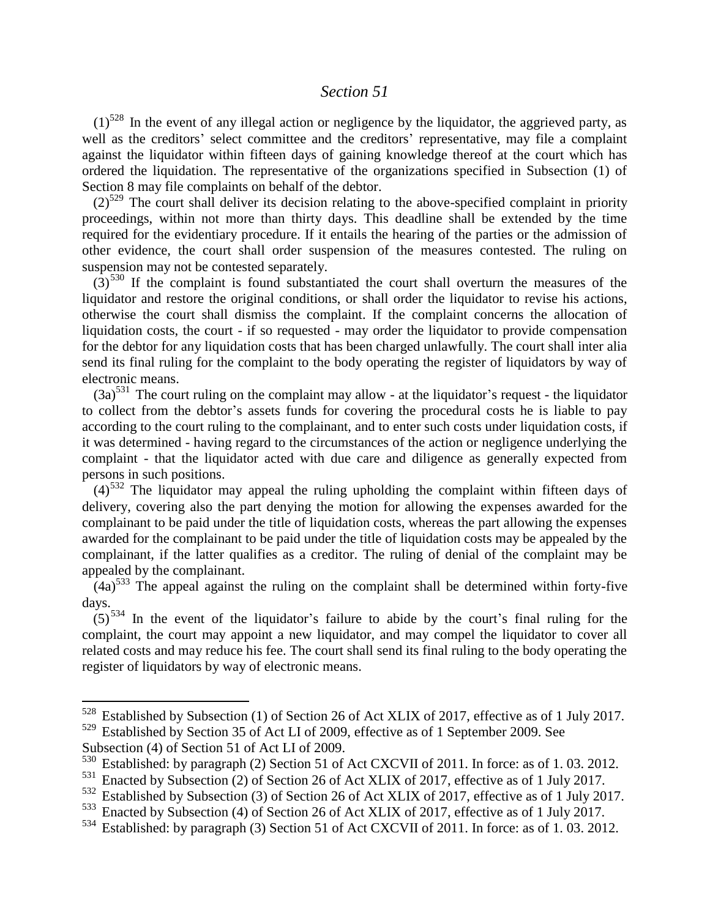## *Section 51*

(1)[528] In the event of any illegal action or negligence by the liquidator, the aggrieved party, as well as the creditors' select committee and the creditors' representative, may file a complaint against the liquidator within fifteen days of gaining knowledge thereof at the court which has ordered the liquidation. The representative of the organizations specified in Subsection (1) of Section 8 may file complaints on behalf of the debtor.

(2)[529] The court shall deliver its decision relating to the above-specified complaint in priority proceedings, within not more than thirty days. This deadline shall be extended by the time required for the evidentiary procedure. If it entails the hearing of the parties or the admission of other evidence, the court shall order suspension of the measures contested. The ruling on suspension may not be contested separately.

(3)[530] If the complaint is found substantiated the court shall overturn the measures of the liquidator and restore the original conditions, or shall order the liquidator to revise his actions, otherwise the court shall dismiss the complaint. If the complaint concerns the allocation of liquidation costs, the court - if so requested - may order the liquidator to provide compensation for the debtor for any liquidation costs that has been charged unlawfully. The court shall inter alia send its final ruling for the complaint to the body operating the register of liquidators by way of electronic means.

(3a)[531] The court ruling on the complaint may allow - at the liquidator's request - the liquidator to collect from the debtor's assets funds for covering the procedural costs he is liable to pay according to the court ruling to the complainant, and to enter such costs under liquidation costs, if it was determined - having regard to the circumstances of the action or negligence underlying the complaint - that the liquidator acted with due care and diligence as generally expected from persons in such positions.

(4)[532] The liquidator may appeal the ruling upholding the complaint within fifteen days of delivery, covering also the part denying the motion for allowing the expenses awarded for the complainant to be paid under the title of liquidation costs, whereas the part allowing the expenses awarded for the complainant to be paid under the title of liquidation costs may be appealed by the complainant, if the latter qualifies as a creditor. The ruling of denial of the complaint may be appealed by the complainant.

(4a)[533] The appeal against the ruling on the complaint shall be determined within forty-five days.

(5)[534] In the event of the liquidator's failure to abide by the court's final ruling for the complaint, the court may appoint a new liquidator, and may compel the liquidator to cover all related costs and may reduce his fee. The court shall send its final ruling to the body operating the register of liquidators by way of electronic means.

---

[528] Established by Subsection (1) of Section 26 of Act XLIX of 2017, effective as of 1 July 2017.

[529] Established by Section 35 of Act LI of 2009, effective as of 1 September 2009. See Subsection (4) of Section 51 of Act LI of 2009.

[530] Established: by paragraph (2) Section 51 of Act CXCVII of 2011. In force: as of 1. 03. 2012.

[531] Enacted by Subsection (2) of Section 26 of Act XLIX of 2017, effective as of 1 July 2017.

[532] Established by Subsection (3) of Section 26 of Act XLIX of 2017, effective as of 1 July 2017.

[533] Enacted by Subsection (4) of Section 26 of Act XLIX of 2017, effective as of 1 July 2017.

[534] Established: by paragraph (3) Section 51 of Act CXCVII of 2011. In force: as of 1. 03. 2012.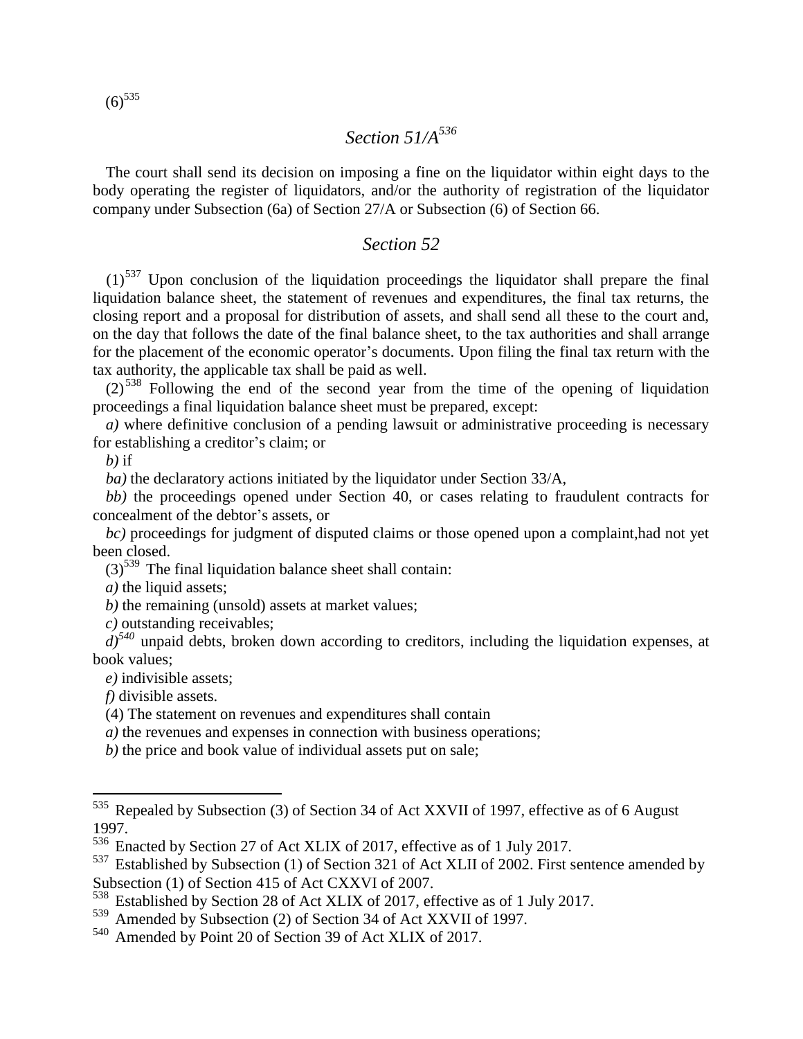(6)[535]

## *Section 51/A*[536]

The court shall send its decision on imposing a fine on the liquidator within eight days to the body operating the register of liquidators, and/or the authority of registration of the liquidator company under Subsection (6a) of Section 27/A or Subsection (6) of Section 66.

## *Section 52*

(1)[537] Upon conclusion of the liquidation proceedings the liquidator shall prepare the final liquidation balance sheet, the statement of revenues and expenditures, the final tax returns, the closing report and a proposal for distribution of assets, and shall send all these to the court and, on the day that follows the date of the final balance sheet, to the tax authorities and shall arrange for the placement of the economic operator's documents. Upon filing the final tax return with the tax authority, the applicable tax shall be paid as well.

(2)[538] Following the end of the second year from the time of the opening of liquidation proceedings a final liquidation balance sheet must be prepared, except:

*a)* where definitive conclusion of a pending lawsuit or administrative proceeding is necessary for establishing a creditor's claim; or

*b)* if

*ba)* the declaratory actions initiated by the liquidator under Section 33/A,

*bb)* the proceedings opened under Section 40, or cases relating to fraudulent contracts for concealment of the debtor's assets, or

*bc)* proceedings for judgment of disputed claims or those opened upon a complaint,had not yet been closed.

(3)[539] The final liquidation balance sheet shall contain:

*a)* the liquid assets;

*b)* the remaining (unsold) assets at market values;

*c)* outstanding receivables;

*d)*[540] unpaid debts, broken down according to creditors, including the liquidation expenses, at book values;

*e)* indivisible assets;

*f)* divisible assets.

(4) The statement on revenues and expenditures shall contain

*a)* the revenues and expenses in connection with business operations;

*b)* the price and book value of individual assets put on sale;

---

[535] Repealed by Subsection (3) of Section 34 of Act XXVII of 1997, effective as of 6 August 1997.

[536] Enacted by Section 27 of Act XLIX of 2017, effective as of 1 July 2017.

[537] Established by Subsection (1) of Section 321 of Act XLII of 2002. First sentence amended by Subsection (1) of Section 415 of Act CXXVI of 2007.

[538] Established by Section 28 of Act XLIX of 2017, effective as of 1 July 2017.

[539] Amended by Subsection (2) of Section 34 of Act XXVII of 1997.

[540] Amended by Point 20 of Section 39 of Act XLIX of 2017.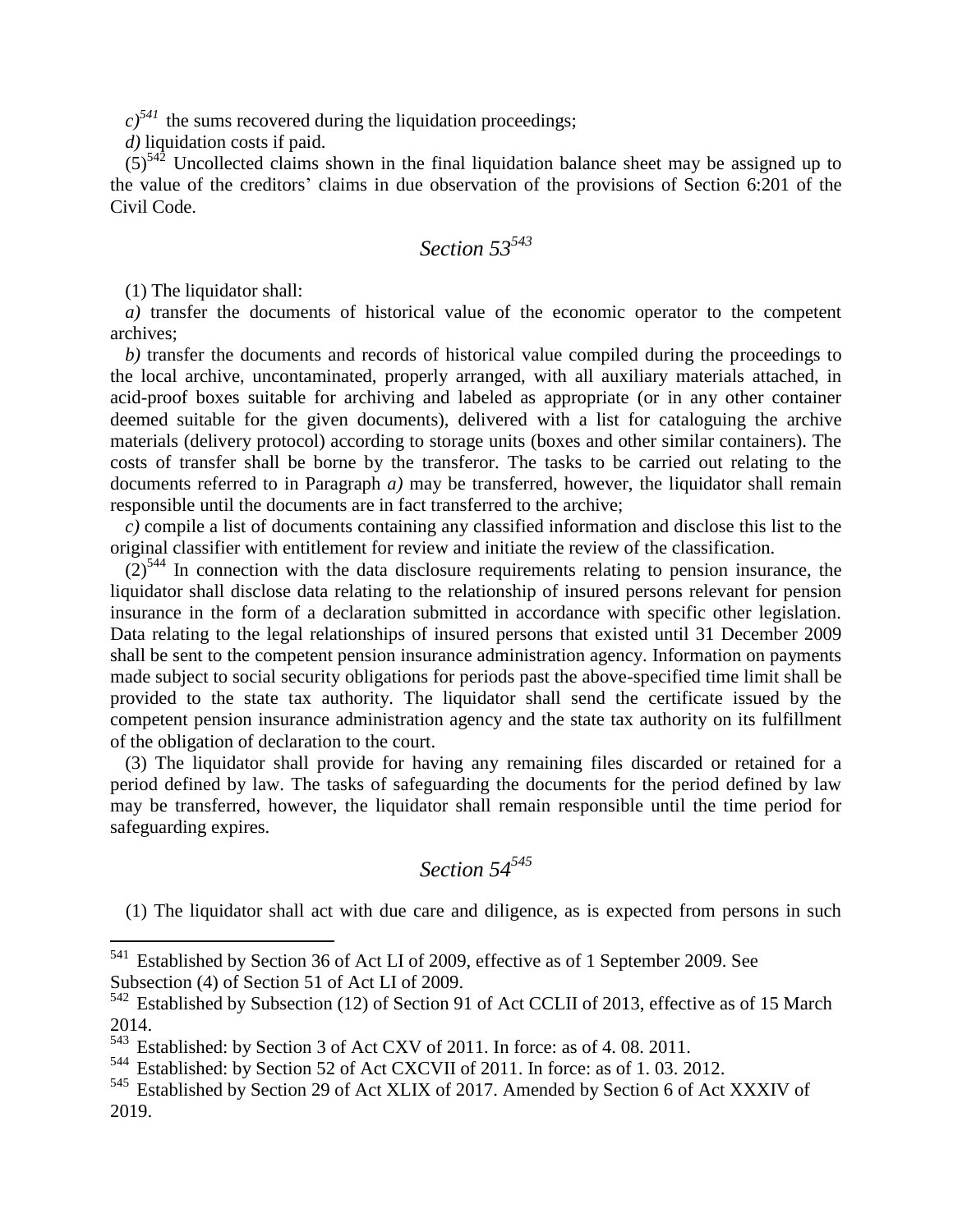*c)*[541] the sums recovered during the liquidation proceedings;

*d)* liquidation costs if paid.

(5)[542] Uncollected claims shown in the final liquidation balance sheet may be assigned up to the value of the creditors' claims in due observation of the provisions of Section 6:201 of the Civil Code.

## *Section 53*[543]

(1) The liquidator shall:

*a)* transfer the documents of historical value of the economic operator to the competent archives;

*b)* transfer the documents and records of historical value compiled during the proceedings to the local archive, uncontaminated, properly arranged, with all auxiliary materials attached, in acid-proof boxes suitable for archiving and labeled as appropriate (or in any other container deemed suitable for the given documents), delivered with a list for cataloguing the archive materials (delivery protocol) according to storage units (boxes and other similar containers). The costs of transfer shall be borne by the transferor. The tasks to be carried out relating to the documents referred to in Paragraph *a)* may be transferred, however, the liquidator shall remain responsible until the documents are in fact transferred to the archive;

*c)* compile a list of documents containing any classified information and disclose this list to the original classifier with entitlement for review and initiate the review of the classification.

(2)[544] In connection with the data disclosure requirements relating to pension insurance, the liquidator shall disclose data relating to the relationship of insured persons relevant for pension insurance in the form of a declaration submitted in accordance with specific other legislation. Data relating to the legal relationships of insured persons that existed until 31 December 2009 shall be sent to the competent pension insurance administration agency. Information on payments made subject to social security obligations for periods past the above-specified time limit shall be provided to the state tax authority. The liquidator shall send the certificate issued by the competent pension insurance administration agency and the state tax authority on its fulfillment of the obligation of declaration to the court.

(3) The liquidator shall provide for having any remaining files discarded or retained for a period defined by law. The tasks of safeguarding the documents for the period defined by law may be transferred, however, the liquidator shall remain responsible until the time period for safeguarding expires.

## *Section 54*[545]

(1) The liquidator shall act with due care and diligence, as is expected from persons in such

---

[541] Established by Section 36 of Act LI of 2009, effective as of 1 September 2009. See Subsection (4) of Section 51 of Act LI of 2009.

[542] Established by Subsection (12) of Section 91 of Act CCLII of 2013, effective as of 15 March 2014.

[543] Established: by Section 3 of Act CXV of 2011. In force: as of 4. 08. 2011.

[544] Established: by Section 52 of Act CXCVII of 2011. In force: as of 1. 03. 2012.

[545] Established by Section 29 of Act XLIX of 2017. Amended by Section 6 of Act XXXIV of 2019.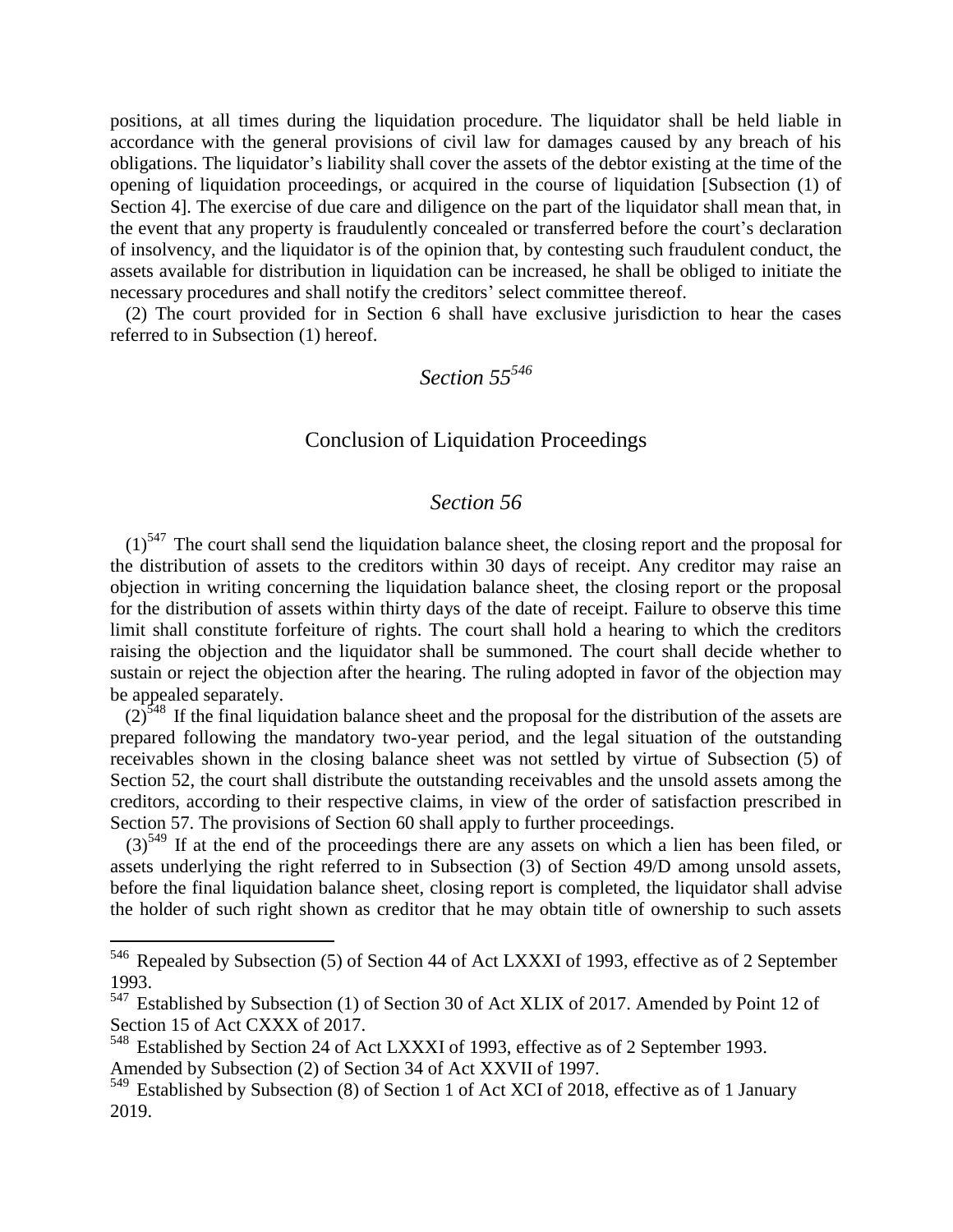positions, at all times during the liquidation procedure. The liquidator shall be held liable in accordance with the general provisions of civil law for damages caused by any breach of his obligations. The liquidator's liability shall cover the assets of the debtor existing at the time of the opening of liquidation proceedings, or acquired in the course of liquidation [Subsection (1) of Section 4]. The exercise of due care and diligence on the part of the liquidator shall mean that, in the event that any property is fraudulently concealed or transferred before the court's declaration of insolvency, and the liquidator is of the opinion that, by contesting such fraudulent conduct, the assets available for distribution in liquidation can be increased, he shall be obliged to initiate the necessary procedures and shall notify the creditors' select committee thereof.

(2) The court provided for in Section 6 shall have exclusive jurisdiction to hear the cases referred to in Subsection (1) hereof.

### *Section 55*[546]

## Conclusion of Liquidation Proceedings

### *Section 56*

(1)[547] The court shall send the liquidation balance sheet, the closing report and the proposal for the distribution of assets to the creditors within 30 days of receipt. Any creditor may raise an objection in writing concerning the liquidation balance sheet, the closing report or the proposal for the distribution of assets within thirty days of the date of receipt. Failure to observe this time limit shall constitute forfeiture of rights. The court shall hold a hearing to which the creditors raising the objection and the liquidator shall be summoned. The court shall decide whether to sustain or reject the objection after the hearing. The ruling adopted in favor of the objection may be appealed separately.

(2)[548] If the final liquidation balance sheet and the proposal for the distribution of the assets are prepared following the mandatory two-year period, and the legal situation of the outstanding receivables shown in the closing balance sheet was not settled by virtue of Subsection (5) of Section 52, the court shall distribute the outstanding receivables and the unsold assets among the creditors, according to their respective claims, in view of the order of satisfaction prescribed in Section 57. The provisions of Section 60 shall apply to further proceedings.

(3)[549] If at the end of the proceedings there are any assets on which a lien has been filed, or assets underlying the right referred to in Subsection (3) of Section 49/D among unsold assets, before the final liquidation balance sheet, closing report is completed, the liquidator shall advise the holder of such right shown as creditor that he may obtain title of ownership to such assets

---

[546] Repealed by Subsection (5) of Section 44 of Act LXXXI of 1993, effective as of 2 September 1993.

[547] Established by Subsection (1) of Section 30 of Act XLIX of 2017. Amended by Point 12 of Section 15 of Act CXXX of 2017.

[548] Established by Section 24 of Act LXXXI of 1993, effective as of 2 September 1993. Amended by Subsection (2) of Section 34 of Act XXVII of 1997.

[549] Established by Subsection (8) of Section 1 of Act XCI of 2018, effective as of 1 January 2019.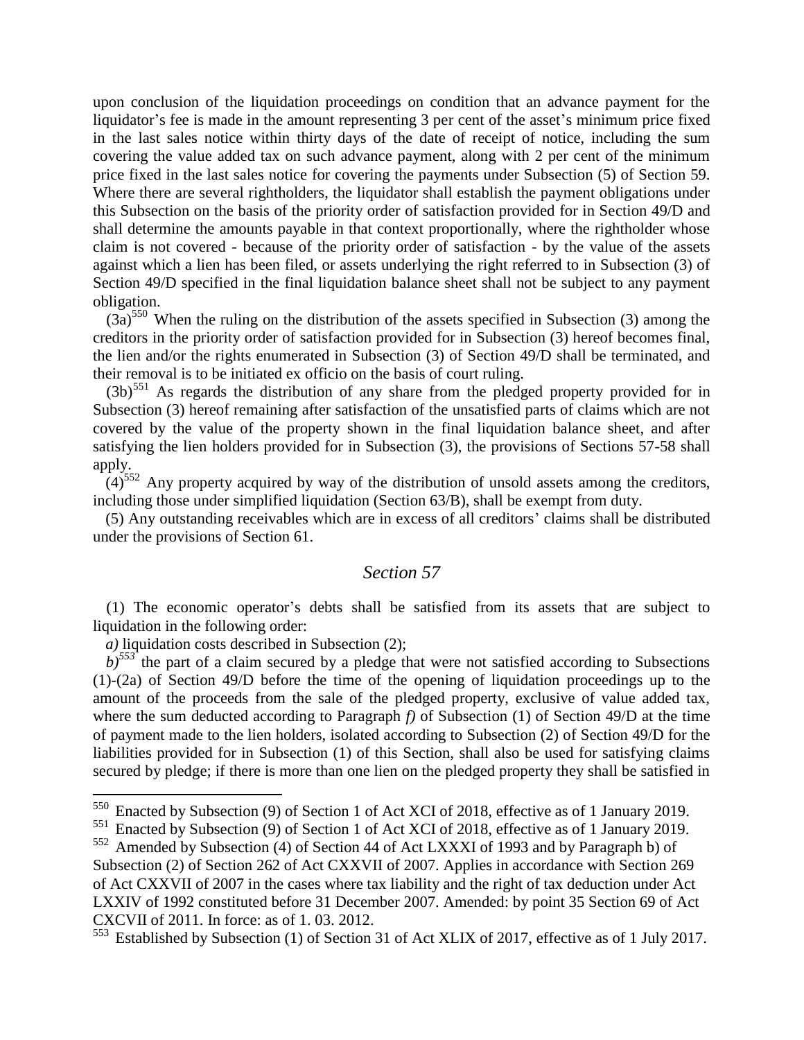upon conclusion of the liquidation proceedings on condition that an advance payment for the liquidator's fee is made in the amount representing 3 per cent of the asset's minimum price fixed in the last sales notice within thirty days of the date of receipt of notice, including the sum covering the value added tax on such advance payment, along with 2 per cent of the minimum price fixed in the last sales notice for covering the payments under Subsection (5) of Section 59. Where there are several rightholders, the liquidator shall establish the payment obligations under this Subsection on the basis of the priority order of satisfaction provided for in Section 49/D and shall determine the amounts payable in that context proportionally, where the rightholder whose claim is not covered - because of the priority order of satisfaction - by the value of the assets against which a lien has been filed, or assets underlying the right referred to in Subsection (3) of Section 49/D specified in the final liquidation balance sheet shall not be subject to any payment obligation.

(3a)[550] When the ruling on the distribution of the assets specified in Subsection (3) among the creditors in the priority order of satisfaction provided for in Subsection (3) hereof becomes final, the lien and/or the rights enumerated in Subsection (3) of Section 49/D shall be terminated, and their removal is to be initiated ex officio on the basis of court ruling.

(3b)[551] As regards the distribution of any share from the pledged property provided for in Subsection (3) hereof remaining after satisfaction of the unsatisfied parts of claims which are not covered by the value of the property shown in the final liquidation balance sheet, and after satisfying the lien holders provided for in Subsection (3), the provisions of Sections 57-58 shall apply.

(4)[552] Any property acquired by way of the distribution of unsold assets among the creditors, including those under simplified liquidation (Section 63/B), shall be exempt from duty.

(5) Any outstanding receivables which are in excess of all creditors' claims shall be distributed under the provisions of Section 61.

## Section 57

(1) The economic operator's debts shall be satisfied from its assets that are subject to liquidation in the following order:

*a)* liquidation costs described in Subsection (2);

*b)*[553] the part of a claim secured by a pledge that were not satisfied according to Subsections (1)-(2a) of Section 49/D before the time of the opening of liquidation proceedings up to the amount of the proceeds from the sale of the pledged property, exclusive of value added tax, where the sum deducted according to Paragraph *f)* of Subsection (1) of Section 49/D at the time of payment made to the lien holders, isolated according to Subsection (2) of Section 49/D for the liabilities provided for in Subsection (1) of this Section, shall also be used for satisfying claims secured by pledge; if there is more than one lien on the pledged property they shall be satisfied in

---

[550] Enacted by Subsection (9) of Section 1 of Act XCI of 2018, effective as of 1 January 2019.

[551] Enacted by Subsection (9) of Section 1 of Act XCI of 2018, effective as of 1 January 2019.

[552] Amended by Subsection (4) of Section 44 of Act LXXXI of 1993 and by Paragraph b) of Subsection (2) of Section 262 of Act CXXVII of 2007. Applies in accordance with Section 269 of Act CXXVII of 2007 in the cases where tax liability and the right of tax deduction under Act LXXIV of 1992 constituted before 31 December 2007. Amended: by point 35 Section 69 of Act CXCVII of 2011. In force: as of 1. 03. 2012.

[553] Established by Subsection (1) of Section 31 of Act XLIX of 2017, effective as of 1 July 2017.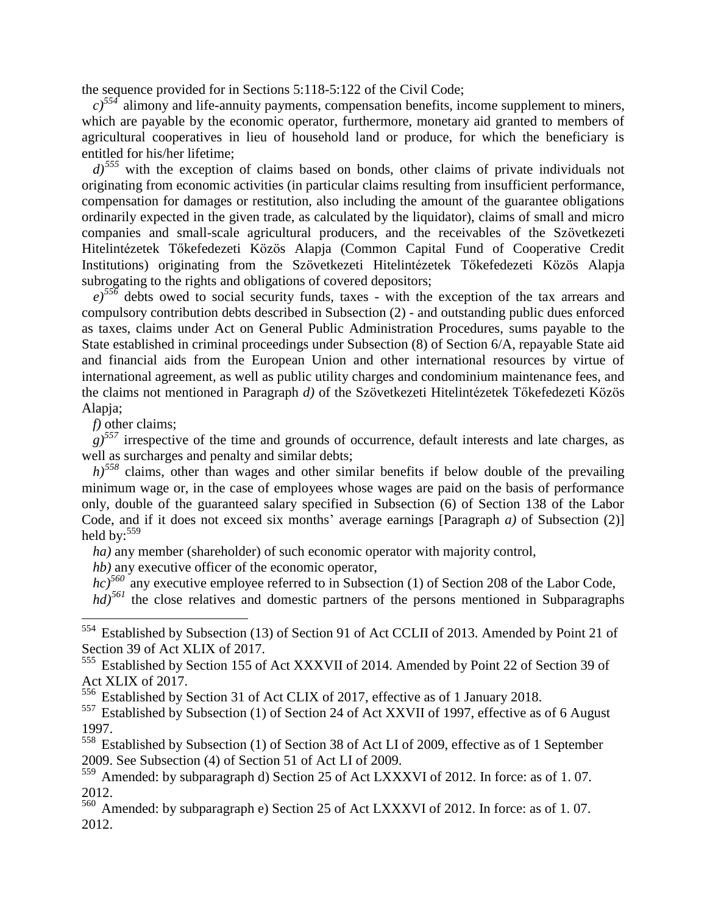the sequence provided for in Sections 5:118-5:122 of the Civil Code;

*c)*[554] alimony and life-annuity payments, compensation benefits, income supplement to miners, which are payable by the economic operator, furthermore, monetary aid granted to members of agricultural cooperatives in lieu of household land or produce, for which the beneficiary is entitled for his/her lifetime;

*d)*[555] with the exception of claims based on bonds, other claims of private individuals not originating from economic activities (in particular claims resulting from insufficient performance, compensation for damages or restitution, also including the amount of the guarantee obligations ordinarily expected in the given trade, as calculated by the liquidator), claims of small and micro companies and small-scale agricultural producers, and the receivables of the Szövetkezeti Hitelintézetek Tőkefedezeti Közös Alapja (Common Capital Fund of Cooperative Credit Institutions) originating from the Szövetkezeti Hitelintézetek Tőkefedezeti Közös Alapja subrogating to the rights and obligations of covered depositors;

*e)*[556] debts owed to social security funds, taxes - with the exception of the tax arrears and compulsory contribution debts described in Subsection (2) - and outstanding public dues enforced as taxes, claims under Act on General Public Administration Procedures, sums payable to the State established in criminal proceedings under Subsection (8) of Section 6/A, repayable State aid and financial aids from the European Union and other international resources by virtue of international agreement, as well as public utility charges and condominium maintenance fees, and the claims not mentioned in Paragraph *d)* of the Szövetkezeti Hitelintézetek Tőkefedezeti Közös Alapja;

*f)* other claims;

*g)*[557] irrespective of the time and grounds of occurrence, default interests and late charges, as well as surcharges and penalty and similar debts;

*h)*[558] claims, other than wages and other similar benefits if below double of the prevailing minimum wage or, in the case of employees whose wages are paid on the basis of performance only, double of the guaranteed salary specified in Subsection (6) of Section 138 of the Labor Code, and if it does not exceed six months' average earnings [Paragraph *a)* of Subsection (2)] held by:[559]

*ha)* any member (shareholder) of such economic operator with majority control,

*hb)* any executive officer of the economic operator,

*hc)*[560] any executive employee referred to in Subsection (1) of Section 208 of the Labor Code,

*hd)*[561] the close relatives and domestic partners of the persons mentioned in Subparagraphs

---

[554] Established by Subsection (13) of Section 91 of Act CCLII of 2013. Amended by Point 21 of Section 39 of Act XLIX of 2017.

[555] Established by Section 155 of Act XXXVII of 2014. Amended by Point 22 of Section 39 of Act XLIX of 2017.

[556] Established by Section 31 of Act CLIX of 2017, effective as of 1 January 2018.

[557] Established by Subsection (1) of Section 24 of Act XXVII of 1997, effective as of 6 August 1997.

[558] Established by Subsection (1) of Section 38 of Act LI of 2009, effective as of 1 September 2009. See Subsection (4) of Section 51 of Act LI of 2009.

[559] Amended: by subparagraph d) Section 25 of Act LXXXVI of 2012. In force: as of 1. 07. 2012.

[560] Amended: by subparagraph e) Section 25 of Act LXXXVI of 2012. In force: as of 1. 07. 2012.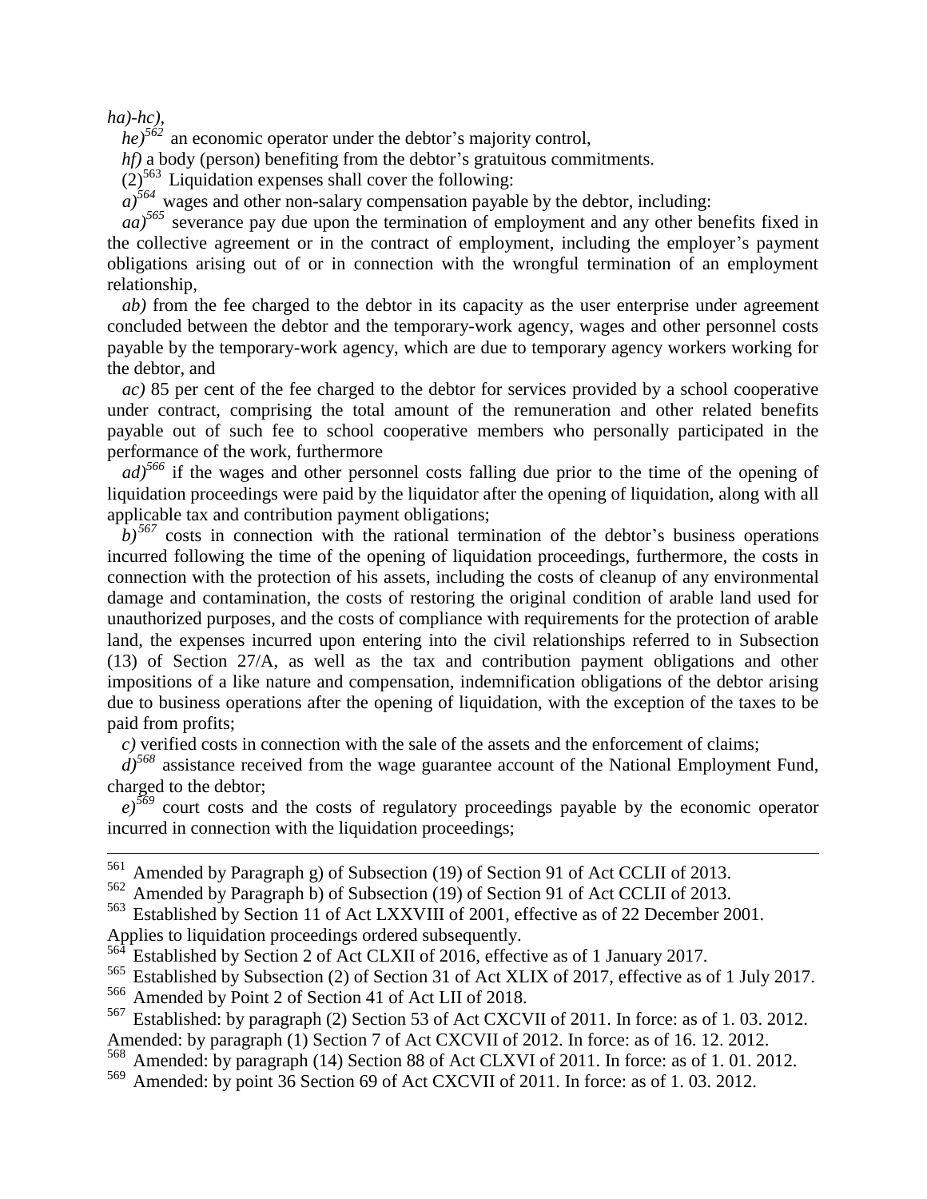*ha)-hc),*

*he)*[562] an economic operator under the debtor's majority control,

*hf)* a body (person) benefiting from the debtor's gratuitous commitments.

(2)[563] Liquidation expenses shall cover the following:

*a)*[564] wages and other non-salary compensation payable by the debtor, including:

*aa)*[565] severance pay due upon the termination of employment and any other benefits fixed in the collective agreement or in the contract of employment, including the employer's payment obligations arising out of or in connection with the wrongful termination of an employment relationship,

*ab)* from the fee charged to the debtor in its capacity as the user enterprise under agreement concluded between the debtor and the temporary-work agency, wages and other personnel costs payable by the temporary-work agency, which are due to temporary agency workers working for the debtor, and

*ac)* 85 per cent of the fee charged to the debtor for services provided by a school cooperative under contract, comprising the total amount of the remuneration and other related benefits payable out of such fee to school cooperative members who personally participated in the performance of the work, furthermore

*ad)*[566] if the wages and other personnel costs falling due prior to the time of the opening of liquidation proceedings were paid by the liquidator after the opening of liquidation, along with all applicable tax and contribution payment obligations;

*b)*[567] costs in connection with the rational termination of the debtor's business operations incurred following the time of the opening of liquidation proceedings, furthermore, the costs in connection with the protection of his assets, including the costs of cleanup of any environmental damage and contamination, the costs of restoring the original condition of arable land used for unauthorized purposes, and the costs of compliance with requirements for the protection of arable land, the expenses incurred upon entering into the civil relationships referred to in Subsection (13) of Section 27/A, as well as the tax and contribution payment obligations and other impositions of a like nature and compensation, indemnification obligations of the debtor arising due to business operations after the opening of liquidation, with the exception of the taxes to be paid from profits;

*c)* verified costs in connection with the sale of the assets and the enforcement of claims;

*d)*[568] assistance received from the wage guarantee account of the National Employment Fund, charged to the debtor;

*e)*[569] court costs and the costs of regulatory proceedings payable by the economic operator incurred in connection with the liquidation proceedings;

---

[561] Amended by Paragraph g) of Subsection (19) of Section 91 of Act CCLII of 2013.

[562] Amended by Paragraph b) of Subsection (19) of Section 91 of Act CCLII of 2013.

[563] Established by Section 11 of Act LXXVIII of 2001, effective as of 22 December 2001. Applies to liquidation proceedings ordered subsequently.

[564] Established by Section 2 of Act CLXII of 2016, effective as of 1 January 2017.

[565] Established by Subsection (2) of Section 31 of Act XLIX of 2017, effective as of 1 July 2017.

[566] Amended by Point 2 of Section 41 of Act LII of 2018.

[567] Established: by paragraph (2) Section 53 of Act CXCVII of 2011. In force: as of 1. 03. 2012. Amended: by paragraph (1) Section 7 of Act CXCVII of 2012. In force: as of 16. 12. 2012.

[568] Amended: by paragraph (14) Section 88 of Act CLXVI of 2011. In force: as of 1. 01. 2012.

[569] Amended: by point 36 Section 69 of Act CXCVII of 2011. In force: as of 1. 03. 2012.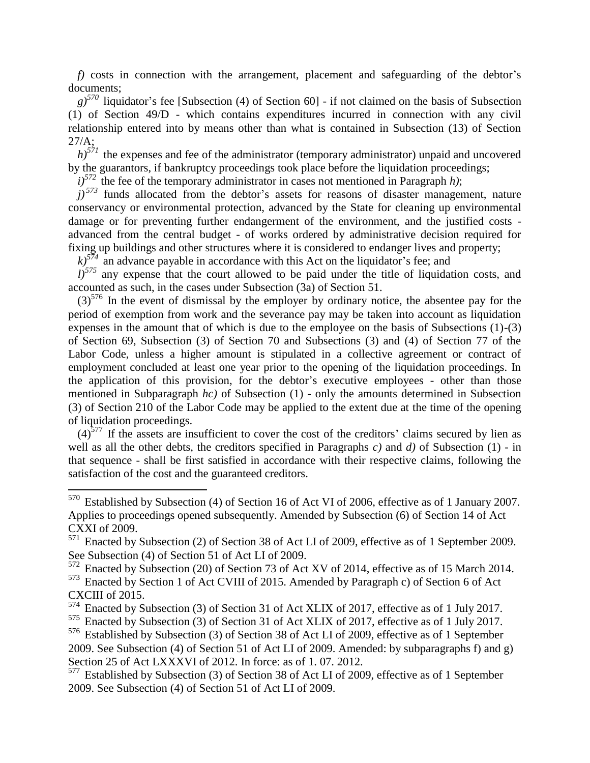*f)* costs in connection with the arrangement, placement and safeguarding of the debtor's documents;

*g)*[570] liquidator's fee [Subsection (4) of Section 60] - if not claimed on the basis of Subsection (1) of Section 49/D - which contains expenditures incurred in connection with any civil relationship entered into by means other than what is contained in Subsection (13) of Section 27/A;

*h)*[571] the expenses and fee of the administrator (temporary administrator) unpaid and uncovered by the guarantors, if bankruptcy proceedings took place before the liquidation proceedings;

*i)*[572] the fee of the temporary administrator in cases not mentioned in Paragraph *h)*;

*j)*[573] funds allocated from the debtor's assets for reasons of disaster management, nature conservancy or environmental protection, advanced by the State for cleaning up environmental damage or for preventing further endangerment of the environment, and the justified costs - advanced from the central budget - of works ordered by administrative decision required for fixing up buildings and other structures where it is considered to endanger lives and property;

*k)*[574] an advance payable in accordance with this Act on the liquidator's fee; and

*l)*[575] any expense that the court allowed to be paid under the title of liquidation costs, and accounted as such, in the cases under Subsection (3a) of Section 51.

(3)[576] In the event of dismissal by the employer by ordinary notice, the absentee pay for the period of exemption from work and the severance pay may be taken into account as liquidation expenses in the amount that of which is due to the employee on the basis of Subsections (1)-(3) of Section 69, Subsection (3) of Section 70 and Subsections (3) and (4) of Section 77 of the Labor Code, unless a higher amount is stipulated in a collective agreement or contract of employment concluded at least one year prior to the opening of the liquidation proceedings. In the application of this provision, for the debtor's executive employees - other than those mentioned in Subparagraph *hc)* of Subsection (1) - only the amounts determined in Subsection (3) of Section 210 of the Labor Code may be applied to the extent due at the time of the opening of liquidation proceedings.

(4)[577] If the assets are insufficient to cover the cost of the creditors' claims secured by lien as well as all the other debts, the creditors specified in Paragraphs *c)* and *d)* of Subsection (1) - in that sequence - shall be first satisfied in accordance with their respective claims, following the satisfaction of the cost and the guaranteed creditors.

---

[570] Established by Subsection (4) of Section 16 of Act VI of 2006, effective as of 1 January 2007. Applies to proceedings opened subsequently. Amended by Subsection (6) of Section 14 of Act CXXI of 2009.

[571] Enacted by Subsection (2) of Section 38 of Act LI of 2009, effective as of 1 September 2009. See Subsection (4) of Section 51 of Act LI of 2009.

[572] Enacted by Subsection (20) of Section 73 of Act XV of 2014, effective as of 15 March 2014.

[573] Enacted by Section 1 of Act CVIII of 2015. Amended by Paragraph c) of Section 6 of Act CXCIII of 2015.

[574] Enacted by Subsection (3) of Section 31 of Act XLIX of 2017, effective as of 1 July 2017.

[575] Enacted by Subsection (3) of Section 31 of Act XLIX of 2017, effective as of 1 July 2017.

[576] Established by Subsection (3) of Section 38 of Act LI of 2009, effective as of 1 September 2009. See Subsection (4) of Section 51 of Act LI of 2009. Amended: by subparagraphs f) and g) Section 25 of Act LXXXVI of 2012. In force: as of 1. 07. 2012.

[577] Established by Subsection (3) of Section 38 of Act LI of 2009, effective as of 1 September 2009. See Subsection (4) of Section 51 of Act LI of 2009.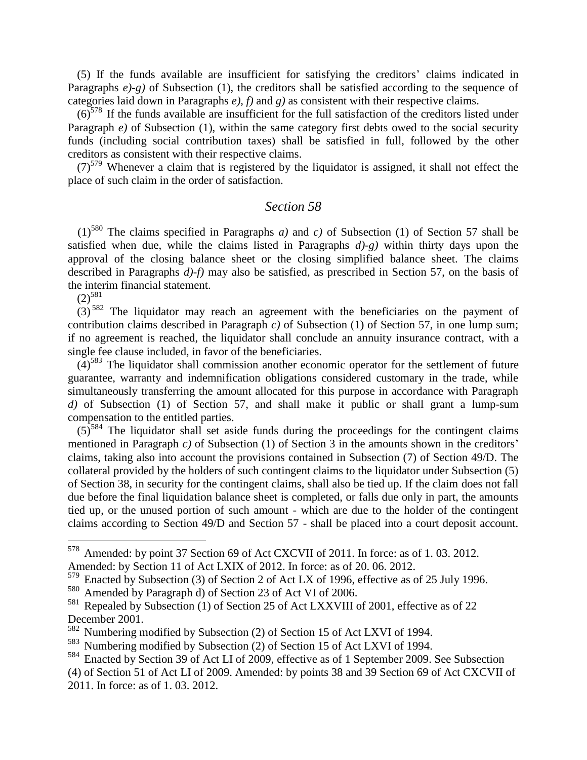(5) If the funds available are insufficient for satisfying the creditors' claims indicated in Paragraphs *e)-g)* of Subsection (1), the creditors shall be satisfied according to the sequence of categories laid down in Paragraphs *e)*, *f)* and *g)* as consistent with their respective claims.

(6)[578] If the funds available are insufficient for the full satisfaction of the creditors listed under Paragraph *e)* of Subsection (1), within the same category first debts owed to the social security funds (including social contribution taxes) shall be satisfied in full, followed by the other creditors as consistent with their respective claims.

(7)[579] Whenever a claim that is registered by the liquidator is assigned, it shall not effect the place of such claim in the order of satisfaction.

## *Section 58*

(1)[580] The claims specified in Paragraphs *a)* and *c)* of Subsection (1) of Section 57 shall be satisfied when due, while the claims listed in Paragraphs *d)-g)* within thirty days upon the approval of the closing balance sheet or the closing simplified balance sheet. The claims described in Paragraphs *d)-f)* may also be satisfied, as prescribed in Section 57, on the basis of the interim financial statement.

(2)[581]

(3)[582] The liquidator may reach an agreement with the beneficiaries on the payment of contribution claims described in Paragraph *c)* of Subsection (1) of Section 57, in one lump sum; if no agreement is reached, the liquidator shall conclude an annuity insurance contract, with a single fee clause included, in favor of the beneficiaries.

(4)[583] The liquidator shall commission another economic operator for the settlement of future guarantee, warranty and indemnification obligations considered customary in the trade, while simultaneously transferring the amount allocated for this purpose in accordance with Paragraph *d)* of Subsection (1) of Section 57, and shall make it public or shall grant a lump-sum compensation to the entitled parties.

(5)[584] The liquidator shall set aside funds during the proceedings for the contingent claims mentioned in Paragraph *c)* of Subsection (1) of Section 3 in the amounts shown in the creditors' claims, taking also into account the provisions contained in Subsection (7) of Section 49/D. The collateral provided by the holders of such contingent claims to the liquidator under Subsection (5) of Section 38, in security for the contingent claims, shall also be tied up. If the claim does not fall due before the final liquidation balance sheet is completed, or falls due only in part, the amounts tied up, or the unused portion of such amount - which are due to the holder of the contingent claims according to Section 49/D and Section 57 - shall be placed into a court deposit account.

---

[578] Amended: by point 37 Section 69 of Act CXCVII of 2011. In force: as of 1. 03. 2012. Amended: by Section 11 of Act LXIX of 2012. In force: as of 20. 06. 2012.

[579] Enacted by Subsection (3) of Section 2 of Act LX of 1996, effective as of 25 July 1996.

[580] Amended by Paragraph d) of Section 23 of Act VI of 2006.

[581] Repealed by Subsection (1) of Section 25 of Act LXXVIII of 2001, effective as of 22 December 2001.

[582] Numbering modified by Subsection (2) of Section 15 of Act LXVI of 1994.

[583] Numbering modified by Subsection (2) of Section 15 of Act LXVI of 1994.

[584] Enacted by Section 39 of Act LI of 2009, effective as of 1 September 2009. See Subsection (4) of Section 51 of Act LI of 2009. Amended: by points 38 and 39 Section 69 of Act CXCVII of 2011. In force: as of 1. 03. 2012.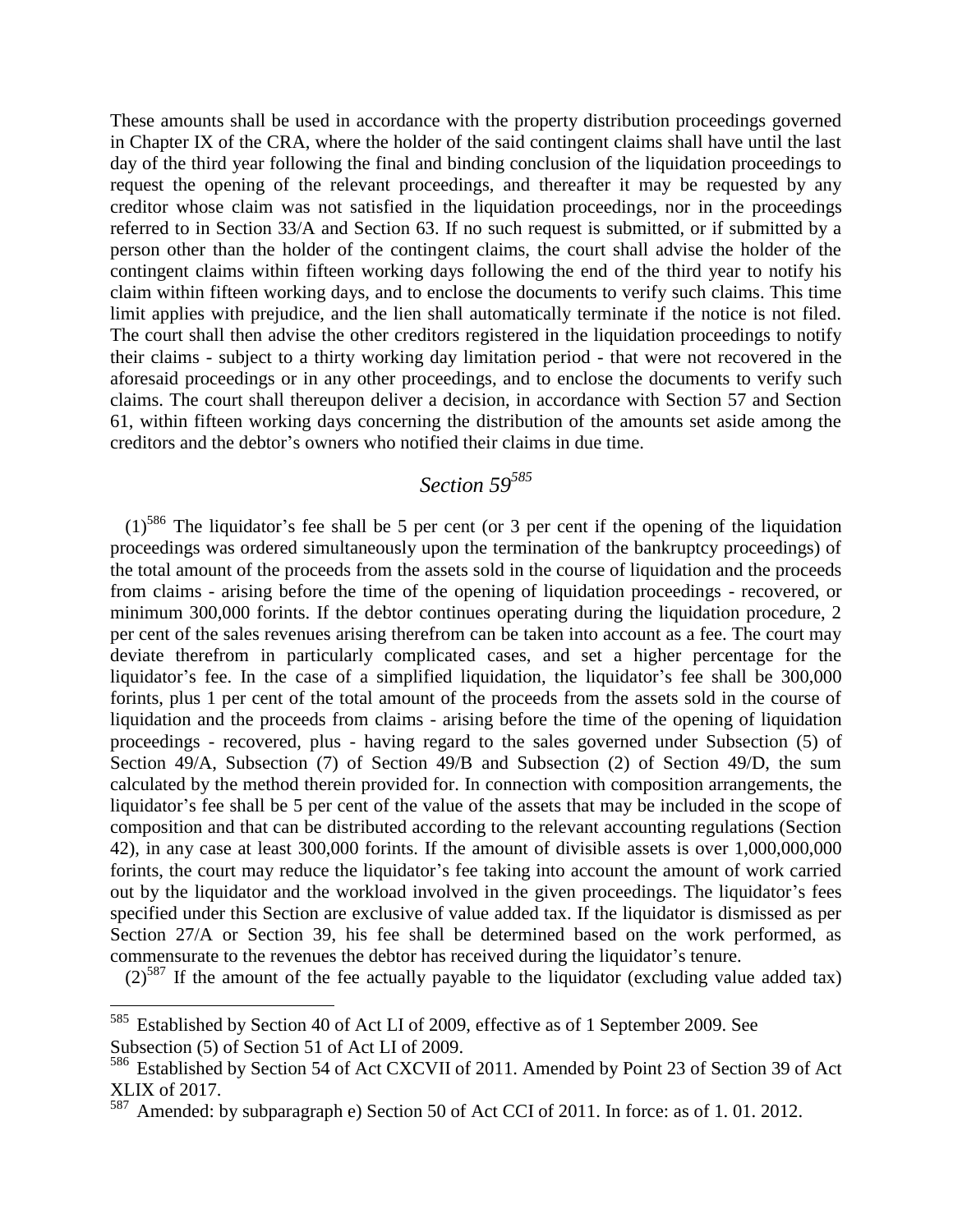These amounts shall be used in accordance with the property distribution proceedings governed in Chapter IX of the CRA, where the holder of the said contingent claims shall have until the last day of the third year following the final and binding conclusion of the liquidation proceedings to request the opening of the relevant proceedings, and thereafter it may be requested by any creditor whose claim was not satisfied in the liquidation proceedings, nor in the proceedings referred to in Section 33/A and Section 63. If no such request is submitted, or if submitted by a person other than the holder of the contingent claims, the court shall advise the holder of the contingent claims within fifteen working days following the end of the third year to notify his claim within fifteen working days, and to enclose the documents to verify such claims. This time limit applies with prejudice, and the lien shall automatically terminate if the notice is not filed. The court shall then advise the other creditors registered in the liquidation proceedings to notify their claims - subject to a thirty working day limitation period - that were not recovered in the aforesaid proceedings or in any other proceedings, and to enclose the documents to verify such claims. The court shall thereupon deliver a decision, in accordance with Section 57 and Section 61, within fifteen working days concerning the distribution of the amounts set aside among the creditors and the debtor's owners who notified their claims in due time.

## *Section 59*[585]

(1)[586] The liquidator's fee shall be 5 per cent (or 3 per cent if the opening of the liquidation proceedings was ordered simultaneously upon the termination of the bankruptcy proceedings) of the total amount of the proceeds from the assets sold in the course of liquidation and the proceeds from claims - arising before the time of the opening of liquidation proceedings - recovered, or minimum 300,000 forints. If the debtor continues operating during the liquidation procedure, 2 per cent of the sales revenues arising therefrom can be taken into account as a fee. The court may deviate therefrom in particularly complicated cases, and set a higher percentage for the liquidator's fee. In the case of a simplified liquidation, the liquidator's fee shall be 300,000 forints, plus 1 per cent of the total amount of the proceeds from the assets sold in the course of liquidation and the proceeds from claims - arising before the time of the opening of liquidation proceedings - recovered, plus - having regard to the sales governed under Subsection (5) of Section 49/A, Subsection (7) of Section 49/B and Subsection (2) of Section 49/D, the sum calculated by the method therein provided for. In connection with composition arrangements, the liquidator's fee shall be 5 per cent of the value of the assets that may be included in the scope of composition and that can be distributed according to the relevant accounting regulations (Section 42), in any case at least 300,000 forints. If the amount of divisible assets is over 1,000,000,000 forints, the court may reduce the liquidator's fee taking into account the amount of work carried out by the liquidator and the workload involved in the given proceedings. The liquidator's fees specified under this Section are exclusive of value added tax. If the liquidator is dismissed as per Section 27/A or Section 39, his fee shall be determined based on the work performed, as commensurate to the revenues the debtor has received during the liquidator's tenure.

(2)[587] If the amount of the fee actually payable to the liquidator (excluding value added tax)

---

[585] Established by Section 40 of Act LI of 2009, effective as of 1 September 2009. See Subsection (5) of Section 51 of Act LI of 2009.

[586] Established by Section 54 of Act CXCVII of 2011. Amended by Point 23 of Section 39 of Act XLIX of 2017.

[587] Amended: by subparagraph e) Section 50 of Act CCI of 2011. In force: as of 1. 01. 2012.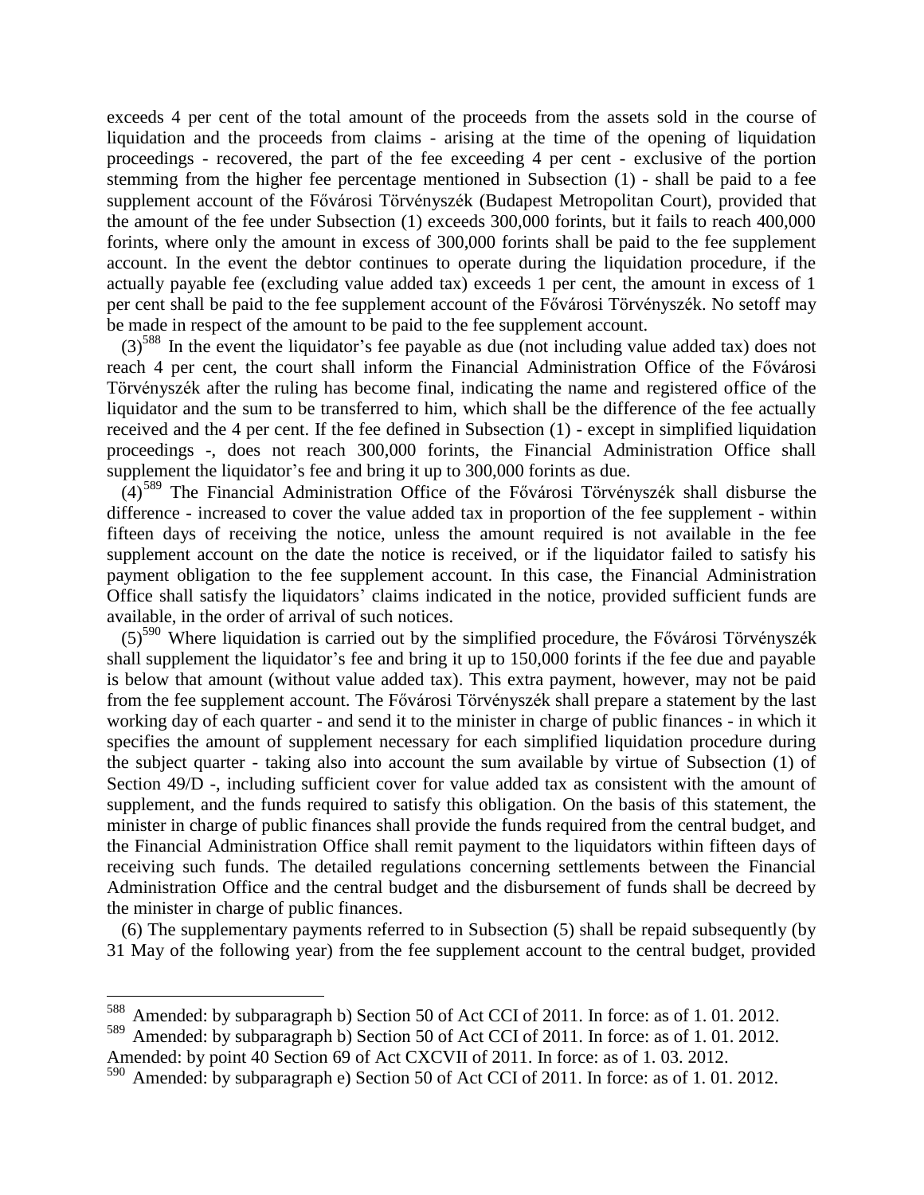exceeds 4 per cent of the total amount of the proceeds from the assets sold in the course of liquidation and the proceeds from claims - arising at the time of the opening of liquidation proceedings - recovered, the part of the fee exceeding 4 per cent - exclusive of the portion stemming from the higher fee percentage mentioned in Subsection (1) - shall be paid to a fee supplement account of the Fővárosi Törvényszék (Budapest Metropolitan Court), provided that the amount of the fee under Subsection (1) exceeds 300,000 forints, but it fails to reach 400,000 forints, where only the amount in excess of 300,000 forints shall be paid to the fee supplement account. In the event the debtor continues to operate during the liquidation procedure, if the actually payable fee (excluding value added tax) exceeds 1 per cent, the amount in excess of 1 per cent shall be paid to the fee supplement account of the Fővárosi Törvényszék. No setoff may be made in respect of the amount to be paid to the fee supplement account.

(3)[588] In the event the liquidator's fee payable as due (not including value added tax) does not reach 4 per cent, the court shall inform the Financial Administration Office of the Fővárosi Törvényszék after the ruling has become final, indicating the name and registered office of the liquidator and the sum to be transferred to him, which shall be the difference of the fee actually received and the 4 per cent. If the fee defined in Subsection (1) - except in simplified liquidation proceedings -, does not reach 300,000 forints, the Financial Administration Office shall supplement the liquidator's fee and bring it up to 300,000 forints as due.

(4)[589] The Financial Administration Office of the Fővárosi Törvényszék shall disburse the difference - increased to cover the value added tax in proportion of the fee supplement - within fifteen days of receiving the notice, unless the amount required is not available in the fee supplement account on the date the notice is received, or if the liquidator failed to satisfy his payment obligation to the fee supplement account. In this case, the Financial Administration Office shall satisfy the liquidators' claims indicated in the notice, provided sufficient funds are available, in the order of arrival of such notices.

(5)[590] Where liquidation is carried out by the simplified procedure, the Fővárosi Törvényszék shall supplement the liquidator's fee and bring it up to 150,000 forints if the fee due and payable is below that amount (without value added tax). This extra payment, however, may not be paid from the fee supplement account. The Fővárosi Törvényszék shall prepare a statement by the last working day of each quarter - and send it to the minister in charge of public finances - in which it specifies the amount of supplement necessary for each simplified liquidation procedure during the subject quarter - taking also into account the sum available by virtue of Subsection (1) of Section 49/D -, including sufficient cover for value added tax as consistent with the amount of supplement, and the funds required to satisfy this obligation. On the basis of this statement, the minister in charge of public finances shall provide the funds required from the central budget, and the Financial Administration Office shall remit payment to the liquidators within fifteen days of receiving such funds. The detailed regulations concerning settlements between the Financial Administration Office and the central budget and the disbursement of funds shall be decreed by the minister in charge of public finances.

(6) The supplementary payments referred to in Subsection (5) shall be repaid subsequently (by 31 May of the following year) from the fee supplement account to the central budget, provided

---

[588] Amended: by subparagraph b) Section 50 of Act CCI of 2011. In force: as of 1. 01. 2012.

[589] Amended: by subparagraph b) Section 50 of Act CCI of 2011. In force: as of 1. 01. 2012. Amended: by point 40 Section 69 of Act CXCVII of 2011. In force: as of 1. 03. 2012.

[590] Amended: by subparagraph e) Section 50 of Act CCI of 2011. In force: as of 1. 01. 2012.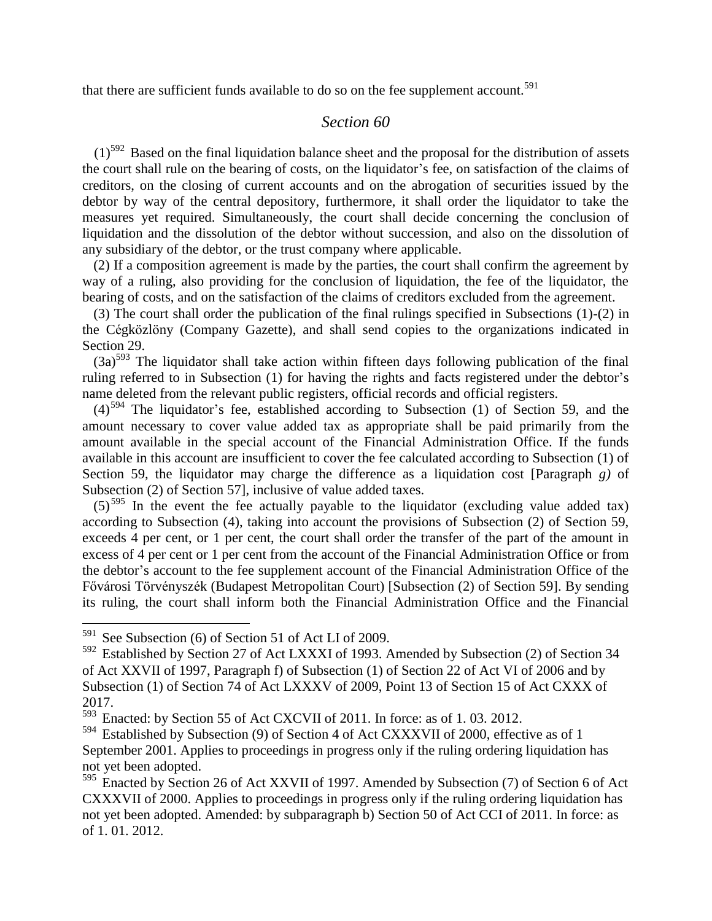that there are sufficient funds available to do so on the fee supplement account.[591]

## *Section 60*

(1)[592] Based on the final liquidation balance sheet and the proposal for the distribution of assets the court shall rule on the bearing of costs, on the liquidator's fee, on satisfaction of the claims of creditors, on the closing of current accounts and on the abrogation of securities issued by the debtor by way of the central depository, furthermore, it shall order the liquidator to take the measures yet required. Simultaneously, the court shall decide concerning the conclusion of liquidation and the dissolution of the debtor without succession, and also on the dissolution of any subsidiary of the debtor, or the trust company where applicable.

(2) If a composition agreement is made by the parties, the court shall confirm the agreement by way of a ruling, also providing for the conclusion of liquidation, the fee of the liquidator, the bearing of costs, and on the satisfaction of the claims of creditors excluded from the agreement.

(3) The court shall order the publication of the final rulings specified in Subsections (1)-(2) in the Cégközlöny (Company Gazette), and shall send copies to the organizations indicated in Section 29.

(3a)[593] The liquidator shall take action within fifteen days following publication of the final ruling referred to in Subsection (1) for having the rights and facts registered under the debtor's name deleted from the relevant public registers, official records and official registers.

(4)[594] The liquidator's fee, established according to Subsection (1) of Section 59, and the amount necessary to cover value added tax as appropriate shall be paid primarily from the amount available in the special account of the Financial Administration Office. If the funds available in this account are insufficient to cover the fee calculated according to Subsection (1) of Section 59, the liquidator may charge the difference as a liquidation cost [Paragraph *g)* of Subsection (2) of Section 57], inclusive of value added taxes.

(5)[595] In the event the fee actually payable to the liquidator (excluding value added tax) according to Subsection (4), taking into account the provisions of Subsection (2) of Section 59, exceeds 4 per cent, or 1 per cent, the court shall order the transfer of the part of the amount in excess of 4 per cent or 1 per cent from the account of the Financial Administration Office or from the debtor's account to the fee supplement account of the Financial Administration Office of the Fővárosi Törvényszék (Budapest Metropolitan Court) [Subsection (2) of Section 59]. By sending its ruling, the court shall inform both the Financial Administration Office and the Financial

---

[591] See Subsection (6) of Section 51 of Act LI of 2009.

[592] Established by Section 27 of Act LXXXI of 1993. Amended by Subsection (2) of Section 34 of Act XXVII of 1997, Paragraph f) of Subsection (1) of Section 22 of Act VI of 2006 and by Subsection (1) of Section 74 of Act LXXXV of 2009, Point 13 of Section 15 of Act CXXX of 2017.

[593] Enacted: by Section 55 of Act CXCVII of 2011. In force: as of 1. 03. 2012.

[594] Established by Subsection (9) of Section 4 of Act CXXXVII of 2000, effective as of 1 September 2001. Applies to proceedings in progress only if the ruling ordering liquidation has not yet been adopted.

[595] Enacted by Section 26 of Act XXVII of 1997. Amended by Subsection (7) of Section 6 of Act CXXXVII of 2000. Applies to proceedings in progress only if the ruling ordering liquidation has not yet been adopted. Amended: by subparagraph b) Section 50 of Act CCI of 2011. In force: as of 1. 01. 2012.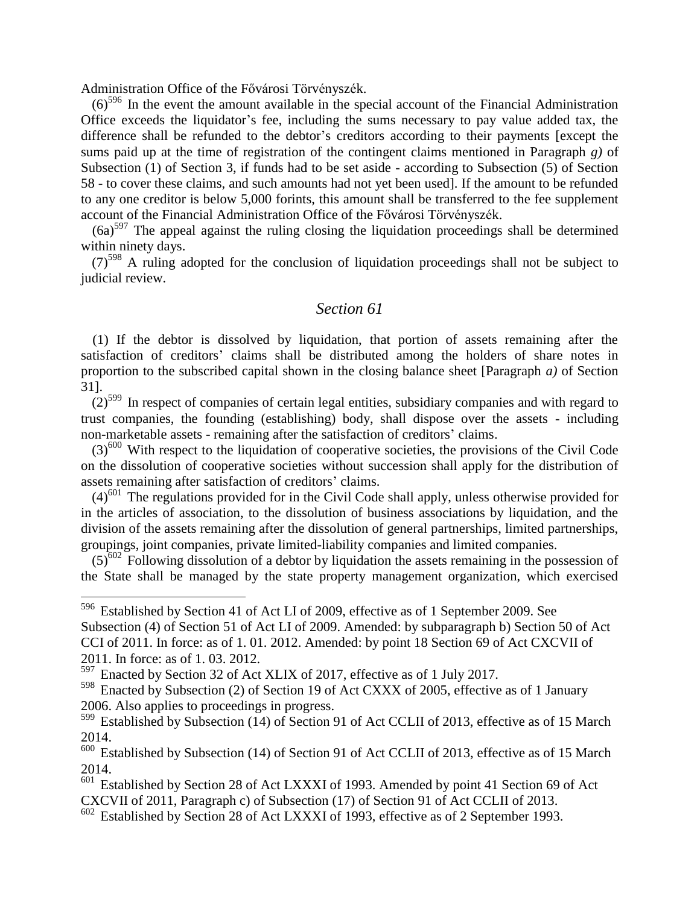Administration Office of the Fővárosi Törvényszék.

(6)[596] In the event the amount available in the special account of the Financial Administration Office exceeds the liquidator's fee, including the sums necessary to pay value added tax, the difference shall be refunded to the debtor's creditors according to their payments [except the sums paid up at the time of registration of the contingent claims mentioned in Paragraph *g)* of Subsection (1) of Section 3, if funds had to be set aside - according to Subsection (5) of Section 58 - to cover these claims, and such amounts had not yet been used]. If the amount to be refunded to any one creditor is below 5,000 forints, this amount shall be transferred to the fee supplement account of the Financial Administration Office of the Fővárosi Törvényszék.

(6a)[597] The appeal against the ruling closing the liquidation proceedings shall be determined within ninety days.

(7)[598] A ruling adopted for the conclusion of liquidation proceedings shall not be subject to judicial review.

## *Section 61*

(1) If the debtor is dissolved by liquidation, that portion of assets remaining after the satisfaction of creditors' claims shall be distributed among the holders of share notes in proportion to the subscribed capital shown in the closing balance sheet [Paragraph *a)* of Section 31].

(2)[599] In respect of companies of certain legal entities, subsidiary companies and with regard to trust companies, the founding (establishing) body, shall dispose over the assets - including non-marketable assets - remaining after the satisfaction of creditors' claims.

(3)[600] With respect to the liquidation of cooperative societies, the provisions of the Civil Code on the dissolution of cooperative societies without succession shall apply for the distribution of assets remaining after satisfaction of creditors' claims.

(4)[601] The regulations provided for in the Civil Code shall apply, unless otherwise provided for in the articles of association, to the dissolution of business associations by liquidation, and the division of the assets remaining after the dissolution of general partnerships, limited partnerships, groupings, joint companies, private limited-liability companies and limited companies.

(5)[602] Following dissolution of a debtor by liquidation the assets remaining in the possession of the State shall be managed by the state property management organization, which exercised

---

[596] Established by Section 41 of Act LI of 2009, effective as of 1 September 2009. See Subsection (4) of Section 51 of Act LI of 2009. Amended: by subparagraph b) Section 50 of Act CCI of 2011. In force: as of 1. 01. 2012. Amended: by point 18 Section 69 of Act CXCVII of 2011. In force: as of 1. 03. 2012.

[597] Enacted by Section 32 of Act XLIX of 2017, effective as of 1 July 2017.

[598] Enacted by Subsection (2) of Section 19 of Act CXXX of 2005, effective as of 1 January 2006. Also applies to proceedings in progress.

[599] Established by Subsection (14) of Section 91 of Act CCLII of 2013, effective as of 15 March 2014.

[600] Established by Subsection (14) of Section 91 of Act CCLII of 2013, effective as of 15 March 2014.

[601] Established by Section 28 of Act LXXXI of 1993. Amended by point 41 Section 69 of Act CXCVII of 2011, Paragraph c) of Subsection (17) of Section 91 of Act CCLII of 2013.

[602] Established by Section 28 of Act LXXXI of 1993, effective as of 2 September 1993.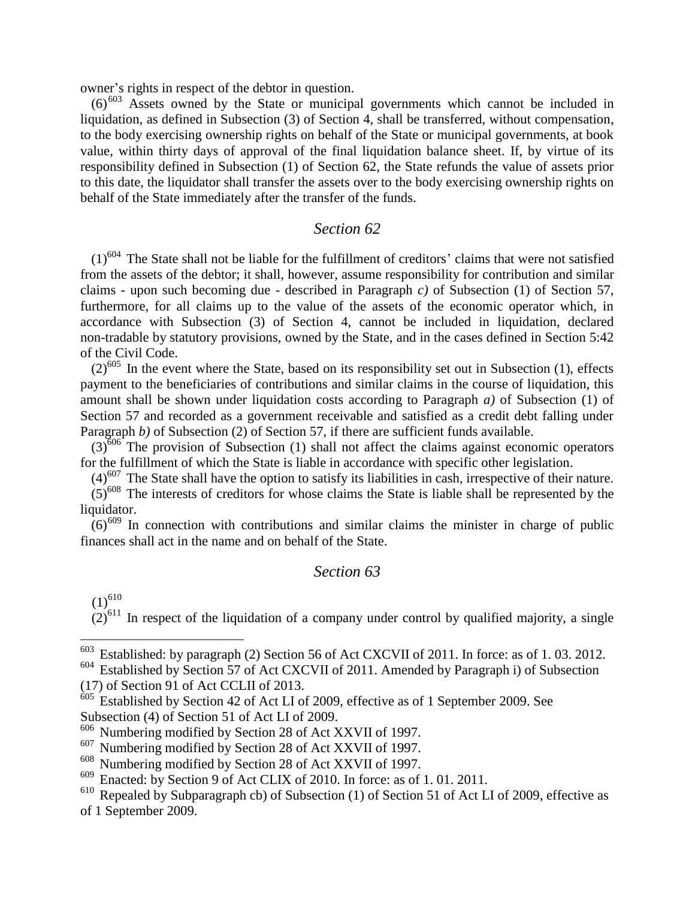owner's rights in respect of the debtor in question.

(6)[603] Assets owned by the State or municipal governments which cannot be included in liquidation, as defined in Subsection (3) of Section 4, shall be transferred, without compensation, to the body exercising ownership rights on behalf of the State or municipal governments, at book value, within thirty days of approval of the final liquidation balance sheet. If, by virtue of its responsibility defined in Subsection (1) of Section 62, the State refunds the value of assets prior to this date, the liquidator shall transfer the assets over to the body exercising ownership rights on behalf of the State immediately after the transfer of the funds.

## *Section 62*

(1)[604] The State shall not be liable for the fulfillment of creditors' claims that were not satisfied from the assets of the debtor; it shall, however, assume responsibility for contribution and similar claims - upon such becoming due - described in Paragraph *c)* of Subsection (1) of Section 57, furthermore, for all claims up to the value of the assets of the economic operator which, in accordance with Subsection (3) of Section 4, cannot be included in liquidation, declared non-tradable by statutory provisions, owned by the State, and in the cases defined in Section 5:42 of the Civil Code.

(2)[605] In the event where the State, based on its responsibility set out in Subsection (1), effects payment to the beneficiaries of contributions and similar claims in the course of liquidation, this amount shall be shown under liquidation costs according to Paragraph *a)* of Subsection (1) of Section 57 and recorded as a government receivable and satisfied as a credit debt falling under Paragraph *b)* of Subsection (2) of Section 57, if there are sufficient funds available.

(3)[606] The provision of Subsection (1) shall not affect the claims against economic operators for the fulfillment of which the State is liable in accordance with specific other legislation.

(4)[607] The State shall have the option to satisfy its liabilities in cash, irrespective of their nature.

(5)[608] The interests of creditors for whose claims the State is liable shall be represented by the liquidator.

(6)[609] In connection with contributions and similar claims the minister in charge of public finances shall act in the name and on behalf of the State.

## *Section 63*

(1)[610]

(2)[611] In respect of the liquidation of a company under control by qualified majority, a single

---

[603] Established: by paragraph (2) Section 56 of Act CXCVII of 2011. In force: as of 1. 03. 2012.

[604] Established by Section 57 of Act CXCVII of 2011. Amended by Paragraph i) of Subsection (17) of Section 91 of Act CCLII of 2013.

[605] Established by Section 42 of Act LI of 2009, effective as of 1 September 2009. See Subsection (4) of Section 51 of Act LI of 2009.

[606] Numbering modified by Section 28 of Act XXVII of 1997.

[607] Numbering modified by Section 28 of Act XXVII of 1997.

[608] Numbering modified by Section 28 of Act XXVII of 1997.

[609] Enacted: by Section 9 of Act CLIX of 2010. In force: as of 1. 01. 2011.

[610] Repealed by Subparagraph cb) of Subsection (1) of Section 51 of Act LI of 2009, effective as of 1 September 2009.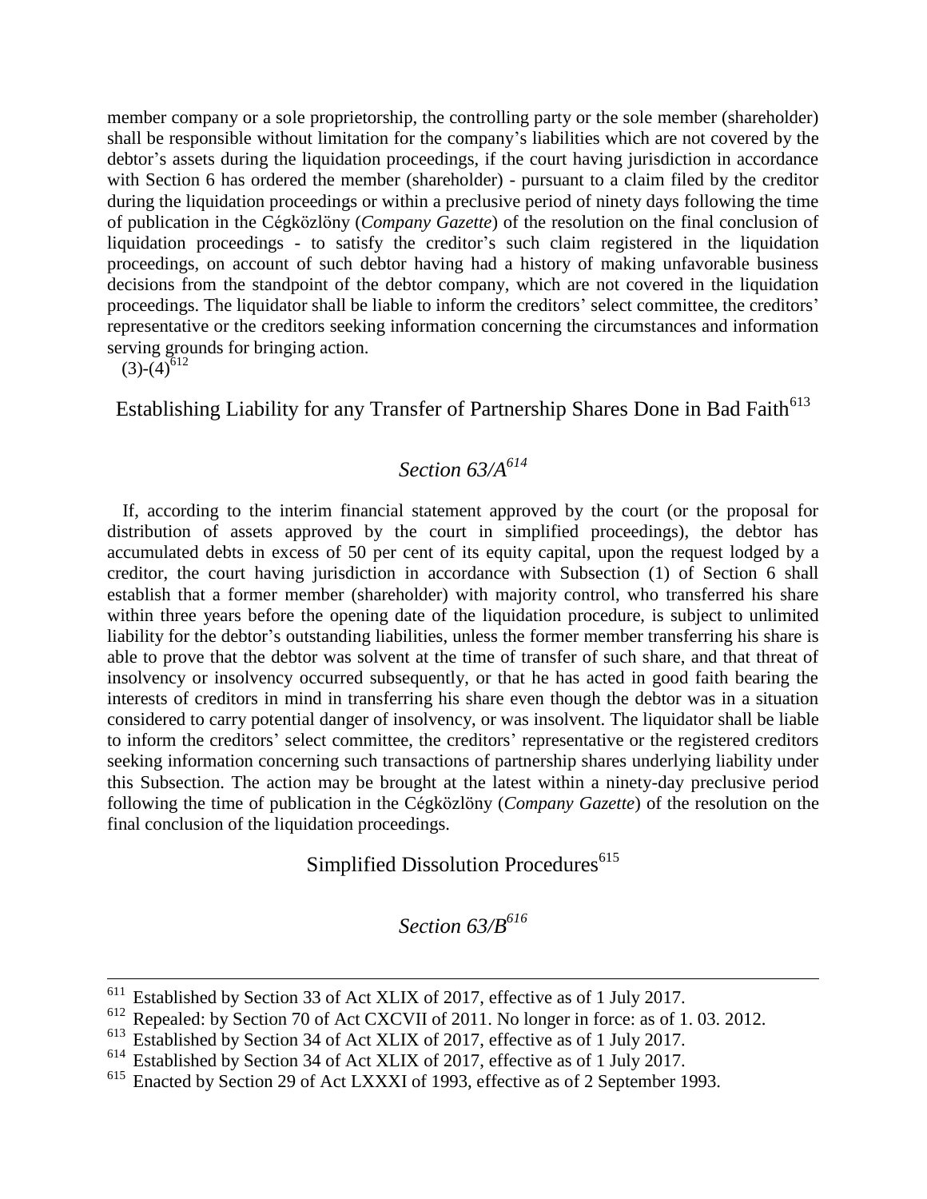member company or a sole proprietorship, the controlling party or the sole member (shareholder) shall be responsible without limitation for the company's liabilities which are not covered by the debtor's assets during the liquidation proceedings, if the court having jurisdiction in accordance with Section 6 has ordered the member (shareholder) - pursuant to a claim filed by the creditor during the liquidation proceedings or within a preclusive period of ninety days following the time of publication in the Cégközlöny (*Company Gazette*) of the resolution on the final conclusion of liquidation proceedings - to satisfy the creditor's such claim registered in the liquidation proceedings, on account of such debtor having had a history of making unfavorable business decisions from the standpoint of the debtor company, which are not covered in the liquidation proceedings. The liquidator shall be liable to inform the creditors' select committee, the creditors' representative or the creditors seeking information concerning the circumstances and information serving grounds for bringing action.

(3)-(4)[612]

## Establishing Liability for any Transfer of Partnership Shares Done in Bad Faith[613]

### *Section 63/A[614]*

If, according to the interim financial statement approved by the court (or the proposal for distribution of assets approved by the court in simplified proceedings), the debtor has accumulated debts in excess of 50 per cent of its equity capital, upon the request lodged by a creditor, the court having jurisdiction in accordance with Subsection (1) of Section 6 shall establish that a former member (shareholder) with majority control, who transferred his share within three years before the opening date of the liquidation procedure, is subject to unlimited liability for the debtor's outstanding liabilities, unless the former member transferring his share is able to prove that the debtor was solvent at the time of transfer of such share, and that threat of insolvency or insolvency occurred subsequently, or that he has acted in good faith bearing the interests of creditors in mind in transferring his share even though the debtor was in a situation considered to carry potential danger of insolvency, or was insolvent. The liquidator shall be liable to inform the creditors' select committee, the creditors' representative or the registered creditors seeking information concerning such transactions of partnership shares underlying liability under this Subsection. The action may be brought at the latest within a ninety-day preclusive period following the time of publication in the Cégközlöny (*Company Gazette*) of the resolution on the final conclusion of the liquidation proceedings.

## Simplified Dissolution Procedures[615]

### *Section 63/B[616]*

---

[611] Established by Section 33 of Act XLIX of 2017, effective as of 1 July 2017.

[612] Repealed: by Section 70 of Act CXCVII of 2011. No longer in force: as of 1. 03. 2012.

[613] Established by Section 34 of Act XLIX of 2017, effective as of 1 July 2017.

[614] Established by Section 34 of Act XLIX of 2017, effective as of 1 July 2017.

[615] Enacted by Section 29 of Act LXXXI of 1993, effective as of 2 September 1993.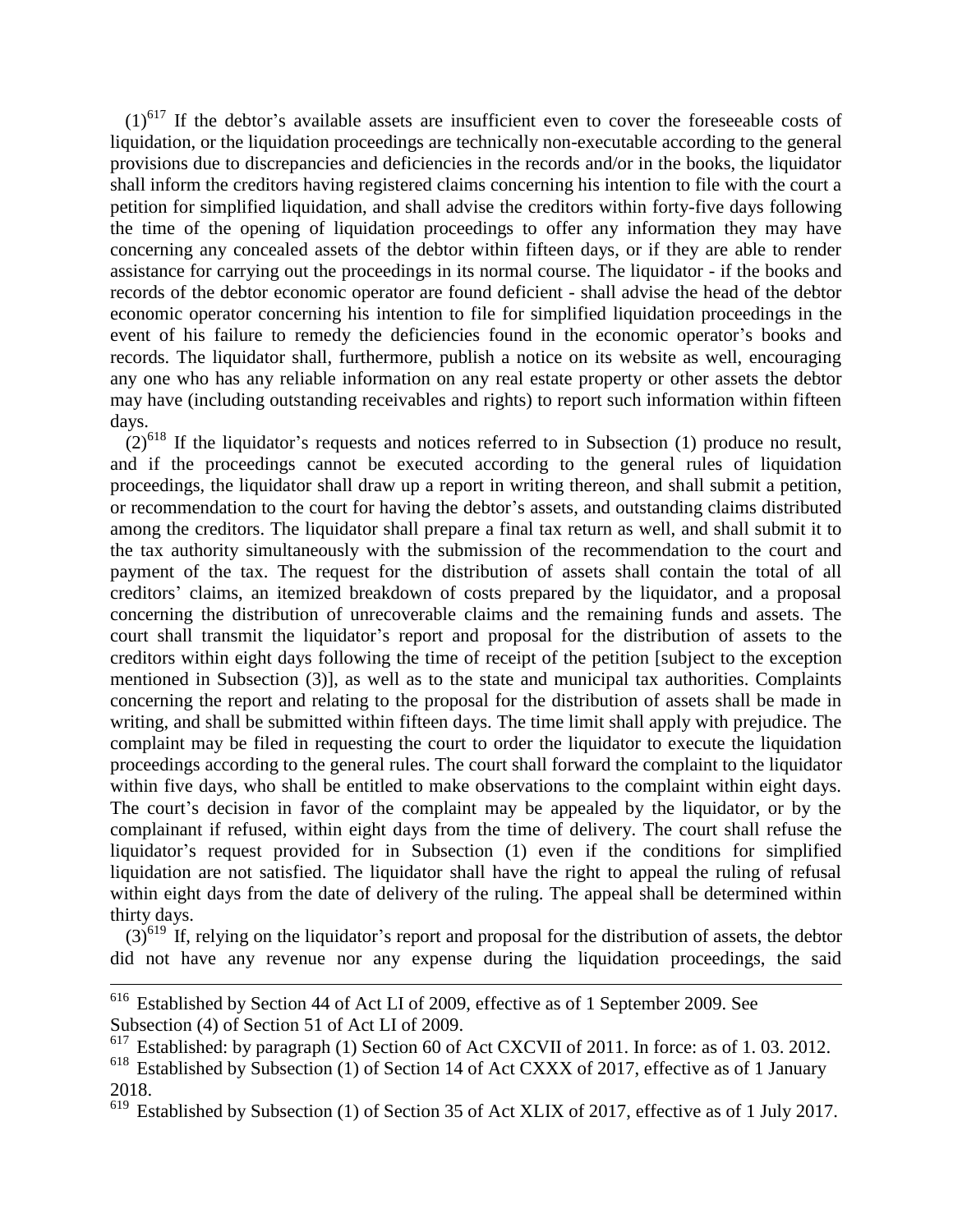(1)[617] If the debtor's available assets are insufficient even to cover the foreseeable costs of liquidation, or the liquidation proceedings are technically non-executable according to the general provisions due to discrepancies and deficiencies in the records and/or in the books, the liquidator shall inform the creditors having registered claims concerning his intention to file with the court a petition for simplified liquidation, and shall advise the creditors within forty-five days following the time of the opening of liquidation proceedings to offer any information they may have concerning any concealed assets of the debtor within fifteen days, or if they are able to render assistance for carrying out the proceedings in its normal course. The liquidator - if the books and records of the debtor economic operator are found deficient - shall advise the head of the debtor economic operator concerning his intention to file for simplified liquidation proceedings in the event of his failure to remedy the deficiencies found in the economic operator's books and records. The liquidator shall, furthermore, publish a notice on its website as well, encouraging any one who has any reliable information on any real estate property or other assets the debtor may have (including outstanding receivables and rights) to report such information within fifteen days.

(2)[618] If the liquidator's requests and notices referred to in Subsection (1) produce no result, and if the proceedings cannot be executed according to the general rules of liquidation proceedings, the liquidator shall draw up a report in writing thereon, and shall submit a petition, or recommendation to the court for having the debtor's assets, and outstanding claims distributed among the creditors. The liquidator shall prepare a final tax return as well, and shall submit it to the tax authority simultaneously with the submission of the recommendation to the court and payment of the tax. The request for the distribution of assets shall contain the total of all creditors' claims, an itemized breakdown of costs prepared by the liquidator, and a proposal concerning the distribution of unrecoverable claims and the remaining funds and assets. The court shall transmit the liquidator's report and proposal for the distribution of assets to the creditors within eight days following the time of receipt of the petition [subject to the exception mentioned in Subsection (3)], as well as to the state and municipal tax authorities. Complaints concerning the report and relating to the proposal for the distribution of assets shall be made in writing, and shall be submitted within fifteen days. The time limit shall apply with prejudice. The complaint may be filed in requesting the court to order the liquidator to execute the liquidation proceedings according to the general rules. The court shall forward the complaint to the liquidator within five days, who shall be entitled to make observations to the complaint within eight days. The court's decision in favor of the complaint may be appealed by the liquidator, or by the complainant if refused, within eight days from the time of delivery. The court shall refuse the liquidator's request provided for in Subsection (1) even if the conditions for simplified liquidation are not satisfied. The liquidator shall have the right to appeal the ruling of refusal within eight days from the date of delivery of the ruling. The appeal shall be determined within thirty days.

(3)[619] If, relying on the liquidator's report and proposal for the distribution of assets, the debtor did not have any revenue nor any expense during the liquidation proceedings, the said

---

[616] Established by Section 44 of Act LI of 2009, effective as of 1 September 2009. See Subsection (4) of Section 51 of Act LI of 2009.

[617] Established: by paragraph (1) Section 60 of Act CXCVII of 2011. In force: as of 1. 03. 2012.

[618] Established by Subsection (1) of Section 14 of Act CXXX of 2017, effective as of 1 January 2018.

[619] Established by Subsection (1) of Section 35 of Act XLIX of 2017, effective as of 1 July 2017.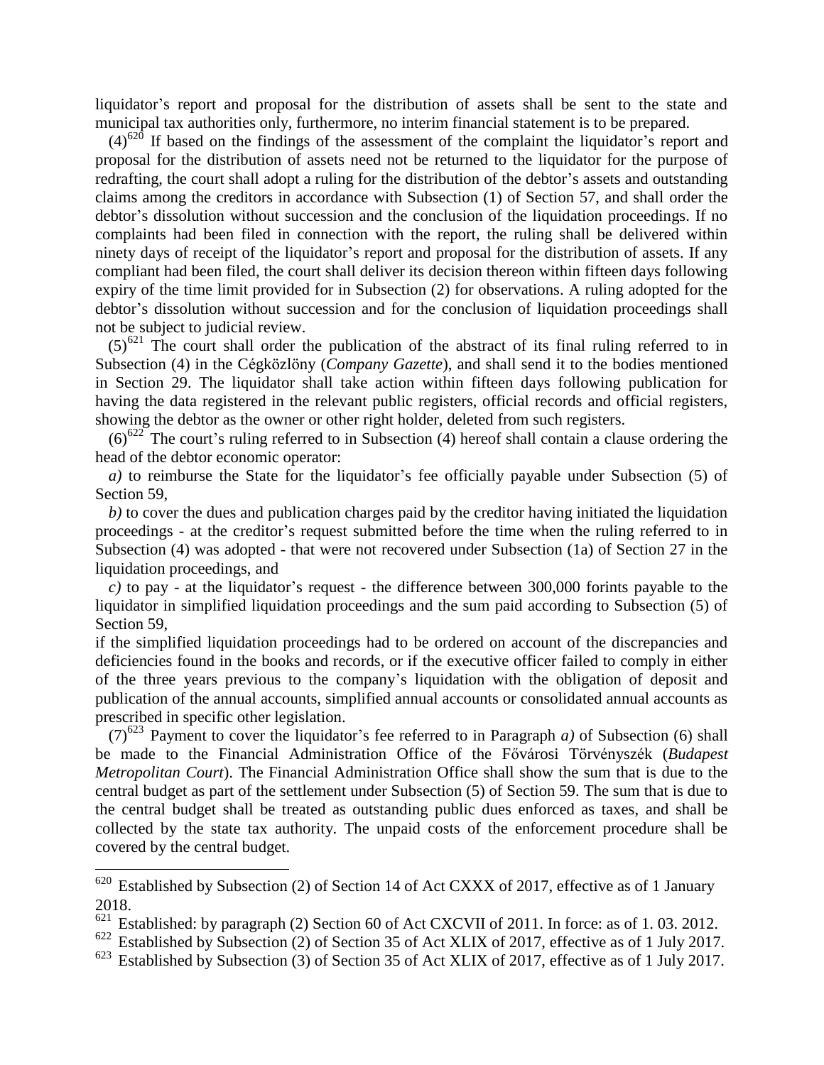liquidator’s report and proposal for the distribution of assets shall be sent to the state and municipal tax authorities only, furthermore, no interim financial statement is to be prepared.

(4)[620] If based on the findings of the assessment of the complaint the liquidator’s report and proposal for the distribution of assets need not be returned to the liquidator for the purpose of redrafting, the court shall adopt a ruling for the distribution of the debtor’s assets and outstanding claims among the creditors in accordance with Subsection (1) of Section 57, and shall order the debtor’s dissolution without succession and the conclusion of the liquidation proceedings. If no complaints had been filed in connection with the report, the ruling shall be delivered within ninety days of receipt of the liquidator’s report and proposal for the distribution of assets. If any compliant had been filed, the court shall deliver its decision thereon within fifteen days following expiry of the time limit provided for in Subsection (2) for observations. A ruling adopted for the debtor’s dissolution without succession and for the conclusion of liquidation proceedings shall not be subject to judicial review.

(5)[621] The court shall order the publication of the abstract of its final ruling referred to in Subsection (4) in the Cégközlöny (*Company Gazette*), and shall send it to the bodies mentioned in Section 29. The liquidator shall take action within fifteen days following publication for having the data registered in the relevant public registers, official records and official registers, showing the debtor as the owner or other right holder, deleted from such registers.

(6)[622] The court’s ruling referred to in Subsection (4) hereof shall contain a clause ordering the head of the debtor economic operator:

*a)* to reimburse the State for the liquidator’s fee officially payable under Subsection (5) of Section 59,

*b)* to cover the dues and publication charges paid by the creditor having initiated the liquidation proceedings - at the creditor’s request submitted before the time when the ruling referred to in Subsection (4) was adopted - that were not recovered under Subsection (1a) of Section 27 in the liquidation proceedings, and

*c)* to pay - at the liquidator’s request - the difference between 300,000 forints payable to the liquidator in simplified liquidation proceedings and the sum paid according to Subsection (5) of Section 59,

if the simplified liquidation proceedings had to be ordered on account of the discrepancies and deficiencies found in the books and records, or if the executive officer failed to comply in either of the three years previous to the company’s liquidation with the obligation of deposit and publication of the annual accounts, simplified annual accounts or consolidated annual accounts as prescribed in specific other legislation.

(7)[623] Payment to cover the liquidator’s fee referred to in Paragraph *a)* of Subsection (6) shall be made to the Financial Administration Office of the Fővárosi Törvényszék (*Budapest Metropolitan Court*). The Financial Administration Office shall show the sum that is due to the central budget as part of the settlement under Subsection (5) of Section 59. The sum that is due to the central budget shall be treated as outstanding public dues enforced as taxes, and shall be collected by the state tax authority. The unpaid costs of the enforcement procedure shall be covered by the central budget.

---

[620] Established by Subsection (2) of Section 14 of Act CXXX of 2017, effective as of 1 January 2018.

[621] Established: by paragraph (2) Section 60 of Act CXCVII of 2011. In force: as of 1. 03. 2012.

[622] Established by Subsection (2) of Section 35 of Act XLIX of 2017, effective as of 1 July 2017.

[623] Established by Subsection (3) of Section 35 of Act XLIX of 2017, effective as of 1 July 2017.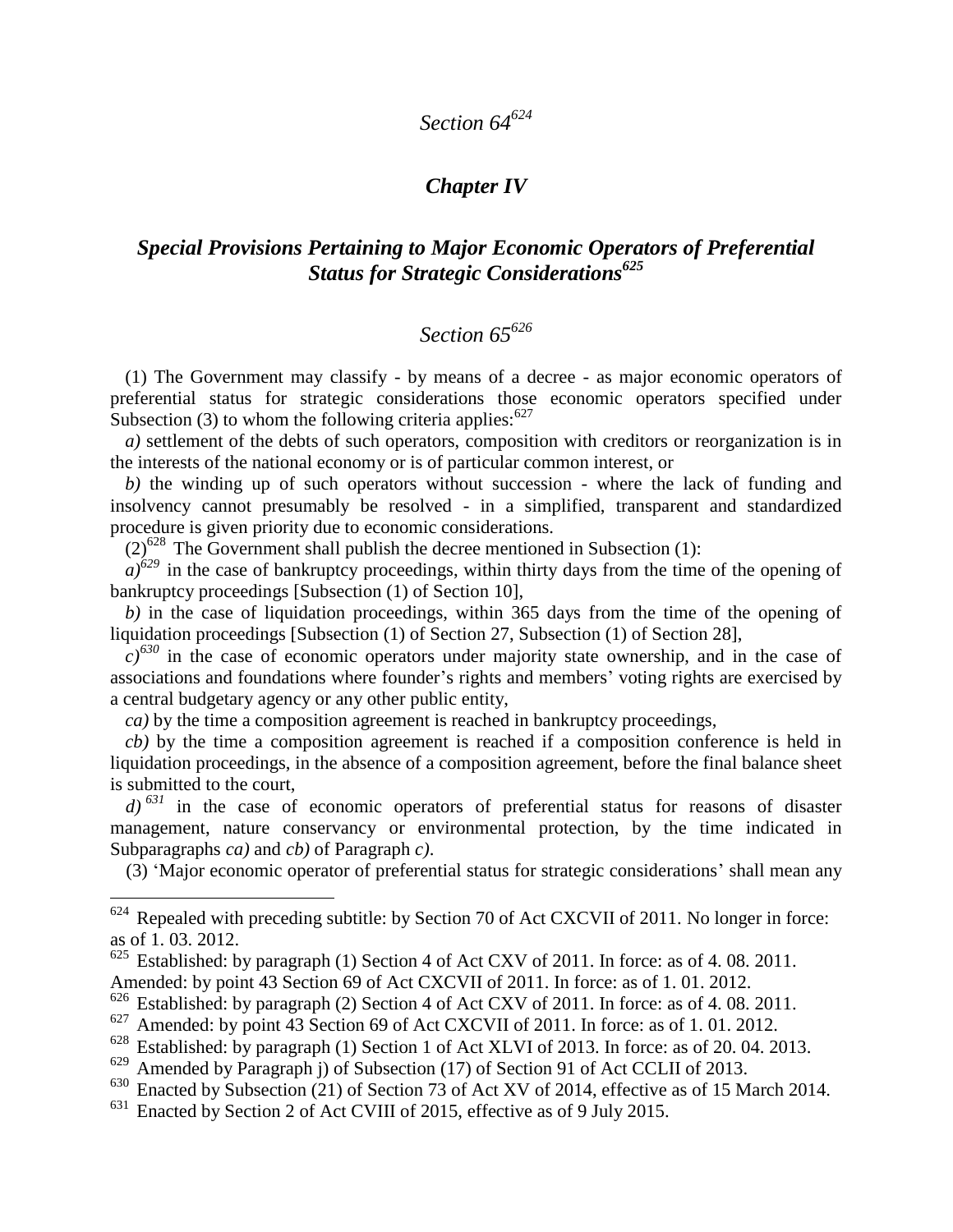*Section 64*[624]

## *Chapter IV*

## *Special Provisions Pertaining to Major Economic Operators of Preferential Status for Strategic Considerations*[625]

*Section 65*[626]

(1) The Government may classify - by means of a decree - as major economic operators of preferential status for strategic considerations those economic operators specified under Subsection (3) to whom the following criteria applies:[627]

*a)* settlement of the debts of such operators, composition with creditors or reorganization is in the interests of the national economy or is of particular common interest, or

*b)* the winding up of such operators without succession - where the lack of funding and insolvency cannot presumably be resolved - in a simplified, transparent and standardized procedure is given priority due to economic considerations.

(2)[628] The Government shall publish the decree mentioned in Subsection (1):

*a)*[629] in the case of bankruptcy proceedings, within thirty days from the time of the opening of bankruptcy proceedings [Subsection (1) of Section 10],

*b)* in the case of liquidation proceedings, within 365 days from the time of the opening of liquidation proceedings [Subsection (1) of Section 27, Subsection (1) of Section 28],

*c)*[630] in the case of economic operators under majority state ownership, and in the case of associations and foundations where founder's rights and members' voting rights are exercised by a central budgetary agency or any other public entity,

*ca)* by the time a composition agreement is reached in bankruptcy proceedings,

*cb)* by the time a composition agreement is reached if a composition conference is held in liquidation proceedings, in the absence of a composition agreement, before the final balance sheet is submitted to the court,

*d)*[631] in the case of economic operators of preferential status for reasons of disaster management, nature conservancy or environmental protection, by the time indicated in Subparagraphs *ca)* and *cb)* of Paragraph *c)*.

(3) 'Major economic operator of preferential status for strategic considerations' shall mean any

---

[624] Repealed with preceding subtitle: by Section 70 of Act CXCVII of 2011. No longer in force: as of 1. 03. 2012.

[625] Established: by paragraph (1) Section 4 of Act CXV of 2011. In force: as of 4. 08. 2011. Amended: by point 43 Section 69 of Act CXCVII of 2011. In force: as of 1. 01. 2012.

[626] Established: by paragraph (2) Section 4 of Act CXV of 2011. In force: as of 4. 08. 2011.

[627] Amended: by point 43 Section 69 of Act CXCVII of 2011. In force: as of 1. 01. 2012.

[628] Established: by paragraph (1) Section 1 of Act XLVI of 2013. In force: as of 20. 04. 2013.

[629] Amended by Paragraph j) of Subsection (17) of Section 91 of Act CCLII of 2013.

[630] Enacted by Subsection (21) of Section 73 of Act XV of 2014, effective as of 15 March 2014.

[631] Enacted by Section 2 of Act CVIII of 2015, effective as of 9 July 2015.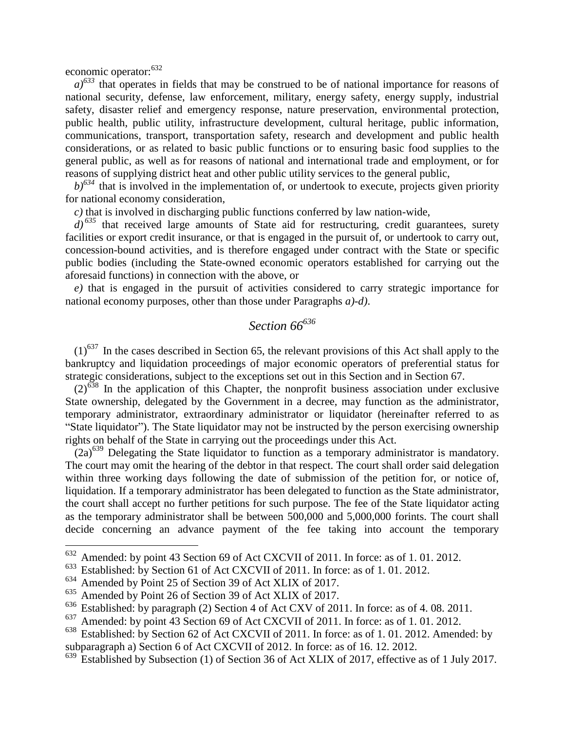economic operator:[632]

*a)*[633] that operates in fields that may be construed to be of national importance for reasons of national security, defense, law enforcement, military, energy safety, energy supply, industrial safety, disaster relief and emergency response, nature preservation, environmental protection, public health, public utility, infrastructure development, cultural heritage, public information, communications, transport, transportation safety, research and development and public health considerations, or as related to basic public functions or to ensuring basic food supplies to the general public, as well as for reasons of national and international trade and employment, or for reasons of supplying district heat and other public utility services to the general public,

*b)*[634] that is involved in the implementation of, or undertook to execute, projects given priority for national economy consideration,

*c)* that is involved in discharging public functions conferred by law nation-wide,

*d)*[635] that received large amounts of State aid for restructuring, credit guarantees, surety facilities or export credit insurance, or that is engaged in the pursuit of, or undertook to carry out, concession-bound activities, and is therefore engaged under contract with the State or specific public bodies (including the State-owned economic operators established for carrying out the aforesaid functions) in connection with the above, or

*e)* that is engaged in the pursuit of activities considered to carry strategic importance for national economy purposes, other than those under Paragraphs *a)-d)*.

## *Section 66*[636]

(1)[637] In the cases described in Section 65, the relevant provisions of this Act shall apply to the bankruptcy and liquidation proceedings of major economic operators of preferential status for strategic considerations, subject to the exceptions set out in this Section and in Section 67.

(2)[638] In the application of this Chapter, the nonprofit business association under exclusive State ownership, delegated by the Government in a decree, may function as the administrator, temporary administrator, extraordinary administrator or liquidator (hereinafter referred to as "State liquidator"). The State liquidator may not be instructed by the person exercising ownership rights on behalf of the State in carrying out the proceedings under this Act.

(2a)[639] Delegating the State liquidator to function as a temporary administrator is mandatory. The court may omit the hearing of the debtor in that respect. The court shall order said delegation within three working days following the date of submission of the petition for, or notice of, liquidation. If a temporary administrator has been delegated to function as the State administrator, the court shall accept no further petitions for such purpose. The fee of the State liquidator acting as the temporary administrator shall be between 500,000 and 5,000,000 forints. The court shall decide concerning an advance payment of the fee taking into account the temporary

---

[632] Amended: by point 43 Section 69 of Act CXCVII of 2011. In force: as of 1. 01. 2012.

[633] Established: by Section 61 of Act CXCVII of 2011. In force: as of 1. 01. 2012.

[634] Amended by Point 25 of Section 39 of Act XLIX of 2017.

[635] Amended by Point 26 of Section 39 of Act XLIX of 2017.

[636] Established: by paragraph (2) Section 4 of Act CXV of 2011. In force: as of 4. 08. 2011.

[637] Amended: by point 43 Section 69 of Act CXCVII of 2011. In force: as of 1. 01. 2012.

[638] Established: by Section 62 of Act CXCVII of 2011. In force: as of 1. 01. 2012. Amended: by subparagraph a) Section 6 of Act CXCVII of 2012. In force: as of 16. 12. 2012.

[639] Established by Subsection (1) of Section 36 of Act XLIX of 2017, effective as of 1 July 2017.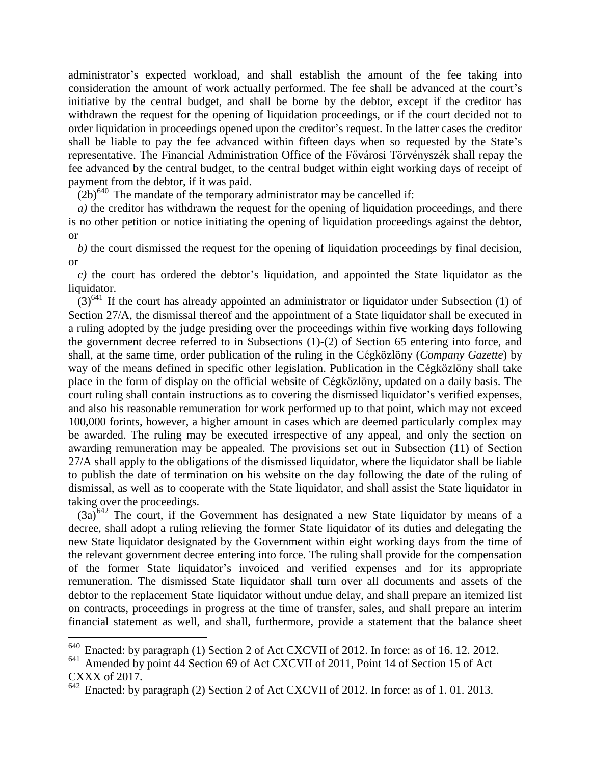administrator's expected workload, and shall establish the amount of the fee taking into consideration the amount of work actually performed. The fee shall be advanced at the court's initiative by the central budget, and shall be borne by the debtor, except if the creditor has withdrawn the request for the opening of liquidation proceedings, or if the court decided not to order liquidation in proceedings opened upon the creditor's request. In the latter cases the creditor shall be liable to pay the fee advanced within fifteen days when so requested by the State's representative. The Financial Administration Office of the Fővárosi Törvényszék shall repay the fee advanced by the central budget, to the central budget within eight working days of receipt of payment from the debtor, if it was paid.

(2b)[640] The mandate of the temporary administrator may be cancelled if:

*a)* the creditor has withdrawn the request for the opening of liquidation proceedings, and there is no other petition or notice initiating the opening of liquidation proceedings against the debtor, or

*b)* the court dismissed the request for the opening of liquidation proceedings by final decision, or

*c)* the court has ordered the debtor's liquidation, and appointed the State liquidator as the liquidator.

(3)[641] If the court has already appointed an administrator or liquidator under Subsection (1) of Section 27/A, the dismissal thereof and the appointment of a State liquidator shall be executed in a ruling adopted by the judge presiding over the proceedings within five working days following the government decree referred to in Subsections (1)-(2) of Section 65 entering into force, and shall, at the same time, order publication of the ruling in the Cégközlöny (*Company Gazette*) by way of the means defined in specific other legislation. Publication in the Cégközlöny shall take place in the form of display on the official website of Cégközlöny, updated on a daily basis. The court ruling shall contain instructions as to covering the dismissed liquidator's verified expenses, and also his reasonable remuneration for work performed up to that point, which may not exceed 100,000 forints, however, a higher amount in cases which are deemed particularly complex may be awarded. The ruling may be executed irrespective of any appeal, and only the section on awarding remuneration may be appealed. The provisions set out in Subsection (11) of Section 27/A shall apply to the obligations of the dismissed liquidator, where the liquidator shall be liable to publish the date of termination on his website on the day following the date of the ruling of dismissal, as well as to cooperate with the State liquidator, and shall assist the State liquidator in taking over the proceedings.

(3a)[642] The court, if the Government has designated a new State liquidator by means of a decree, shall adopt a ruling relieving the former State liquidator of its duties and delegating the new State liquidator designated by the Government within eight working days from the time of the relevant government decree entering into force. The ruling shall provide for the compensation of the former State liquidator's invoiced and verified expenses and for its appropriate remuneration. The dismissed State liquidator shall turn over all documents and assets of the debtor to the replacement State liquidator without undue delay, and shall prepare an itemized list on contracts, proceedings in progress at the time of transfer, sales, and shall prepare an interim financial statement as well, and shall, furthermore, provide a statement that the balance sheet

---

[640] Enacted: by paragraph (1) Section 2 of Act CXCVII of 2012. In force: as of 16. 12. 2012.

[641] Amended by point 44 Section 69 of Act CXCVII of 2011, Point 14 of Section 15 of Act CXXX of 2017.

[642] Enacted: by paragraph (2) Section 2 of Act CXCVII of 2012. In force: as of 1. 01. 2013.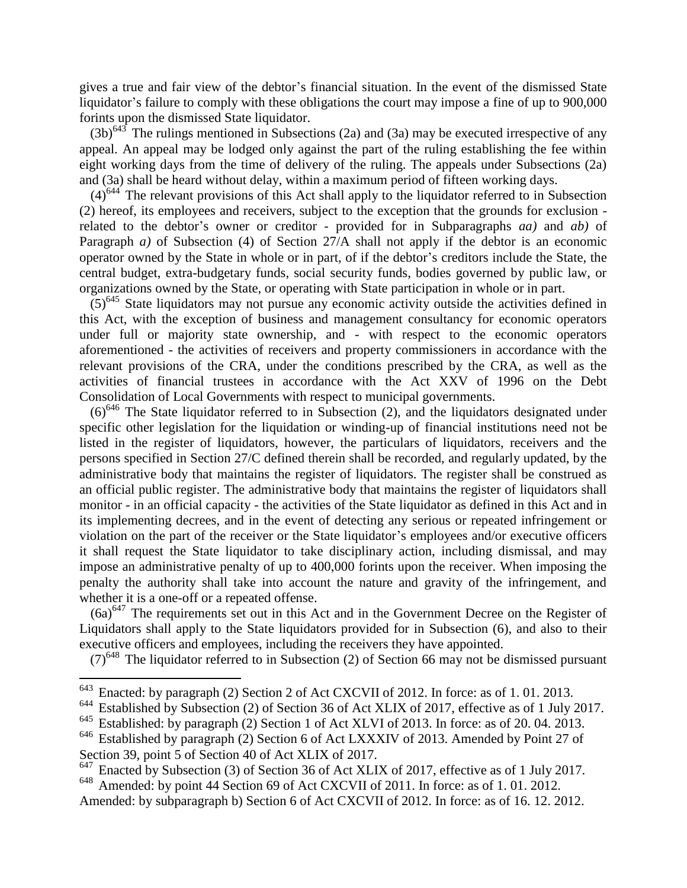gives a true and fair view of the debtor's financial situation. In the event of the dismissed State liquidator's failure to comply with these obligations the court may impose a fine of up to 900,000 forints upon the dismissed State liquidator.

(3b)[643] The rulings mentioned in Subsections (2a) and (3a) may be executed irrespective of any appeal. An appeal may be lodged only against the part of the ruling establishing the fee within eight working days from the time of delivery of the ruling. The appeals under Subsections (2a) and (3a) shall be heard without delay, within a maximum period of fifteen working days.

(4)[644] The relevant provisions of this Act shall apply to the liquidator referred to in Subsection (2) hereof, its employees and receivers, subject to the exception that the grounds for exclusion - related to the debtor's owner or creditor - provided for in Subparagraphs *aa)* and *ab)* of Paragraph *a)* of Subsection (4) of Section 27/A shall not apply if the debtor is an economic operator owned by the State in whole or in part, of if the debtor's creditors include the State, the central budget, extra-budgetary funds, social security funds, bodies governed by public law, or organizations owned by the State, or operating with State participation in whole or in part.

(5)[645] State liquidators may not pursue any economic activity outside the activities defined in this Act, with the exception of business and management consultancy for economic operators under full or majority state ownership, and - with respect to the economic operators aforementioned - the activities of receivers and property commissioners in accordance with the relevant provisions of the CRA, under the conditions prescribed by the CRA, as well as the activities of financial trustees in accordance with the Act XXV of 1996 on the Debt Consolidation of Local Governments with respect to municipal governments.

(6)[646] The State liquidator referred to in Subsection (2), and the liquidators designated under specific other legislation for the liquidation or winding-up of financial institutions need not be listed in the register of liquidators, however, the particulars of liquidators, receivers and the persons specified in Section 27/C defined therein shall be recorded, and regularly updated, by the administrative body that maintains the register of liquidators. The register shall be construed as an official public register. The administrative body that maintains the register of liquidators shall monitor - in an official capacity - the activities of the State liquidator as defined in this Act and in its implementing decrees, and in the event of detecting any serious or repeated infringement or violation on the part of the receiver or the State liquidator's employees and/or executive officers it shall request the State liquidator to take disciplinary action, including dismissal, and may impose an administrative penalty of up to 400,000 forints upon the receiver. When imposing the penalty the authority shall take into account the nature and gravity of the infringement, and whether it is a one-off or a repeated offense.

(6a)[647] The requirements set out in this Act and in the Government Decree on the Register of Liquidators shall apply to the State liquidators provided for in Subsection (6), and also to their executive officers and employees, including the receivers they have appointed.

(7)[648] The liquidator referred to in Subsection (2) of Section 66 may not be dismissed pursuant

---

[643] Enacted: by paragraph (2) Section 2 of Act CXCVII of 2012. In force: as of 1. 01. 2013.

[644] Established by Subsection (2) of Section 36 of Act XLIX of 2017, effective as of 1 July 2017.

[645] Established: by paragraph (2) Section 1 of Act XLVI of 2013. In force: as of 20. 04. 2013.

[646] Established by paragraph (2) Section 6 of Act LXXXIV of 2013. Amended by Point 27 of Section 39, point 5 of Section 40 of Act XLIX of 2017.

[647] Enacted by Subsection (3) of Section 36 of Act XLIX of 2017, effective as of 1 July 2017.

[648] Amended: by point 44 Section 69 of Act CXCVII of 2011. In force: as of 1. 01. 2012. Amended: by subparagraph b) Section 6 of Act CXCVII of 2012. In force: as of 16. 12. 2012.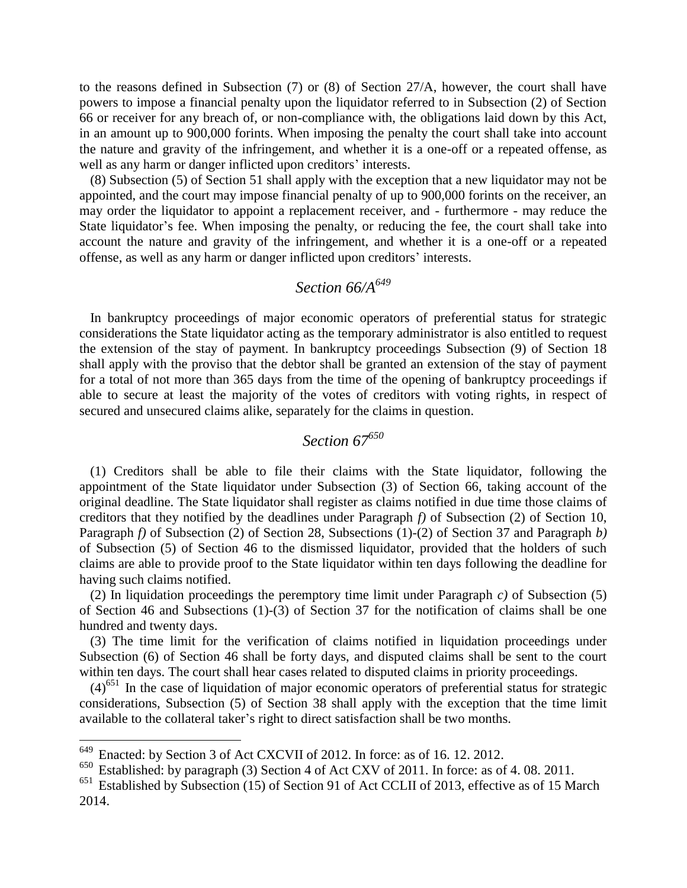to the reasons defined in Subsection (7) or (8) of Section 27/A, however, the court shall have powers to impose a financial penalty upon the liquidator referred to in Subsection (2) of Section 66 or receiver for any breach of, or non-compliance with, the obligations laid down by this Act, in an amount up to 900,000 forints. When imposing the penalty the court shall take into account the nature and gravity of the infringement, and whether it is a one-off or a repeated offense, as well as any harm or danger inflicted upon creditors' interests.

(8) Subsection (5) of Section 51 shall apply with the exception that a new liquidator may not be appointed, and the court may impose financial penalty of up to 900,000 forints on the receiver, an may order the liquidator to appoint a replacement receiver, and - furthermore - may reduce the State liquidator's fee. When imposing the penalty, or reducing the fee, the court shall take into account the nature and gravity of the infringement, and whether it is a one-off or a repeated offense, as well as any harm or danger inflicted upon creditors' interests.

## *Section 66/A*[649]

In bankruptcy proceedings of major economic operators of preferential status for strategic considerations the State liquidator acting as the temporary administrator is also entitled to request the extension of the stay of payment. In bankruptcy proceedings Subsection (9) of Section 18 shall apply with the proviso that the debtor shall be granted an extension of the stay of payment for a total of not more than 365 days from the time of the opening of bankruptcy proceedings if able to secure at least the majority of the votes of creditors with voting rights, in respect of secured and unsecured claims alike, separately for the claims in question.

## *Section 67*[650]

(1) Creditors shall be able to file their claims with the State liquidator, following the appointment of the State liquidator under Subsection (3) of Section 66, taking account of the original deadline. The State liquidator shall register as claims notified in due time those claims of creditors that they notified by the deadlines under Paragraph *f)* of Subsection (2) of Section 10, Paragraph *f)* of Subsection (2) of Section 28, Subsections (1)-(2) of Section 37 and Paragraph *b)* of Subsection (5) of Section 46 to the dismissed liquidator, provided that the holders of such claims are able to provide proof to the State liquidator within ten days following the deadline for having such claims notified.

(2) In liquidation proceedings the peremptory time limit under Paragraph *c)* of Subsection (5) of Section 46 and Subsections (1)-(3) of Section 37 for the notification of claims shall be one hundred and twenty days.

(3) The time limit for the verification of claims notified in liquidation proceedings under Subsection (6) of Section 46 shall be forty days, and disputed claims shall be sent to the court within ten days. The court shall hear cases related to disputed claims in priority proceedings.

(4)[651] In the case of liquidation of major economic operators of preferential status for strategic considerations, Subsection (5) of Section 38 shall apply with the exception that the time limit available to the collateral taker's right to direct satisfaction shall be two months.

---

[649] Enacted: by Section 3 of Act CXCVII of 2012. In force: as of 16. 12. 2012.

[650] Established: by paragraph (3) Section 4 of Act CXV of 2011. In force: as of 4. 08. 2011.

[651] Established by Subsection (15) of Section 91 of Act CCLII of 2013, effective as of 15 March 2014.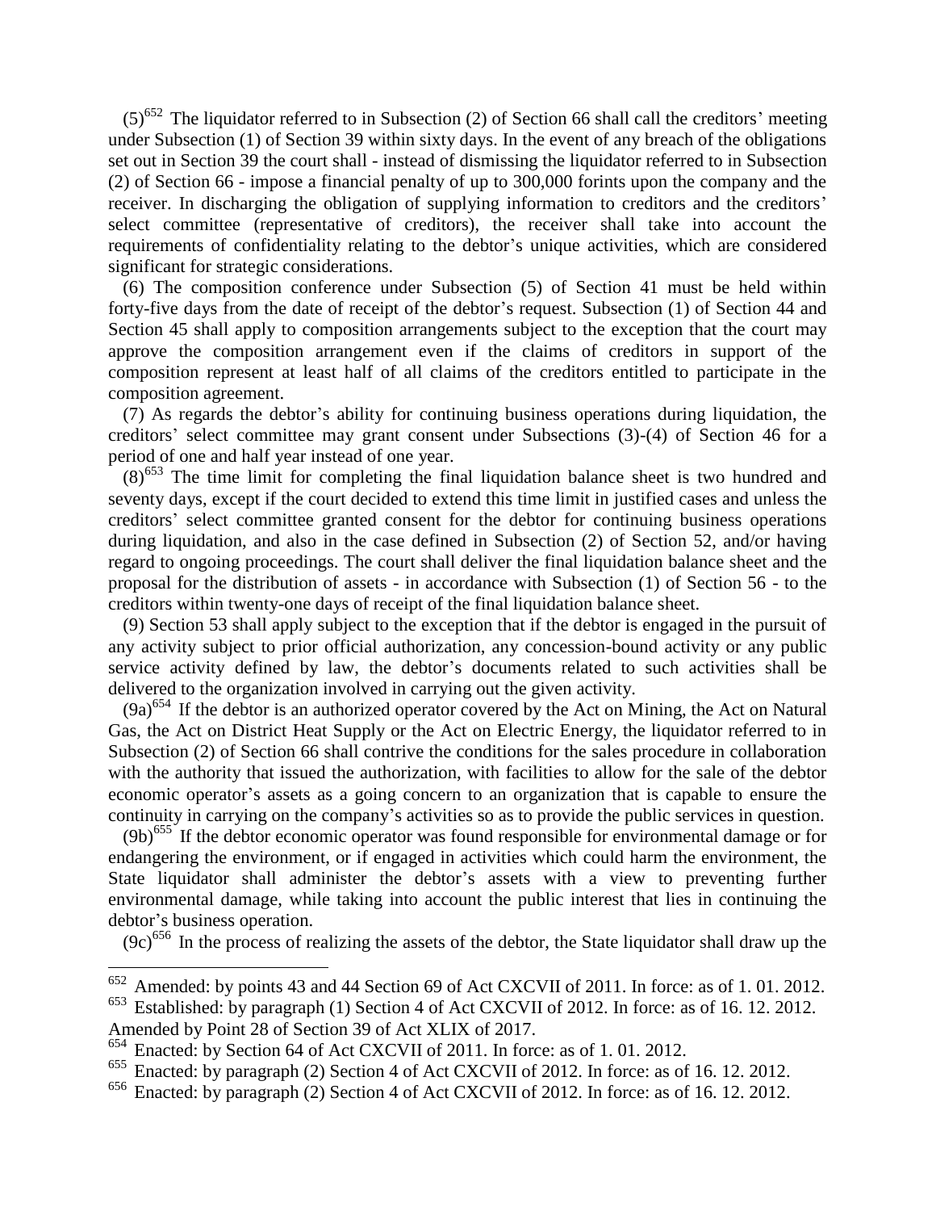(5)[652] The liquidator referred to in Subsection (2) of Section 66 shall call the creditors' meeting under Subsection (1) of Section 39 within sixty days. In the event of any breach of the obligations set out in Section 39 the court shall - instead of dismissing the liquidator referred to in Subsection (2) of Section 66 - impose a financial penalty of up to 300,000 forints upon the company and the receiver. In discharging the obligation of supplying information to creditors and the creditors' select committee (representative of creditors), the receiver shall take into account the requirements of confidentiality relating to the debtor's unique activities, which are considered significant for strategic considerations.

(6) The composition conference under Subsection (5) of Section 41 must be held within forty-five days from the date of receipt of the debtor's request. Subsection (1) of Section 44 and Section 45 shall apply to composition arrangements subject to the exception that the court may approve the composition arrangement even if the claims of creditors in support of the composition represent at least half of all claims of the creditors entitled to participate in the composition agreement.

(7) As regards the debtor's ability for continuing business operations during liquidation, the creditors' select committee may grant consent under Subsections (3)-(4) of Section 46 for a period of one and half year instead of one year.

(8)[653] The time limit for completing the final liquidation balance sheet is two hundred and seventy days, except if the court decided to extend this time limit in justified cases and unless the creditors' select committee granted consent for the debtor for continuing business operations during liquidation, and also in the case defined in Subsection (2) of Section 52, and/or having regard to ongoing proceedings. The court shall deliver the final liquidation balance sheet and the proposal for the distribution of assets - in accordance with Subsection (1) of Section 56 - to the creditors within twenty-one days of receipt of the final liquidation balance sheet.

(9) Section 53 shall apply subject to the exception that if the debtor is engaged in the pursuit of any activity subject to prior official authorization, any concession-bound activity or any public service activity defined by law, the debtor's documents related to such activities shall be delivered to the organization involved in carrying out the given activity.

(9a)[654] If the debtor is an authorized operator covered by the Act on Mining, the Act on Natural Gas, the Act on District Heat Supply or the Act on Electric Energy, the liquidator referred to in Subsection (2) of Section 66 shall contrive the conditions for the sales procedure in collaboration with the authority that issued the authorization, with facilities to allow for the sale of the debtor economic operator's assets as a going concern to an organization that is capable to ensure the continuity in carrying on the company's activities so as to provide the public services in question.

(9b)[655] If the debtor economic operator was found responsible for environmental damage or for endangering the environment, or if engaged in activities which could harm the environment, the State liquidator shall administer the debtor's assets with a view to preventing further environmental damage, while taking into account the public interest that lies in continuing the debtor's business operation.

(9c)[656] In the process of realizing the assets of the debtor, the State liquidator shall draw up the

---

[652] Amended: by points 43 and 44 Section 69 of Act CXCVII of 2011. In force: as of 1. 01. 2012.

[653] Established: by paragraph (1) Section 4 of Act CXCVII of 2012. In force: as of 16. 12. 2012. Amended by Point 28 of Section 39 of Act XLIX of 2017.

[654] Enacted: by Section 64 of Act CXCVII of 2011. In force: as of 1. 01. 2012.

[655] Enacted: by paragraph (2) Section 4 of Act CXCVII of 2012. In force: as of 16. 12. 2012.

[656] Enacted: by paragraph (2) Section 4 of Act CXCVII of 2012. In force: as of 16. 12. 2012.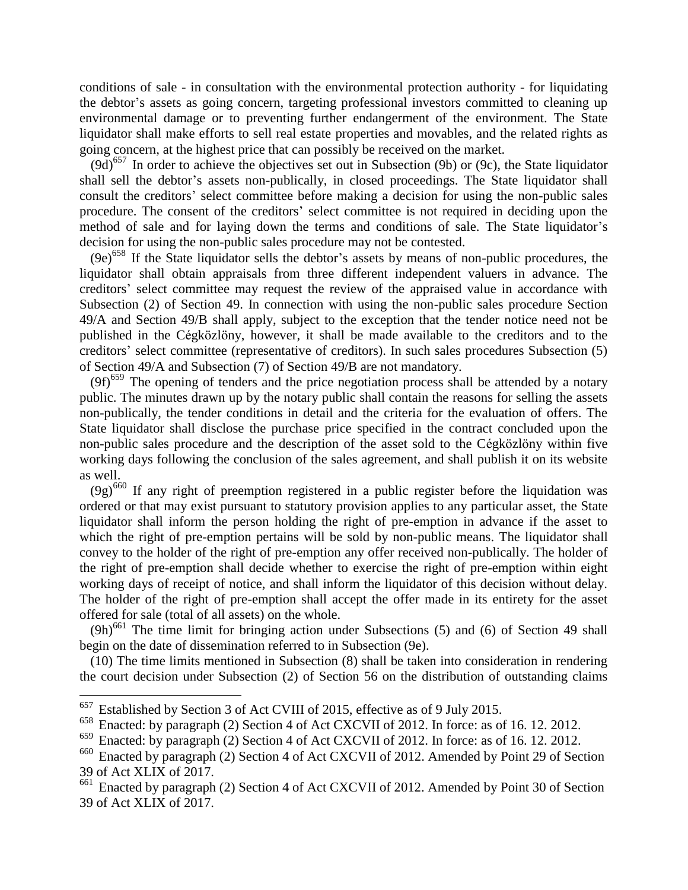conditions of sale - in consultation with the environmental protection authority - for liquidating the debtor's assets as going concern, targeting professional investors committed to cleaning up environmental damage or to preventing further endangerment of the environment. The State liquidator shall make efforts to sell real estate properties and movables, and the related rights as going concern, at the highest price that can possibly be received on the market.

(9d)[657] In order to achieve the objectives set out in Subsection (9b) or (9c), the State liquidator shall sell the debtor's assets non-publically, in closed proceedings. The State liquidator shall consult the creditors' select committee before making a decision for using the non-public sales procedure. The consent of the creditors' select committee is not required in deciding upon the method of sale and for laying down the terms and conditions of sale. The State liquidator's decision for using the non-public sales procedure may not be contested.

(9e)[658] If the State liquidator sells the debtor's assets by means of non-public procedures, the liquidator shall obtain appraisals from three different independent valuers in advance. The creditors' select committee may request the review of the appraised value in accordance with Subsection (2) of Section 49. In connection with using the non-public sales procedure Section 49/A and Section 49/B shall apply, subject to the exception that the tender notice need not be published in the Cégközlöny, however, it shall be made available to the creditors and to the creditors' select committee (representative of creditors). In such sales procedures Subsection (5) of Section 49/A and Subsection (7) of Section 49/B are not mandatory.

(9f)[659] The opening of tenders and the price negotiation process shall be attended by a notary public. The minutes drawn up by the notary public shall contain the reasons for selling the assets non-publically, the tender conditions in detail and the criteria for the evaluation of offers. The State liquidator shall disclose the purchase price specified in the contract concluded upon the non-public sales procedure and the description of the asset sold to the Cégközlöny within five working days following the conclusion of the sales agreement, and shall publish it on its website as well.

(9g)[660] If any right of preemption registered in a public register before the liquidation was ordered or that may exist pursuant to statutory provision applies to any particular asset, the State liquidator shall inform the person holding the right of pre-emption in advance if the asset to which the right of pre-emption pertains will be sold by non-public means. The liquidator shall convey to the holder of the right of pre-emption any offer received non-publically. The holder of the right of pre-emption shall decide whether to exercise the right of pre-emption within eight working days of receipt of notice, and shall inform the liquidator of this decision without delay. The holder of the right of pre-emption shall accept the offer made in its entirety for the asset offered for sale (total of all assets) on the whole.

(9h)[661] The time limit for bringing action under Subsections (5) and (6) of Section 49 shall begin on the date of dissemination referred to in Subsection (9e).

(10) The time limits mentioned in Subsection (8) shall be taken into consideration in rendering the court decision under Subsection (2) of Section 56 on the distribution of outstanding claims

---

[657] Established by Section 3 of Act CVIII of 2015, effective as of 9 July 2015.

[658] Enacted: by paragraph (2) Section 4 of Act CXCVII of 2012. In force: as of 16. 12. 2012.

[659] Enacted: by paragraph (2) Section 4 of Act CXCVII of 2012. In force: as of 16. 12. 2012.

[660] Enacted by paragraph (2) Section 4 of Act CXCVII of 2012. Amended by Point 29 of Section 39 of Act XLIX of 2017.

[661] Enacted by paragraph (2) Section 4 of Act CXCVII of 2012. Amended by Point 30 of Section 39 of Act XLIX of 2017.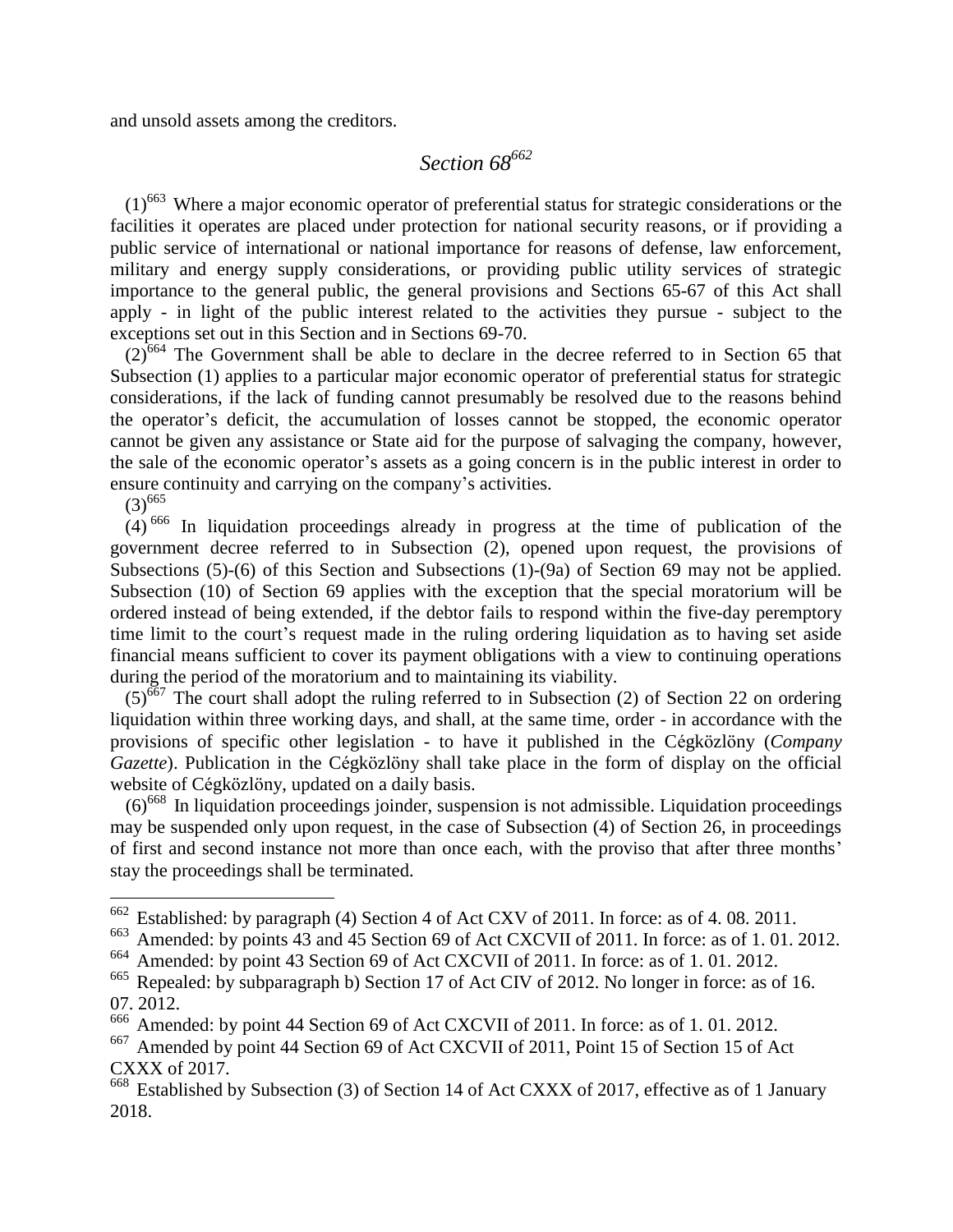and unsold assets among the creditors.

## *Section 68*[662]

(1)[663] Where a major economic operator of preferential status for strategic considerations or the facilities it operates are placed under protection for national security reasons, or if providing a public service of international or national importance for reasons of defense, law enforcement, military and energy supply considerations, or providing public utility services of strategic importance to the general public, the general provisions and Sections 65-67 of this Act shall apply - in light of the public interest related to the activities they pursue - subject to the exceptions set out in this Section and in Sections 69-70.

(2)[664] The Government shall be able to declare in the decree referred to in Section 65 that Subsection (1) applies to a particular major economic operator of preferential status for strategic considerations, if the lack of funding cannot presumably be resolved due to the reasons behind the operator's deficit, the accumulation of losses cannot be stopped, the economic operator cannot be given any assistance or State aid for the purpose of salvaging the company, however, the sale of the economic operator's assets as a going concern is in the public interest in order to ensure continuity and carrying on the company's activities.

(3)[665]

(4)[666] In liquidation proceedings already in progress at the time of publication of the government decree referred to in Subsection (2), opened upon request, the provisions of Subsections (5)-(6) of this Section and Subsections (1)-(9a) of Section 69 may not be applied. Subsection (10) of Section 69 applies with the exception that the special moratorium will be ordered instead of being extended, if the debtor fails to respond within the five-day peremptory time limit to the court's request made in the ruling ordering liquidation as to having set aside financial means sufficient to cover its payment obligations with a view to continuing operations during the period of the moratorium and to maintaining its viability.

(5)[667] The court shall adopt the ruling referred to in Subsection (2) of Section 22 on ordering liquidation within three working days, and shall, at the same time, order - in accordance with the provisions of specific other legislation - to have it published in the Cégközlöny (*Company Gazette*). Publication in the Cégközlöny shall take place in the form of display on the official website of Cégközlöny, updated on a daily basis.

(6)[668] In liquidation proceedings joinder, suspension is not admissible. Liquidation proceedings may be suspended only upon request, in the case of Subsection (4) of Section 26, in proceedings of first and second instance not more than once each, with the proviso that after three months' stay the proceedings shall be terminated.

---

[662] Established: by paragraph (4) Section 4 of Act CXV of 2011. In force: as of 4. 08. 2011.

[663] Amended: by points 43 and 45 Section 69 of Act CXCVII of 2011. In force: as of 1. 01. 2012.

[664] Amended: by point 43 Section 69 of Act CXCVII of 2011. In force: as of 1. 01. 2012.

[665] Repealed: by subparagraph b) Section 17 of Act CIV of 2012. No longer in force: as of 16. 07. 2012.

[666] Amended: by point 44 Section 69 of Act CXCVII of 2011. In force: as of 1. 01. 2012.

[667] Amended by point 44 Section 69 of Act CXCVII of 2011, Point 15 of Section 15 of Act CXXX of 2017.

[668] Established by Subsection (3) of Section 14 of Act CXXX of 2017, effective as of 1 January 2018.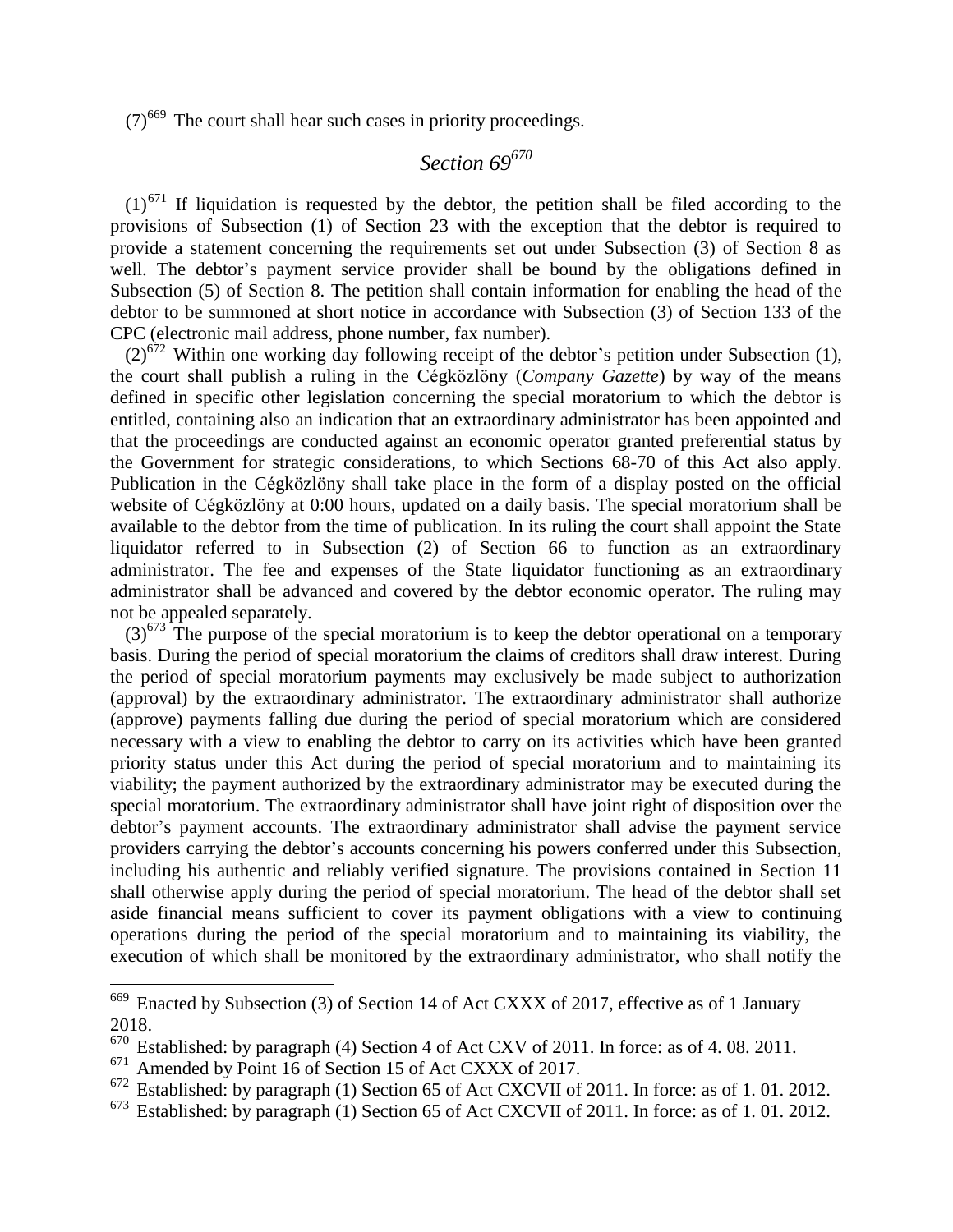(7)[669] The court shall hear such cases in priority proceedings.

## *Section 69*[670]

(1)[671] If liquidation is requested by the debtor, the petition shall be filed according to the provisions of Subsection (1) of Section 23 with the exception that the debtor is required to provide a statement concerning the requirements set out under Subsection (3) of Section 8 as well. The debtor's payment service provider shall be bound by the obligations defined in Subsection (5) of Section 8. The petition shall contain information for enabling the head of the debtor to be summoned at short notice in accordance with Subsection (3) of Section 133 of the CPC (electronic mail address, phone number, fax number).

(2)[672] Within one working day following receipt of the debtor's petition under Subsection (1), the court shall publish a ruling in the Cégközlöny (*Company Gazette*) by way of the means defined in specific other legislation concerning the special moratorium to which the debtor is entitled, containing also an indication that an extraordinary administrator has been appointed and that the proceedings are conducted against an economic operator granted preferential status by the Government for strategic considerations, to which Sections 68-70 of this Act also apply. Publication in the Cégközlöny shall take place in the form of a display posted on the official website of Cégközlöny at 0:00 hours, updated on a daily basis. The special moratorium shall be available to the debtor from the time of publication. In its ruling the court shall appoint the State liquidator referred to in Subsection (2) of Section 66 to function as an extraordinary administrator. The fee and expenses of the State liquidator functioning as an extraordinary administrator shall be advanced and covered by the debtor economic operator. The ruling may not be appealed separately.

(3)[673] The purpose of the special moratorium is to keep the debtor operational on a temporary basis. During the period of special moratorium the claims of creditors shall draw interest. During the period of special moratorium payments may exclusively be made subject to authorization (approval) by the extraordinary administrator. The extraordinary administrator shall authorize (approve) payments falling due during the period of special moratorium which are considered necessary with a view to enabling the debtor to carry on its activities which have been granted priority status under this Act during the period of special moratorium and to maintaining its viability; the payment authorized by the extraordinary administrator may be executed during the special moratorium. The extraordinary administrator shall have joint right of disposition over the debtor's payment accounts. The extraordinary administrator shall advise the payment service providers carrying the debtor's accounts concerning his powers conferred under this Subsection, including his authentic and reliably verified signature. The provisions contained in Section 11 shall otherwise apply during the period of special moratorium. The head of the debtor shall set aside financial means sufficient to cover its payment obligations with a view to continuing operations during the period of the special moratorium and to maintaining its viability, the execution of which shall be monitored by the extraordinary administrator, who shall notify the

---

[669] Enacted by Subsection (3) of Section 14 of Act CXXX of 2017, effective as of 1 January 2018.

[670] Established: by paragraph (4) Section 4 of Act CXV of 2011. In force: as of 4. 08. 2011.

[671] Amended by Point 16 of Section 15 of Act CXXX of 2017.

[672] Established: by paragraph (1) Section 65 of Act CXCVII of 2011. In force: as of 1. 01. 2012.

[673] Established: by paragraph (1) Section 65 of Act CXCVII of 2011. In force: as of 1. 01. 2012.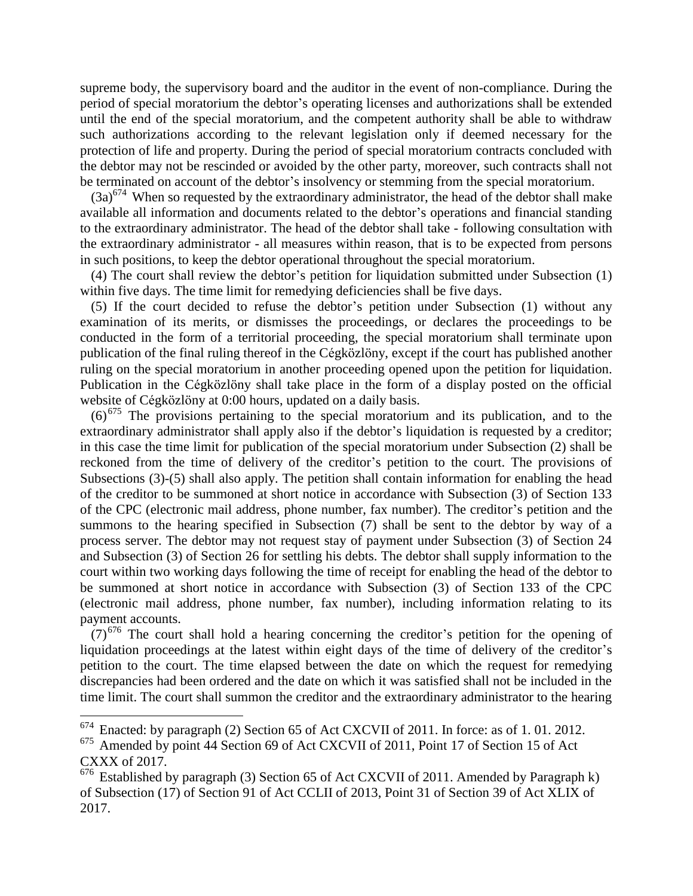supreme body, the supervisory board and the auditor in the event of non-compliance. During the period of special moratorium the debtor's operating licenses and authorizations shall be extended until the end of the special moratorium, and the competent authority shall be able to withdraw such authorizations according to the relevant legislation only if deemed necessary for the protection of life and property. During the period of special moratorium contracts concluded with the debtor may not be rescinded or avoided by the other party, moreover, such contracts shall not be terminated on account of the debtor's insolvency or stemming from the special moratorium.

(3a)[674] When so requested by the extraordinary administrator, the head of the debtor shall make available all information and documents related to the debtor's operations and financial standing to the extraordinary administrator. The head of the debtor shall take - following consultation with the extraordinary administrator - all measures within reason, that is to be expected from persons in such positions, to keep the debtor operational throughout the special moratorium.

(4) The court shall review the debtor's petition for liquidation submitted under Subsection (1) within five days. The time limit for remedying deficiencies shall be five days.

(5) If the court decided to refuse the debtor's petition under Subsection (1) without any examination of its merits, or dismisses the proceedings, or declares the proceedings to be conducted in the form of a territorial proceeding, the special moratorium shall terminate upon publication of the final ruling thereof in the Cégközlöny, except if the court has published another ruling on the special moratorium in another proceeding opened upon the petition for liquidation. Publication in the Cégközlöny shall take place in the form of a display posted on the official website of Cégközlöny at 0:00 hours, updated on a daily basis.

(6)[675] The provisions pertaining to the special moratorium and its publication, and to the extraordinary administrator shall apply also if the debtor's liquidation is requested by a creditor; in this case the time limit for publication of the special moratorium under Subsection (2) shall be reckoned from the time of delivery of the creditor's petition to the court. The provisions of Subsections (3)-(5) shall also apply. The petition shall contain information for enabling the head of the creditor to be summoned at short notice in accordance with Subsection (3) of Section 133 of the CPC (electronic mail address, phone number, fax number). The creditor's petition and the summons to the hearing specified in Subsection (7) shall be sent to the debtor by way of a process server. The debtor may not request stay of payment under Subsection (3) of Section 24 and Subsection (3) of Section 26 for settling his debts. The debtor shall supply information to the court within two working days following the time of receipt for enabling the head of the debtor to be summoned at short notice in accordance with Subsection (3) of Section 133 of the CPC (electronic mail address, phone number, fax number), including information relating to its payment accounts.

(7)[676] The court shall hold a hearing concerning the creditor's petition for the opening of liquidation proceedings at the latest within eight days of the time of delivery of the creditor's petition to the court. The time elapsed between the date on which the request for remedying discrepancies had been ordered and the date on which it was satisfied shall not be included in the time limit. The court shall summon the creditor and the extraordinary administrator to the hearing

---

[674] Enacted: by paragraph (2) Section 65 of Act CXCVII of 2011. In force: as of 1. 01. 2012.

[675] Amended by point 44 Section 69 of Act CXCVII of 2011, Point 17 of Section 15 of Act CXXX of 2017.

[676] Established by paragraph (3) Section 65 of Act CXCVII of 2011. Amended by Paragraph k) of Subsection (17) of Section 91 of Act CCLII of 2013, Point 31 of Section 39 of Act XLIX of 2017.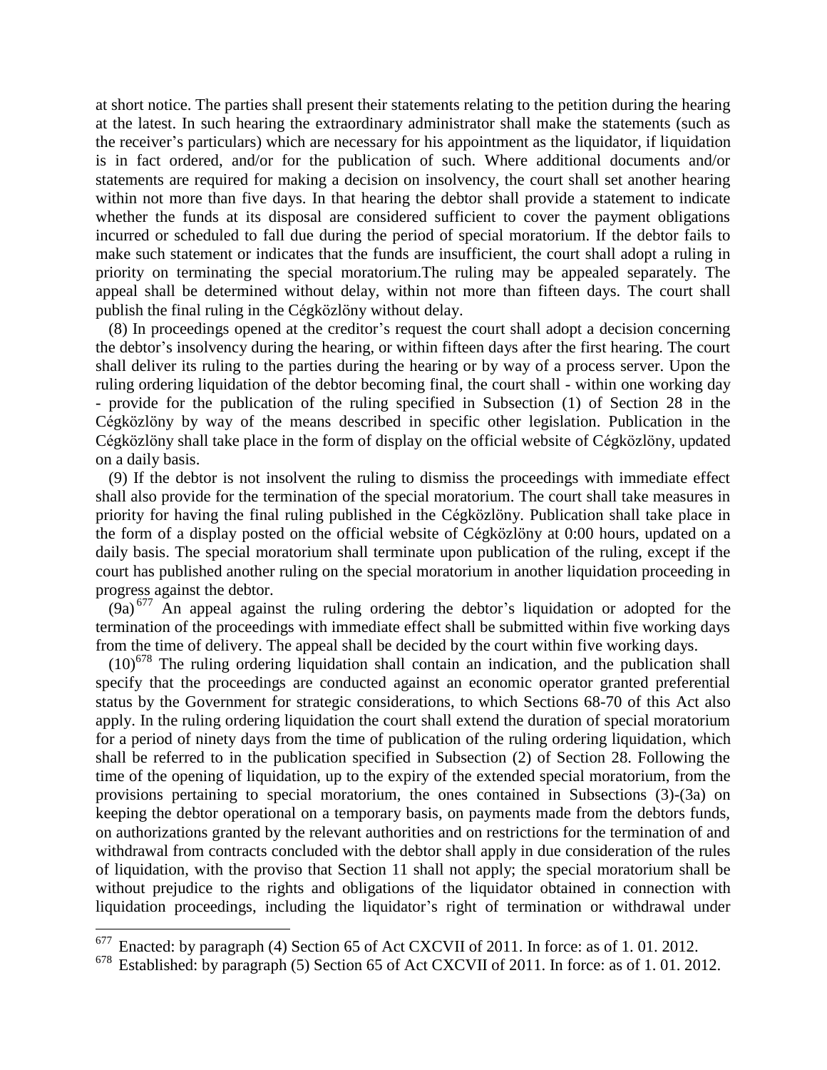at short notice. The parties shall present their statements relating to the petition during the hearing at the latest. In such hearing the extraordinary administrator shall make the statements (such as the receiver's particulars) which are necessary for his appointment as the liquidator, if liquidation is in fact ordered, and/or for the publication of such. Where additional documents and/or statements are required for making a decision on insolvency, the court shall set another hearing within not more than five days. In that hearing the debtor shall provide a statement to indicate whether the funds at its disposal are considered sufficient to cover the payment obligations incurred or scheduled to fall due during the period of special moratorium. If the debtor fails to make such statement or indicates that the funds are insufficient, the court shall adopt a ruling in priority on terminating the special moratorium.The ruling may be appealed separately. The appeal shall be determined without delay, within not more than fifteen days. The court shall publish the final ruling in the Cégközlöny without delay.

(8) In proceedings opened at the creditor's request the court shall adopt a decision concerning the debtor's insolvency during the hearing, or within fifteen days after the first hearing. The court shall deliver its ruling to the parties during the hearing or by way of a process server. Upon the ruling ordering liquidation of the debtor becoming final, the court shall - within one working day - provide for the publication of the ruling specified in Subsection (1) of Section 28 in the Cégközlöny by way of the means described in specific other legislation. Publication in the Cégközlöny shall take place in the form of display on the official website of Cégközlöny, updated on a daily basis.

(9) If the debtor is not insolvent the ruling to dismiss the proceedings with immediate effect shall also provide for the termination of the special moratorium. The court shall take measures in priority for having the final ruling published in the Cégközlöny. Publication shall take place in the form of a display posted on the official website of Cégközlöny at 0:00 hours, updated on a daily basis. The special moratorium shall terminate upon publication of the ruling, except if the court has published another ruling on the special moratorium in another liquidation proceeding in progress against the debtor.

(9a)[677] An appeal against the ruling ordering the debtor's liquidation or adopted for the termination of the proceedings with immediate effect shall be submitted within five working days from the time of delivery. The appeal shall be decided by the court within five working days.

(10)[678] The ruling ordering liquidation shall contain an indication, and the publication shall specify that the proceedings are conducted against an economic operator granted preferential status by the Government for strategic considerations, to which Sections 68-70 of this Act also apply. In the ruling ordering liquidation the court shall extend the duration of special moratorium for a period of ninety days from the time of publication of the ruling ordering liquidation, which shall be referred to in the publication specified in Subsection (2) of Section 28. Following the time of the opening of liquidation, up to the expiry of the extended special moratorium, from the provisions pertaining to special moratorium, the ones contained in Subsections (3)-(3a) on keeping the debtor operational on a temporary basis, on payments made from the debtors funds, on authorizations granted by the relevant authorities and on restrictions for the termination of and withdrawal from contracts concluded with the debtor shall apply in due consideration of the rules of liquidation, with the proviso that Section 11 shall not apply; the special moratorium shall be without prejudice to the rights and obligations of the liquidator obtained in connection with liquidation proceedings, including the liquidator's right of termination or withdrawal under

---

[677] Enacted: by paragraph (4) Section 65 of Act CXCVII of 2011. In force: as of 1. 01. 2012.

[678] Established: by paragraph (5) Section 65 of Act CXCVII of 2011. In force: as of 1. 01. 2012.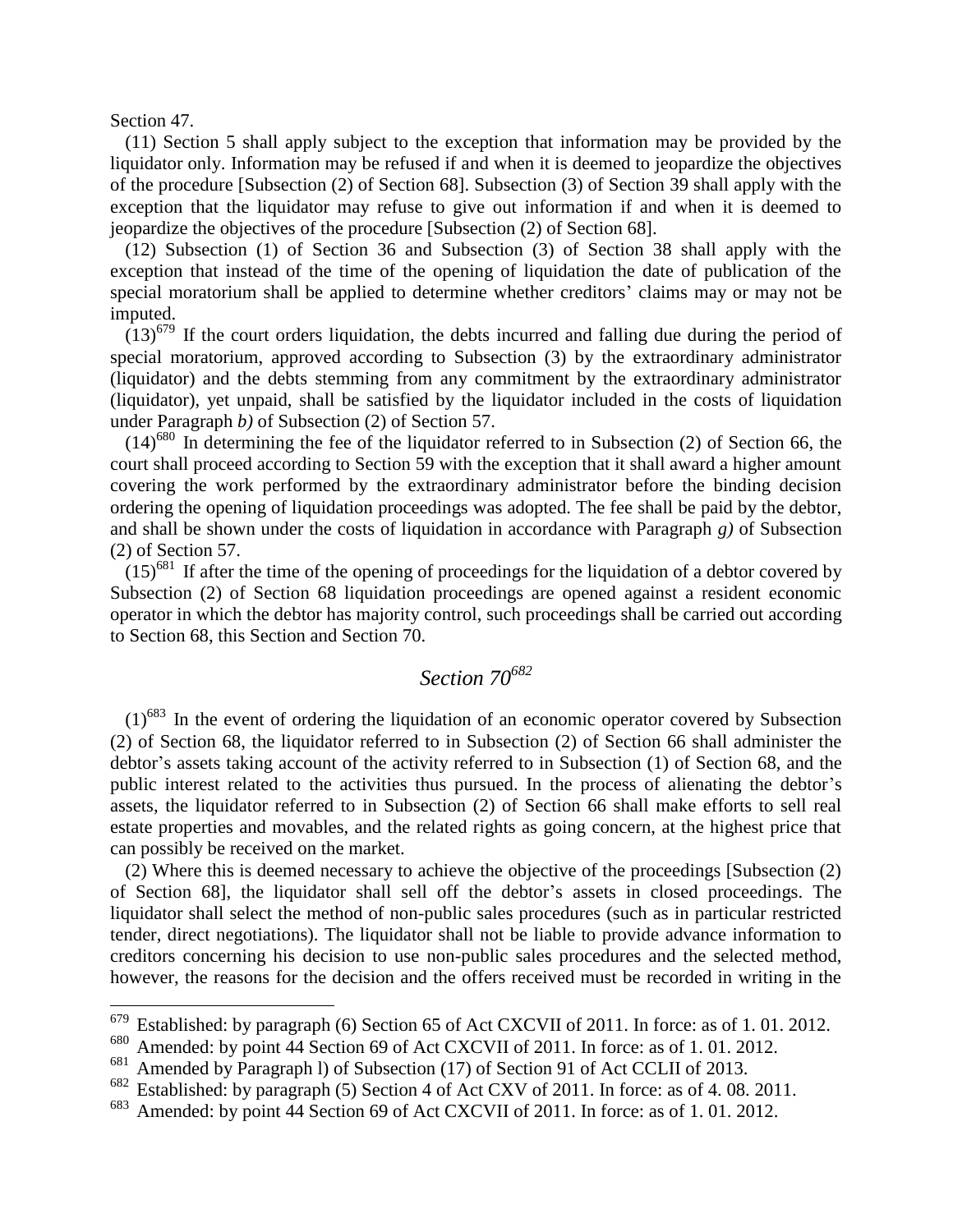Section 47.

(11) Section 5 shall apply subject to the exception that information may be provided by the liquidator only. Information may be refused if and when it is deemed to jeopardize the objectives of the procedure [Subsection (2) of Section 68]. Subsection (3) of Section 39 shall apply with the exception that the liquidator may refuse to give out information if and when it is deemed to jeopardize the objectives of the procedure [Subsection (2) of Section 68].

(12) Subsection (1) of Section 36 and Subsection (3) of Section 38 shall apply with the exception that instead of the time of the opening of liquidation the date of publication of the special moratorium shall be applied to determine whether creditors' claims may or may not be imputed.

(13)[679] If the court orders liquidation, the debts incurred and falling due during the period of special moratorium, approved according to Subsection (3) by the extraordinary administrator (liquidator) and the debts stemming from any commitment by the extraordinary administrator (liquidator), yet unpaid, shall be satisfied by the liquidator included in the costs of liquidation under Paragraph *b)* of Subsection (2) of Section 57.

(14)[680] In determining the fee of the liquidator referred to in Subsection (2) of Section 66, the court shall proceed according to Section 59 with the exception that it shall award a higher amount covering the work performed by the extraordinary administrator before the binding decision ordering the opening of liquidation proceedings was adopted. The fee shall be paid by the debtor, and shall be shown under the costs of liquidation in accordance with Paragraph *g)* of Subsection (2) of Section 57.

(15)[681] If after the time of the opening of proceedings for the liquidation of a debtor covered by Subsection (2) of Section 68 liquidation proceedings are opened against a resident economic operator in which the debtor has majority control, such proceedings shall be carried out according to Section 68, this Section and Section 70.

## *Section 70*[682]

(1)[683] In the event of ordering the liquidation of an economic operator covered by Subsection (2) of Section 68, the liquidator referred to in Subsection (2) of Section 66 shall administer the debtor's assets taking account of the activity referred to in Subsection (1) of Section 68, and the public interest related to the activities thus pursued. In the process of alienating the debtor's assets, the liquidator referred to in Subsection (2) of Section 66 shall make efforts to sell real estate properties and movables, and the related rights as going concern, at the highest price that can possibly be received on the market.

(2) Where this is deemed necessary to achieve the objective of the proceedings [Subsection (2) of Section 68], the liquidator shall sell off the debtor's assets in closed proceedings. The liquidator shall select the method of non-public sales procedures (such as in particular restricted tender, direct negotiations). The liquidator shall not be liable to provide advance information to creditors concerning his decision to use non-public sales procedures and the selected method, however, the reasons for the decision and the offers received must be recorded in writing in the

---

[679] Established: by paragraph (6) Section 65 of Act CXCVII of 2011. In force: as of 1. 01. 2012.

[680] Amended: by point 44 Section 69 of Act CXCVII of 2011. In force: as of 1. 01. 2012.

[681] Amended by Paragraph l) of Subsection (17) of Section 91 of Act CCLII of 2013.

[682] Established: by paragraph (5) Section 4 of Act CXV of 2011. In force: as of 4. 08. 2011.

[683] Amended: by point 44 Section 69 of Act CXCVII of 2011. In force: as of 1. 01. 2012.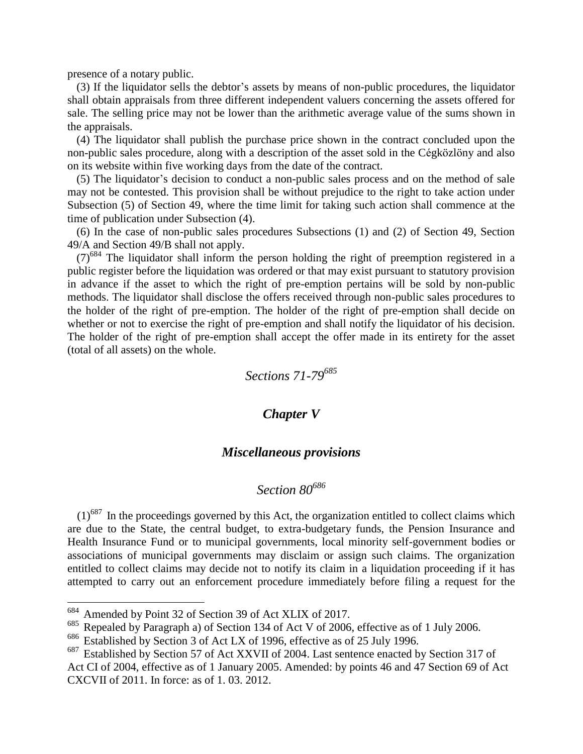presence of a notary public.

(3) If the liquidator sells the debtor's assets by means of non-public procedures, the liquidator shall obtain appraisals from three different independent valuers concerning the assets offered for sale. The selling price may not be lower than the arithmetic average value of the sums shown in the appraisals.

(4) The liquidator shall publish the purchase price shown in the contract concluded upon the non-public sales procedure, along with a description of the asset sold in the Cégközlöny and also on its website within five working days from the date of the contract.

(5) The liquidator's decision to conduct a non-public sales process and on the method of sale may not be contested. This provision shall be without prejudice to the right to take action under Subsection (5) of Section 49, where the time limit for taking such action shall commence at the time of publication under Subsection (4).

(6) In the case of non-public sales procedures Subsections (1) and (2) of Section 49, Section 49/A and Section 49/B shall not apply.

(7)[684] The liquidator shall inform the person holding the right of preemption registered in a public register before the liquidation was ordered or that may exist pursuant to statutory provision in advance if the asset to which the right of pre-emption pertains will be sold by non-public methods. The liquidator shall disclose the offers received through non-public sales procedures to the holder of the right of pre-emption. The holder of the right of pre-emption shall decide on whether or not to exercise the right of pre-emption and shall notify the liquidator of his decision. The holder of the right of pre-emption shall accept the offer made in its entirety for the asset (total of all assets) on the whole.

### *Sections 71-79*[685]

## *Chapter V*

## *Miscellaneous provisions*

### *Section 80*[686]

(1)[687] In the proceedings governed by this Act, the organization entitled to collect claims which are due to the State, the central budget, to extra-budgetary funds, the Pension Insurance and Health Insurance Fund or to municipal governments, local minority self-government bodies or associations of municipal governments may disclaim or assign such claims. The organization entitled to collect claims may decide not to notify its claim in a liquidation proceeding if it has attempted to carry out an enforcement procedure immediately before filing a request for the

---

[684] Amended by Point 32 of Section 39 of Act XLIX of 2017.

[685] Repealed by Paragraph a) of Section 134 of Act V of 2006, effective as of 1 July 2006.

[686] Established by Section 3 of Act LX of 1996, effective as of 25 July 1996.

[687] Established by Section 57 of Act XXVII of 2004. Last sentence enacted by Section 317 of Act CI of 2004, effective as of 1 January 2005. Amended: by points 46 and 47 Section 69 of Act CXCVII of 2011. In force: as of 1. 03. 2012.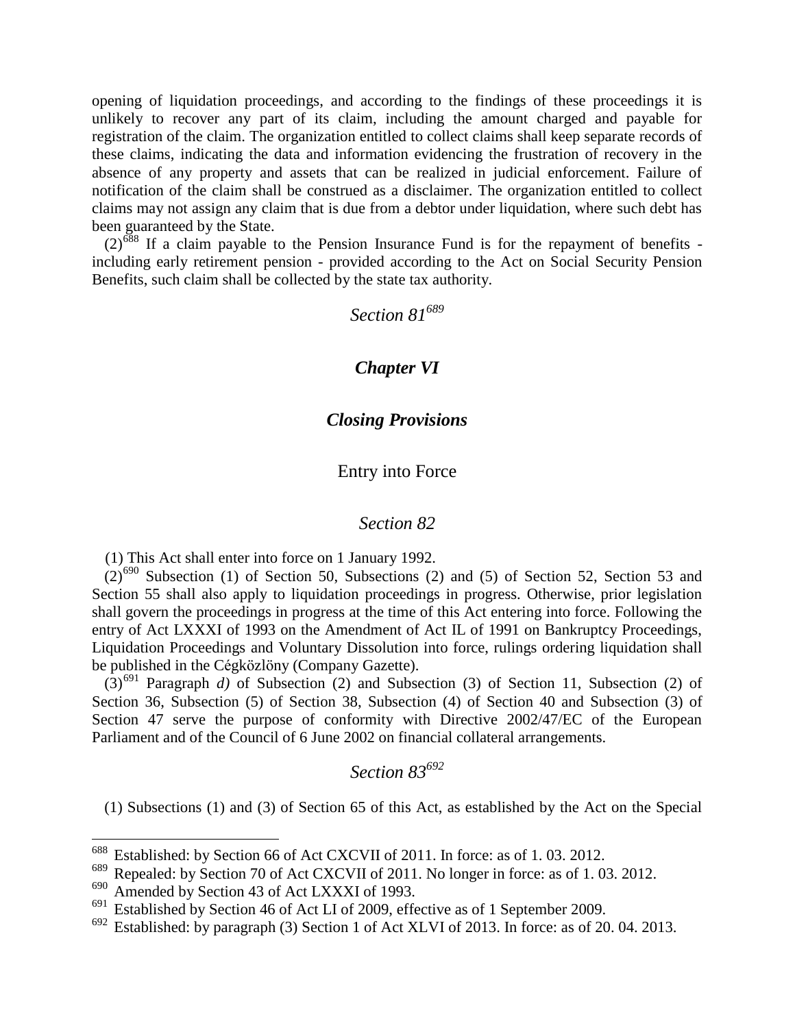opening of liquidation proceedings, and according to the findings of these proceedings it is unlikely to recover any part of its claim, including the amount charged and payable for registration of the claim. The organization entitled to collect claims shall keep separate records of these claims, indicating the data and information evidencing the frustration of recovery in the absence of any property and assets that can be realized in judicial enforcement. Failure of notification of the claim shall be construed as a disclaimer. The organization entitled to collect claims may not assign any claim that is due from a debtor under liquidation, where such debt has been guaranteed by the State.

(2)[688] If a claim payable to the Pension Insurance Fund is for the repayment of benefits - including early retirement pension - provided according to the Act on Social Security Pension Benefits, such claim shall be collected by the state tax authority.

### *Section 81*[689]

## *Chapter VI*

## *Closing Provisions*

### Entry into Force

### *Section 82*

(1) This Act shall enter into force on 1 January 1992.

(2)[690] Subsection (1) of Section 50, Subsections (2) and (5) of Section 52, Section 53 and Section 55 shall also apply to liquidation proceedings in progress. Otherwise, prior legislation shall govern the proceedings in progress at the time of this Act entering into force. Following the entry of Act LXXXI of 1993 on the Amendment of Act IL of 1991 on Bankruptcy Proceedings, Liquidation Proceedings and Voluntary Dissolution into force, rulings ordering liquidation shall be published in the Cégközlöny (Company Gazette).

(3)[691] Paragraph *d)* of Subsection (2) and Subsection (3) of Section 11, Subsection (2) of Section 36, Subsection (5) of Section 38, Subsection (4) of Section 40 and Subsection (3) of Section 47 serve the purpose of conformity with Directive 2002/47/EC of the European Parliament and of the Council of 6 June 2002 on financial collateral arrangements.

### *Section 83*[692]

(1) Subsections (1) and (3) of Section 65 of this Act, as established by the Act on the Special

---

[688] Established: by Section 66 of Act CXCVII of 2011. In force: as of 1. 03. 2012.

[689] Repealed: by Section 70 of Act CXCVII of 2011. No longer in force: as of 1. 03. 2012.

[690] Amended by Section 43 of Act LXXXI of 1993.

[691] Established by Section 46 of Act LI of 2009, effective as of 1 September 2009.

[692] Established: by paragraph (3) Section 1 of Act XLVI of 2013. In force: as of 20. 04. 2013.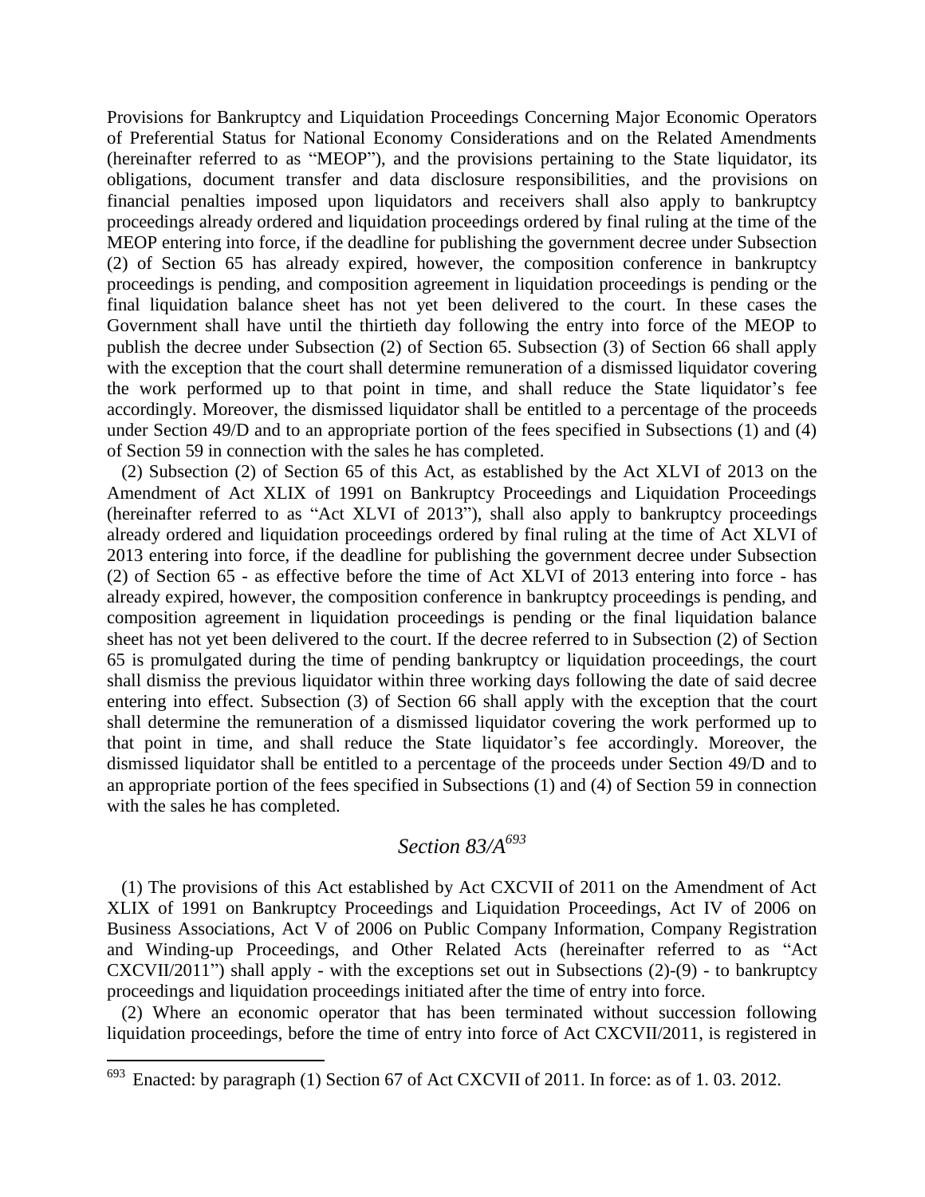Provisions for Bankruptcy and Liquidation Proceedings Concerning Major Economic Operators of Preferential Status for National Economy Considerations and on the Related Amendments (hereinafter referred to as "MEOP"), and the provisions pertaining to the State liquidator, its obligations, document transfer and data disclosure responsibilities, and the provisions on financial penalties imposed upon liquidators and receivers shall also apply to bankruptcy proceedings already ordered and liquidation proceedings ordered by final ruling at the time of the MEOP entering into force, if the deadline for publishing the government decree under Subsection (2) of Section 65 has already expired, however, the composition conference in bankruptcy proceedings is pending, and composition agreement in liquidation proceedings is pending or the final liquidation balance sheet has not yet been delivered to the court. In these cases the Government shall have until the thirtieth day following the entry into force of the MEOP to publish the decree under Subsection (2) of Section 65. Subsection (3) of Section 66 shall apply with the exception that the court shall determine remuneration of a dismissed liquidator covering the work performed up to that point in time, and shall reduce the State liquidator's fee accordingly. Moreover, the dismissed liquidator shall be entitled to a percentage of the proceeds under Section 49/D and to an appropriate portion of the fees specified in Subsections (1) and (4) of Section 59 in connection with the sales he has completed.

(2) Subsection (2) of Section 65 of this Act, as established by the Act XLVI of 2013 on the Amendment of Act XLIX of 1991 on Bankruptcy Proceedings and Liquidation Proceedings (hereinafter referred to as "Act XLVI of 2013"), shall also apply to bankruptcy proceedings already ordered and liquidation proceedings ordered by final ruling at the time of Act XLVI of 2013 entering into force, if the deadline for publishing the government decree under Subsection (2) of Section 65 - as effective before the time of Act XLVI of 2013 entering into force - has already expired, however, the composition conference in bankruptcy proceedings is pending, and composition agreement in liquidation proceedings is pending or the final liquidation balance sheet has not yet been delivered to the court. If the decree referred to in Subsection (2) of Section 65 is promulgated during the time of pending bankruptcy or liquidation proceedings, the court shall dismiss the previous liquidator within three working days following the date of said decree entering into effect. Subsection (3) of Section 66 shall apply with the exception that the court shall determine the remuneration of a dismissed liquidator covering the work performed up to that point in time, and shall reduce the State liquidator's fee accordingly. Moreover, the dismissed liquidator shall be entitled to a percentage of the proceeds under Section 49/D and to an appropriate portion of the fees specified in Subsections (1) and (4) of Section 59 in connection with the sales he has completed.

## *Section 83/A*[693]

(1) The provisions of this Act established by Act CXCVII of 2011 on the Amendment of Act XLIX of 1991 on Bankruptcy Proceedings and Liquidation Proceedings, Act IV of 2006 on Business Associations, Act V of 2006 on Public Company Information, Company Registration and Winding-up Proceedings, and Other Related Acts (hereinafter referred to as "Act CXCVII/2011") shall apply - with the exceptions set out in Subsections (2)-(9) - to bankruptcy proceedings and liquidation proceedings initiated after the time of entry into force.

(2) Where an economic operator that has been terminated without succession following liquidation proceedings, before the time of entry into force of Act CXCVII/2011, is registered in

---

[693] Enacted: by paragraph (1) Section 67 of Act CXCVII of 2011. In force: as of 1. 03. 2012.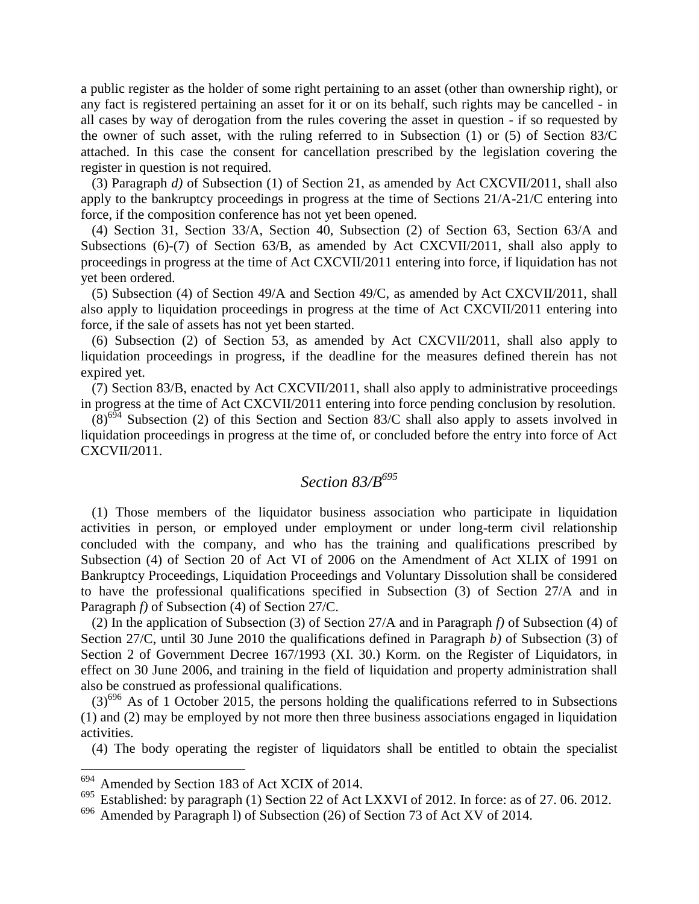a public register as the holder of some right pertaining to an asset (other than ownership right), or any fact is registered pertaining an asset for it or on its behalf, such rights may be cancelled - in all cases by way of derogation from the rules covering the asset in question - if so requested by the owner of such asset, with the ruling referred to in Subsection (1) or (5) of Section 83/C attached. In this case the consent for cancellation prescribed by the legislation covering the register in question is not required.

(3) Paragraph *d)* of Subsection (1) of Section 21, as amended by Act CXCVII/2011, shall also apply to the bankruptcy proceedings in progress at the time of Sections 21/A-21/C entering into force, if the composition conference has not yet been opened.

(4) Section 31, Section 33/A, Section 40, Subsection (2) of Section 63, Section 63/A and Subsections (6)-(7) of Section 63/B, as amended by Act CXCVII/2011, shall also apply to proceedings in progress at the time of Act CXCVII/2011 entering into force, if liquidation has not yet been ordered.

(5) Subsection (4) of Section 49/A and Section 49/C, as amended by Act CXCVII/2011, shall also apply to liquidation proceedings in progress at the time of Act CXCVII/2011 entering into force, if the sale of assets has not yet been started.

(6) Subsection (2) of Section 53, as amended by Act CXCVII/2011, shall also apply to liquidation proceedings in progress, if the deadline for the measures defined therein has not expired yet.

(7) Section 83/B, enacted by Act CXCVII/2011, shall also apply to administrative proceedings in progress at the time of Act CXCVII/2011 entering into force pending conclusion by resolution.

(8)[694] Subsection (2) of this Section and Section 83/C shall also apply to assets involved in liquidation proceedings in progress at the time of, or concluded before the entry into force of Act CXCVII/2011.

## *Section 83/B*[695]

(1) Those members of the liquidator business association who participate in liquidation activities in person, or employed under employment or under long-term civil relationship concluded with the company, and who has the training and qualifications prescribed by Subsection (4) of Section 20 of Act VI of 2006 on the Amendment of Act XLIX of 1991 on Bankruptcy Proceedings, Liquidation Proceedings and Voluntary Dissolution shall be considered to have the professional qualifications specified in Subsection (3) of Section 27/A and in Paragraph *f)* of Subsection (4) of Section 27/C.

(2) In the application of Subsection (3) of Section 27/A and in Paragraph *f)* of Subsection (4) of Section 27/C, until 30 June 2010 the qualifications defined in Paragraph *b)* of Subsection (3) of Section 2 of Government Decree 167/1993 (XI. 30.) Korm. on the Register of Liquidators, in effect on 30 June 2006, and training in the field of liquidation and property administration shall also be construed as professional qualifications.

(3)[696] As of 1 October 2015, the persons holding the qualifications referred to in Subsections (1) and (2) may be employed by not more then three business associations engaged in liquidation activities.

(4) The body operating the register of liquidators shall be entitled to obtain the specialist

---

[694] Amended by Section 183 of Act XCIX of 2014.

[695] Established: by paragraph (1) Section 22 of Act LXXVI of 2012. In force: as of 27. 06. 2012.

[696] Amended by Paragraph l) of Subsection (26) of Section 73 of Act XV of 2014.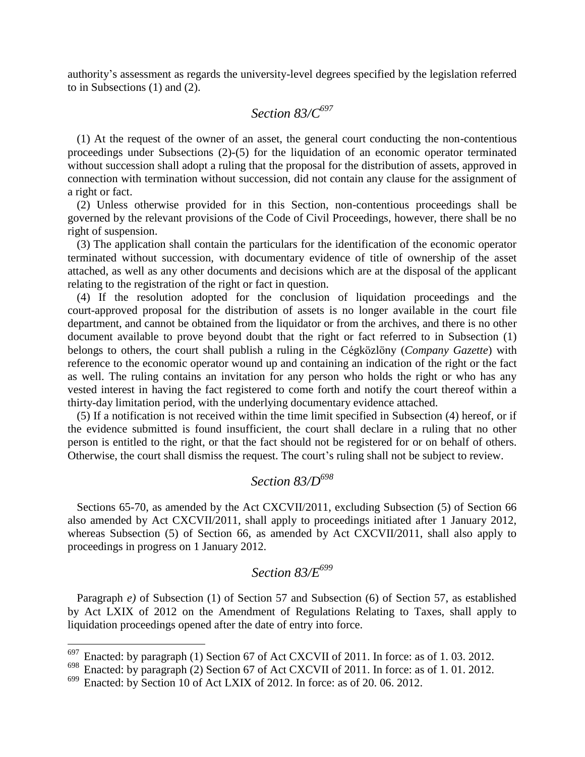authority's assessment as regards the university-level degrees specified by the legislation referred to in Subsections (1) and (2).

## *Section 83/C*[697]

(1) At the request of the owner of an asset, the general court conducting the non-contentious proceedings under Subsections (2)-(5) for the liquidation of an economic operator terminated without succession shall adopt a ruling that the proposal for the distribution of assets, approved in connection with termination without succession, did not contain any clause for the assignment of a right or fact.

(2) Unless otherwise provided for in this Section, non-contentious proceedings shall be governed by the relevant provisions of the Code of Civil Proceedings, however, there shall be no right of suspension.

(3) The application shall contain the particulars for the identification of the economic operator terminated without succession, with documentary evidence of title of ownership of the asset attached, as well as any other documents and decisions which are at the disposal of the applicant relating to the registration of the right or fact in question.

(4) If the resolution adopted for the conclusion of liquidation proceedings and the court-approved proposal for the distribution of assets is no longer available in the court file department, and cannot be obtained from the liquidator or from the archives, and there is no other document available to prove beyond doubt that the right or fact referred to in Subsection (1) belongs to others, the court shall publish a ruling in the Cégközlöny (*Company Gazette*) with reference to the economic operator wound up and containing an indication of the right or the fact as well. The ruling contains an invitation for any person who holds the right or who has any vested interest in having the fact registered to come forth and notify the court thereof within a thirty-day limitation period, with the underlying documentary evidence attached.

(5) If a notification is not received within the time limit specified in Subsection (4) hereof, or if the evidence submitted is found insufficient, the court shall declare in a ruling that no other person is entitled to the right, or that the fact should not be registered for or on behalf of others. Otherwise, the court shall dismiss the request. The court's ruling shall not be subject to review.

## *Section 83/D*[698]

Sections 65-70, as amended by the Act CXCVII/2011, excluding Subsection (5) of Section 66 also amended by Act CXCVII/2011, shall apply to proceedings initiated after 1 January 2012, whereas Subsection (5) of Section 66, as amended by Act CXCVII/2011, shall also apply to proceedings in progress on 1 January 2012.

## *Section 83/E*[699]

Paragraph *e)* of Subsection (1) of Section 57 and Subsection (6) of Section 57, as established by Act LXIX of 2012 on the Amendment of Regulations Relating to Taxes, shall apply to liquidation proceedings opened after the date of entry into force.

---

[697] Enacted: by paragraph (1) Section 67 of Act CXCVII of 2011. In force: as of 1. 03. 2012.

[698] Enacted: by paragraph (2) Section 67 of Act CXCVII of 2011. In force: as of 1. 01. 2012.

[699] Enacted: by Section 10 of Act LXIX of 2012. In force: as of 20. 06. 2012.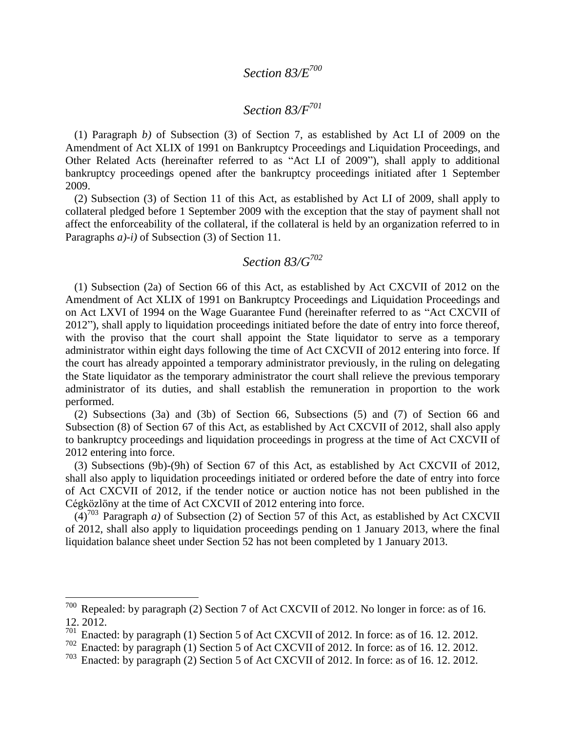## *Section 83/E*[700]

## *Section 83/F*[701]

(1) Paragraph *b)* of Subsection (3) of Section 7, as established by Act LI of 2009 on the Amendment of Act XLIX of 1991 on Bankruptcy Proceedings and Liquidation Proceedings, and Other Related Acts (hereinafter referred to as "Act LI of 2009"), shall apply to additional bankruptcy proceedings opened after the bankruptcy proceedings initiated after 1 September 2009.

(2) Subsection (3) of Section 11 of this Act, as established by Act LI of 2009, shall apply to collateral pledged before 1 September 2009 with the exception that the stay of payment shall not affect the enforceability of the collateral, if the collateral is held by an organization referred to in Paragraphs *a)-i)* of Subsection (3) of Section 11.

## *Section 83/G*[702]

(1) Subsection (2a) of Section 66 of this Act, as established by Act CXCVII of 2012 on the Amendment of Act XLIX of 1991 on Bankruptcy Proceedings and Liquidation Proceedings and on Act LXVI of 1994 on the Wage Guarantee Fund (hereinafter referred to as "Act CXCVII of 2012"), shall apply to liquidation proceedings initiated before the date of entry into force thereof, with the proviso that the court shall appoint the State liquidator to serve as a temporary administrator within eight days following the time of Act CXCVII of 2012 entering into force. If the court has already appointed a temporary administrator previously, in the ruling on delegating the State liquidator as the temporary administrator the court shall relieve the previous temporary administrator of its duties, and shall establish the remuneration in proportion to the work performed.

(2) Subsections (3a) and (3b) of Section 66, Subsections (5) and (7) of Section 66 and Subsection (8) of Section 67 of this Act, as established by Act CXCVII of 2012, shall also apply to bankruptcy proceedings and liquidation proceedings in progress at the time of Act CXCVII of 2012 entering into force.

(3) Subsections (9b)-(9h) of Section 67 of this Act, as established by Act CXCVII of 2012, shall also apply to liquidation proceedings initiated or ordered before the date of entry into force of Act CXCVII of 2012, if the tender notice or auction notice has not been published in the Cégközlöny at the time of Act CXCVII of 2012 entering into force.

(4)[703] Paragraph *a)* of Subsection (2) of Section 57 of this Act, as established by Act CXCVII of 2012, shall also apply to liquidation proceedings pending on 1 January 2013, where the final liquidation balance sheet under Section 52 has not been completed by 1 January 2013.

---

[700] Repealed: by paragraph (2) Section 7 of Act CXCVII of 2012. No longer in force: as of 16. 12. 2012.

[701] Enacted: by paragraph (1) Section 5 of Act CXCVII of 2012. In force: as of 16. 12. 2012.

[702] Enacted: by paragraph (1) Section 5 of Act CXCVII of 2012. In force: as of 16. 12. 2012.

[703] Enacted: by paragraph (2) Section 5 of Act CXCVII of 2012. In force: as of 16. 12. 2012.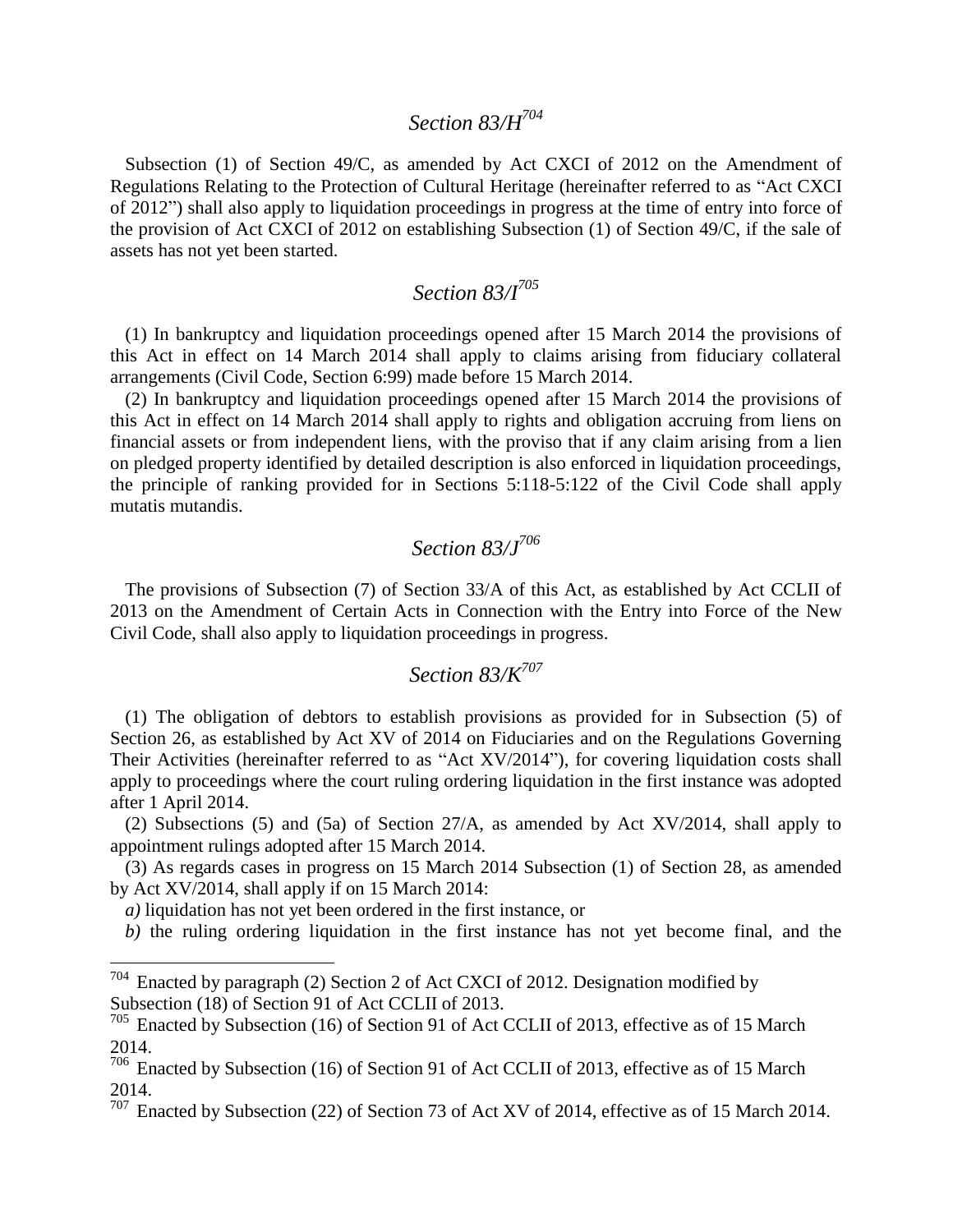## *Section 83/H*[704]

Subsection (1) of Section 49/C, as amended by Act CXCI of 2012 on the Amendment of Regulations Relating to the Protection of Cultural Heritage (hereinafter referred to as "Act CXCI of 2012") shall also apply to liquidation proceedings in progress at the time of entry into force of the provision of Act CXCI of 2012 on establishing Subsection (1) of Section 49/C, if the sale of assets has not yet been started.

## *Section 83/I*[705]

(1) In bankruptcy and liquidation proceedings opened after 15 March 2014 the provisions of this Act in effect on 14 March 2014 shall apply to claims arising from fiduciary collateral arrangements (Civil Code, Section 6:99) made before 15 March 2014.

(2) In bankruptcy and liquidation proceedings opened after 15 March 2014 the provisions of this Act in effect on 14 March 2014 shall apply to rights and obligation accruing from liens on financial assets or from independent liens, with the proviso that if any claim arising from a lien on pledged property identified by detailed description is also enforced in liquidation proceedings, the principle of ranking provided for in Sections 5:118-5:122 of the Civil Code shall apply mutatis mutandis.

## *Section 83/J*[706]

The provisions of Subsection (7) of Section 33/A of this Act, as established by Act CCLII of 2013 on the Amendment of Certain Acts in Connection with the Entry into Force of the New Civil Code, shall also apply to liquidation proceedings in progress.

## *Section 83/K*[707]

(1) The obligation of debtors to establish provisions as provided for in Subsection (5) of Section 26, as established by Act XV of 2014 on Fiduciaries and on the Regulations Governing Their Activities (hereinafter referred to as "Act XV/2014"), for covering liquidation costs shall apply to proceedings where the court ruling ordering liquidation in the first instance was adopted after 1 April 2014.

(2) Subsections (5) and (5a) of Section 27/A, as amended by Act XV/2014, shall apply to appointment rulings adopted after 15 March 2014.

(3) As regards cases in progress on 15 March 2014 Subsection (1) of Section 28, as amended by Act XV/2014, shall apply if on 15 March 2014:

*a)* liquidation has not yet been ordered in the first instance, or

*b)* the ruling ordering liquidation in the first instance has not yet become final, and the

---

[704] Enacted by paragraph (2) Section 2 of Act CXCI of 2012. Designation modified by Subsection (18) of Section 91 of Act CCLII of 2013.

[705] Enacted by Subsection (16) of Section 91 of Act CCLII of 2013, effective as of 15 March 2014.

[706] Enacted by Subsection (16) of Section 91 of Act CCLII of 2013, effective as of 15 March 2014.

[707] Enacted by Subsection (22) of Section 73 of Act XV of 2014, effective as of 15 March 2014.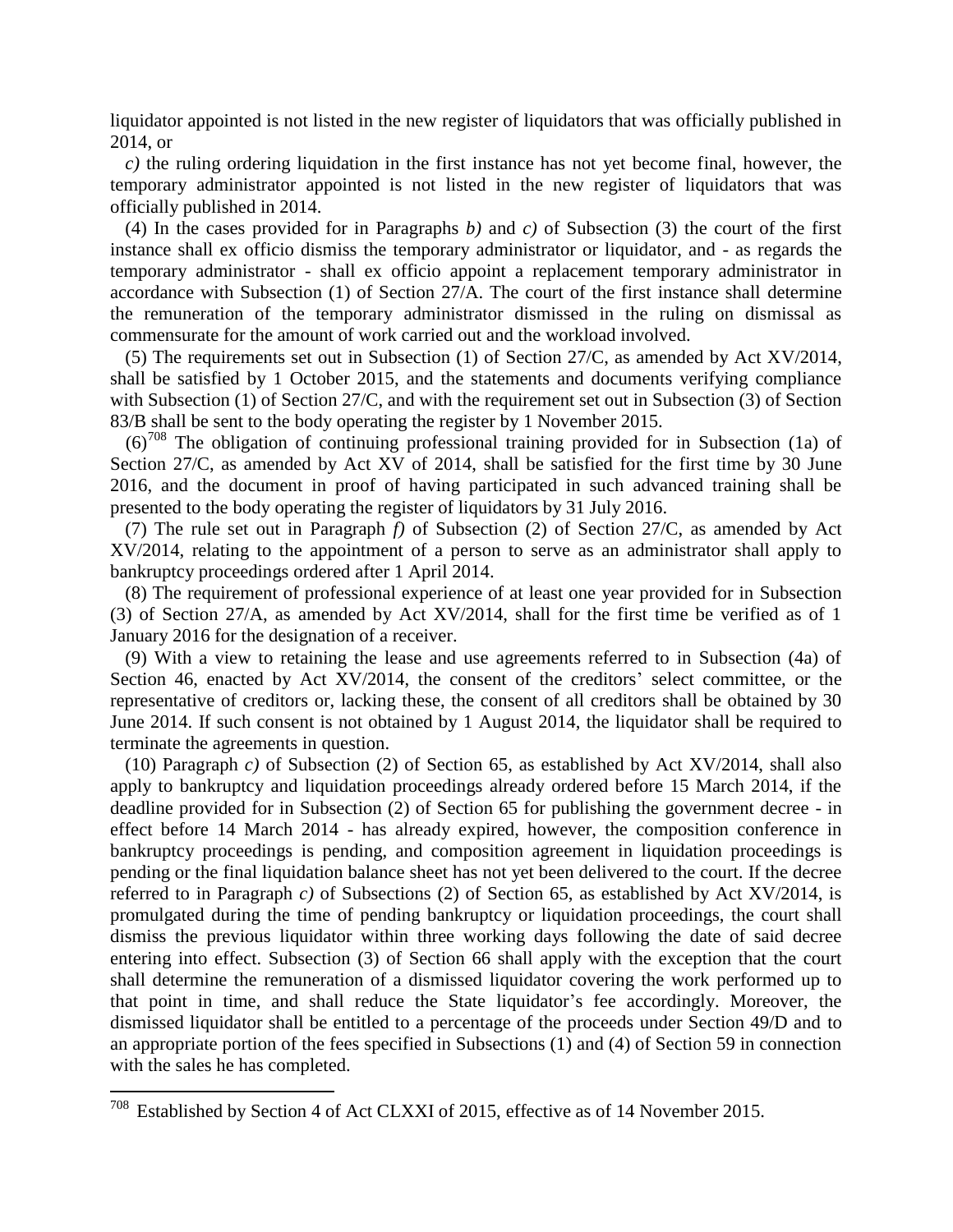liquidator appointed is not listed in the new register of liquidators that was officially published in 2014, or

*c)* the ruling ordering liquidation in the first instance has not yet become final, however, the temporary administrator appointed is not listed in the new register of liquidators that was officially published in 2014.

(4) In the cases provided for in Paragraphs *b)* and *c)* of Subsection (3) the court of the first instance shall ex officio dismiss the temporary administrator or liquidator, and - as regards the temporary administrator - shall ex officio appoint a replacement temporary administrator in accordance with Subsection (1) of Section 27/A. The court of the first instance shall determine the remuneration of the temporary administrator dismissed in the ruling on dismissal as commensurate for the amount of work carried out and the workload involved.

(5) The requirements set out in Subsection (1) of Section 27/C, as amended by Act XV/2014, shall be satisfied by 1 October 2015, and the statements and documents verifying compliance with Subsection (1) of Section 27/C, and with the requirement set out in Subsection (3) of Section 83/B shall be sent to the body operating the register by 1 November 2015.

(6)[708] The obligation of continuing professional training provided for in Subsection (1a) of Section 27/C, as amended by Act XV of 2014, shall be satisfied for the first time by 30 June 2016, and the document in proof of having participated in such advanced training shall be presented to the body operating the register of liquidators by 31 July 2016.

(7) The rule set out in Paragraph *f)* of Subsection (2) of Section 27/C, as amended by Act XV/2014, relating to the appointment of a person to serve as an administrator shall apply to bankruptcy proceedings ordered after 1 April 2014.

(8) The requirement of professional experience of at least one year provided for in Subsection (3) of Section 27/A, as amended by Act XV/2014, shall for the first time be verified as of 1 January 2016 for the designation of a receiver.

(9) With a view to retaining the lease and use agreements referred to in Subsection (4a) of Section 46, enacted by Act XV/2014, the consent of the creditors' select committee, or the representative of creditors or, lacking these, the consent of all creditors shall be obtained by 30 June 2014. If such consent is not obtained by 1 August 2014, the liquidator shall be required to terminate the agreements in question.

(10) Paragraph *c)* of Subsection (2) of Section 65, as established by Act XV/2014, shall also apply to bankruptcy and liquidation proceedings already ordered before 15 March 2014, if the deadline provided for in Subsection (2) of Section 65 for publishing the government decree - in effect before 14 March 2014 - has already expired, however, the composition conference in bankruptcy proceedings is pending, and composition agreement in liquidation proceedings is pending or the final liquidation balance sheet has not yet been delivered to the court. If the decree referred to in Paragraph *c)* of Subsections (2) of Section 65, as established by Act XV/2014, is promulgated during the time of pending bankruptcy or liquidation proceedings, the court shall dismiss the previous liquidator within three working days following the date of said decree entering into effect. Subsection (3) of Section 66 shall apply with the exception that the court shall determine the remuneration of a dismissed liquidator covering the work performed up to that point in time, and shall reduce the State liquidator's fee accordingly. Moreover, the dismissed liquidator shall be entitled to a percentage of the proceeds under Section 49/D and to an appropriate portion of the fees specified in Subsections (1) and (4) of Section 59 in connection with the sales he has completed.

---

[708] Established by Section 4 of Act CLXXI of 2015, effective as of 14 November 2015.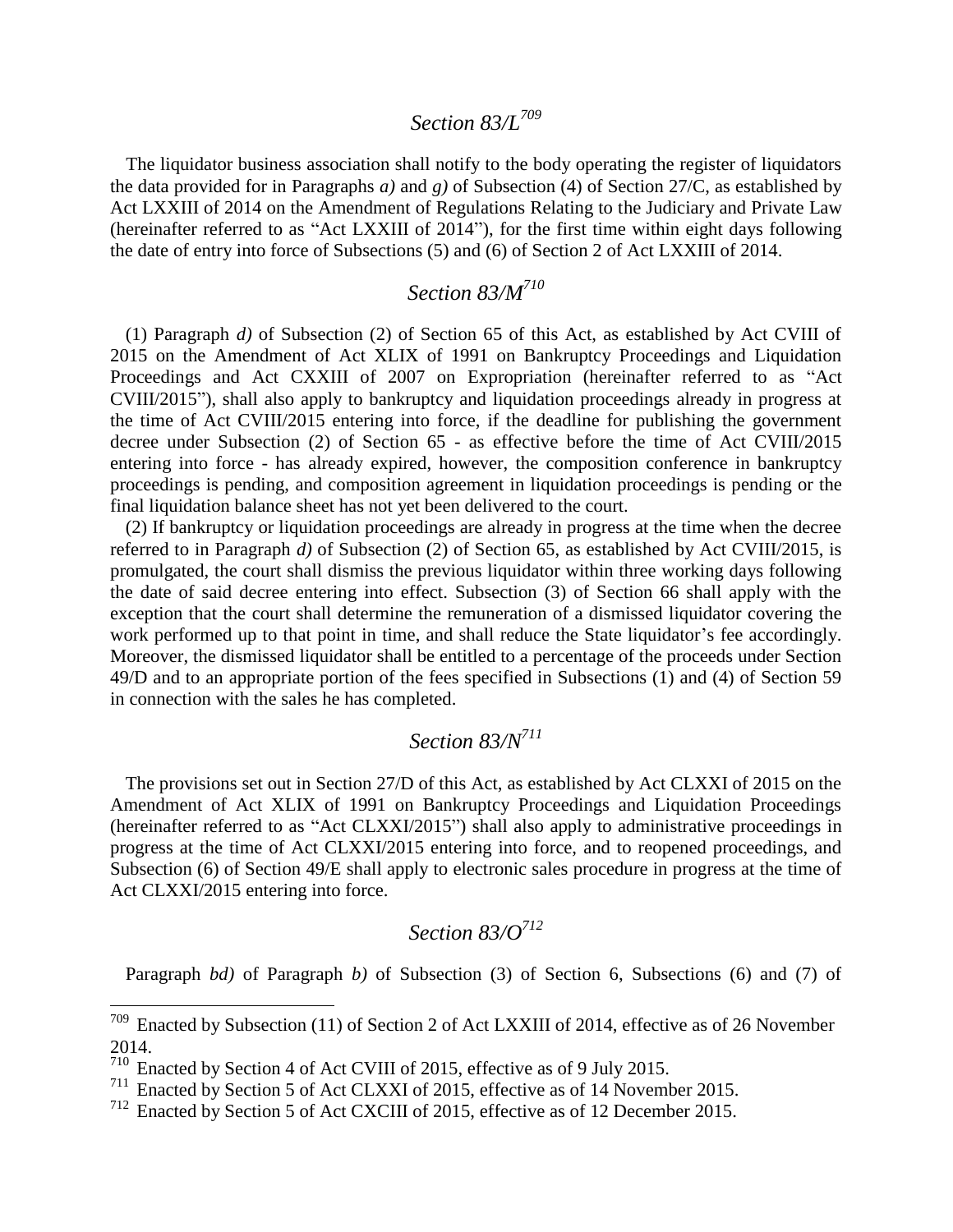## *Section 83/L*[709]

The liquidator business association shall notify to the body operating the register of liquidators the data provided for in Paragraphs *a)* and *g)* of Subsection (4) of Section 27/C, as established by Act LXXIII of 2014 on the Amendment of Regulations Relating to the Judiciary and Private Law (hereinafter referred to as "Act LXXIII of 2014"), for the first time within eight days following the date of entry into force of Subsections (5) and (6) of Section 2 of Act LXXIII of 2014.

## *Section 83/M*[710]

(1) Paragraph *d)* of Subsection (2) of Section 65 of this Act, as established by Act CVIII of 2015 on the Amendment of Act XLIX of 1991 on Bankruptcy Proceedings and Liquidation Proceedings and Act CXXIII of 2007 on Expropriation (hereinafter referred to as "Act CVIII/2015"), shall also apply to bankruptcy and liquidation proceedings already in progress at the time of Act CVIII/2015 entering into force, if the deadline for publishing the government decree under Subsection (2) of Section 65 - as effective before the time of Act CVIII/2015 entering into force - has already expired, however, the composition conference in bankruptcy proceedings is pending, and composition agreement in liquidation proceedings is pending or the final liquidation balance sheet has not yet been delivered to the court.

(2) If bankruptcy or liquidation proceedings are already in progress at the time when the decree referred to in Paragraph *d)* of Subsection (2) of Section 65, as established by Act CVIII/2015, is promulgated, the court shall dismiss the previous liquidator within three working days following the date of said decree entering into effect. Subsection (3) of Section 66 shall apply with the exception that the court shall determine the remuneration of a dismissed liquidator covering the work performed up to that point in time, and shall reduce the State liquidator's fee accordingly. Moreover, the dismissed liquidator shall be entitled to a percentage of the proceeds under Section 49/D and to an appropriate portion of the fees specified in Subsections (1) and (4) of Section 59 in connection with the sales he has completed.

## *Section 83/N*[711]

The provisions set out in Section 27/D of this Act, as established by Act CLXXI of 2015 on the Amendment of Act XLIX of 1991 on Bankruptcy Proceedings and Liquidation Proceedings (hereinafter referred to as "Act CLXXI/2015") shall also apply to administrative proceedings in progress at the time of Act CLXXI/2015 entering into force, and to reopened proceedings, and Subsection (6) of Section 49/E shall apply to electronic sales procedure in progress at the time of Act CLXXI/2015 entering into force.

## *Section 83/O*[712]

Paragraph *bd)* of Paragraph *b)* of Subsection (3) of Section 6, Subsections (6) and (7) of

---

[709] Enacted by Subsection (11) of Section 2 of Act LXXIII of 2014, effective as of 26 November 2014.

[710] Enacted by Section 4 of Act CVIII of 2015, effective as of 9 July 2015.

[711] Enacted by Section 5 of Act CLXXI of 2015, effective as of 14 November 2015.

[712] Enacted by Section 5 of Act CXCIII of 2015, effective as of 12 December 2015.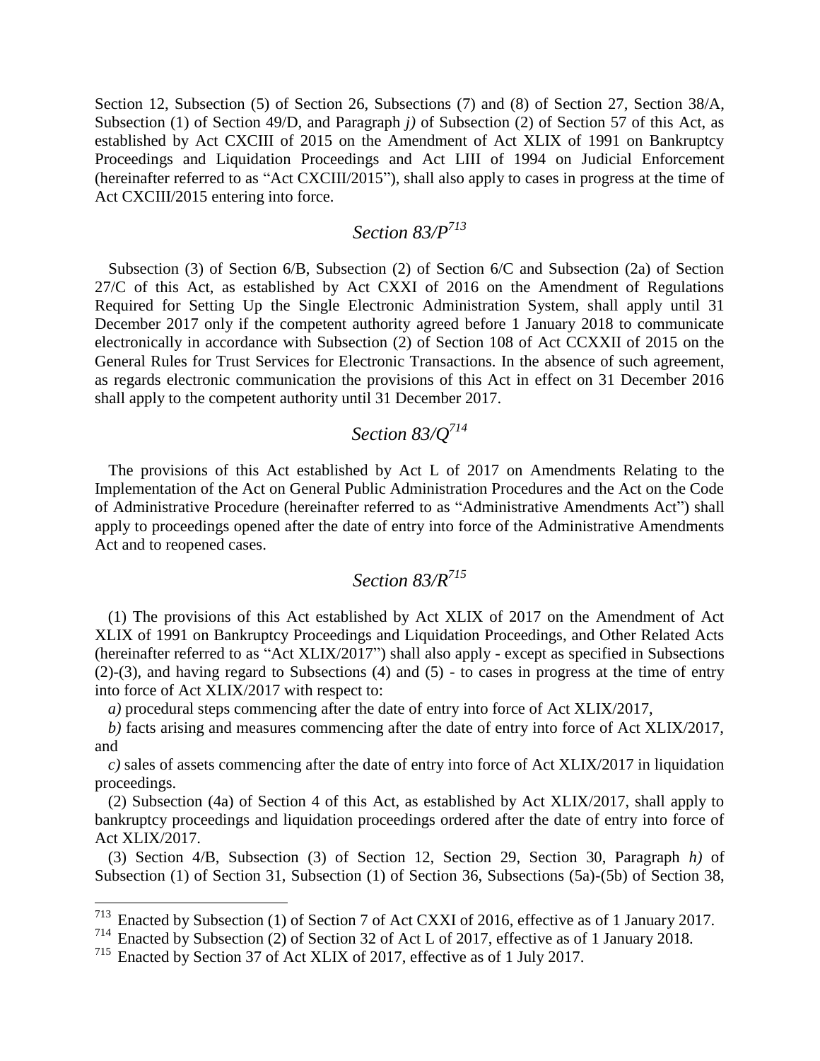Section 12, Subsection (5) of Section 26, Subsections (7) and (8) of Section 27, Section 38/A, Subsection (1) of Section 49/D, and Paragraph *j)* of Subsection (2) of Section 57 of this Act, as established by Act CXCIII of 2015 on the Amendment of Act XLIX of 1991 on Bankruptcy Proceedings and Liquidation Proceedings and Act LIII of 1994 on Judicial Enforcement (hereinafter referred to as "Act CXCIII/2015"), shall also apply to cases in progress at the time of Act CXCIII/2015 entering into force.

## *Section 83/P*[713]

Subsection (3) of Section 6/B, Subsection (2) of Section 6/C and Subsection (2a) of Section 27/C of this Act, as established by Act CXXI of 2016 on the Amendment of Regulations Required for Setting Up the Single Electronic Administration System, shall apply until 31 December 2017 only if the competent authority agreed before 1 January 2018 to communicate electronically in accordance with Subsection (2) of Section 108 of Act CCXXII of 2015 on the General Rules for Trust Services for Electronic Transactions. In the absence of such agreement, as regards electronic communication the provisions of this Act in effect on 31 December 2016 shall apply to the competent authority until 31 December 2017.

## *Section 83/Q*[714]

The provisions of this Act established by Act L of 2017 on Amendments Relating to the Implementation of the Act on General Public Administration Procedures and the Act on the Code of Administrative Procedure (hereinafter referred to as "Administrative Amendments Act") shall apply to proceedings opened after the date of entry into force of the Administrative Amendments Act and to reopened cases.

## *Section 83/R*[715]

(1) The provisions of this Act established by Act XLIX of 2017 on the Amendment of Act XLIX of 1991 on Bankruptcy Proceedings and Liquidation Proceedings, and Other Related Acts (hereinafter referred to as "Act XLIX/2017") shall also apply - except as specified in Subsections (2)-(3), and having regard to Subsections (4) and (5) - to cases in progress at the time of entry into force of Act XLIX/2017 with respect to:

*a)* procedural steps commencing after the date of entry into force of Act XLIX/2017,

*b)* facts arising and measures commencing after the date of entry into force of Act XLIX/2017, and

*c)* sales of assets commencing after the date of entry into force of Act XLIX/2017 in liquidation proceedings.

(2) Subsection (4a) of Section 4 of this Act, as established by Act XLIX/2017, shall apply to bankruptcy proceedings and liquidation proceedings ordered after the date of entry into force of Act XLIX/2017.

(3) Section 4/B, Subsection (3) of Section 12, Section 29, Section 30, Paragraph *h)* of Subsection (1) of Section 31, Subsection (1) of Section 36, Subsections (5a)-(5b) of Section 38,

---

[713] Enacted by Subsection (1) of Section 7 of Act CXXI of 2016, effective as of 1 January 2017.

[714] Enacted by Subsection (2) of Section 32 of Act L of 2017, effective as of 1 January 2018.

[715] Enacted by Section 37 of Act XLIX of 2017, effective as of 1 July 2017.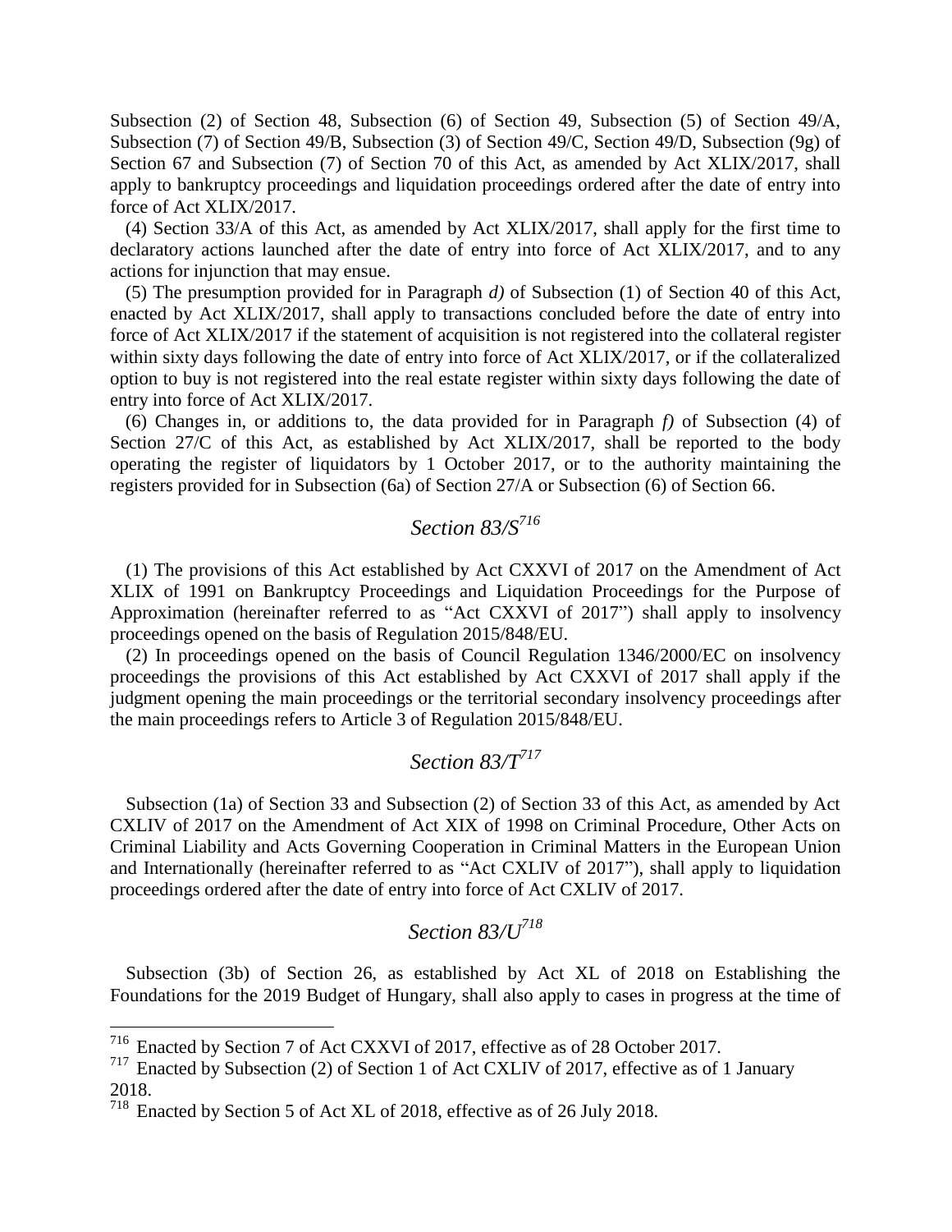Subsection (2) of Section 48, Subsection (6) of Section 49, Subsection (5) of Section 49/A, Subsection (7) of Section 49/B, Subsection (3) of Section 49/C, Section 49/D, Subsection (9g) of Section 67 and Subsection (7) of Section 70 of this Act, as amended by Act XLIX/2017, shall apply to bankruptcy proceedings and liquidation proceedings ordered after the date of entry into force of Act XLIX/2017.

(4) Section 33/A of this Act, as amended by Act XLIX/2017, shall apply for the first time to declaratory actions launched after the date of entry into force of Act XLIX/2017, and to any actions for injunction that may ensue.

(5) The presumption provided for in Paragraph *d)* of Subsection (1) of Section 40 of this Act, enacted by Act XLIX/2017, shall apply to transactions concluded before the date of entry into force of Act XLIX/2017 if the statement of acquisition is not registered into the collateral register within sixty days following the date of entry into force of Act XLIX/2017, or if the collateralized option to buy is not registered into the real estate register within sixty days following the date of entry into force of Act XLIX/2017.

(6) Changes in, or additions to, the data provided for in Paragraph *f)* of Subsection (4) of Section 27/C of this Act, as established by Act XLIX/2017, shall be reported to the body operating the register of liquidators by 1 October 2017, or to the authority maintaining the registers provided for in Subsection (6a) of Section 27/A or Subsection (6) of Section 66.

## *Section 83/S*[716]

(1) The provisions of this Act established by Act CXXVI of 2017 on the Amendment of Act XLIX of 1991 on Bankruptcy Proceedings and Liquidation Proceedings for the Purpose of Approximation (hereinafter referred to as "Act CXXVI of 2017") shall apply to insolvency proceedings opened on the basis of Regulation 2015/848/EU.

(2) In proceedings opened on the basis of Council Regulation 1346/2000/EC on insolvency proceedings the provisions of this Act established by Act CXXVI of 2017 shall apply if the judgment opening the main proceedings or the territorial secondary insolvency proceedings after the main proceedings refers to Article 3 of Regulation 2015/848/EU.

## *Section 83/T*[717]

Subsection (1a) of Section 33 and Subsection (2) of Section 33 of this Act, as amended by Act CXLIV of 2017 on the Amendment of Act XIX of 1998 on Criminal Procedure, Other Acts on Criminal Liability and Acts Governing Cooperation in Criminal Matters in the European Union and Internationally (hereinafter referred to as "Act CXLIV of 2017"), shall apply to liquidation proceedings ordered after the date of entry into force of Act CXLIV of 2017.

## *Section 83/U*[718]

Subsection (3b) of Section 26, as established by Act XL of 2018 on Establishing the Foundations for the 2019 Budget of Hungary, shall also apply to cases in progress at the time of

---

[716] Enacted by Section 7 of Act CXXVI of 2017, effective as of 28 October 2017.

[717] Enacted by Subsection (2) of Section 1 of Act CXLIV of 2017, effective as of 1 January 2018.

[718] Enacted by Section 5 of Act XL of 2018, effective as of 26 July 2018.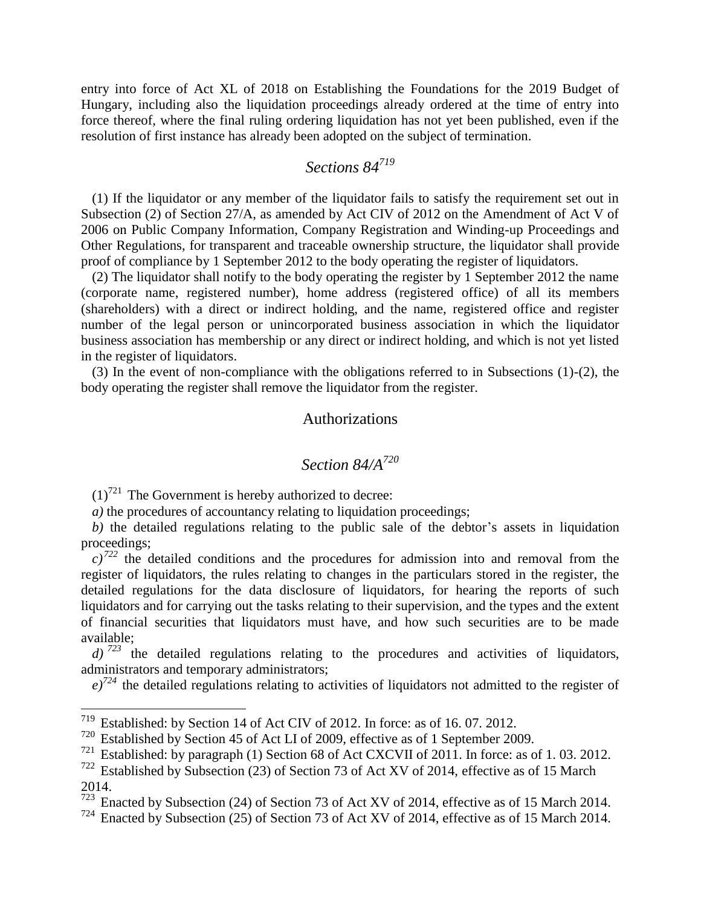entry into force of Act XL of 2018 on Establishing the Foundations for the 2019 Budget of Hungary, including also the liquidation proceedings already ordered at the time of entry into force thereof, where the final ruling ordering liquidation has not yet been published, even if the resolution of first instance has already been adopted on the subject of termination.

## *Sections 84*[719]

(1) If the liquidator or any member of the liquidator fails to satisfy the requirement set out in Subsection (2) of Section 27/A, as amended by Act CIV of 2012 on the Amendment of Act V of 2006 on Public Company Information, Company Registration and Winding-up Proceedings and Other Regulations, for transparent and traceable ownership structure, the liquidator shall provide proof of compliance by 1 September 2012 to the body operating the register of liquidators.

(2) The liquidator shall notify to the body operating the register by 1 September 2012 the name (corporate name, registered number), home address (registered office) of all its members (shareholders) with a direct or indirect holding, and the name, registered office and register number of the legal person or unincorporated business association in which the liquidator business association has membership or any direct or indirect holding, and which is not yet listed in the register of liquidators.

(3) In the event of non-compliance with the obligations referred to in Subsections (1)-(2), the body operating the register shall remove the liquidator from the register.

### Authorizations

## *Section 84/A*[720]

(1)[721] The Government is hereby authorized to decree:

*a)* the procedures of accountancy relating to liquidation proceedings;

*b)* the detailed regulations relating to the public sale of the debtor's assets in liquidation proceedings;

*c)*[722] the detailed conditions and the procedures for admission into and removal from the register of liquidators, the rules relating to changes in the particulars stored in the register, the detailed regulations for the data disclosure of liquidators, for hearing the reports of such liquidators and for carrying out the tasks relating to their supervision, and the types and the extent of financial securities that liquidators must have, and how such securities are to be made available;

*d)*[723] the detailed regulations relating to the procedures and activities of liquidators, administrators and temporary administrators;

*e)*[724] the detailed regulations relating to activities of liquidators not admitted to the register of

---

[719] Established: by Section 14 of Act CIV of 2012. In force: as of 16. 07. 2012.

[720] Established by Section 45 of Act LI of 2009, effective as of 1 September 2009.

[721] Established: by paragraph (1) Section 68 of Act CXCVII of 2011. In force: as of 1. 03. 2012.

[722] Established by Subsection (23) of Section 73 of Act XV of 2014, effective as of 15 March 2014.

[723] Enacted by Subsection (24) of Section 73 of Act XV of 2014, effective as of 15 March 2014.

[724] Enacted by Subsection (25) of Section 73 of Act XV of 2014, effective as of 15 March 2014.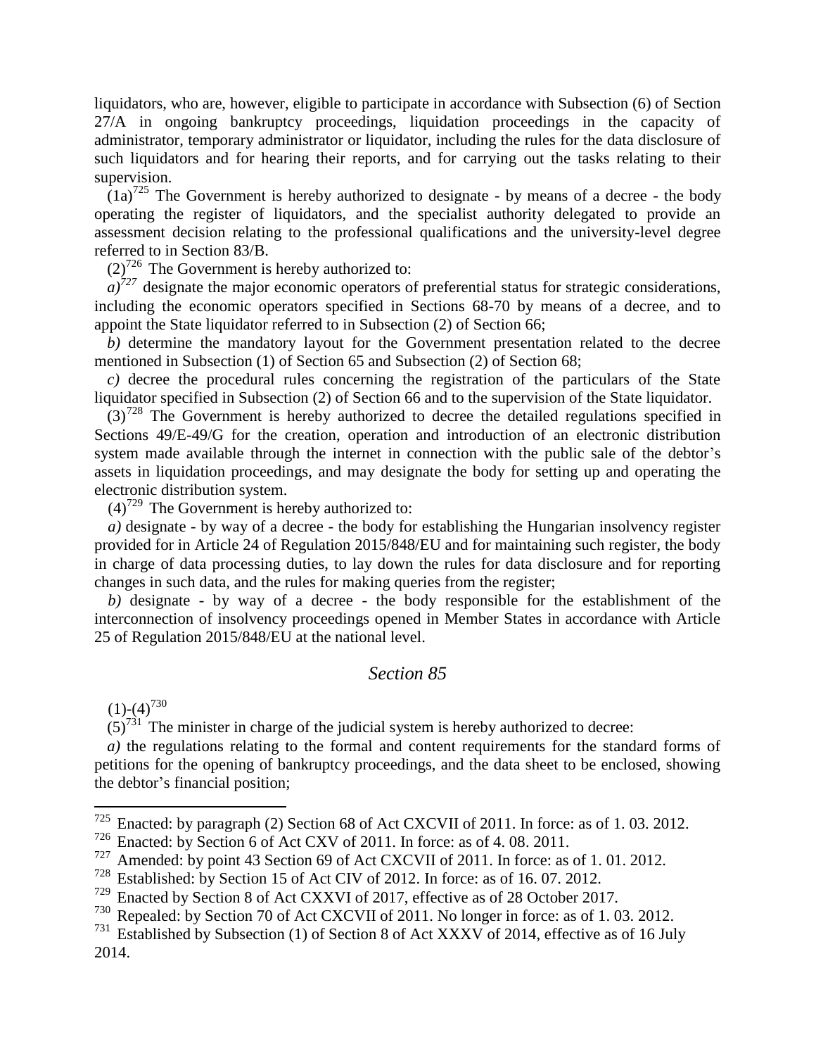liquidators, who are, however, eligible to participate in accordance with Subsection (6) of Section 27/A in ongoing bankruptcy proceedings, liquidation proceedings in the capacity of administrator, temporary administrator or liquidator, including the rules for the data disclosure of such liquidators and for hearing their reports, and for carrying out the tasks relating to their supervision.

(1a)[725] The Government is hereby authorized to designate - by means of a decree - the body operating the register of liquidators, and the specialist authority delegated to provide an assessment decision relating to the professional qualifications and the university-level degree referred to in Section 83/B.

(2)[726] The Government is hereby authorized to:

*a)*[727] designate the major economic operators of preferential status for strategic considerations, including the economic operators specified in Sections 68-70 by means of a decree, and to appoint the State liquidator referred to in Subsection (2) of Section 66;

*b)* determine the mandatory layout for the Government presentation related to the decree mentioned in Subsection (1) of Section 65 and Subsection (2) of Section 68;

*c)* decree the procedural rules concerning the registration of the particulars of the State liquidator specified in Subsection (2) of Section 66 and to the supervision of the State liquidator.

(3)[728] The Government is hereby authorized to decree the detailed regulations specified in Sections 49/E-49/G for the creation, operation and introduction of an electronic distribution system made available through the internet in connection with the public sale of the debtor's assets in liquidation proceedings, and may designate the body for setting up and operating the electronic distribution system.

(4)[729] The Government is hereby authorized to:

*a)* designate - by way of a decree - the body for establishing the Hungarian insolvency register provided for in Article 24 of Regulation 2015/848/EU and for maintaining such register, the body in charge of data processing duties, to lay down the rules for data disclosure and for reporting changes in such data, and the rules for making queries from the register;

*b)* designate - by way of a decree - the body responsible for the establishment of the interconnection of insolvency proceedings opened in Member States in accordance with Article 25 of Regulation 2015/848/EU at the national level.

## *Section 85*

(1)-(4)[730]

(5)[731] The minister in charge of the judicial system is hereby authorized to decree:

*a)* the regulations relating to the formal and content requirements for the standard forms of petitions for the opening of bankruptcy proceedings, and the data sheet to be enclosed, showing the debtor's financial position;

---

[725] Enacted: by paragraph (2) Section 68 of Act CXCVII of 2011. In force: as of 1. 03. 2012.

[726] Enacted: by Section 6 of Act CXV of 2011. In force: as of 4. 08. 2011.

[727] Amended: by point 43 Section 69 of Act CXCVII of 2011. In force: as of 1. 01. 2012.

[728] Established: by Section 15 of Act CIV of 2012. In force: as of 16. 07. 2012.

[729] Enacted by Section 8 of Act CXXVI of 2017, effective as of 28 October 2017.

[730] Repealed: by Section 70 of Act CXCVII of 2011. No longer in force: as of 1. 03. 2012.

[731] Established by Subsection (1) of Section 8 of Act XXXV of 2014, effective as of 16 July 2014.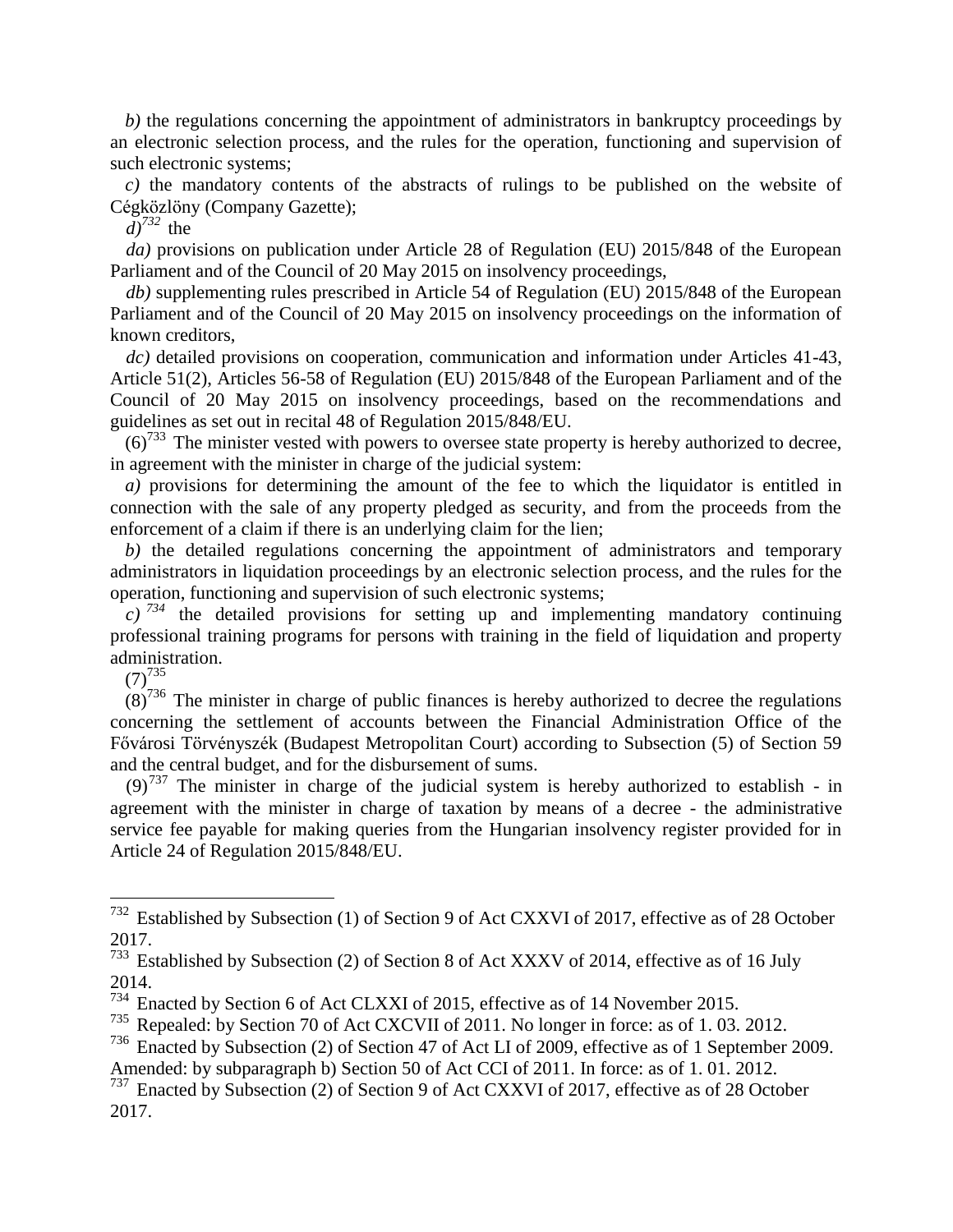*b)* the regulations concerning the appointment of administrators in bankruptcy proceedings by an electronic selection process, and the rules for the operation, functioning and supervision of such electronic systems;

*c)* the mandatory contents of the abstracts of rulings to be published on the website of Cégközlöny (Company Gazette);

*d)*[732] the

*da)* provisions on publication under Article 28 of Regulation (EU) 2015/848 of the European Parliament and of the Council of 20 May 2015 on insolvency proceedings,

*db)* supplementing rules prescribed in Article 54 of Regulation (EU) 2015/848 of the European Parliament and of the Council of 20 May 2015 on insolvency proceedings on the information of known creditors,

*dc)* detailed provisions on cooperation, communication and information under Articles 41-43, Article 51(2), Articles 56-58 of Regulation (EU) 2015/848 of the European Parliament and of the Council of 20 May 2015 on insolvency proceedings, based on the recommendations and guidelines as set out in recital 48 of Regulation 2015/848/EU.

(6)[733] The minister vested with powers to oversee state property is hereby authorized to decree, in agreement with the minister in charge of the judicial system:

*a)* provisions for determining the amount of the fee to which the liquidator is entitled in connection with the sale of any property pledged as security, and from the proceeds from the enforcement of a claim if there is an underlying claim for the lien;

*b)* the detailed regulations concerning the appointment of administrators and temporary administrators in liquidation proceedings by an electronic selection process, and the rules for the operation, functioning and supervision of such electronic systems;

*c)*[734] the detailed provisions for setting up and implementing mandatory continuing professional training programs for persons with training in the field of liquidation and property administration.

(7)[735]

(8)[736] The minister in charge of public finances is hereby authorized to decree the regulations concerning the settlement of accounts between the Financial Administration Office of the Fővárosi Törvényszék (Budapest Metropolitan Court) according to Subsection (5) of Section 59 and the central budget, and for the disbursement of sums.

(9)[737] The minister in charge of the judicial system is hereby authorized to establish - in agreement with the minister in charge of taxation by means of a decree - the administrative service fee payable for making queries from the Hungarian insolvency register provided for in Article 24 of Regulation 2015/848/EU.

---

[732] Established by Subsection (1) of Section 9 of Act CXXVI of 2017, effective as of 28 October 2017.

[733] Established by Subsection (2) of Section 8 of Act XXXV of 2014, effective as of 16 July 2014.

[734] Enacted by Section 6 of Act CLXXI of 2015, effective as of 14 November 2015.

[735] Repealed: by Section 70 of Act CXCVII of 2011. No longer in force: as of 1. 03. 2012.

[736] Enacted by Subsection (2) of Section 47 of Act LI of 2009, effective as of 1 September 2009. Amended: by subparagraph b) Section 50 of Act CCI of 2011. In force: as of 1. 01. 2012.

[737] Enacted by Subsection (2) of Section 9 of Act CXXVI of 2017, effective as of 28 October 2017.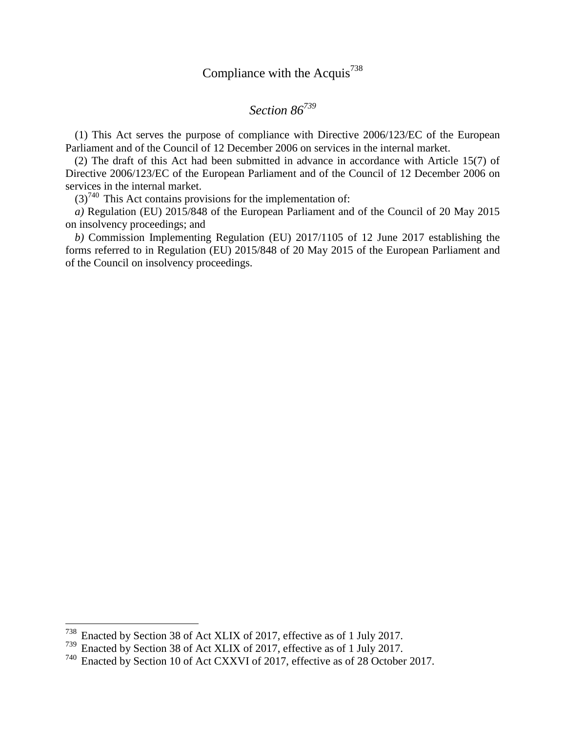## Compliance with the Acquis[738]

### *Section 86*[739]

(1) This Act serves the purpose of compliance with Directive 2006/123/EC of the European Parliament and of the Council of 12 December 2006 on services in the internal market.

(2) The draft of this Act had been submitted in advance in accordance with Article 15(7) of Directive 2006/123/EC of the European Parliament and of the Council of 12 December 2006 on services in the internal market.

(3)[740] This Act contains provisions for the implementation of:

*a)* Regulation (EU) 2015/848 of the European Parliament and of the Council of 20 May 2015 on insolvency proceedings; and

*b)* Commission Implementing Regulation (EU) 2017/1105 of 12 June 2017 establishing the forms referred to in Regulation (EU) 2015/848 of 20 May 2015 of the European Parliament and of the Council on insolvency proceedings.

---

[738] Enacted by Section 38 of Act XLIX of 2017, effective as of 1 July 2017.

[739] Enacted by Section 38 of Act XLIX of 2017, effective as of 1 July 2017.

[740] Enacted by Section 10 of Act CXXVI of 2017, effective as of 28 October 2017.